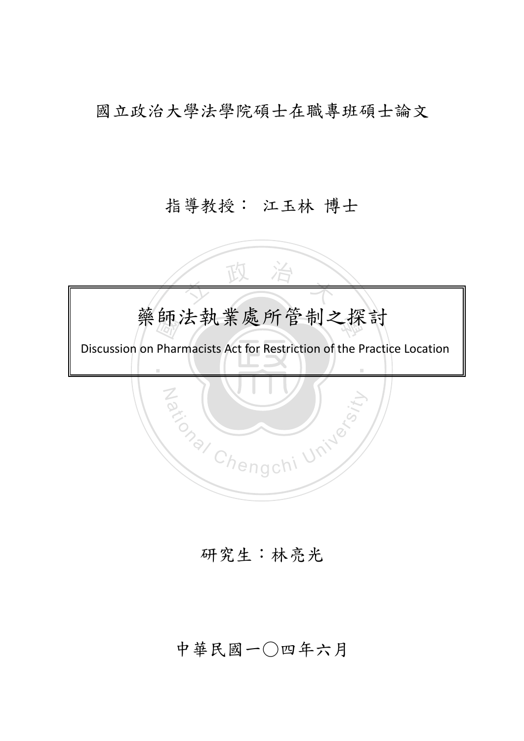國立政治大學法學院碩士在職專班碩士論文

指導教授： 江玉林 博士

# 藥師法執業處所管制之探討

Discussion on Pharmacists Act for Restriction of the Practice Location

研究生：林亮光

中華民國一〇四年六月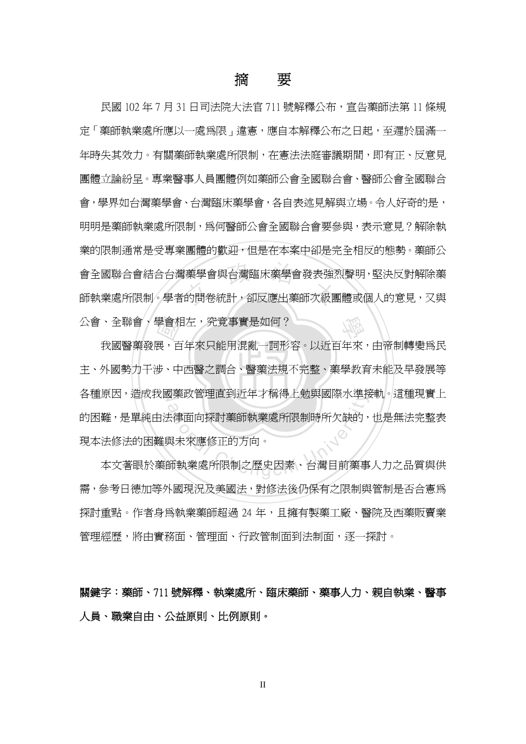# 摘　要

民國 102 年 7 月 31 日司法院大法官 711 號解釋公布，宣告藥師法第 11 條規定「藥師執業處所應以一處爲限」違憲，應自本解釋公布之日起，至遲於屆滿一年時失其效力。有關藥師執業處所限制，在憲法法庭審議期間，即有正、反意見團體立論紛呈。專業醫事人員團體例如藥師公會全國聯合會、醫師公會全國聯合會，學界如台灣藥學會、台灣臨床藥學會，各自表述見解與立場。令人好奇的是，明明是藥師執業處所限制，爲何醫師公會全國聯合會要參與，表示意見？解除執業的限制通常是受專業團體的歡迎，但是在本案中卻是完全相反的態勢。藥師公會全國聯合會結合台灣藥學會與台灣臨床藥學會發表強烈聲明，堅決反對解除藥師執業處所限制。學者的問卷統計，卻反應出藥師次級團體或個人的意見，又與公會、全聯會、學會相左，究竟事實是如何？

我國醫藥發展，百年來只能用混亂一詞形容。以近百年來，由帝制轉變爲民主、外國勢力干涉、中西醫之調合、醫藥法規不完整、藥學教育未能及早發展等各種原因，造成我國藥政管理直到近年才稱得上勉與國際水準接軌。這種現實上的困難，是單純由法律面向探討藥師執業處所限制時所欠缺的，也是無法完整表現本法修法的困難與未來應修正的方向。

本文著眼於藥師執業處所限制之歷史因素、台灣目前藥事人力之品質與供需，參考日德加等外國現況及美國法，對修法後仍保有之限制與管制是否合憲爲探討重點。作者身爲執業藥師超過 24 年，且擁有製藥工廠、醫院及西藥販賣業管理經歷，將由實務面、管理面、行政管制面到法制面，逐一探討。

**關鍵字：藥師、711 號解釋、執業處所、臨床藥師、藥事人力、親自執業、醫事人員、職業自由、公益原則、比例原則。**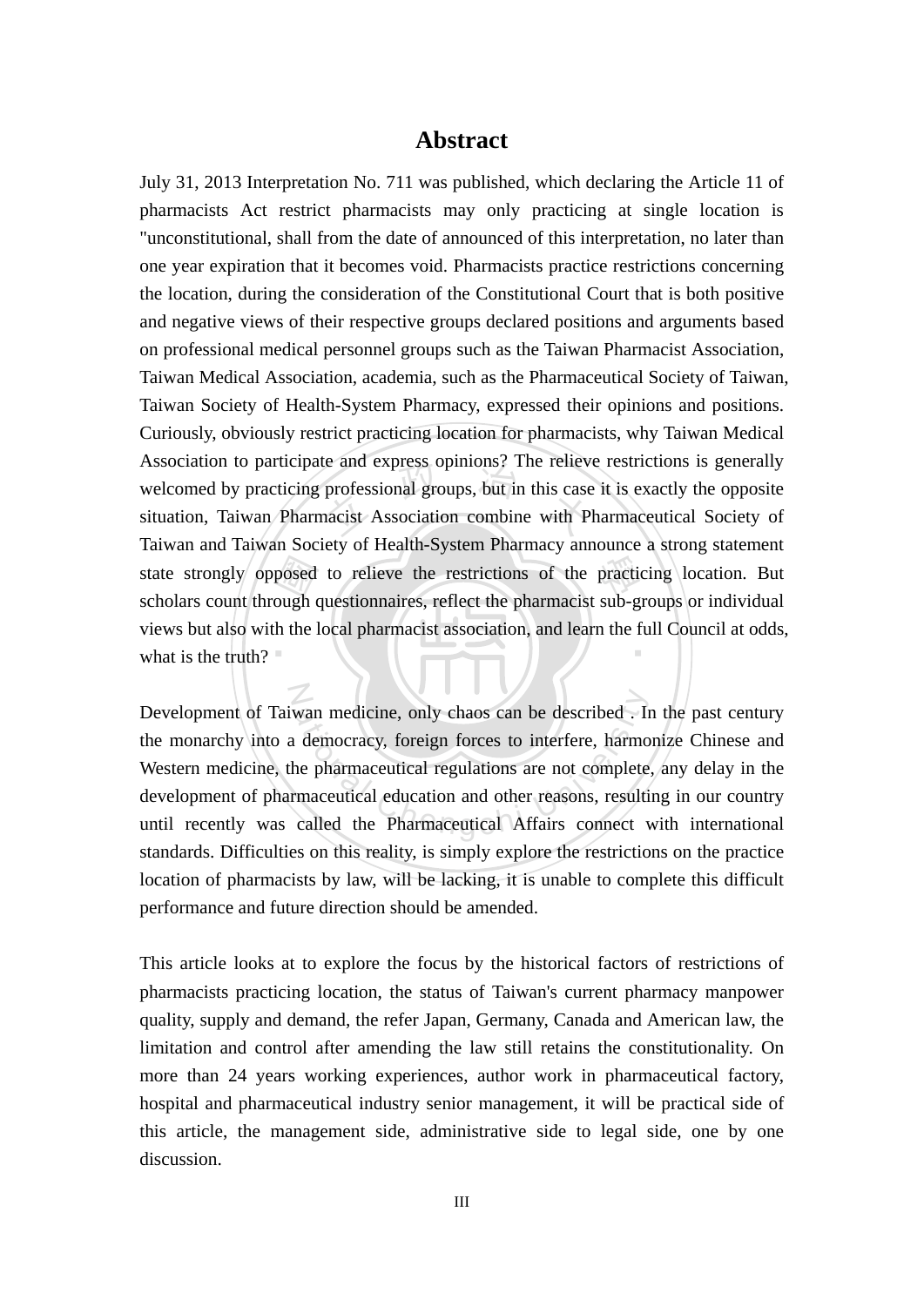# Abstract

July 31, 2013 Interpretation No. 711 was published, which declaring the Article 11 of pharmacists Act restrict pharmacists may only practicing at single location is "unconstitutional, shall from the date of announced of this interpretation, no later than one year expiration that it becomes void. Pharmacists practice restrictions concerning the location, during the consideration of the Constitutional Court that is both positive and negative views of their respective groups declared positions and arguments based on professional medical personnel groups such as the Taiwan Pharmacist Association, Taiwan Medical Association, academia, such as the Pharmaceutical Society of Taiwan, Taiwan Society of Health-System Pharmacy, expressed their opinions and positions. Curiously, obviously restrict practicing location for pharmacists, why Taiwan Medical Association to participate and express opinions? The relieve restrictions is generally welcomed by practicing professional groups, but in this case it is exactly the opposite situation, Taiwan Pharmacist Association combine with Pharmaceutical Society of Taiwan and Taiwan Society of Health-System Pharmacy announce a strong statement state strongly opposed to relieve the restrictions of the practicing location. But scholars count through questionnaires, reflect the pharmacist sub-groups or individual views but also with the local pharmacist association, and learn the full Council at odds, what is the truth?

Development of Taiwan medicine, only chaos can be described . In the past century the monarchy into a democracy, foreign forces to interfere, harmonize Chinese and Western medicine, the pharmaceutical regulations are not complete, any delay in the development of pharmaceutical education and other reasons, resulting in our country until recently was called the Pharmaceutical Affairs connect with international standards. Difficulties on this reality, is simply explore the restrictions on the practice location of pharmacists by law, will be lacking, it is unable to complete this difficult performance and future direction should be amended.

This article looks at to explore the focus by the historical factors of restrictions of pharmacists practicing location, the status of Taiwan's current pharmacy manpower quality, supply and demand, the refer Japan, Germany, Canada and American law, the limitation and control after amending the law still retains the constitutionality. On more than 24 years working experiences, author work in pharmaceutical factory, hospital and pharmaceutical industry senior management, it will be practical side of this article, the management side, administrative side to legal side, one by one discussion.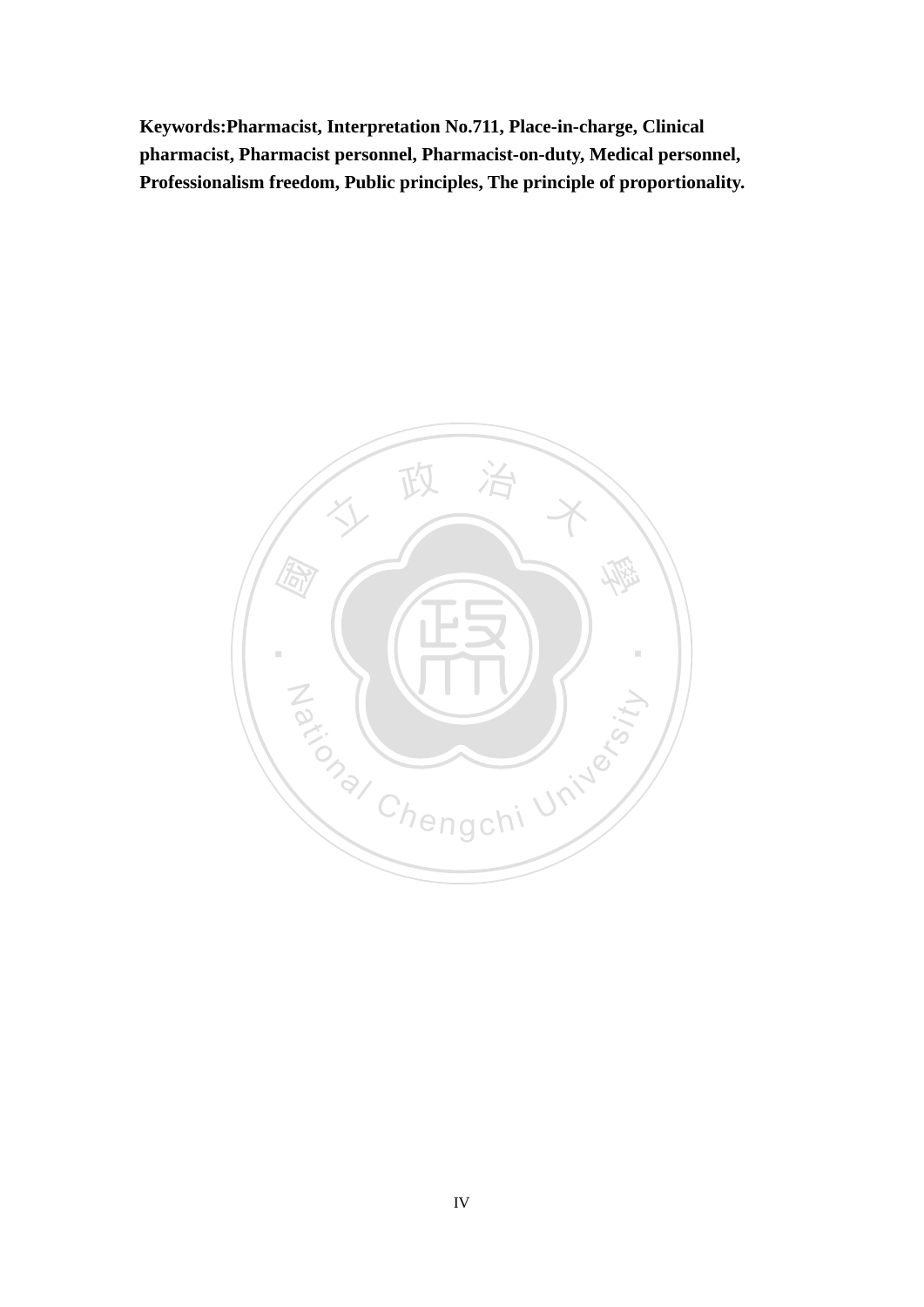**Keywords:Pharmacist, Interpretation No.711, Place-in-charge, Clinical pharmacist, Pharmacist personnel, Pharmacist-on-duty, Medical personnel, Professionalism freedom, Public principles, The principle of proportionality.**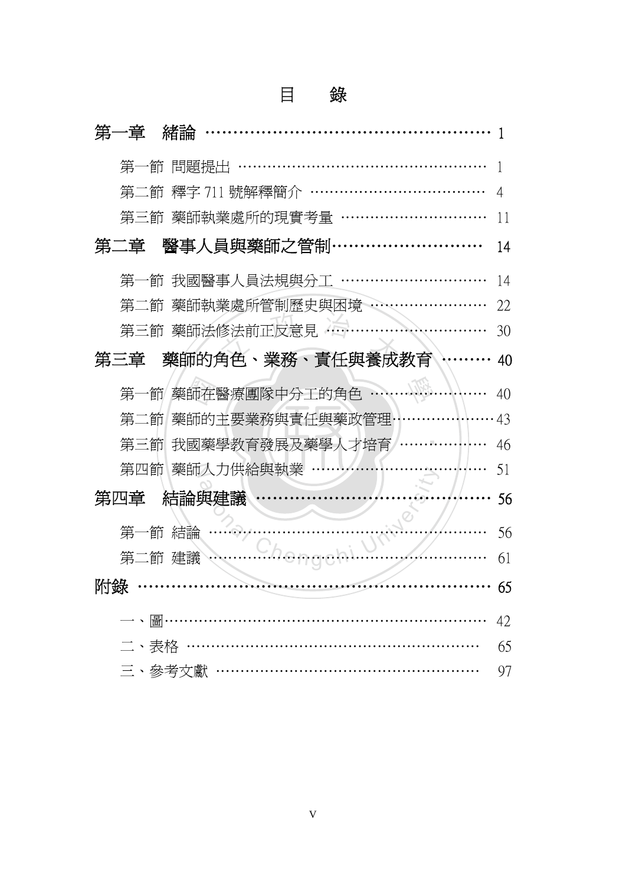# 目　錄

**第一章　緒論 ……………………………………………… 1**

第一節 問題提出 …………………………………………… 1

第二節 釋字 711 號解釋簡介 ……………………………… 4

第三節 藥師執業處所的現實考量 ………………………… 11

**第二章　醫事人員與藥師之管制……………………… 14**

第一節 我國醫事人員法規與分工 ………………………… 14

第二節 藥師執業處所管制歷史與困境 …………………… 22

第三節 藥師法修法前正反意見 …………………………… 30

**第三章　藥師的角色、業務、責任與養成教育 ……… 40**

第一節 藥師在醫療團隊中分工的角色 …………………… 40

第二節 藥師的主要業務與責任與藥政管理………………… 43

第三節 我國藥學教育發展及藥學人才培育 ……………… 46

第四節 藥師人力供給與執業 ……………………………… 51

**第四章　結論與建議 …………………………………… 56**

第一節 結論 ………………………………………………… 56

第二節 建議 ………………………………………………… 61

**附錄 ……………………………………………………… 65**

一、圖………………………………………………………… 42

二、表格 ……………………………………………………… 65

三、參考文獻 ………………………………………………… 97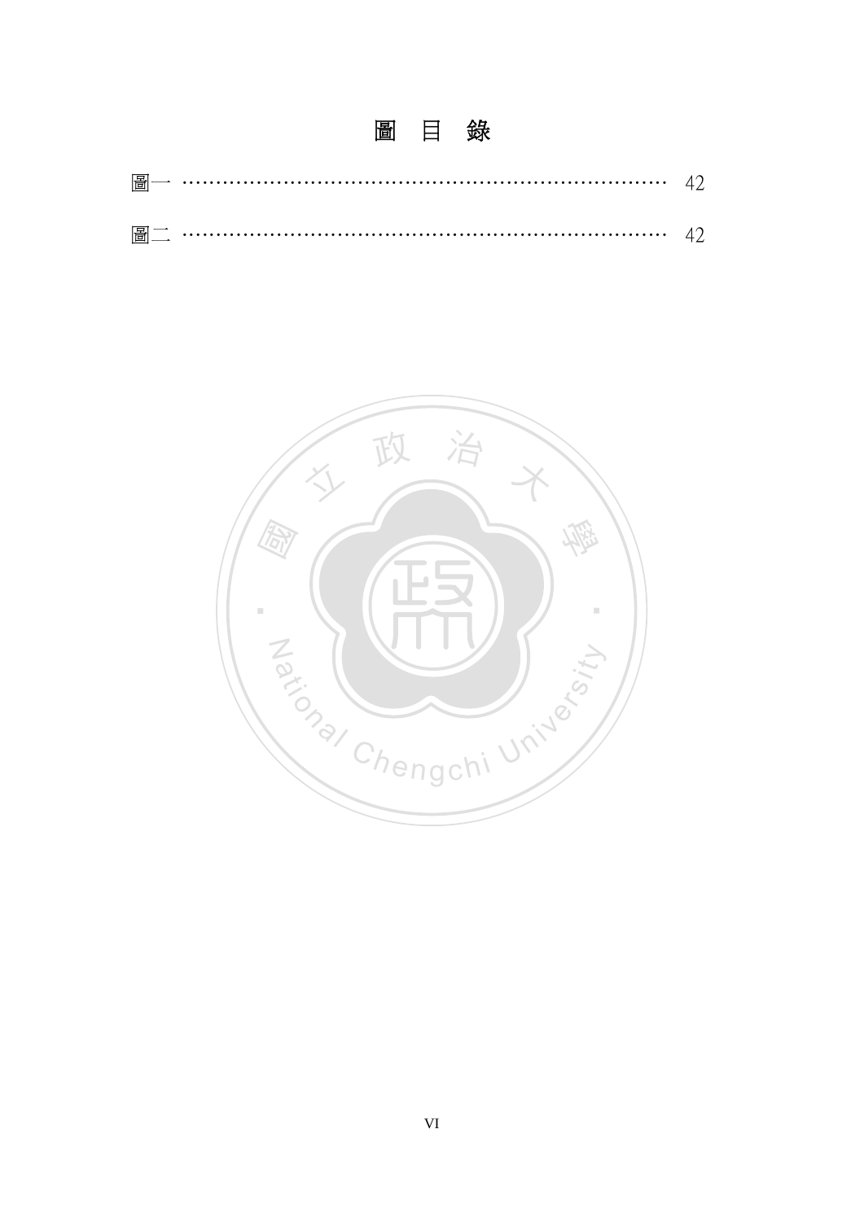# 圖 目 錄

圖一 ………………………………………………………………… 42

圖二 ………………………………………………………………… 42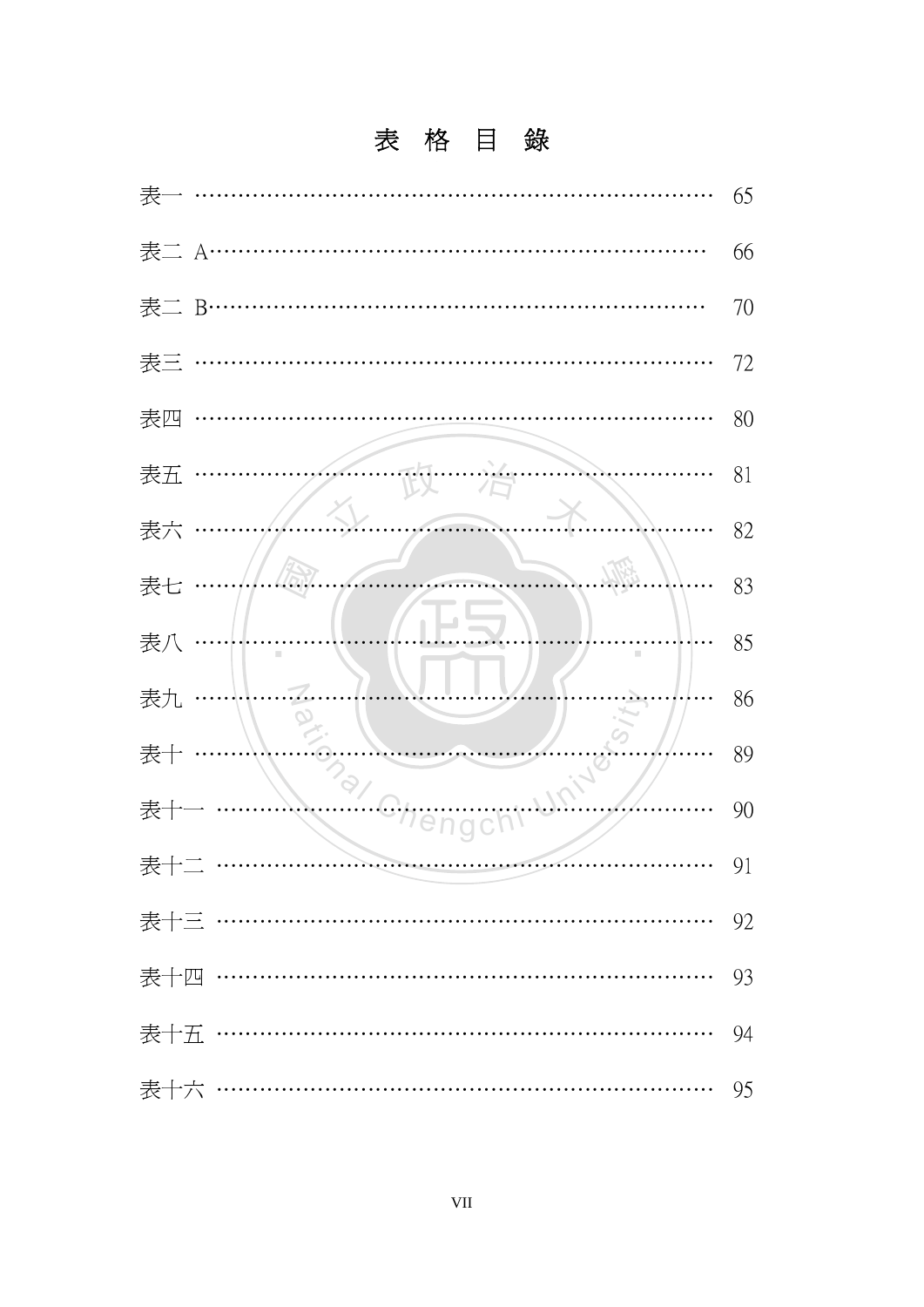# 表格目錄

表一 ………………………………………………………………… 65

表二 A………………………………………………………………… 66

表二 B………………………………………………………………… 70

表三 ………………………………………………………………… 72

表四 ………………………………………………………………… 80

表五 ………………………………………………………………… 81

表六 ………………………………………………………………… 82

表七 ………………………………………………………………… 83

表八 ………………………………………………………………… 85

表九 ………………………………………………………………… 86

表十 ………………………………………………………………… 89

表十一 ……………………………………………………………… 90

表十二 ……………………………………………………………… 91

表十三 ……………………………………………………………… 92

表十四 ……………………………………………………………… 93

表十五 ……………………………………………………………… 94

表十六 ……………………………………………………………… 95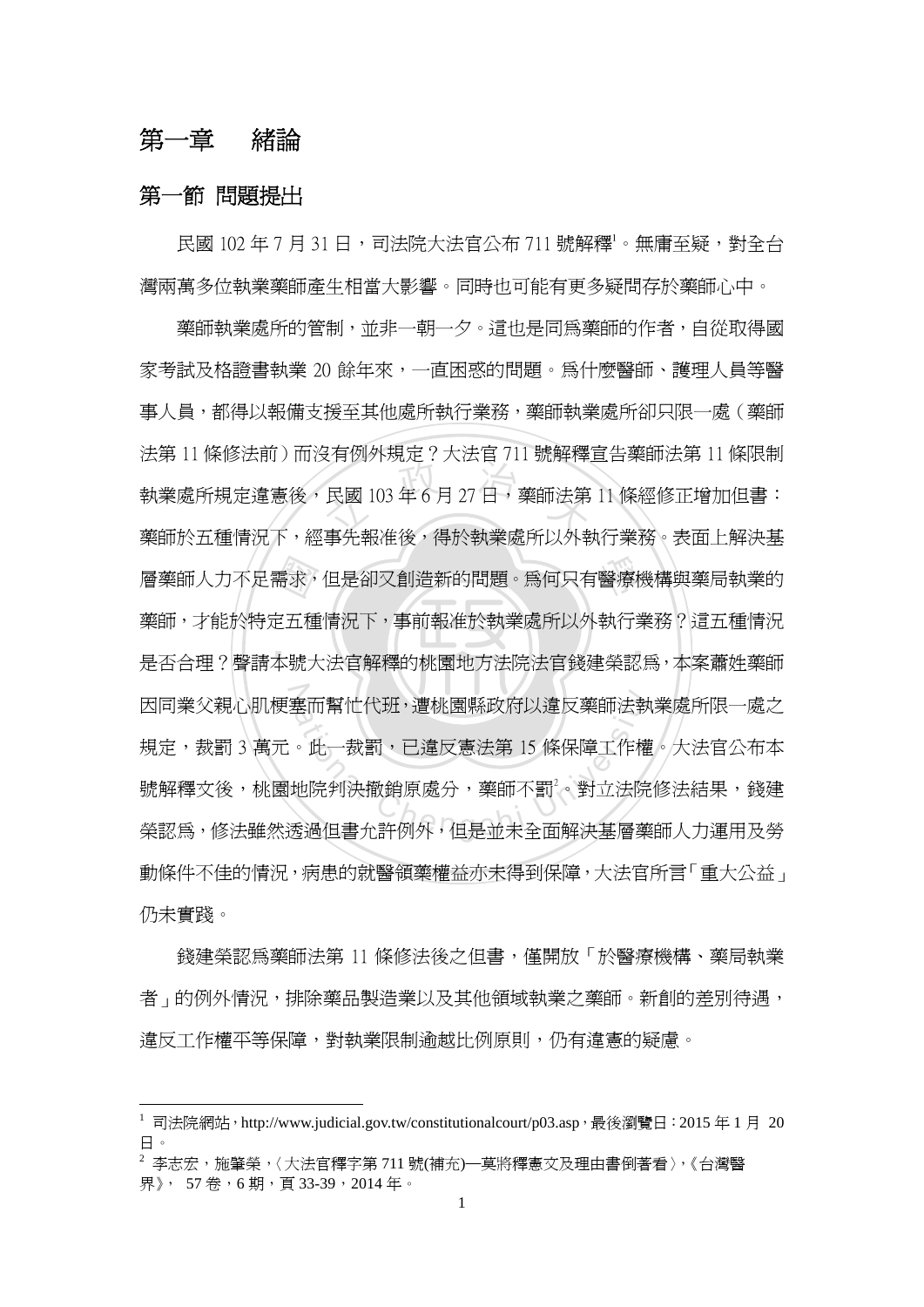# 第一章　緒論

## 第一節 問題提出

民國 102 年 7 月 31 日，司法院大法官公布 711 號解釋[1]。無庸至疑，對全台灣兩萬多位執業藥師產生相當大影響。同時也可能有更多疑問存於藥師心中。

藥師執業處所的管制，並非一朝一夕。這也是同為藥師的作者，自從取得國家考試及格證書執業 20 餘年來，一直困惑的問題。為什麼醫師、護理人員等醫事人員，都得以報備支援至其他處所執行業務，藥師執業處所卻只限一處（藥師法第 11 條修法前）而沒有例外規定？大法官 711 號解釋宣告藥師法第 11 條限制執業處所規定違憲後，民國 103 年 6 月 27 日，藥師法第 11 條經修正增加但書：藥師於五種情況下，經事先報准後，得於執業處所以外執行業務。表面上解決基層藥師人力不足需求，但是卻又創造新的問題。為何只有醫療機構與藥局執業的藥師，才能於特定五種情況下，事前報准於執業處所以外執行業務？這五種情況是否合理？聲請本號大法官解釋的桃園地方法院法官錢建榮認為，本案蕭姓藥師因同業父親心肌梗塞而幫忙代班，遭桃園縣政府以違反藥師法執業處所限一處之規定，裁罰 3 萬元。此一裁罰，已違反憲法第 15 條保障工作權。大法官公布本號解釋文後，桃園地院判決撤銷原處分，藥師不罰[2]。對立法院修法結果，錢建榮認為，修法雖然透過但書允許例外，但是並未全面解決基層藥師人力運用及勞動條件不佳的情況，病患的就醫領藥權益亦未得到保障，大法官所言「重大公益」仍未實踐。

錢建榮認為藥師法第 11 條修法後之但書，僅開放「於醫療機構、藥局執業者」的例外情況，排除藥品製造業以及其他領域執業之藥師。新創的差別待遇，違反工作權平等保障，對執業限制逾越比例原則，仍有違憲的疑慮。

---

[1] 司法院網站，http://www.judicial.gov.tw/constitutionalcourt/p03.asp，最後瀏覽日：2015 年 1 月 20 日。

[2] 李志宏，施肇榮，〈大法官釋字第 711 號(補充)—莫將釋憲文及理由書倒著看〉，《台灣醫界》， 57 卷，6 期，頁 33-39，2014 年。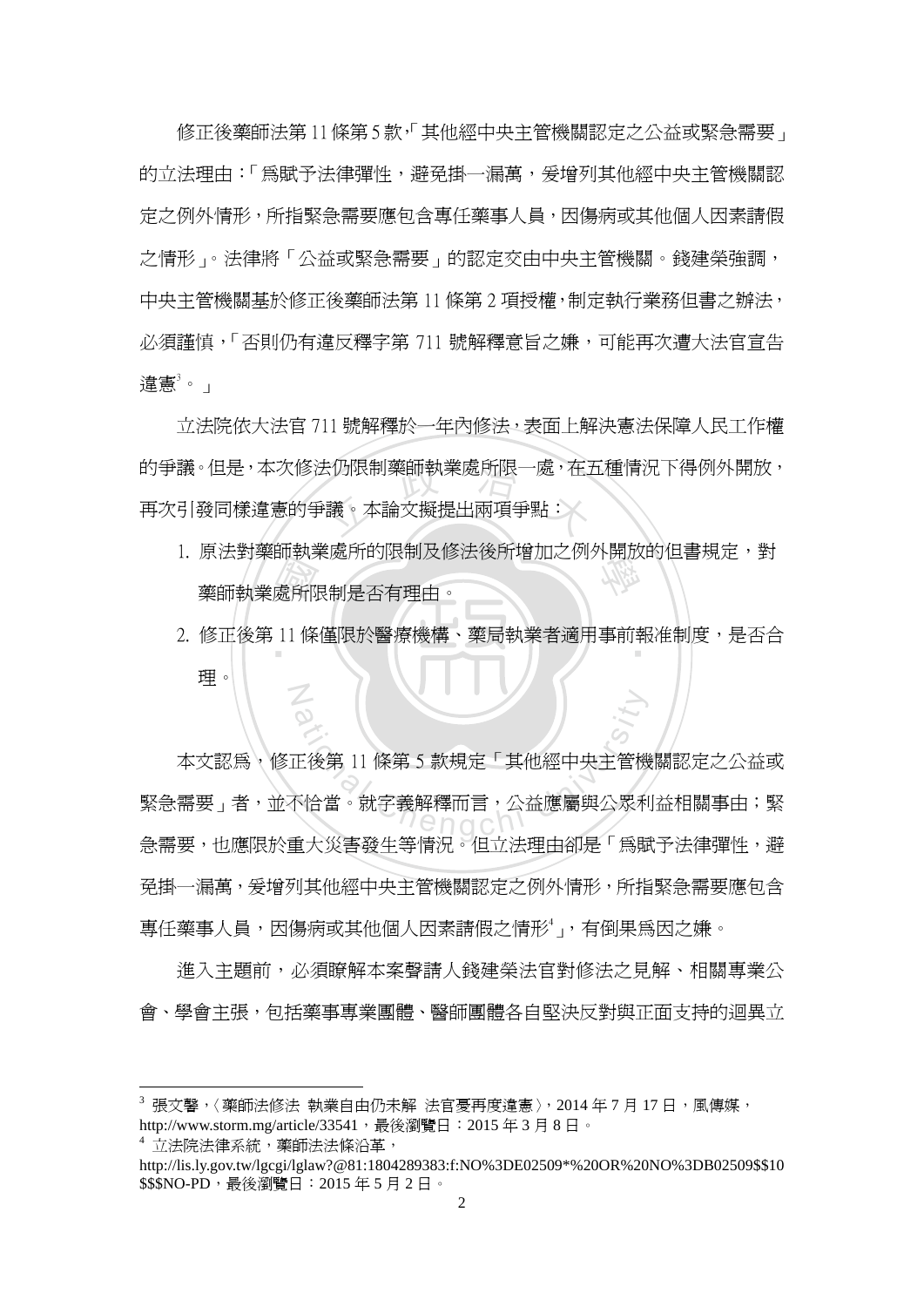修正後藥師法第 11 條第 5 款，「其他經中央主管機關認定之公益或緊急需要」的立法理由：「為賦予法律彈性，避免掛一漏萬，爰增列其他經中央主管機關認定之例外情形，所指緊急需要應包含專任藥事人員，因傷病或其他個人因素請假之情形」。法律將「公益或緊急需要」的認定交由中央主管機關。錢建榮強調，中央主管機關基於修正後藥師法第 11 條第 2 項授權，制定執行業務但書之辦法，必須謹慎，「否則仍有違反釋字第 711 號解釋意旨之嫌，可能再次遭大法官宣告違憲[3]。」

立法院依大法官 711 號解釋於一年內修法，表面上解決憲法保障人民工作權的爭議。但是，本次修法仍限制藥師執業處所限一處，在五種情況下得例外開放，再次引發同樣違憲的爭議。本論文擬提出兩項爭點：

1. 原法對藥師執業處所的限制及修法後所增加之例外開放的但書規定，對藥師執業處所限制是否有理由。
2. 修正後第 11 條僅限於醫療機構、藥局執業者適用事前報准制度，是否合理。

本文認為，修正後第 11 條第 5 款規定「其他經中央主管機關認定之公益或緊急需要」者，並不恰當。就字義解釋而言，公益應屬與公眾利益相關事由；緊急需要，也應限於重大災害發生等情況。但立法理由卻是「為賦予法律彈性，避免掛一漏萬，爰增列其他經中央主管機關認定之例外情形，所指緊急需要應包含專任藥事人員，因傷病或其他個人因素請假之情形[4]」，有倒果為因之嫌。

進入主題前，必須瞭解本案聲請人錢建榮法官對修法之見解、相關專業公會、學會主張，包括藥事專業團體、醫師團體各自堅決反對與正面支持的迥異立

---

[3] 張文馨，〈藥師法修法 執業自由仍未解 法官憂再度違憲〉，2014 年 7 月 17 日，風傳媒，http://www.storm.mg/article/33541，最後瀏覽日：2015 年 3 月 8 日。

[4] 立法院法律系統，藥師法法條沿革，http://lis.ly.gov.tw/lgcgi/lglaw?@81:1804289383:f:NO%3DE02509*%20OR%20NO%3DB02509$$10$$$NO-PD，最後瀏覽日：2015 年 5 月 2 日。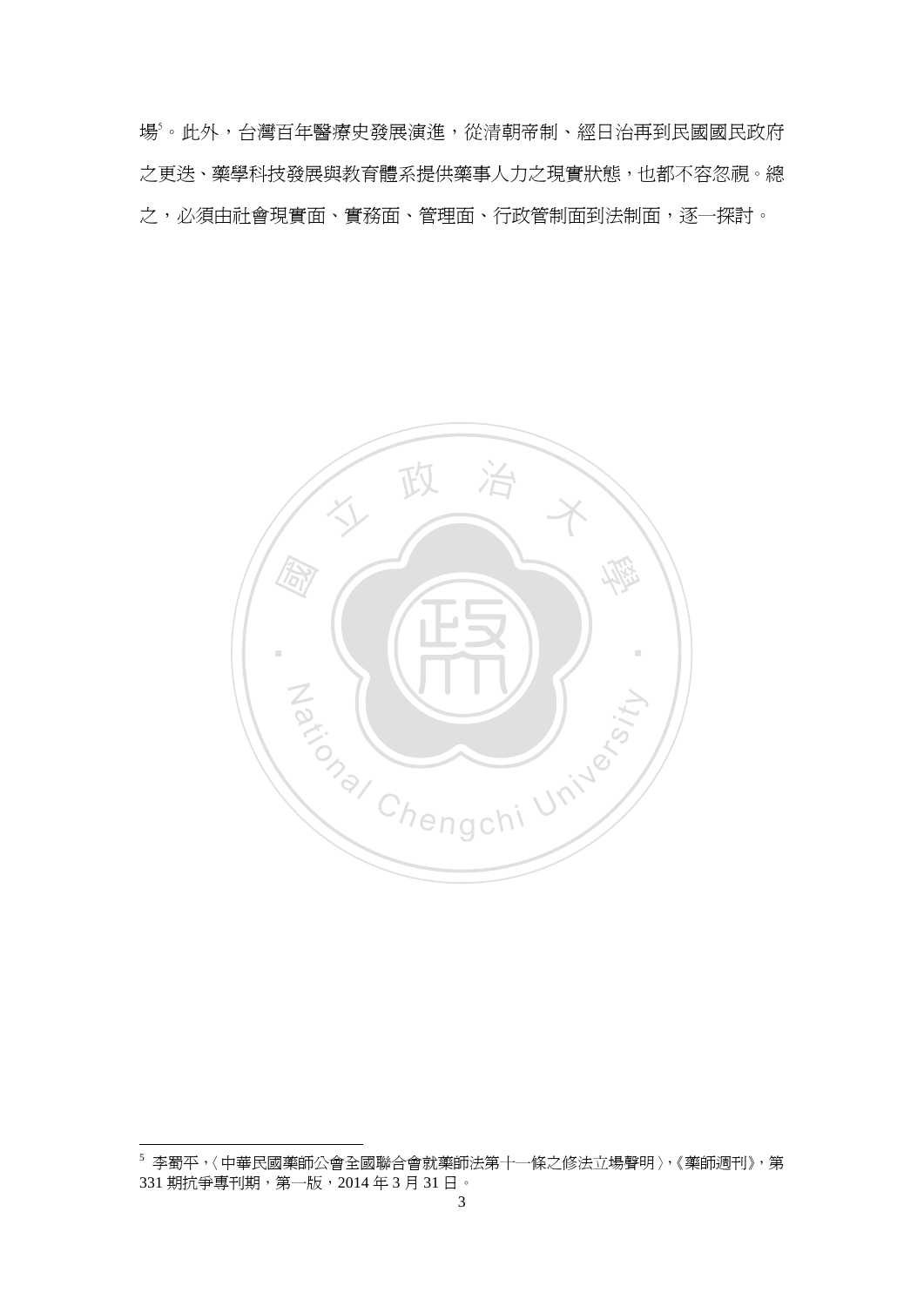場[5]。此外，台灣百年醫療史發展演進，從清朝帝制、經日治再到民國國民政府之更迭、藥學科技發展與教育體系提供藥事人力之現實狀態，也都不容忽視。總之，必須由社會現實面、實務面、管理面、行政管制面到法制面，逐一探討。

---

[5] 李蜀平，〈中華民國藥師公會全國聯合會就藥師法第十一條之修法立場聲明〉，《藥師週刊》，第331期抗爭專刊期，第一版，2014年3月31日。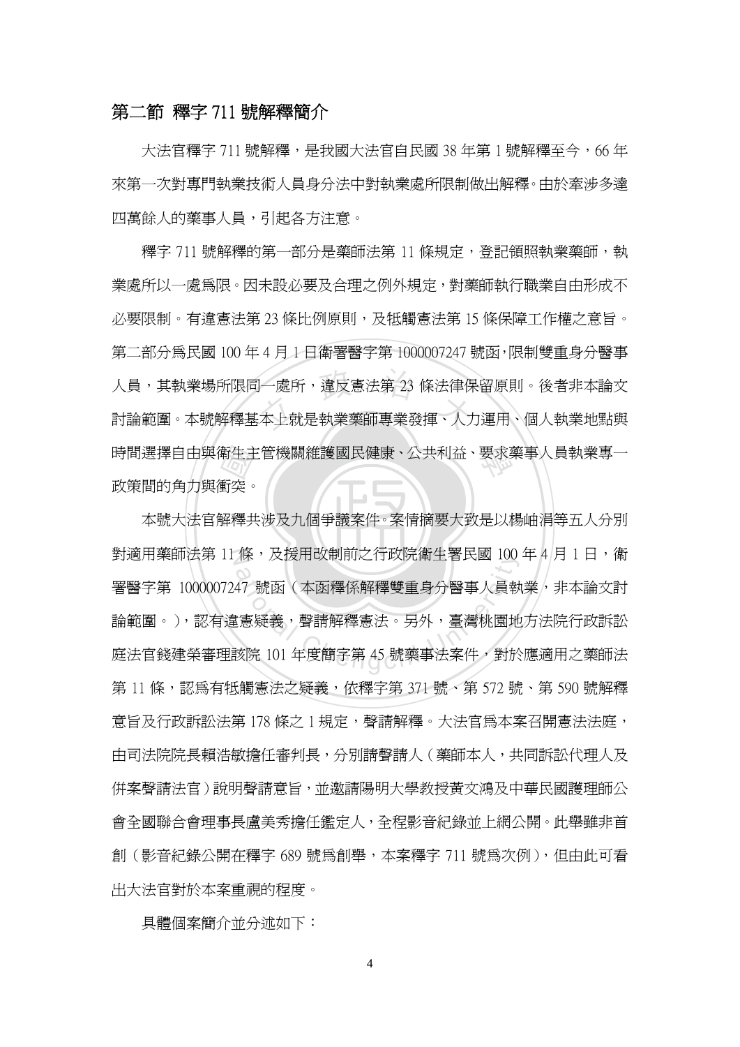## 第二節 釋字 711 號解釋簡介

大法官釋字 711 號解釋，是我國大法官自民國 38 年第 1 號解釋至今，66 年來第一次對專門執業技術人員身分法中對執業處所限制做出解釋。由於牽涉多達四萬餘人的藥事人員，引起各方注意。

釋字 711 號解釋的第一部分是藥師法第 11 條規定，登記領照執業藥師，執業處所以一處為限。因未設必要及合理之例外規定，對藥師執行職業自由形成不必要限制。有違憲法第 23 條比例原則，及牴觸憲法第 15 條保障工作權之意旨。第二部分為民國 100 年 4 月 1 日衛署醫字第 1000007247 號函，限制雙重身分醫事人員，其執業場所限同一處所，違反憲法第 23 條法律保留原則。後者非本論文討論範圍。本號解釋基本上就是執業藥師專業發揮、人力運用、個人執業地點與時間選擇自由與衛生主管機關維護國民健康、公共利益、要求藥事人員執業專一政策間的角力與衝突。

本號大法官解釋共涉及九個爭議案件。案情摘要大致是以楊岫涓等五人分別對適用藥師法第 11 條，及援用改制前之行政院衛生署民國 100 年 4 月 1 日，衛署醫字第 1000007247 號函（本函釋係解釋雙重身分醫事人員執業，非本論文討論範圍。），認有違憲疑義，聲請解釋憲法。另外，臺灣桃園地方法院行政訴訟庭法官錢建榮審理該院 101 年度簡字第 45 號藥事法案件，對於應適用之藥師法第 11 條，認為有牴觸憲法之疑義，依釋字第 371 號、第 572 號、第 590 號解釋意旨及行政訴訟法第 178 條之 1 規定，聲請解釋。大法官為本案召開憲法法庭，由司法院院長賴浩敏擔任審判長，分別請聲請人（藥師本人，共同訴訟代理人及併案聲請法官）說明聲請意旨，並邀請陽明大學教授黃文鴻及中華民國護理師公會全國聯合會理事長盧美秀擔任鑑定人，全程影音紀錄並上網公開。此舉雖非首創（影音紀錄公開在釋字 689 號為創舉，本案釋字 711 號為次例），但由此可看出大法官對於本案重視的程度。

具體個案簡介並分述如下：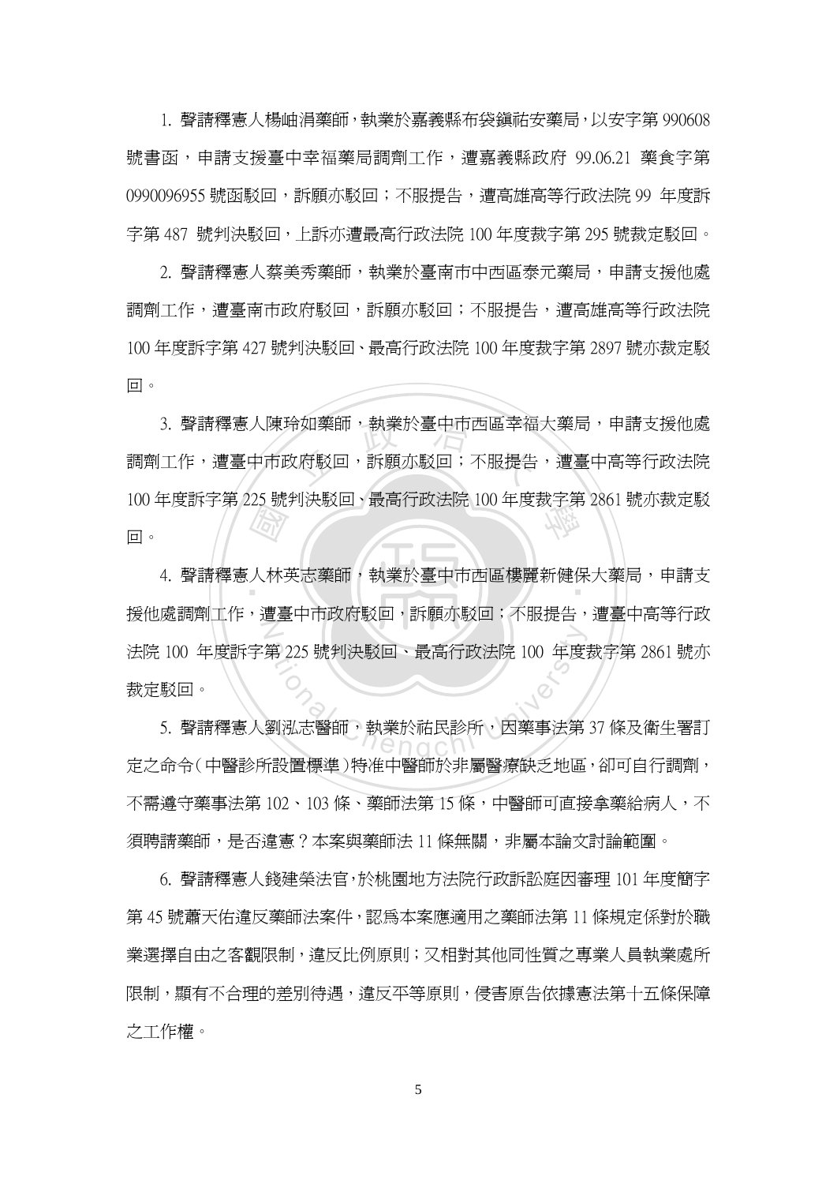1. 聲請釋憲人楊岫涓藥師，執業於嘉義縣布袋鎮祐安藥局，以安字第 990608 號書函，申請支援臺中幸福藥局調劑工作，遭嘉義縣政府 99.06.21 藥食字第 0990096955 號函駁回，訴願亦駁回；不服提告，遭高雄高等行政法院 99 年度訴字第 487 號判決駁回，上訴亦遭最高行政法院 100 年度裁字第 295 號裁定駁回。

2. 聲請釋憲人蔡美秀藥師，執業於臺南市中西區泰元藥局，申請支援他處調劑工作，遭臺南市政府駁回，訴願亦駁回；不服提告，遭高雄高等行政法院 100 年度訴字第 427 號判決駁回、最高行政法院 100 年度裁字第 2897 號亦裁定駁回。

3. 聲請釋憲人陳玲如藥師，執業於臺中市西區幸福大藥局，申請支援他處調劑工作，遭臺中市政府駁回，訴願亦駁回；不服提告，遭臺中高等行政法院 100 年度訴字第 225 號判決駁回、最高行政法院 100 年度裁字第 2861 號亦裁定駁回。

4. 聲請釋憲人林英志藥師，執業於臺中市西區樓麗新健保大藥局，申請支援他處調劑工作，遭臺中市政府駁回，訴願亦駁回；不服提告，遭臺中高等行政法院 100 年度訴字第 225 號判決駁回、最高行政法院 100 年度裁字第 2861 號亦裁定駁回。

5. 聲請釋憲人劉泓志醫師，執業於祐民診所，因藥事法第 37 條及衛生署訂定之命令(中醫診所設置標準)特准中醫師於非屬醫療缺乏之地區，卻可自行調劑，不需遵守藥事法第 102、103 條、藥師法第 15 條，中醫師可直接拿藥給病人，不須聘請藥師，是否違憲？本案與藥師法 11 條無關，非屬本論文討論範圍。

6. 聲請釋憲人錢建榮法官，於桃園地方法院行政訴訟庭因審理 101 年度簡字第 45 號蕭天佑違反藥師法案件，認為本案應適用之藥師法第 11 條規定係對於職業選擇自由之客觀限制，違反比例原則；又相對其他同性質之專業人員執業處所限制，顯有不合理的差別待遇，違反平等原則，侵害原告依據憲法第十五條保障之工作權。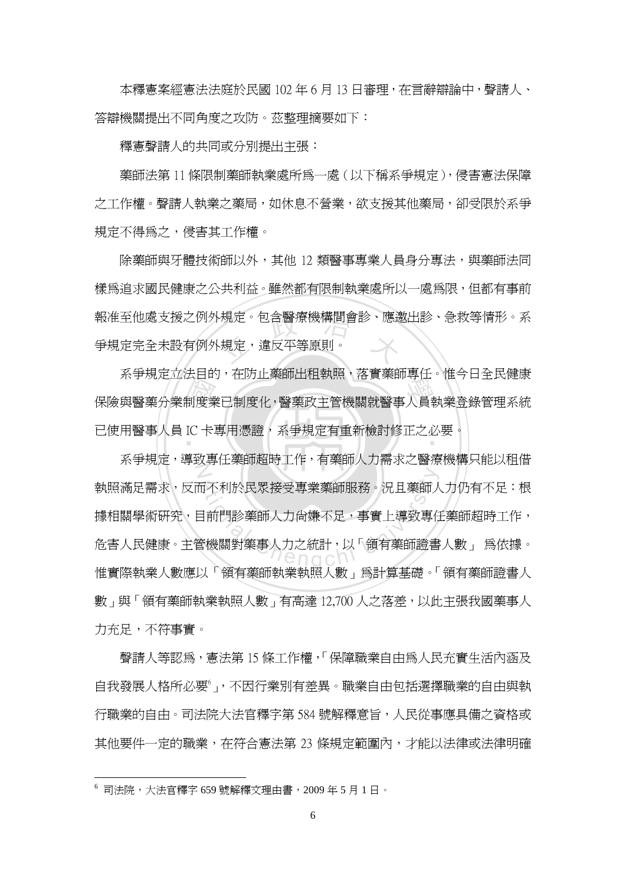本釋憲案經憲法法庭於民國 102 年 6 月 13 日審理，在言辭辯論中，聲請人、答辯機關提出不同角度之攻防。茲整理摘要如下：

釋憲聲請人的共同或分別提出主張：

藥師法第 11 條限制藥師執業處所為一處（以下稱系爭規定），侵害憲法保障之工作權。聲請人執業之藥局，如休息不營業，欲支援其他藥局，卻受限於系爭規定不得為之，侵害其工作權。

除藥師與牙體技術師以外，其他 12 類醫事專業人員身分專法，與藥師法同樣為追求國民健康之公共利益。雖然都有限制執業處所以一處為限，但都有事前報准至他處支援之例外規定。包含醫療機構間會診、應邀出診、急救等情形。系爭規定完全未設有例外規定，違反平等原則。

系爭規定立法目的，在防止藥師出租執照，落實藥師專任。惟今日全民健康保險與醫藥分業制度業已制度化，醫藥政主管機關就醫事人員執業登錄管理系統已使用醫事人員 IC 卡專用憑證，系爭規定有重新檢討修正之必要。

系爭規定，導致專任藥師超時工作，有藥師人力需求之醫療機構只能以租借執照滿足需求，反而不利於民眾接受專業藥師服務。況且藥師人力仍有不足：根據相關學術研究，目前門診藥師人力尚嫌不足，事實上導致專任藥師超時工作，危害人民健康。主管機關對藥事人力之統計，以「領有藥師證書人數」 為依據。惟實際執業人數應以「領有藥師執業執照人數」為計算基礎。「領有藥師證書人數」與「領有藥師執業執照人數」有高達 12,700 人之落差，以此主張我國藥事人力充足，不符事實。

聲請人等認為，憲法第 15 條工作權，「保障職業自由為人民充實生活內涵及自我發展人格所必要[6]」，不因行業別有差異。職業自由包括選擇職業的自由與執行職業的自由。司法院大法官釋字第 584 號解釋意旨，人民從事應具備之資格或其他要件一定的職業，在符合憲法第 23 條規定範圍內，才能以法律或法律明確

---

[6] 司法院，大法官釋字 659 號解釋文理由書，2009 年 5 月 1 日。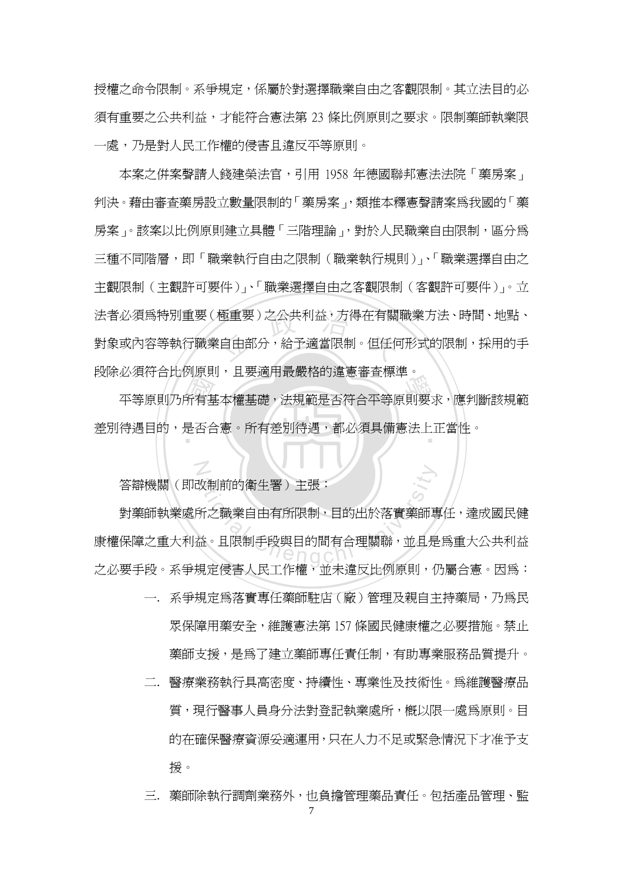授權之命令限制。系爭規定，係屬於對選擇職業自由之客觀限制。其立法目的必須有重要之公共利益，才能符合憲法第 23 條比例原則之要求。限制藥師執業限一處，乃是對人民工作權的侵害且違反平等原則。

本案之併案聲請人錢建榮法官，引用 1958 年德國聯邦憲法法院「藥房案」判決。藉由審查藥房設立數量限制的「藥房案」，類推本釋憲聲請案為我國的「藥房案」。該案以比例原則建立具體「三階理論」，對於人民職業自由限制，區分為三種不同階層，即「職業執行自由之限制（職業執行規則）」、「職業選擇自由之主觀限制（主觀許可要件）」、「職業選擇自由之客觀限制（客觀許可要件）」。立法者必須為特別重要（極重要）之公共利益，方得在有關職業方法、時間、地點、對象或內容等執行職業自由部分，給予適當限制。但任何形式的限制，採用的手段除必須符合比例原則，且要適用最嚴格的違憲審查標準。

平等原則乃所有基本權基礎，法規範是否符合平等原則要求，應判斷該規範差別待遇目的，是否合憲。所有差別待遇，都必須具備憲法上正當性。

答辯機關（即改制前的衛生署）主張：

對藥師執業處所之職業自由有所限制，目的出於落實藥師專任，達成國民健康權保障之重大利益。且限制手段與目的間有合理關聯，並且是為重大公共利益之必要手段。系爭規定侵害人民工作權，並未違反比例原則，仍屬合憲。因為：

一. 系爭規定為落實專任藥師駐店（廠）管理及親自主持藥局，乃為民眾保障用藥安全，維護憲法第 157 條國民健康權之必要措施。禁止藥師支援，是為了建立藥師專任責任制，有助專業服務品質提升。

二. 醫療業務執行具高密度、持續性、專業性及技術性。為維護醫療品質，現行醫事人員身分法對登記執業處所，概以限一處為原則。目的在確保醫療資源妥適運用，只在人力不足或緊急情況下才准予支援。

三. 藥師除執行調劑業務外，也負擔管理藥品責任。包括產品管理、監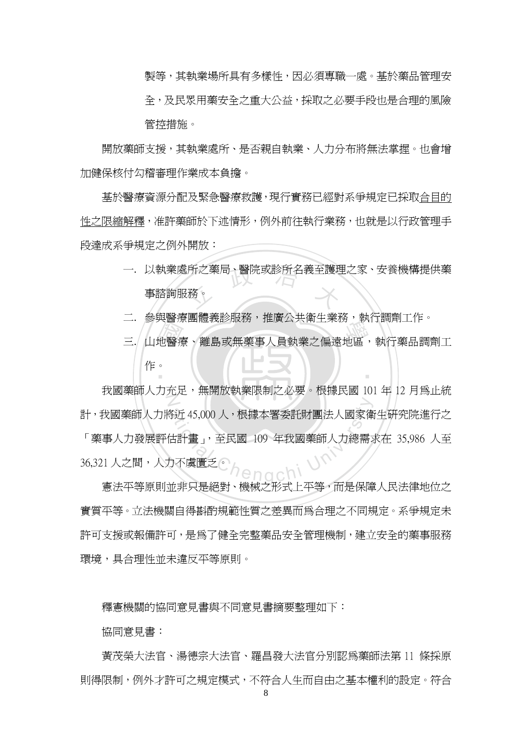製等，其執業場所具有多樣性，因必須專職一處。基於藥品管理安全，及民眾用藥安全之重大公益，採取之必要手段也是合理的風險管控措施。

開放藥師支援，其執業處所、是否親自執業、人力分布將無法掌握。也會增加健保核付勾稽審理作業成本負擔。

基於醫療資源分配及緊急醫療救護，現行實務已經對系爭規定已採取<u>合目的性之限縮解釋</u>，准許藥師於下述情形，例外前往執行業務，也就是以行政管理手段達成系爭規定之例外開放：

一. 以執業處所之藥局、醫院或診所名義至護理之家、安養機構提供藥事諮詢服務。

二. 參與醫療團體義診服務，推廣公共衛生業務，執行調劑工作。

三. 山地醫療、離島或無藥事人員執業之偏遠地區，執行藥品調劑工作。

我國藥師人力充足，無開放執業限制之必要。根據民國 101 年 12 月為止統計，我國藥師人力將近 45,000 人，根據本署委託財團法人國家衛生研究院進行之「藥事人力發展評估計畫」，至民國 109 年我國藥師人力總需求在 35,986 人至 36,321 人之間，人力不虞匱乏。

憲法平等原則並非只是絕對、機械之形式上平等，而是保障人民法律地位之實質平等。立法機關自得斟酌規範性質之差異而為合理之不同規定。系爭規定未許可支援或報備許可，是為了健全完整藥品安全管理機制，建立安全的藥事服務環境，具合理性並未違反平等原則。

釋憲機關的協同意見書與不同意見書摘要整理如下：

協同意見書：

黃茂榮大法官、湯德宗大法官、羅昌發大法官分別認為藥師法第 11 條採原則得限制，例外才許可之規定模式，不符合人生而自由之基本權利的設定。符合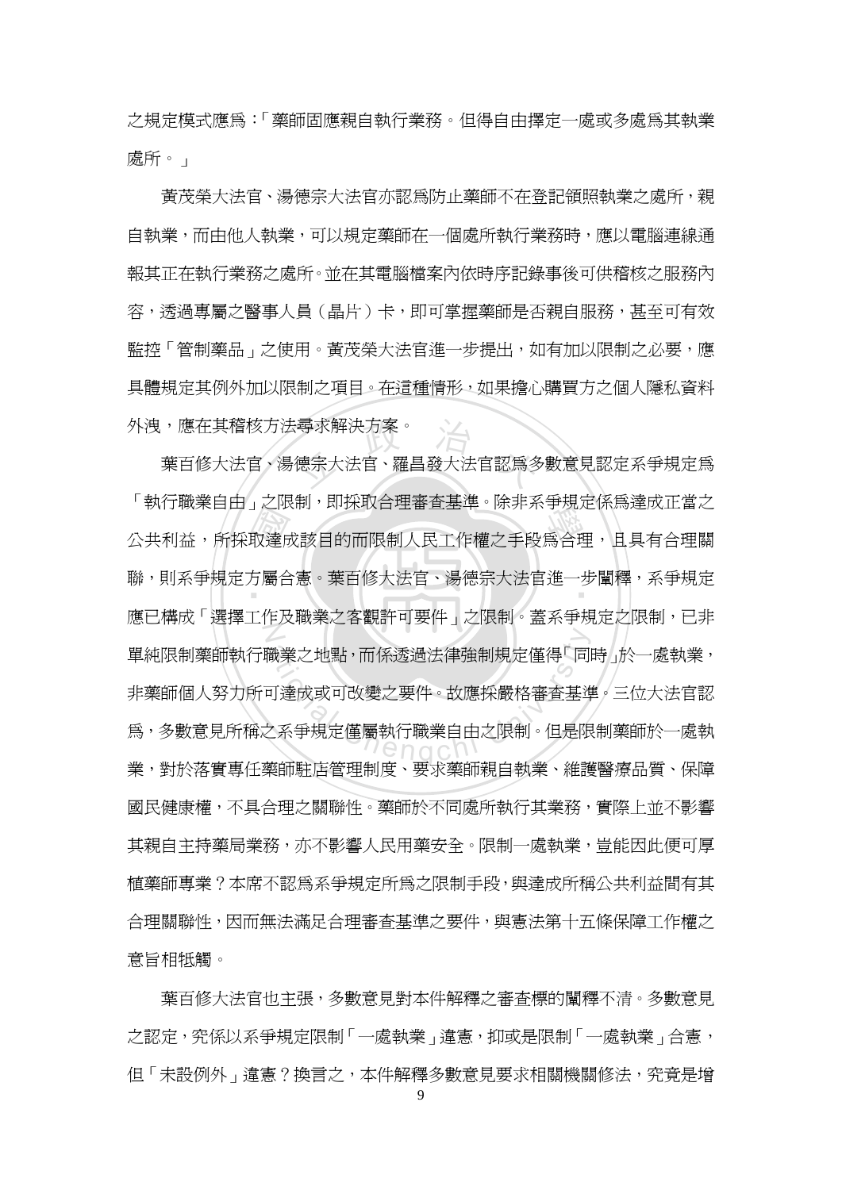之規定模式應為：「藥師固應親自執行業務。但得自由擇定一處或多處為其執業處所。」

黃茂榮大法官、湯德宗大法官亦認為防止藥師不在登記領照執業之處所，親自執業，而由他人執業，可以規定藥師在一個處所執行業務時，應以電腦連線通報其正在執行業務之處所。並在其電腦檔案內依時序記錄事後可供稽核之服務內容，透過專屬之醫事人員（晶片）卡，即可掌握藥師是否親自服務，甚至可有效監控「管制藥品」之使用。黃茂榮大法官進一步提出，如有加以限制之必要，應具體規定其例外加以限制之項目。在這種情形，如果擔心購買方之個人隱私資料外洩，應在其稽核方法尋求解決方案。

葉百修大法官、湯德宗大法官、羅昌發大法官認為多數意見認定系爭規定為「執行職業自由」之限制，即採取合理審查基準。除非系爭規定係為達成正當之公共利益，所採取達成該目的而限制人民工作權之手段為合理，且具有合理關聯，則系爭規定方屬合憲。葉百修大法官、湯德宗大法官進一步闡釋，系爭規定應已構成「選擇工作及職業之客觀許可要件」之限制。蓋系爭規定之限制，已非單純限制藥師執行職業之地點，而係透過法律強制規定僅得「同時」於一處執業，非藥師個人努力所可達成或可改變之要件。故應採嚴格審查基準。三位大法官認為，多數意見所稱之系爭規定僅屬執行職業自由之限制。但是限制藥師於一處執業，對於落實專任藥師駐店管理制度、要求藥師親自執業、維護醫療品質、保障國民健康權，不具合理之關聯性。藥師於不同處所執行其業務，實際上並不影響其親自主持藥局業務，亦不影響人民用藥安全。限制一處執業，豈能因此便可厚植藥師專業？本席不認為系爭規定所為之限制手段，與達成所稱公共利益間有其合理關聯性，因而無法滿足合理審查基準之要件，與憲法第十五條保障工作權之意旨相牴觸。

葉百修大法官也主張，多數意見對本件解釋之審查標的闡釋不清。多數意見之認定，究係以系爭規定限制「一處執業」違憲，抑或是限制「一處執業」合憲，但「未設例外」違憲？換言之，本件解釋多數意見要求相關機關修法，究竟是增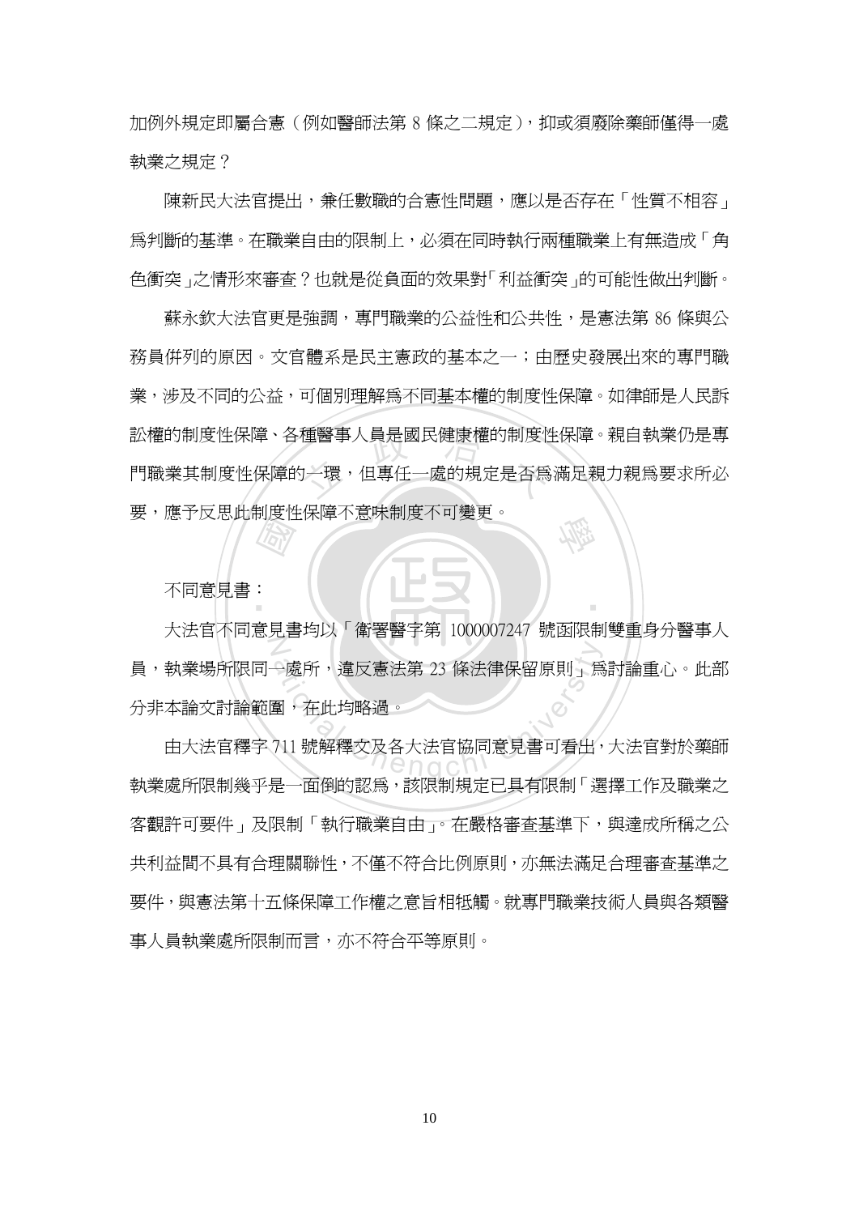加例外規定即屬合憲（例如醫師法第 8 條之二規定），抑或須廢除藥師僅得一處執業之規定？

陳新民大法官提出，兼任數職的合憲性問題，應以是否存在「性質不相容」爲判斷的基準。在職業自由的限制上，必須在同時執行兩種職業上有無造成「角色衝突」之情形來審查？也就是從負面的效果對「利益衝突」的可能性做出判斷。

蘇永欽大法官更是強調，專門職業的公益性和公共性，是憲法第 86 條與公務員併列的原因。文官體系是民主憲政的基本之一；由歷史發展出來的專門職業，涉及不同的公益，可個別理解爲不同基本權的制度性保障。如律師是人民訴訟權的制度性保障、各種醫事人員是國民健康權的制度性保障。親自執業仍是專門職業其制度性保障的一環，但專任一處的規定是否爲滿足親力親爲要求所必要，應予反思此制度性保障不意味制度不可變更。

不同意見書：

大法官不同意見書均以「衛署醫字第 1000007247 號函限制雙重身分醫事人員，執業場所限同一處所，違反憲法第 23 條法律保留原則」爲討論重心。此部分非本論文討論範圍，在此均略過。

由大法官釋字 711 號解釋文及各大法官協同意見書可看出，大法官對於藥師執業處所限制幾乎是一面倒的認爲，該限制規定已具有限制「選擇工作及職業之客觀許可要件」及限制「執行職業自由」。在嚴格審查基準下，與達成所稱之公共利益間不具有合理關聯性，不僅不符合比例原則，亦無法滿足合理審查基準之要件，與憲法第十五條保障工作權之意旨相牴觸。就專門職業技術人員與各類醫事人員執業處所限制而言，亦不符合平等原則。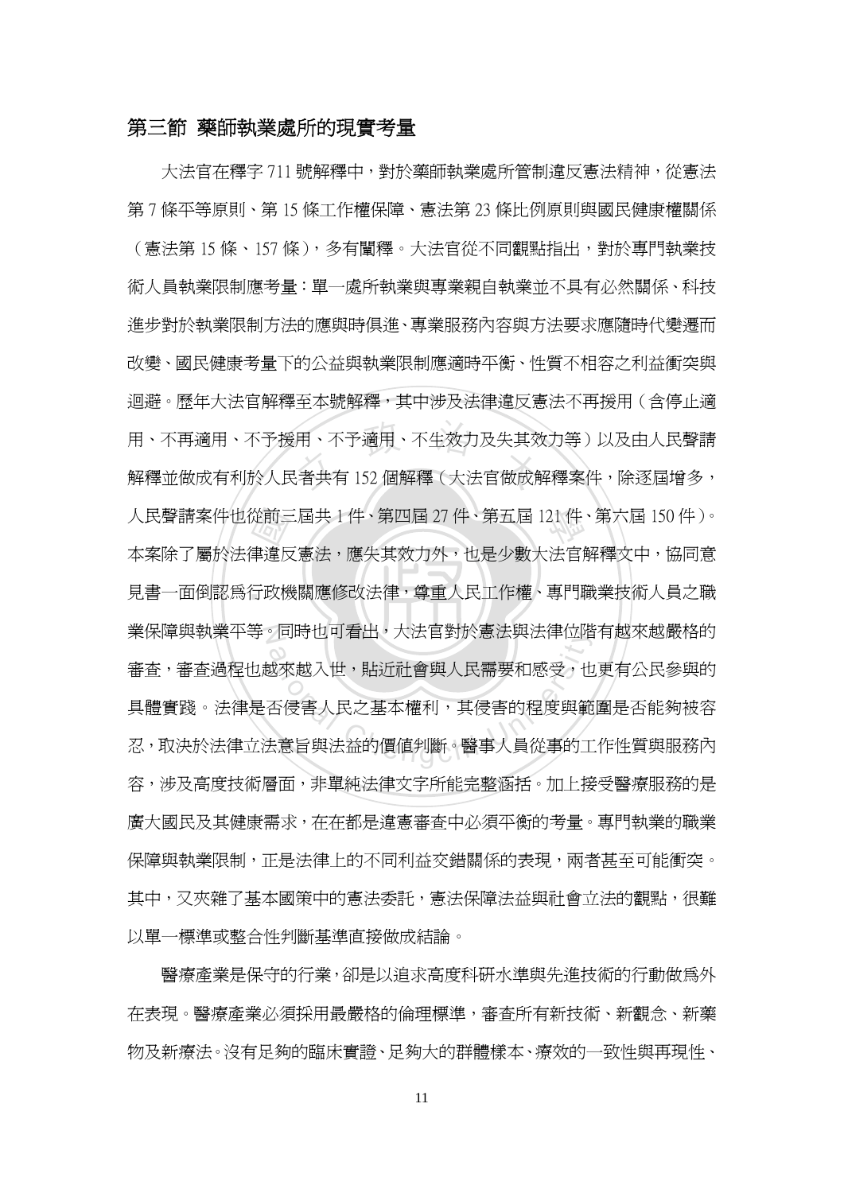## 第三節 藥師執業處所的現實考量

大法官在釋字 711 號解釋中，對於藥師執業處所管制違反憲法精神，從憲法第 7 條平等原則、第 15 條工作權保障、憲法第 23 條比例原則與國民健康權關係（憲法第 15 條、157 條），多有闡釋。大法官從不同觀點指出，對於專門執業技術人員執業限制應考量：單一處所執業與專業親自執業並不具有必然關係、科技進步對於執業限制方法的應與時俱進、專業服務內容與方法要求應隨時代變遷而改變、國民健康考量下的公益與執業限制應適時平衡、性質不相容之利益衝突與迴避。歷年大法官解釋至本號解釋，其中涉及法律違反憲法不再援用（含停止適用、不再適用、不予援用、不予適用、不生效力及失其效力等）以及由人民聲請解釋並做成有利於人民者共有 152 個解釋（大法官做成解釋案件，除逐屆增多，人民聲請案件也從前三屆共 1 件、第四屆 27 件、第五屆 121 件、第六屆 150 件）。本案除了屬於法律違反憲法，應失其效力外，也是少數大法官解釋文中，協同意見書一面倒認為行政機關應修改法律，尊重人民工作權、專門職業技術人員之職業保障與執業平等。同時也可看出，大法官對於憲法與法律位階有越來越嚴格的審查，審查過程也越來越入世，貼近社會與人民需要和感受，也更有公民參與的具體實踐。法律是否侵害人民之基本權利，其侵害的程度與範圍是否能夠被容忍，取決於法律立法意旨與法益的價值判斷。醫事人員從事的工作性質與服務內容，涉及高度技術層面，非單純法律文字所能完整涵括。加上接受醫療服務的是廣大國民及其健康需求，在在都是違憲審查中必須平衡的考量。專門執業的職業保障與執業限制，正是法律上的不同利益交錯關係的表現，兩者甚至可能衝突。其中，又夾雜了基本國策中的憲法委託，憲法保障法益與社會立法的觀點，很難以單一標準或整合性判斷基準直接做成結論。

醫療產業是保守的行業，卻是以追求高度科研水準與先進技術的行動做為外在表現。醫療產業必須採用最嚴格的倫理標準，審查所有新技術、新觀念、新藥物及新療法。沒有足夠的臨床實證、足夠大的群體樣本、療效的一致性與再現性、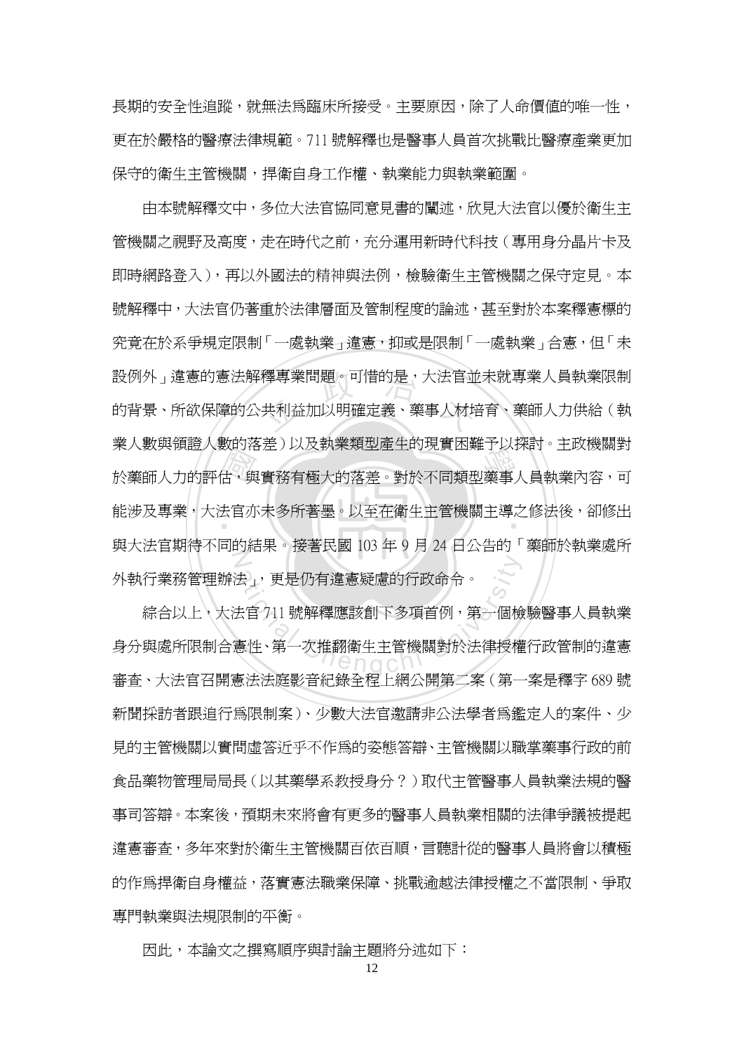長期的安全性追蹤，就無法為臨床所接受。主要原因，除了人命價值的唯一性，更在於嚴格的醫療法律規範。711 號解釋也是醫事人員首次挑戰比醫療產業更加保守的衛生主管機關，捍衛自身工作權、執業能力與執業範圍。

由本號解釋文中，多位大法官協同意見書的闡述，欣見大法官以優於衛生主管機關之視野及高度，走在時代之前，充分運用新時代科技（專用身分晶片卡及即時網路登入），再以外國法的精神與法例，檢驗衛生主管機關之保守定見。本號解釋中，大法官仍著重於法律層面及管制程度的論述，甚至對於本案釋憲標的究竟在於系爭規定限制「一處執業」違憲，抑或是限制「一處執業」合憲，但「未設例外」違憲的憲法解釋專業問題。可惜的是，大法官並未就專業人員執業限制的背景、所欲保障的公共利益加以明確定義、藥事人材培育、藥師人力供給（執業人數與領證人數的落差）以及執業類型產生的現實困難予以探討。主政機關對於藥師人力的評估，與實務有極大的落差。對於不同類型藥事人員執業內容，可能涉及專業，大法官亦未多所著墨。以至在衛生主管機關主導之修法後，卻修出與大法官期待不同的結果。接著民國 103 年 9 月 24 日公告的「藥師於執業處所外執行業務管理辦法」，更是仍有違憲疑慮的行政命令。

綜合以上，大法官 711 號解釋應該創下多項首例，第一個檢驗醫事人員執業身分與處所限制合憲性、第一次推翻衛生主管機關對於法律授權行政管制的違憲審查、大法官召開憲法法庭影音紀錄全程上網公開第二案（第一案是釋字 689 號新聞採訪者跟追行為限制案）、少數大法官邀請非公法學者為鑑定人的案件、少見的主管機關以實問虛答近乎不作為的姿態答辯、主管機關以職掌藥事行政的前食品藥物管理局局長（以其藥學系教授身分？）取代主管醫事人員執業法規的醫事司答辯。本案後，預期未來將會有更多的醫事人員執業相關的法律爭議被提起違憲審查，多年來對於衛生主管機關百依百順，言聽計從的醫事人員將會以積極的作為捍衛自身權益，落實憲法職業保障、挑戰逾越法律授權之不當限制、爭取專門執業與法規限制的平衡。

因此，本論文之撰寫順序與討論主題將分述如下：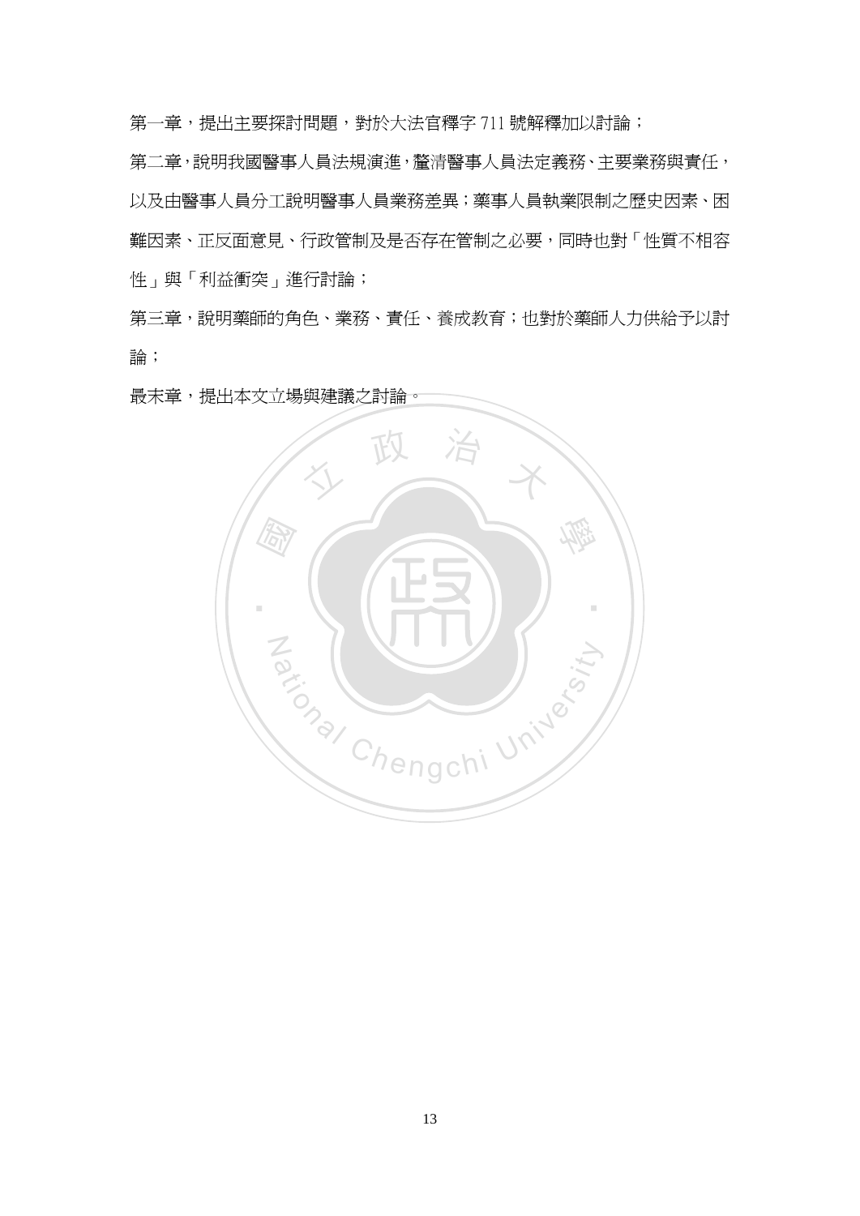第一章，提出主要探討問題，對於大法官釋字 711 號解釋加以討論；

第二章，說明我國醫事人員法規演進，釐清醫事人員法定義務、主要業務與責任，以及由醫事人員分工說明醫事人員業務差異；藥事人員執業限制之歷史因素、困難因素、正反面意見、行政管制及是否存在管制之必要，同時也對「性質不相容性」與「利益衝突」進行討論；

第三章，說明藥師的角色、業務、責任、養成教育；也對於藥師人力供給予以討論；

最末章，提出本文立場與建議之討論。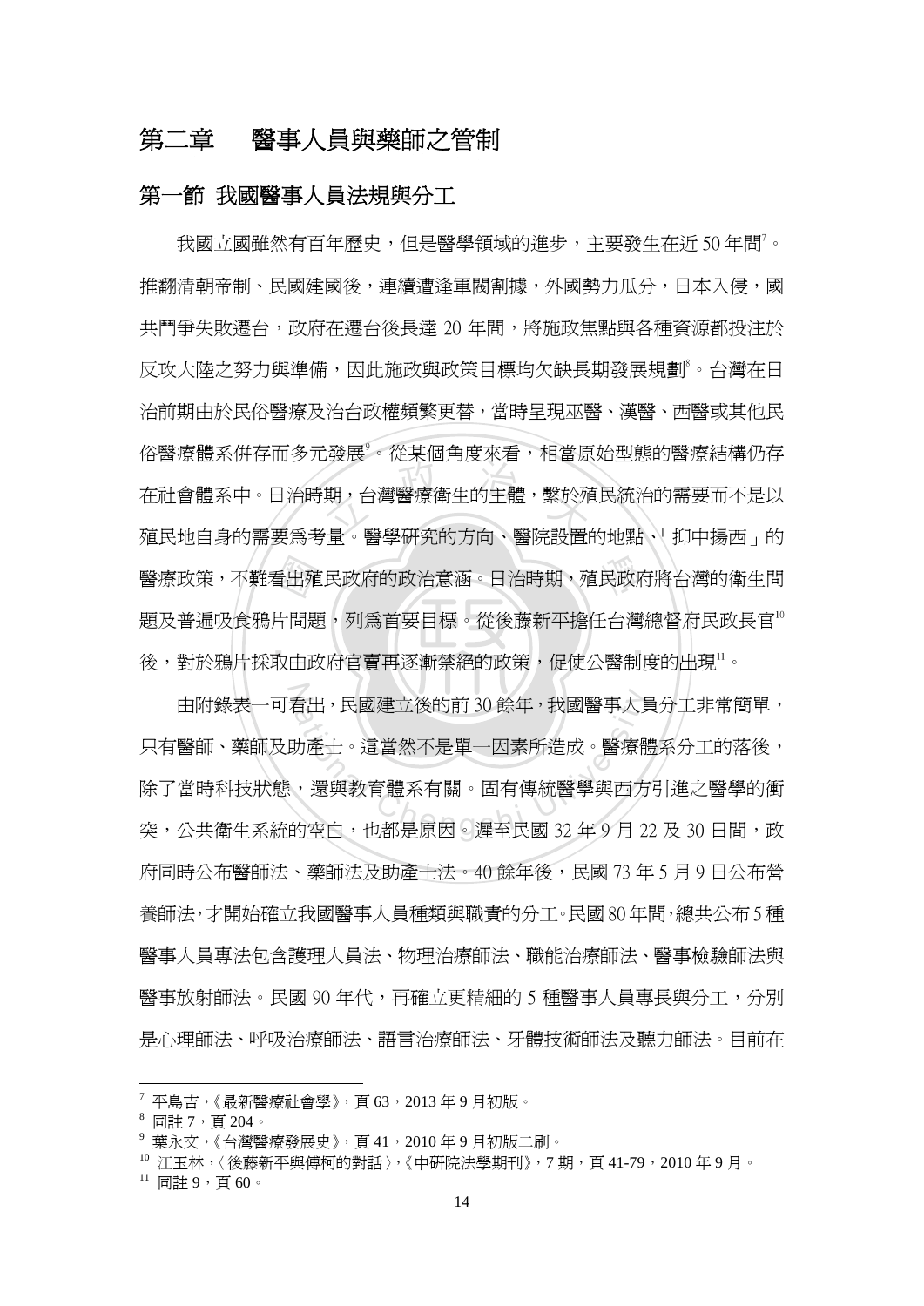# 第二章　醫事人員與藥師之管制

## 第一節 我國醫事人員法規與分工

我國立國雖然有百年歷史，但是醫學領域的進步，主要發生在近 50 年間[7]。推翻清朝帝制、民國建國後，連續遭逢軍閥割據，外國勢力瓜分，日本入侵，國共鬥爭失敗遷台，政府在遷台後長達 20 年間，將施政焦點與各種資源都投注於反攻大陸之努力與準備，因此施政與政策目標均欠缺長期發展規劃[8]。台灣在日治前期由於民俗醫療及治台政權頻繁更替，當時呈現巫醫、漢醫、西醫或其他民俗醫療體系併存而多元發展[9]。從某個角度來看，相當原始型態的醫療結構仍存在社會體系中。日治時期，台灣醫療衛生的主體，繫於殖民統治的需要而不是以殖民地自身的需要為考量。醫學研究的方向、醫院設置的地點、「抑中揚西」的醫療政策，不難看出殖民政府的政治意涵。日治時期，殖民政府將台灣的衛生問題及普遍吸食鴉片問題，列為首要目標。從後藤新平擔任台灣總督府民政長官[10]後，對於鴉片採取由政府官賣再逐漸禁絕的政策，促使公醫制度的出現[11]。

由附錄表一可看出，民國建立後的前 30 餘年，我國醫事人員分工非常簡單，只有醫師、藥師及助產士。這當然不是單一因素所造成。醫療體系分工的落後，除了當時科技狀態，還與教育體系有關。固有傳統醫學與西方引進之醫學的衝突，公共衛生系統的空白，也都是原因。遲至民國 32 年 9 月 22 及 30 日間，政府同時公布醫師法、藥師法及助產士法。40 餘年後，民國 73 年 5 月 9 日公布營養師法，才開始確立我國醫事人員種類與職責的分工。民國 80 年間，總共公布 5 種醫事人員專法包含護理人員法、物理治療師法、職能治療師法、醫事檢驗師法與醫事放射師法。民國 90 年代，再確立更精細的 5 種醫事人員專長與分工，分別是心理師法、呼吸治療師法、語言治療師法、牙體技術師法及聽力師法。目前在

---

[7] 平島吉，《最新醫療社會學》，頁 63，2013 年 9 月初版。
[8] 同註 7，頁 204。
[9] 葉永文，《台灣醫療發展史》，頁 41，2010 年 9 月初版二刷。
[10] 江玉林，〈後藤新平與傅柯的對話〉，《中研院法學期刊》，7 期，頁 41-79，2010 年 9 月。
[11] 同註 9，頁 60。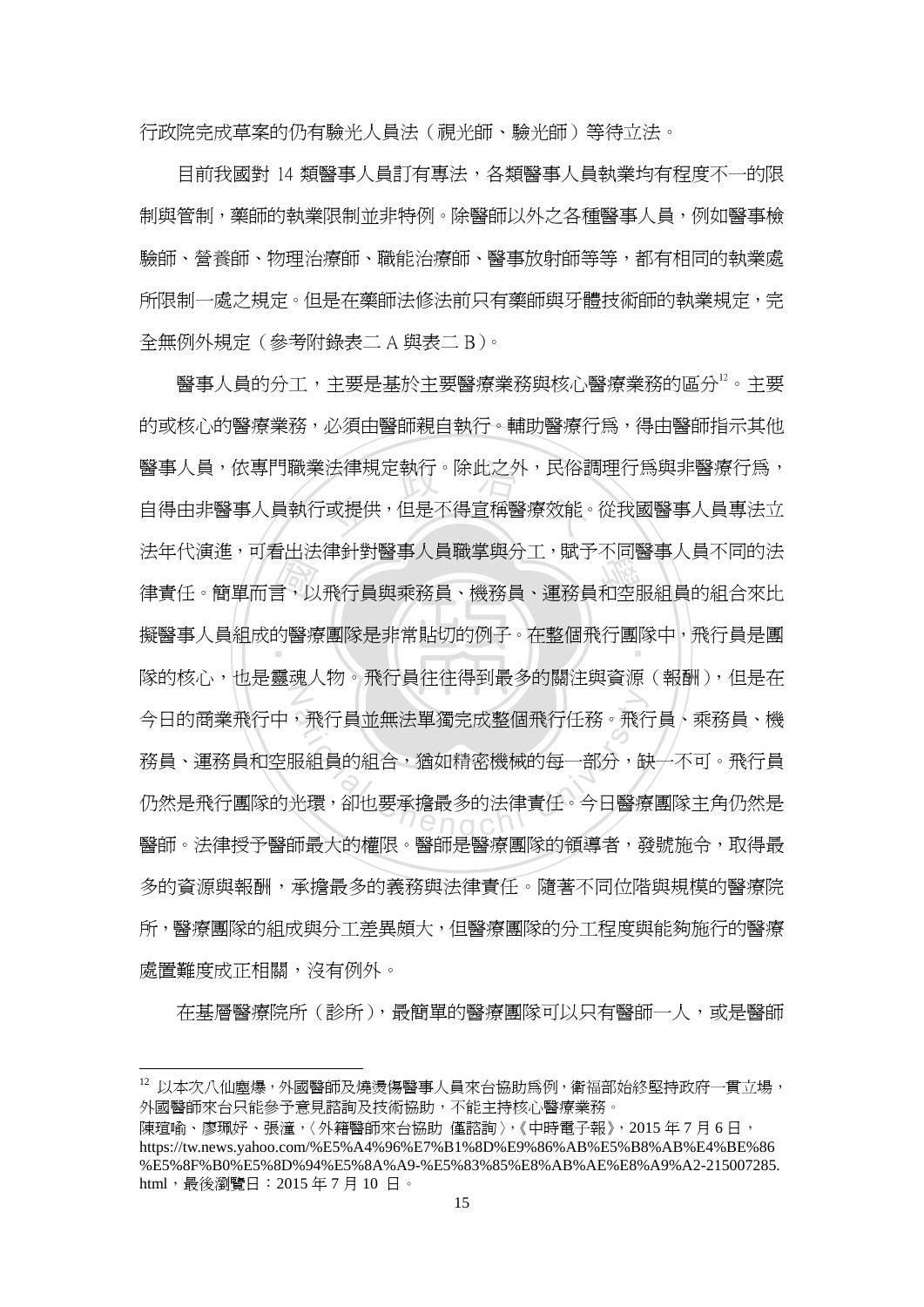行政院完成草案的仍有驗光人員法（視光師、驗光師）等待立法。

目前我國對 14 類醫事人員訂有專法，各類醫事人員執業均有程度不一的限制與管制，藥師的執業限制並非特例。除醫師以外之各種醫事人員，例如醫事檢驗師、營養師、物理治療師、職能治療師、醫事放射師等等，都有相同的執業處所限制一處之規定。但是在藥師法修法前只有藥師與牙體技術師的執業規定，完全無例外規定（參考附錄表二 A 與表二 B）。

醫事人員的分工，主要是基於主要醫療業務與核心醫療業務的區分[12]。主要的或核心的醫療業務，必須由醫師親自執行。輔助醫療行爲，得由醫師指示其他醫事人員，依專門職業法律規定執行。除此之外，民俗調理行爲與非醫療行爲，自得由非醫事人員執行或提供，但是不得宣稱醫療效能。從我國醫事人員專法立法年代演進，可看出法律針對醫事人員職掌與分工，賦予不同醫事人員不同的法律責任。簡單而言，以飛行員與乘務員、機務員、運務員和空服組員的組合來比擬醫事人員組成的醫療團隊是非常貼切的例子。在整個飛行團隊中，飛行員是團隊的核心，也是靈魂人物。飛行員往往得到最多的關注與資源（報酬），但是在今日的商業飛行中，飛行員並無法單獨完成整個飛行任務。飛行員、乘務員、機務員、運務員和空服組員的組合，猶如精密機械的每一部分，缺一不可。飛行員仍然是飛行團隊的光環，卻也要承擔最多的法律責任。今日醫療團隊主角仍然是醫師。法律授予醫師最大的權限。醫師是醫療團隊的領導者，發號施令，取得最多的資源與報酬，承擔最多的義務與法律責任。隨著不同位階與規模的醫療院所，醫療團隊的組成與分工差異頗大，但醫療團隊的分工程度與能夠施行的醫療處置難度成正相關，沒有例外。

在基層醫療院所（診所），最簡單的醫療團隊可以只有醫師一人，或是醫師

---

[12] 以本次八仙塵爆，外國醫師及燒燙傷醫事人員來台協助爲例，衛福部始終堅持政府一貫立場，外國醫師來台只能參予意見諮詢及技術協助，不能主持核心醫療業務。

陳瑄喻、廖珮妤、張潼，〈外籍醫師來台協助 僅諮詢〉，《中時電子報》，2015 年 7 月 6 日，https://tw.news.yahoo.com/%E5%A4%96%E7%B1%8D%E9%86%AB%E5%B8%AB%E4%BE%86%E5%8F%B0%E5%8D%94%E5%8A%A9-%E5%83%85%E8%AB%AE%E8%A9%A2-215007285.html，最後瀏覽日：2015 年 7 月 10 日。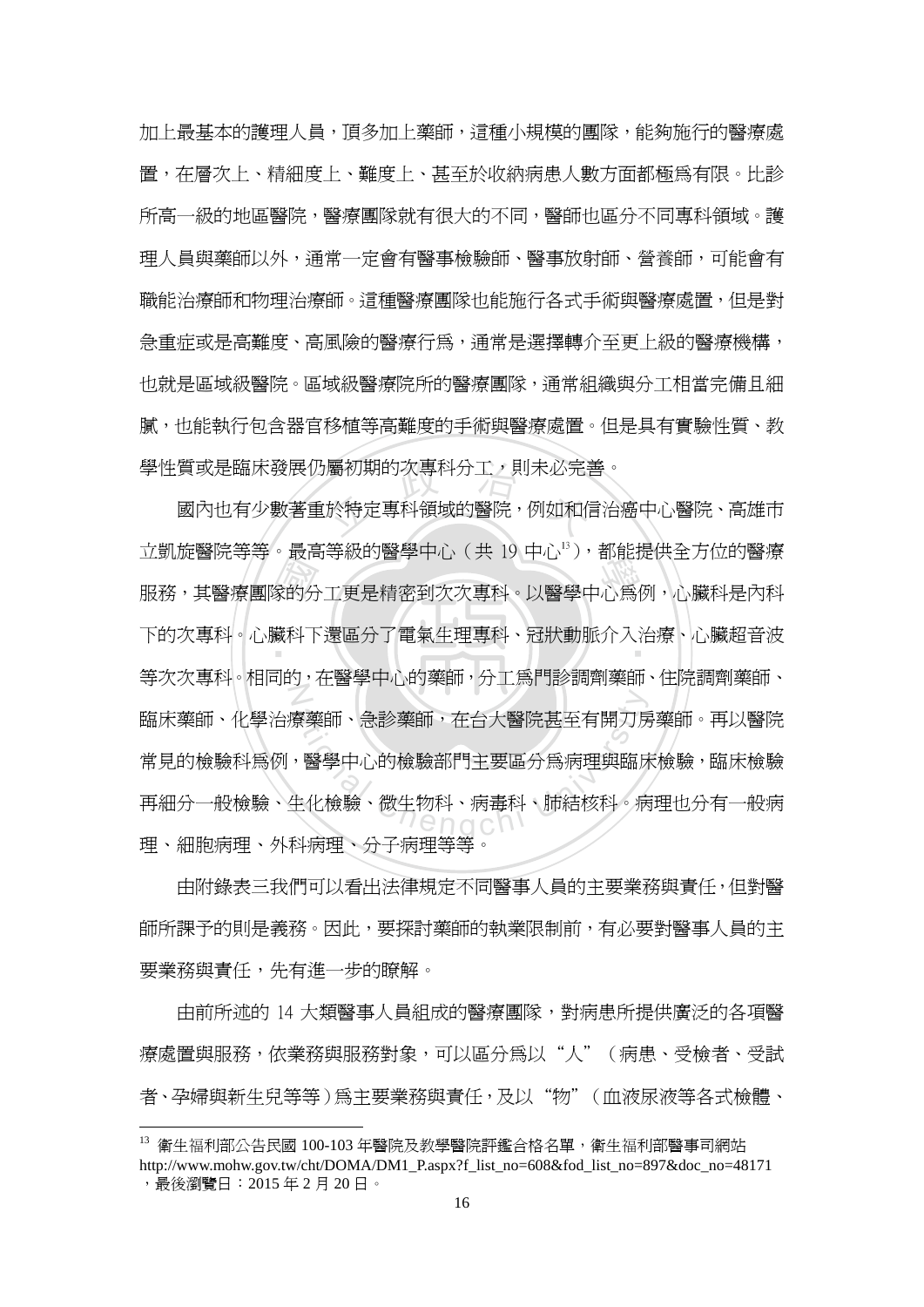加上最基本的護理人員，頂多加上藥師，這種小規模的團隊，能夠施行的醫療處置，在層次上、精細度上、難度上、甚至於收納病患人數方面都極爲有限。比診所高一級的地區醫院，醫療團隊就有很大的不同，醫師也區分不同專科領域。護理人員與藥師以外，通常一定會有醫事檢驗師、醫事放射師、營養師，可能會有職能治療師和物理治療師。這種醫療團隊也能施行各式手術與醫療處置，但是對急重症或是高難度、高風險的醫療行爲，通常是選擇轉介至更上級的醫療機構，也就是區域級醫院。區域級醫療院所的醫療團隊，通常組織與分工相當完備且細膩，也能執行包含器官移植等高難度的手術與醫療處置。但是具有實驗性質、教學性質或是臨床發展仍屬初期的次專科分工，則未必完善。

國內也有少數著重於特定專科領域的醫院，例如和信治癌中心醫院、高雄市立凱旋醫院等等。最高等級的醫學中心（共 19 中心[13]），都能提供全方位的醫療服務，其醫療團隊的分工更是精密到次次專科。以醫學中心爲例，心臟科是內科下的次專科。心臟科下還區分了電氣生理專科、冠狀動脈介入治療、心臟超音波等次次專科。相同的，在醫學中心的藥師，分工爲門診調劑藥師、住院調劑藥師、臨床藥師、化學治療藥師、急診藥師，在台大醫院甚至有開刀房藥師。再以醫院常見的檢驗科爲例，醫學中心的檢驗部門主要區分爲病理與臨床檢驗，臨床檢驗再細分一般檢驗、生化檢驗、微生物科、病毒科、肺結核科。病理也分有一般病理、細胞病理、外科病理、分子病理等等。

由附錄表三我們可以看出法律規定不同醫事人員的主要業務與責任，但對醫師所課予的則是義務。因此，要探討藥師的執業限制前，有必要對醫事人員的主要業務與責任，先有進一步的瞭解。

由前所述的 14 大類醫事人員組成的醫療團隊，對病患所提供廣泛的各項醫療處置與服務，依業務與服務對象，可以區分爲以“人”（病患、受檢者、受試者、孕婦與新生兒等等）爲主要業務與責任，及以“物”（血液尿液等各式檢體、

---

[13] 衛生福利部公告民國 100-103 年醫院及教學醫院評鑑合格名單，衛生福利部醫事司網站 http://www.mohw.gov.tw/cht/DOMA/DM1_P.aspx?f_list_no=608&fod_list_no=897&doc_no=48171，最後瀏覽日：2015 年 2 月 20 日。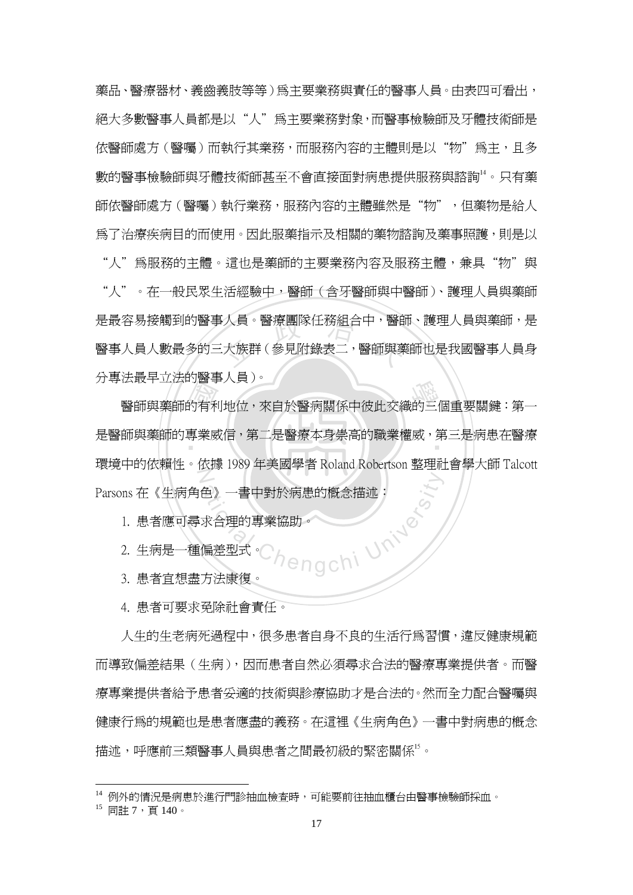藥品、醫療器材、義齒義肢等等）爲主要業務與責任的醫事人員。由表四可看出，絕大多數醫事人員都是以“人”爲主要業務對象，而醫事檢驗師及牙體技術師是依醫師處方（醫囑）而執行其業務，而服務內容的主體則是以“物”爲主，且多數的醫事檢驗師與牙體技術師甚至不會直接面對病患提供服務與諮詢[14]。只有藥師依醫師處方（醫囑）執行業務，服務內容的主體雖然是“物”，但藥物是給人爲了治療疾病目的而使用。因此服藥指示及相關的藥物諮詢及藥事照護，則是以“人”爲服務的主體。這也是藥師的主要業務內容及服務主體，兼具“物”與“人”。在一般民眾生活經驗中，醫師（含牙醫師與中醫師）、護理人員與藥師是最容易接觸到的醫事人員。醫療團隊任務組合中，醫師、護理人員與藥師，是醫事人員人數最多的三大族群（參見附錄表二，醫師與藥師也是我國醫事人員身分專法最早立法的醫事人員）。

醫師與藥師的有利地位，來自於醫病關係中彼此交織的三個重要關鍵：第一是醫師與藥師的專業威信，第二是醫療本身崇高的職業權威，第三是病患在醫療環境中的依賴性。依據 1989 年美國學者 Roland Robertson 整理社會學大師 Talcott Parsons 在《生病角色》一書中對於病患的概念描述：

1. 患者應可尋求合理的專業協助。
2. 生病是一種偏差型式。
3. 患者宜想盡方法康復。
4. 患者可要求免除社會責任。

人生的生老病死過程中，很多患者自身不良的生活行爲習慣，違反健康規範而導致偏差結果（生病），因而患者自然必須尋求合法的醫療專業提供者。而醫療專業提供者給予患者妥適的技術與診療協助才是合法的。然而全力配合醫囑與健康行爲的規範也是患者應盡的義務。在這裡《生病角色》一書中對病患的概念描述，呼應前三類醫事人員與患者之間最初級的緊密關係[15]。

---

[14] 例外的情況是病患於進行門診抽血檢查時，可能要前往抽血櫃台由醫事檢驗師採血。

[15] 同註 7，頁 140。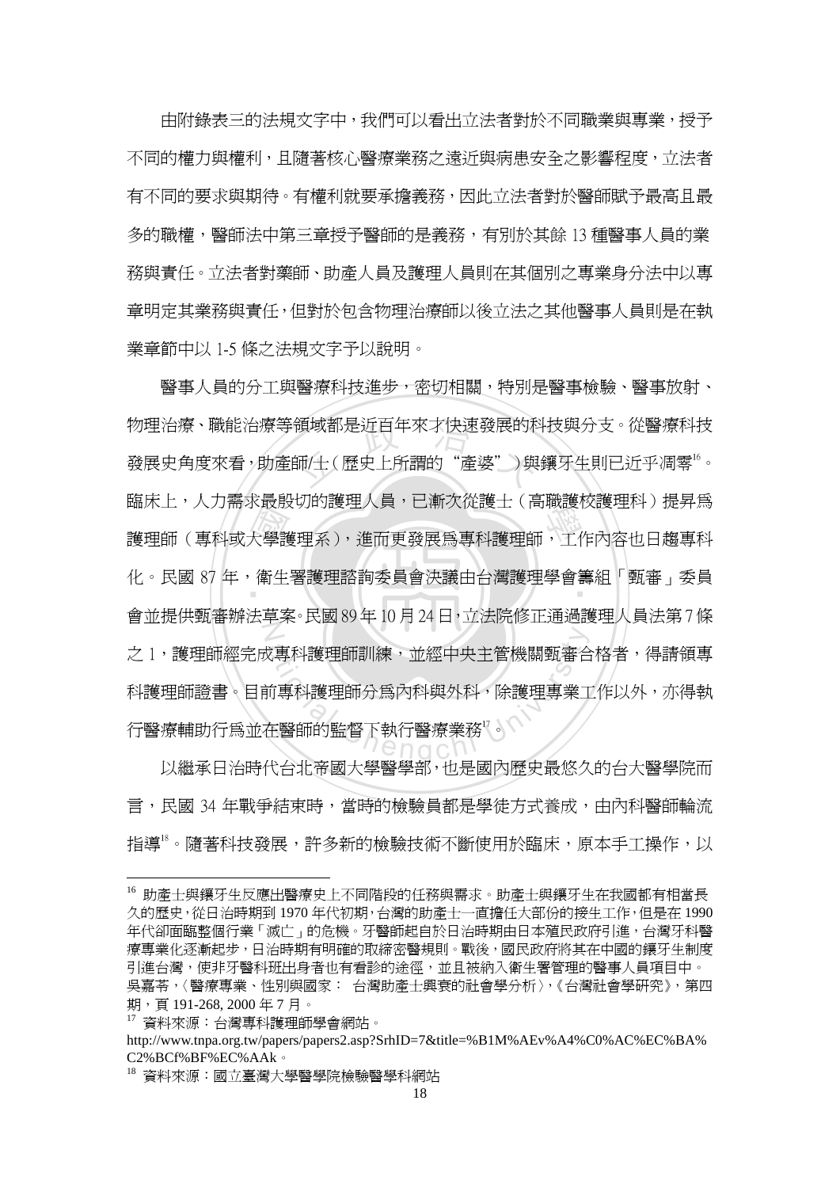由附錄表三的法規文字中，我們可以看出立法者對於不同職業與專業，授予不同的權力與權利，且隨著核心醫療業務之遠近與病患安全之影響程度，立法者有不同的要求與期待。有權利就要承擔義務，因此立法者對於醫師賦予最高且最多的職權，醫師法中第三章授予醫師的是義務，有別於其餘 13 種醫事人員的業務與責任。立法者對藥師、助產人員及護理人員則在其個別之專業身分法中以專章明定其業務與責任，但對於包含物理治療師以後立法之其他醫事人員則是在執業章節中以 1-5 條之法規文字予以說明。

醫事人員的分工與醫療科技進步，密切相關，特別是醫事檢驗、醫事放射、物理治療、職能治療等領域都是近百年來才快速發展的科技與分支。從醫療科技發展史角度來看，助產師/士（歷史上所謂的“產婆”）與鑲牙生則已近乎凋零[16]。臨床上，人力需求最殷切的護理人員，已漸次從護士（高職護校護理科）提昇為護理師（專科或大學護理系），進而更發展為專科護理師，工作內容也日趨專科化。民國 87 年，衛生署護理諮詢委員會決議由台灣護理學會籌組「甄審」委員會並提供甄審辦法草案。民國 89 年 10 月 24 日，立法院修正通過護理人員法第 7 條之 1，護理師經完成專科護理師訓練，並經中央主管機關甄審合格者，得請領專科護理師證書。目前專科護理師分為內科與外科，除護理專業工作以外，亦得執行醫療輔助行為並在醫師的監督下執行醫療業務[17]。

以繼承日治時代台北帝國大學醫學部，也是國內歷史最悠久的台大醫學院而言，民國 34 年戰爭結束時，當時的檢驗員都是學徒方式養成，由內科醫師輪流指導[18]。隨著科技發展，許多新的檢驗技術不斷使用於臨床，原本手工操作，以

---

[16] 助產士與鑲牙生反應出醫療史上不同階段的任務與需求。助產士與鑲牙生在我國都有相當長久的歷史，從日治時期到 1970 年代初期，台灣的助產士一直擔任大部份的接生工作，但是在 1990 年代卻面臨整個行業「滅亡」的危機。牙醫師起自於日治時期由日本殖民政府引進，台灣牙科醫療專業化逐漸起步，日治時期有明確的取締密醫規則。戰後，國民政府將其在中國的鑲牙生制度引進台灣，使非牙醫科班出身者也有看診的途徑，並且被納入衛生署管理的醫事人員項目中。吳嘉苓，〈醫療專業、性別與國家： 台灣助產士興衰的社會學分析〉，《台灣社會學研究》，第四期，頁 191-268, 2000 年 7 月。

[17] 資料來源：台灣專科護理師學會網站。
http://www.tnpa.org.tw/papers/papers2.asp?SrhID=7&title=%B1M%AEv%A4%C0%AC%EC%BA%C2%BCf%BF%EC%AAk。

[18] 資料來源：國立臺灣大學醫學院檢驗醫學科網站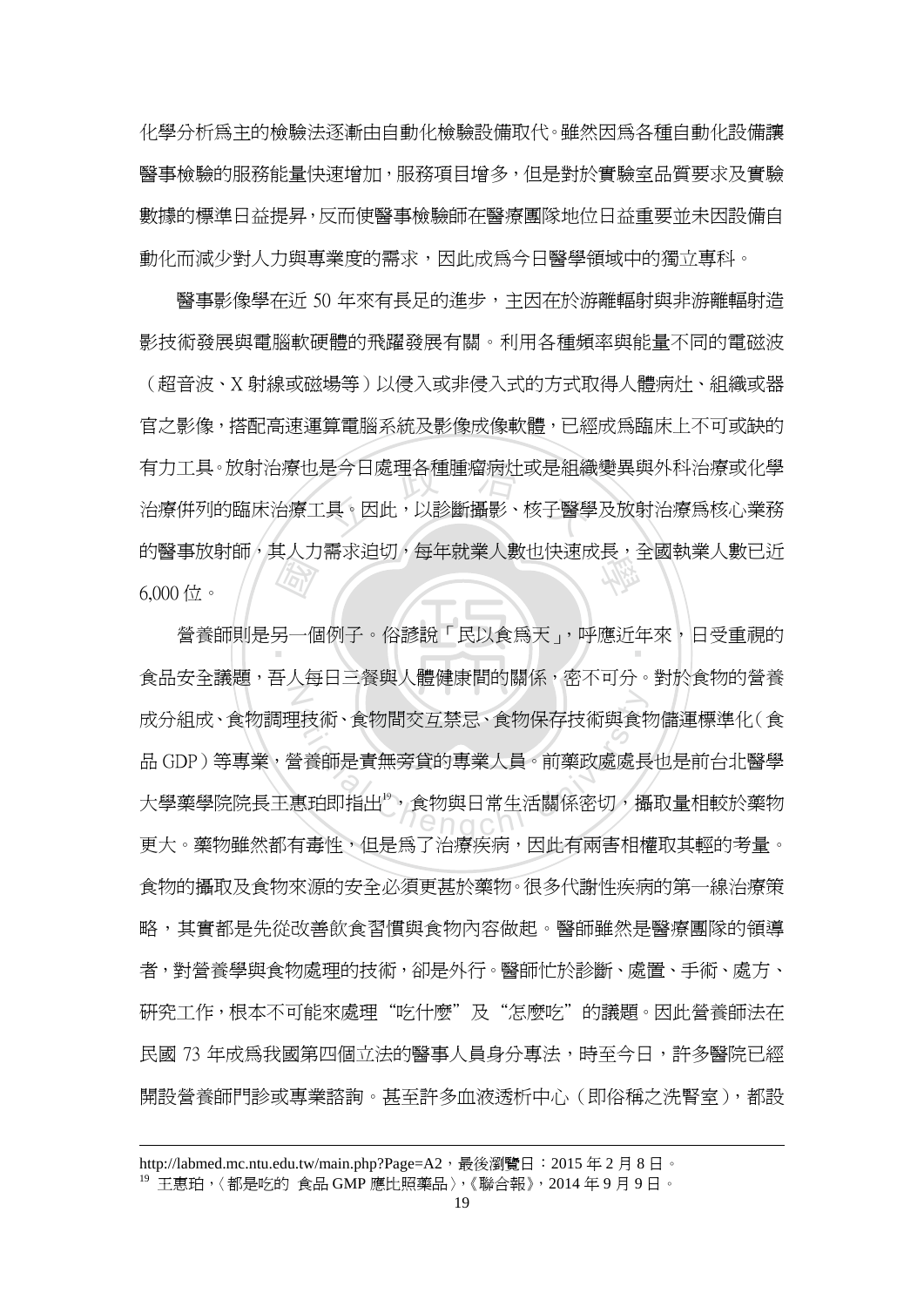化學分析爲主的檢驗法逐漸由自動化檢驗設備取代。雖然因爲各種自動化設備讓醫事檢驗的服務能量快速增加，服務項目增多，但是對於實驗室品質要求及實驗數據的標準日益提昇，反而使醫事檢驗師在醫療團隊地位日益重要並未因設備自動化而減少對人力與專業度的需求，因此成爲今日醫學領域中的獨立專科。

醫事影像學在近 50 年來有長足的進步，主因在於游離輻射與非游離輻射造影技術發展與電腦軟硬體的飛躍發展有關。利用各種頻率與能量不同的電磁波（超音波、X 射線或磁場等）以侵入或非侵入式的方式取得人體病灶、組織或器官之影像，搭配高速運算電腦系統及影像成像軟體，已經成爲臨床上不可或缺的有力工具。放射治療也是今日處理各種腫瘤病灶或是組織變異與外科治療或化學治療併列的臨床治療工具。因此，以診斷攝影、核子醫學及放射治療爲核心業務的醫事放射師，其人力需求迫切，每年就業人數也快速成長，全國執業人數已近 6,000 位。

營養師則是另一個例子。俗諺說「民以食爲天」，呼應近年來，日受重視的食品安全議題，吾人每日三餐與人體健康間的關係，密不可分。對於食物的營養成分組成、食物調理技術、食物間交互禁忌、食物保存技術與食物儲運標準化（食品 GDP）等專業，營養師是責無旁貸的專業人員。前藥政處處長也是前台北醫學大學藥學院院長王惠珀即指出[19]，食物與日常生活關係密切，攝取量相較於藥物更大。藥物雖然都有毒性，但是爲了治療疾病，因此有兩害相權取其輕的考量。食物的攝取及食物來源的安全必須更甚於藥物。很多代謝性疾病的第一線治療策略，其實都是先從改善飲食習慣與食物內容做起。醫師雖然是醫療團隊的領導者，對營養學與食物處理的技術，卻是外行。醫師忙於診斷、處置、手術、處方、研究工作，根本不可能來處理“吃什麼”及“怎麼吃”的議題。因此營養師法在民國 73 年成爲我國第四個立法的醫事人員身分專法，時至今日，許多醫院已經開設營養師門診或專業諮詢。甚至許多血液透析中心（即俗稱之洗腎室），都設

---

http://labmed.mc.ntu.edu.tw/main.php?Page=A2，最後瀏覽日：2015 年 2 月 8 日。

[19] 王惠珀，〈都是吃的 食品 GMP 應比照藥品〉，《聯合報》，2014 年 9 月 9 日。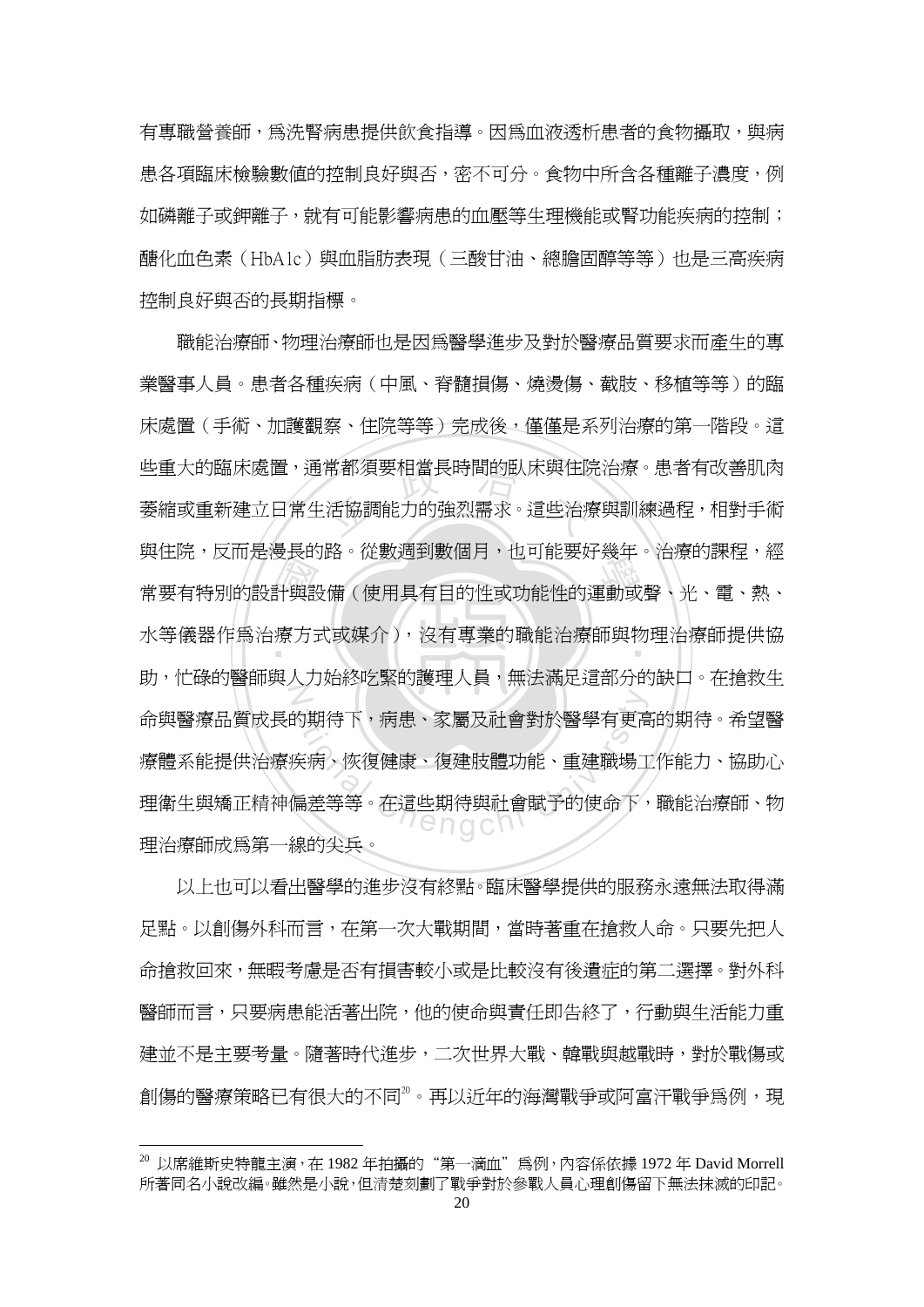有專職營養師，為洗腎病患提供飲食指導。因為血液透析患者的食物攝取，與病患各項臨床檢驗數值的控制良好與否，密不可分。食物中所含各種離子濃度，例如磷離子或鉀離子，就有可能影響病患的血壓等生理機能或腎功能疾病的控制；醣化血色素（HbA1c）與血脂肪表現（三酸甘油、總膽固醇等等）也是三高疾病控制良好與否的長期指標。

職能治療師、物理治療師也是因為醫學進步及對於醫療品質要求而產生的專業醫事人員。患者各種疾病（中風、脊髓損傷、燒燙傷、截肢、移植等等）的臨床處置（手術、加護觀察、住院等等）完成後，僅僅是系列治療的第一階段。這些重大的臨床處置，通常都須要相當長時間的臥床與住院治療。患者有改善肌肉萎縮或重新建立日常生活協調能力的強烈需求。這些治療與訓練過程，相對手術與住院，反而是漫長的路。從數週到數個月，也可能要好幾年。治療的課程，經常要有特別的設計與設備（使用具有目的性或功能性的運動或聲、光、電、熱、水等儀器作為治療方式或媒介），沒有專業的職能治療師與物理治療師提供協助，忙碌的醫師與人力始終吃緊的護理人員，無法滿足這部分的缺口。在搶救生命與醫療品質成長的期待下，病患、家屬及社會對於醫學有更高的期待。希望醫療體系能提供治療疾病、恢復健康、復建肢體功能、重建職場工作能力、協助心理衛生與矯正精神偏差等等。在這些期待與社會賦予的使命下，職能治療師、物理治療師成為第一線的尖兵。

以上也可以看出醫學的進步沒有終點。臨床醫學提供的服務永遠無法取得滿足點。以創傷外科而言，在第一次大戰期間，當時著重在搶救人命。只要先把人命搶救回來，無暇考慮是否有損害較小或是比較沒有後遺症的第二選擇。對外科醫師而言，只要病患能活著出院，他的使命與責任即告終了，行動與生活能力重建並不是主要考量。隨著時代進步，二次世界大戰、韓戰與越戰時，對於戰傷或創傷的醫療策略已有很大的不同[20]。再以近年的海灣戰爭或阿富汗戰爭為例，現

---

[20] 以席維斯史特龍主演，在 1982 年拍攝的"第一滴血"為例，內容係依據 1972 年 David Morrell 所著同名小說改編。雖然是小說，但清楚刻劃了戰爭對於參戰人員心理創傷留下無法抹滅的印記。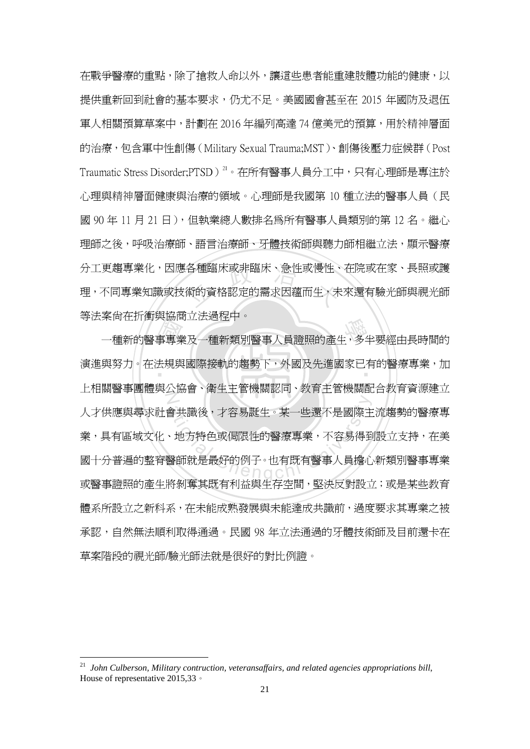在戰爭醫療的重點，除了搶救人命以外，讓這些患者能重建肢體功能的健康，以提供重新回到社會的基本要求，仍尤不足。美國國會甚至在 2015 年國防及退伍軍人相關預算草案中，計劃在 2016 年編列高達 74 億美元的預算，用於精神層面的治療，包含軍中性創傷（Military Sexual Trauma;MST）、創傷後壓力症候群（Post Traumatic Stress Disorder;PTSD）[21]。在所有醫事人員分工中，只有心理師是專注於心理與精神層面健康與治療的領域。心理師是我國第 10 種立法的醫事人員（民國 90 年 11 月 21 日），但執業總人數排名為所有醫事人員類別的第 12 名。繼心理師之後，呼吸治療師、語言治療師、牙體技術師與聽力師相繼立法，顯示醫療分工更趨專業化，因應各種臨床或非臨床、急性或慢性、在院或在家、長照或護理，不同專業知識或技術的資格認定的需求因蘊而生，未來還有驗光師與視光師等法案尚在折衝與協商立法過程中。

一種新的醫事專業及一種新類別醫事人員證照的產生，多半要經由長時間的演進與努力。在法規與國際接軌的趨勢下，外國及先進國家已有的醫療專業，加上相關醫事團體與公協會、衛生主管機關認同、教育主管機關配合教育資源建立人才供應與尋求社會共識後，才容易誕生。某一些還不是國際主流趨勢的醫療專業，具有區域文化、地方特色或侷限性的醫療專業，不容易得到設立支持，在美國十分普遍的整脊醫師就是最好的例子。也有既有醫事人員擔心新類別醫事專業或醫事證照的產生將剝奪其既有利益與生存空間，堅決反對設立；或是某些教育體系所設立之新科系，在未能成熟發展與未能達成共識前，過度要求其專業之被承認，自然無法順利取得通過。民國 98 年立法通過的牙體技術師及目前還卡在草案階段的視光師/驗光師法就是很好的對比例證。

---

[21] *John Culberson, Military contruction, veteransaffairs, and related agencies appropriations bill*, House of representative 2015,33。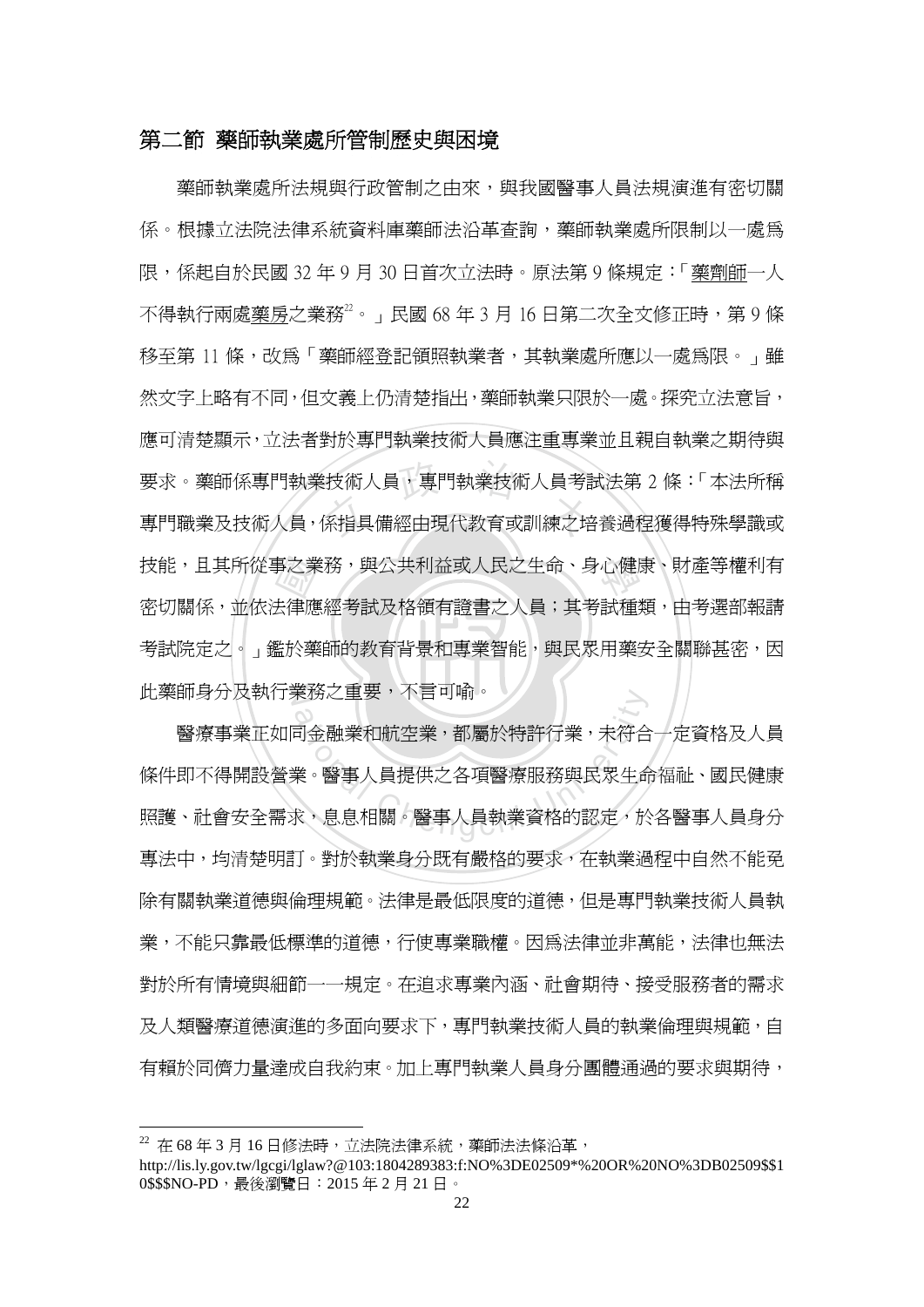## 第二節 藥師執業處所管制歷史與困境

藥師執業處所法規與行政管制之由來，與我國醫事人員法規演進有密切關係。根據立法院法律系統資料庫藥師法沿革查詢，藥師執業處所限制以一處爲限，係起自於民國 32 年 9 月 30 日首次立法時。原法第 9 條規定：「藥劑師一人不得執行兩處藥房之業務[22]。」民國 68 年 3 月 16 日第二次全文修正時，第 9 條移至第 11 條，改爲「藥師經登記領照執業者，其執業處所應以一處爲限。」雖然文字上略有不同，但文義上仍清楚指出，藥師執業只限於一處。探究立法意旨，應可清楚顯示，立法者對於專門執業技術人員應注重專業並且親自執業之期待與要求。藥師係專門執業技術人員，專門執業技術人員考試法第 2 條：「本法所稱專門職業及技術人員，係指具備經由現代教育或訓練之培養過程獲得特殊學識或技能，且其所從事之業務，與公共利益或人民之生命、身心健康、財產等權利有密切關係，並依法律應經考試及格領有證書之人員；其考試種類，由考選部報請考試院定之。」鑑於藥師的教育背景和專業智能，與民眾用藥安全關聯甚密，因此藥師身分及執行業務之重要，不言可喻。

醫療事業正如同金融業和航空業，都屬於特許行業，未符合一定資格及人員條件即不得開設營業。醫事人員提供之各項醫療服務與民眾生命福祉、國民健康照護、社會安全需求，息息相關。醫事人員執業資格的認定，於各醫事人員身分專法中，均清楚明訂。對於執業身分既有嚴格的要求，在執業過程中自然不能免除有關執業道德與倫理規範。法律是最低限度的道德，但是專門執業技術人員執業，不能只靠最低標準的道德，行使專業職權。因爲法律並非萬能，法律也無法對於所有情境與細節一一規定。在追求專業內涵、社會期待、接受服務者的需求及人類醫療道德演進的多面向要求下，專門執業技術人員的執業倫理與規範，自有賴於同儕力量達成自我約束。加上專門執業人員身分團體通過的要求與期待，

---

[22] 在 68 年 3 月 16 日修法時，立法院法律系統，藥師法法條沿革，http://lis.ly.gov.tw/lgcgi/lglaw?@103:1804289383:f:NO%3DE02509*%20OR%20NO%3DB02509$$10$$$NO-PD，最後瀏覽日：2015 年 2 月 21 日。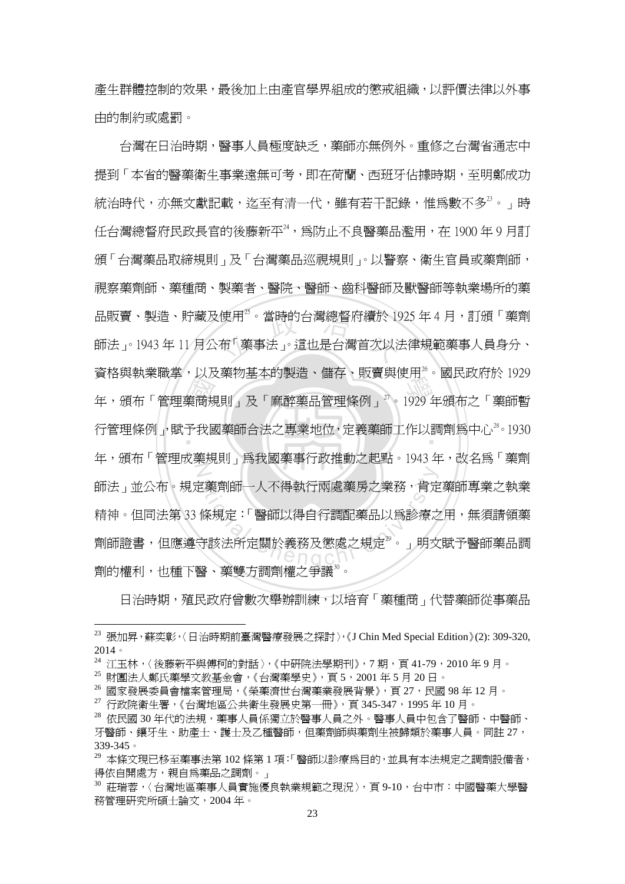產生群體控制的效果，最後加上由產官學界組成的懲戒組織，以評價法律以外事由的制約或處罰。

台灣在日治時期，醫事人員極度缺乏，藥師亦無例外。重修之台灣省通志中提到「本省的醫藥衛生事業遠無可考，即在荷蘭、西班牙佔據時期，至明鄭成功統治時代，亦無文獻記載，迄至有清一代，雖有若干記錄，惟為數不多[23]。」時任台灣總督府民政長官的後藤新平[24]，為防止不良醫藥品濫用，在 1900 年 9 月訂頒「台灣藥品取締規則」及「台灣藥品巡視規則」。以警察、衛生官員或藥劑師，視察藥劑師、藥種商、製藥者、醫院、醫師、齒科醫師及獸醫師等執業場所的藥品販賣、製造、貯藏及使用[25]。當時的台灣總督府續於 1925 年 4 月，訂頒「藥劑師法」。1943 年 11 月公布「藥事法」。這也是台灣首次以法律規範藥事人員身分、資格與執業職掌，以及藥物基本的製造、儲存、販賣與使用[26]。國民政府於 1929 年，頒布「管理藥商規則」及「麻醉藥品管理條例」[27]。1929 年頒布之「藥師暫行管理條例」，賦予我國藥師合法之專業地位，定義藥師工作以調劑為中心[28]。1930 年，頒布「管理成藥規則」為我國藥事行政推動之起點。1943 年，改名為「藥劑師法」並公布。規定藥劑師一人不得執行兩處藥房之業務，肯定藥師專業之執業精神。但同法第 33 條規定：「醫師以得自行調配藥品以為診療之用，無須請領藥劑師證書，但應遵守該法所定關於義務及懲處之規定[29]。」明文賦予醫師藥品調劑的權利，也種下醫、藥雙方調劑權之爭議[30]。

日治時期，殖民政府曾數次舉辦訓練，以培育「藥種商」代替藥師從事藥品

---

[23] 張加昇，蘇奕彰，〈日治時期前臺灣醫療發展之探討〉，《J Chin Med Special Edition》(2): 309-320, 2014。

[24] 江玉林，〈後藤新平與傅柯的對話〉，《中研院法學期刊》，7 期，頁 41-79，2010 年 9 月。

[25] 財團法人鄭氏藥學文教基金會，《台灣藥學史》，頁 5，2001 年 5 月 20 日。

[26] 國家發展委員會檔案管理局，《榮藥濟世台灣藥業發展背景》，頁 27，民國 98 年 12 月。

[27] 行政院衛生署，《台灣地區公共衛生發展史第一冊》，頁 345-347，1995 年 10 月。

[28] 依民國 30 年代的法規，藥事人員係獨立於醫事人員之外。醫事人員中包含了醫師、中醫師、牙醫師、鑲牙生、助產士、護士及乙種醫師，但藥劑師與藥劑生被歸類於藥事人員。同註 27，339-345。

[29] 本條文現已移至藥事法第 102 條第 1 項：「醫師以診療為目的，並具有本法規定之調劑設備者，得依自開處方，親自為藥品之調劑。」

[30] 莊瑞蓉，〈台灣地區藥事人員實施優良執業規範之現況〉，頁 9-10，台中市：中國醫藥大學醫務管理研究所碩士論文，2004 年。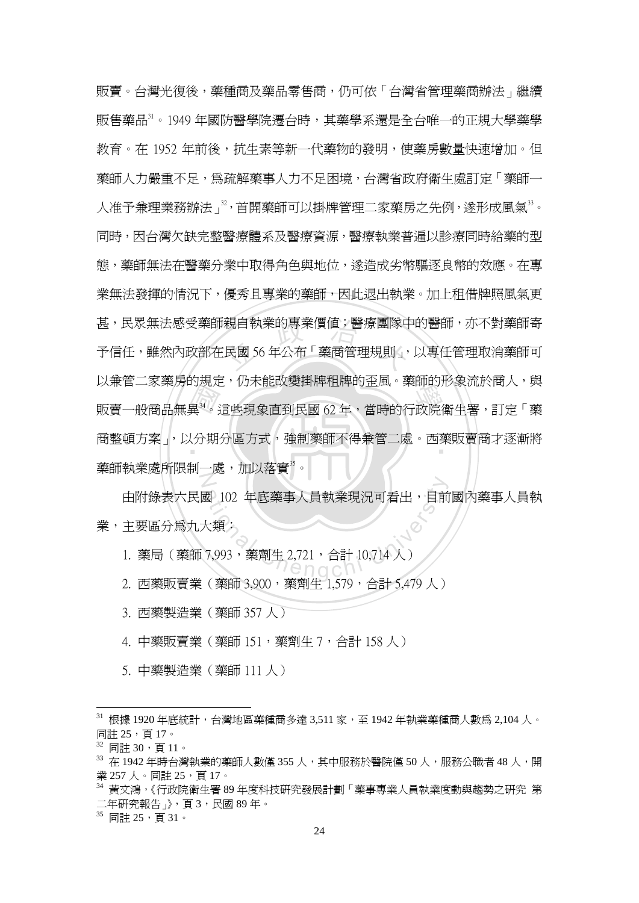販賣。台灣光復後，藥種商及藥品零售商，仍可依「台灣省管理藥商辦法」繼續販售藥品[31]。1949 年國防醫學院遷台時，其藥學系還是全台唯一的正規大學藥學教育。在 1952 年前後，抗生素等新一代藥物的發明，使藥房數量快速增加。但藥師人力嚴重不足，爲疏解藥事人力不足困境，台灣省政府衛生處訂定「藥師一人准予兼理業務辦法」[32]，首開藥師可以掛牌管理二家藥房之先例，遂形成風氣[33]。同時，因台灣欠缺完整醫療體系及醫療資源，醫療執業普遍以診療同時給藥的型態，藥師無法在醫藥分業中取得角色與地位，遂造成劣幣驅逐良幣的效應。在專業無法發揮的情況下，優秀且專業的藥師，因此退出執業。加上租借牌照風氣更甚，民眾無法感受藥師親自執業的專業價值；醫療團隊中的醫師，亦不對藥師寄予信任，雖然內政部在民國 56 年公布「藥商管理規則」，以專任管理取消藥師可以兼管二家藥房的規定，仍未能改變掛牌租牌的歪風。藥師的形象流於商人，與販賣一般商品無異[34]。這些現象直到民國 62 年，當時的行政院衛生署，訂定「藥商整頓方案」，以分期分區方式，強制藥師不得兼管二處。西藥販賣商才逐漸將藥師執業處所限制一處，加以落實[35]。

由附錄表六民國 102 年底藥事人員執業現況可看出，目前國內藥事人員執業，主要區分爲九大類：

1. 藥局（藥師 7,993，藥劑生 2,721，合計 10,714 人）
2. 西藥販賣業（藥師 3,900，藥劑生 1,579，合計 5,479 人）
3. 西藥製造業（藥師 357 人）
4. 中藥販賣業（藥師 151，藥劑生 7，合計 158 人）
5. 中藥製造業（藥師 111 人）

---

[31] 根據 1920 年底統計，台灣地區藥種商多達 3,511 家，至 1942 年執業藥種商人數爲 2,104 人。同註 25，頁 17。

[32] 同註 30，頁 11。

[33] 在 1942 年時台灣執業的藥師人數僅 355 人，其中服務於醫院僅 50 人，服務公職者 48 人，開業 257 人。同註 25，頁 17。

[34] 黃文鴻，《行政院衛生署 89 年度科技研究發展計劃「藥事專業人員執業度動與趨勢之研究 第二年研究報告」》，頁 3，民國 89 年。

[35] 同註 25，頁 31。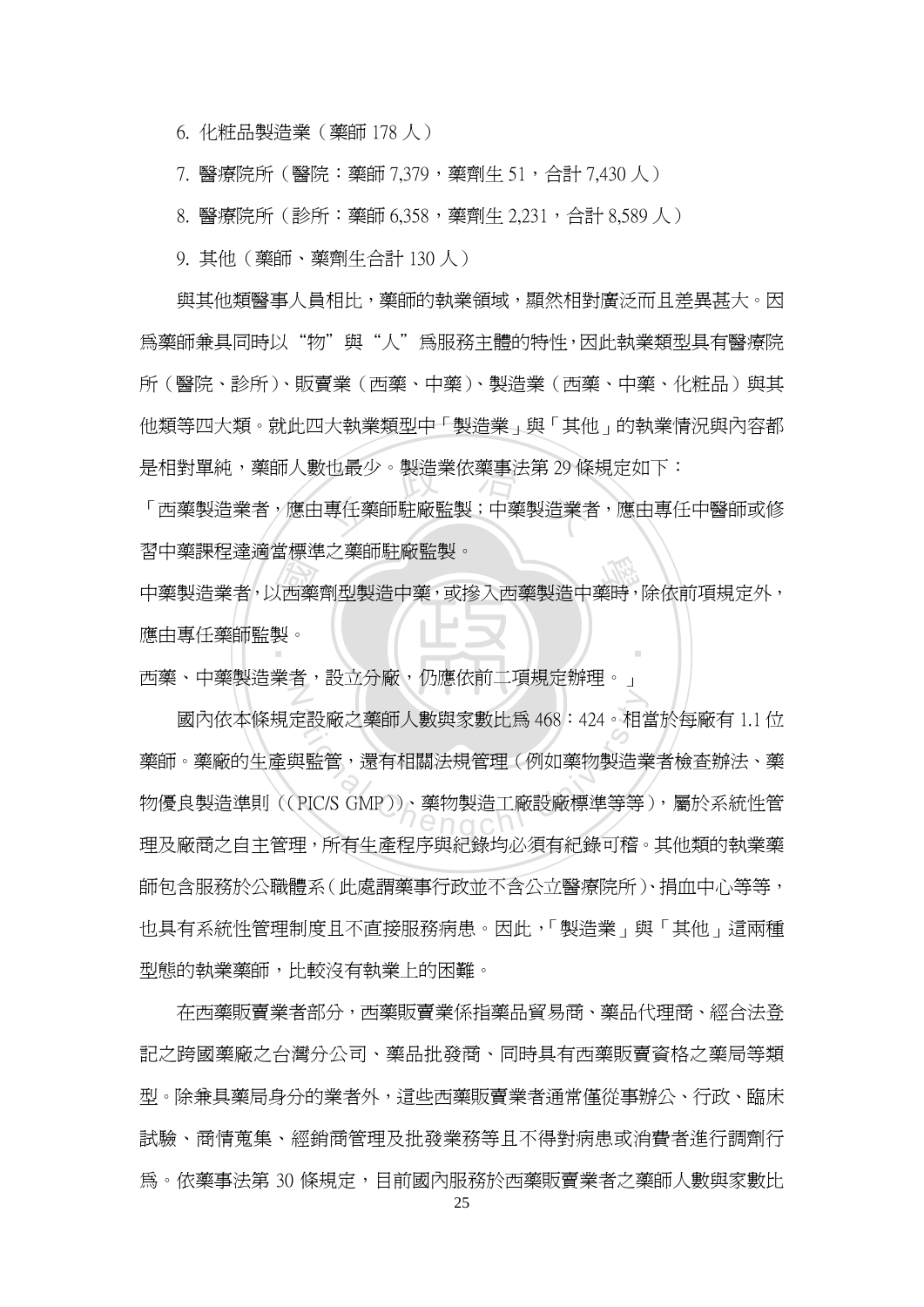6. 化粧品製造業（藥師 178 人）

7. 醫療院所（醫院：藥師 7,379，藥劑生 51，合計 7,430 人）

8. 醫療院所（診所：藥師 6,358，藥劑生 2,231，合計 8,589 人）

9. 其他（藥師、藥劑生合計 130 人）

與其他類醫事人員相比，藥師的執業領域，顯然相對廣泛而且差異甚大。因爲藥師兼具同時以“物”與“人”爲服務主體的特性，因此執業類型具有醫療院所（醫院、診所）、販賣業（西藥、中藥）、製造業（西藥、中藥、化粧品）與其他類等四大類。就此四大執業類型中「製造業」與「其他」的執業情況與內容都是相對單純，藥師人數也最少。製造業依藥事法第 29 條規定如下：

「西藥製造業者，應由專任藥師駐廠監製；中藥製造業者，應由專任中醫師或修習中藥課程達適當標準之藥師駐廠監製。

中藥製造業者，以西藥劑型製造中藥，或摻入西藥製造中藥時，除依前項規定外，應由專任藥師監製。

西藥、中藥製造業者，設立分廠，仍應依前二項規定辦理。」

國內依本條規定設廠之藥師人數與家數比爲 468：424。相當於每廠有 1.1 位藥師。藥廠的生產與監管，還有相關法規管理（例如藥物製造業者檢查辦法、藥物優良製造準則（(PIC/S GMP)）、藥物製造工廠設廠標準等等），屬於系統性管理及廠商之自主管理，所有生產程序與紀錄均必須有紀錄可稽。其他類的執業藥師包含服務於公職體系（此處謂藥事行政並不含公立醫療院所）、捐血中心等等，也具有系統性管理制度且不直接服務病患。因此，「製造業」與「其他」這兩種型態的執業藥師，比較沒有執業上的困難。

在西藥販賣業者部分，西藥販賣業係指藥品貿易商、藥品代理商、經合法登記之跨國藥廠之台灣分公司、藥品批發商、同時具有西藥販賣資格之藥局等類型。除兼具藥局身分的業者外，這些西藥販賣業者通常僅從事辦公、行政、臨床試驗、商情蒐集、經銷商管理及批發業務等且不得對病患或消費者進行調劑行爲。依藥事法第 30 條規定，目前國內服務於西藥販賣業者之藥師人數與家數比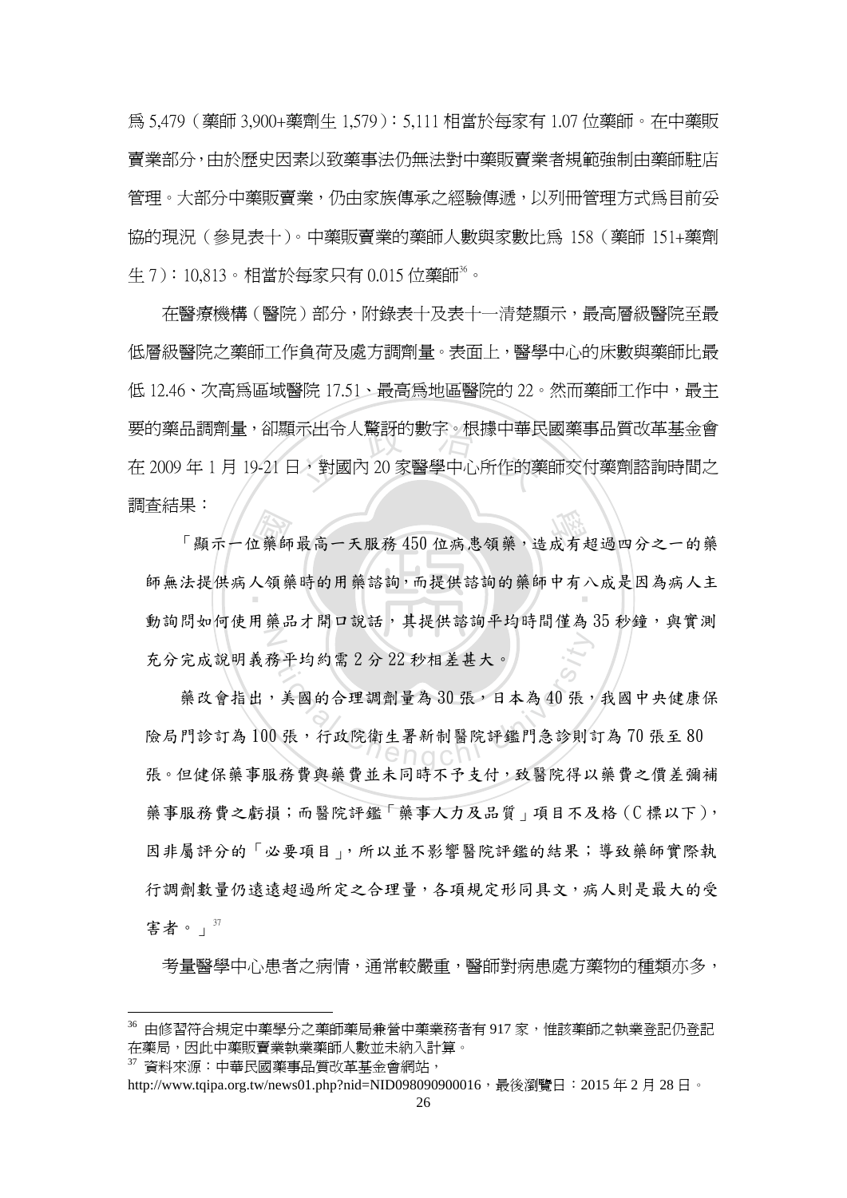爲 5,479（藥師 3,900+藥劑生 1,579）：5,111 相當於每家有 1.07 位藥師。在中藥販賣業部分，由於歷史因素以致藥事法仍無法對中藥販賣業者規範強制由藥師駐店管理。大部分中藥販賣業，仍由家族傳承之經驗傳遞，以列冊管理方式爲目前妥協的現況（參見表十）。中藥販賣業的藥師人數與家數比爲 158（藥師 151+藥劑生 7）：10,813。相當於每家只有 0.015 位藥師[36]。

在醫療機構（醫院）部分，附錄表十及表十一清楚顯示，最高層級醫院至最低層級醫院之藥師工作負荷及處方調劑量。表面上，醫學中心的床數與藥師比最低 12.46、次高爲區域醫院 17.51、最高爲地區醫院的 22。然而藥師工作中，最主要的藥品調劑量，卻顯示出令人驚訝的數字。根據中華民國藥事品質改革基金會在 2009 年 1 月 19-21 日，對國內 20 家醫學中心所作的藥師交付藥劑諮詢時間之調查結果：

> 「顯示一位藥師最高一天服務 450 位病患領藥，造成有超過四分之一的藥師無法提供病人領藥時的用藥諮詢，而提供諮詢的藥師中有八成是因為病人主動詢問如何使用藥品才開口說話，其提供諮詢平均時間僅為 35 秒鐘，與實測充分完成說明義務平均約需 2 分 22 秒相差甚大。
>
> 藥改會指出，美國的合理調劑量為 30 張，日本為 40 張，我國中央健康保險局門診訂為 100 張，行政院衛生署新制醫院評鑑門急診則訂為 70 張至 80 張。但健保藥事服務費與藥費並未同時不予支付，致醫院得以藥費之價差彌補藥事服務費之虧損；而醫院評鑑「藥事人力及品質」項目不及格（C 標以下），因非屬評分的「必要項目」，所以並不影響醫院評鑑的結果；導致藥師實際執行調劑數量仍遠遠超過所定之合理量，各項規定形同具文，病人則是最大的受害者。」[37]

考量醫學中心患者之病情，通常較嚴重，醫師對病患處方藥物的種類亦多，

---

[36] 由修習符合規定中藥學分之藥師藥局兼營中藥業務者有 917 家，惟該藥師之執業登記仍登記在藥局，因此中藥販賣業執業藥師人數並未納入計算。

[37] 資料來源：中華民國藥事品質改革基金會網站，http://www.tqipa.org.tw/news01.php?nid=NID098090900016，最後瀏覽日：2015 年 2 月 28 日。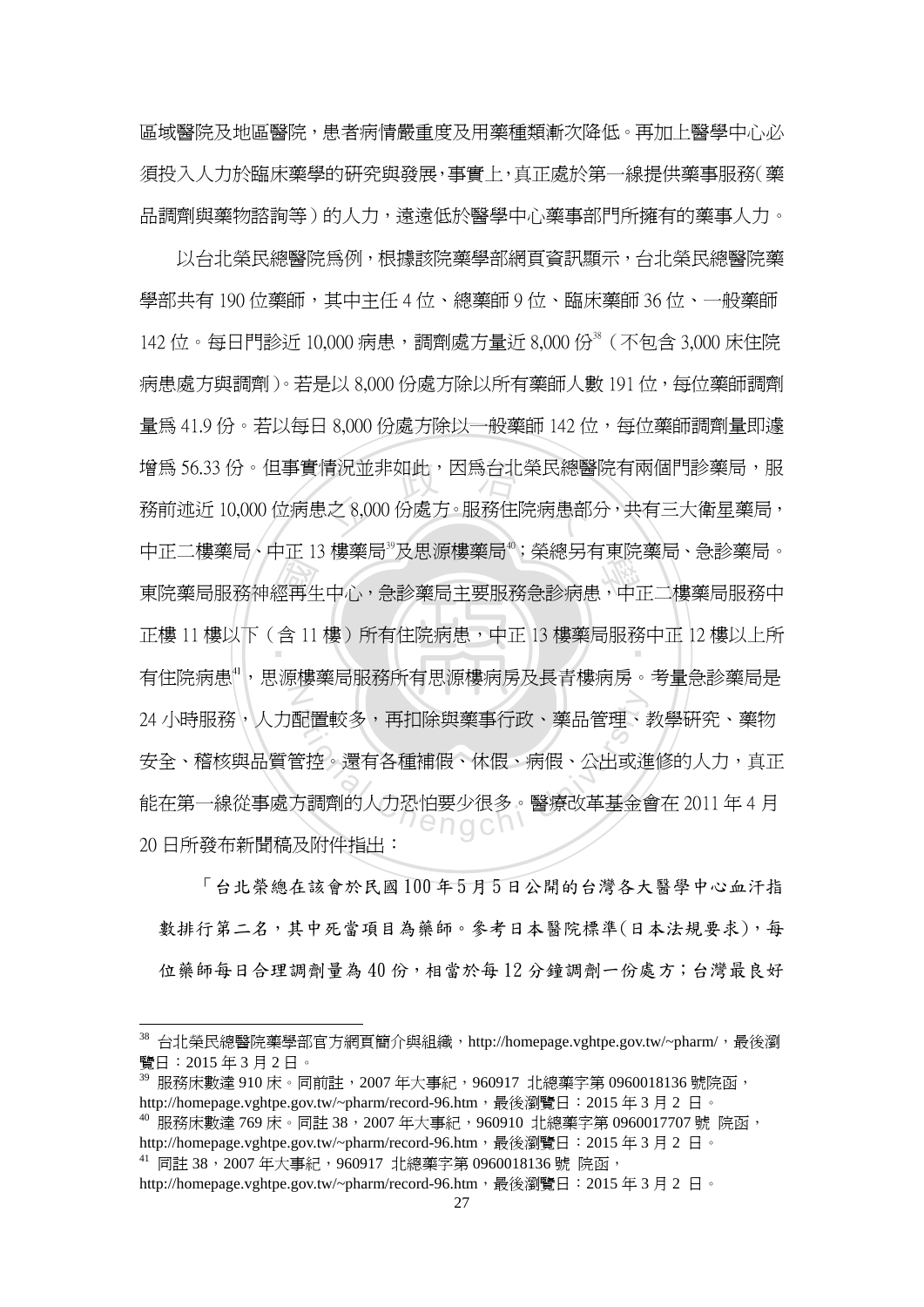區域醫院及地區醫院，患者病情嚴重度及用藥種類漸次降低。再加上醫學中心必須投入人力於臨床藥學的研究與發展，事實上，真正處於第一線提供藥事服務（藥品調劑與藥物諮詢等）的人力，遠遠低於醫學中心藥事部門所擁有的藥事人力。

以台北榮民總醫院爲例，根據該院藥學部網頁資訊顯示，台北榮民總醫院藥學部共有 190 位藥師，其中主任 4 位、總藥師 9 位、臨床藥師 36 位、一般藥師 142 位。每日門診近 10,000 病患，調劑處方量近 8,000 份[38]（不包含 3,000 床住院病患處方與調劑）。若是以 8,000 份處方除以所有藥師人數 191 位，每位藥師調劑量爲 41.9 份。若以每日 8,000 份處方除以一般藥師 142 位，每位藥師調劑量即遽增爲 56.33 份。但事實情況並非如此，因爲台北榮民總醫院有兩個門診藥局，服務前述近 10,000 位病患之 8,000 份處方。服務住院病患部分，共有三大衛星藥局，中正二樓藥局、中正 13 樓藥局[39]及思源樓藥局[40]；榮總另有東院藥局、急診藥局。東院藥局服務神經再生中心，急診藥局主要服務急診病患，中正二樓藥局服務中正樓 11 樓以下（含 11 樓）所有住院病患，中正 13 樓藥局服務中正 12 樓以上所有住院病患[41]，思源樓藥局服務所有思源樓病房及長青樓病房。考量急診藥局是 24 小時服務，人力配置較多，再扣除與藥事行政、藥品管理、教學研究、藥物安全、稽核與品質管控。還有各種補假、休假、病假、公出或進修的人力，真正能在第一線從事處方調劑的人力恐怕要少很多。醫療改革基金會在 2011 年 4 月 20 日所發布新聞稿及附件指出：

「台北榮總在該會於民國 100 年 5 月 5 日公開的台灣各大醫學中心血汗指數排行第二名，其中死當項目為藥師。參考日本醫院標準(日本法規要求)，每位藥師每日合理調劑量為 40 份，相當於每 12 分鐘調劑一份處方；台灣最良好

---

[38] 台北榮民總醫院藥學部官方網頁簡介與組織，http://homepage.vghtpe.gov.tw/~pharm/，最後瀏覽日：2015 年 3 月 2 日。

[39] 服務床數達 910 床。同前註，2007 年大事紀，960917 北總藥字第 0960018136 號院函，http://homepage.vghtpe.gov.tw/~pharm/record-96.htm，最後瀏覽日：2015 年 3 月 2 日。

[40] 服務床數達 769 床。同註 38，2007 年大事紀，960910 北總藥字第 0960017707 號 院函，http://homepage.vghtpe.gov.tw/~pharm/record-96.htm，最後瀏覽日：2015 年 3 月 2 日。

[41] 同註 38，2007 年大事紀，960917 北總藥字第 0960018136 號 院函，http://homepage.vghtpe.gov.tw/~pharm/record-96.htm，最後瀏覽日：2015 年 3 月 2 日。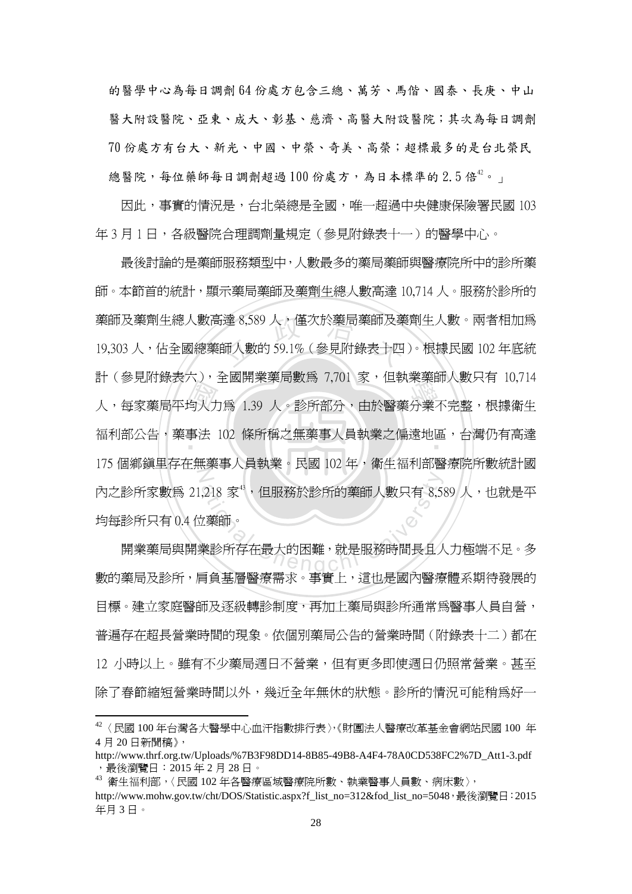的醫學中心為每日調劑 64 份處方包含三總、萬芳、馬偕、國泰、長庚、中山醫大附設醫院、亞東、成大、彰基、慈濟、高醫大附設醫院；其次為每日調劑 70 份處方有台大、新光、中國、中榮、奇美、高榮；超標最多的是台北榮民總醫院，每位藥師每日調劑超過 100 份處方，為日本標準的 2.5 倍[42]。」

因此，事實的情況是，台北榮總是全國，唯一超過中央健康保險署民國 103 年 3 月 1 日，各級醫院合理調劑量規定（參見附錄表十一）的醫學中心。

最後討論的是藥師服務類型中，人數最多的藥局藥師與醫療院所中的診所藥師。本節首的統計，顯示藥局藥師及藥劑生總人數高達 10,714 人。服務於診所的藥師及藥劑生總人數高達 8,589 人，僅次於藥局藥師及藥劑生人數。兩者相加爲 19,303 人，佔全國總藥師人數的 59.1%（參見附錄表十四）。根據民國 102 年底統計（參見附錄表六），全國開業藥局數爲 7,701 家，但執業藥師人數只有 10,714 人，每家藥局平均人力爲 1.39 人。診所部分，由於醫藥分業不完整，根據衛生福利部公告，藥事法 102 條所稱之無藥事人員執業之偏遠地區，台灣仍有高達 175 個鄉鎮里存在無藥事人員執業。民國 102 年，衛生福利部醫療院所數統計國內之診所家數爲 21,218 家[43]，但服務於診所的藥師人數只有 8,589 人，也就是平均每診所只有 0.4 位藥師。

開業藥局與開業診所存在最大的困難，就是服務時間長且人力極端不足。多數的藥局及診所，肩負基層醫療需求。事實上，這也是國內醫療體系期待發展的目標。建立家庭醫師及逐級轉診制度，再加上藥局與診所通常爲醫事人員自營，普遍存在超長營業時間的現象。依個別藥局公告的營業時間（附錄表十二）都在 12 小時以上。雖有不少藥局週日不營業，但有更多即使週日仍照常營業。甚至除了春節縮短營業時間以外，幾近全年無休的狀態。診所的情況可能稍爲好一

---

[42] 〈民國 100 年台灣各大醫學中心血汗指數排行表〉,《財團法人醫療改革基金會網站民國 100 年 4 月 20 日新聞稿》，
http://www.thrf.org.tw/Uploads/%7B3F98DD14-8B85-49B8-A4F4-78A0CD538FC2%7D_Att1-3.pdf，最後瀏覽日：2015 年 2 月 28 日。

[43] 衛生福利部，〈民國 102 年各醫療區域醫療院所數、執業醫事人員數、病床數〉，
http://www.mohw.gov.tw/cht/DOS/Statistic.aspx?f_list_no=312&fod_list_no=5048，最後瀏覽日：2015 年月 3 日。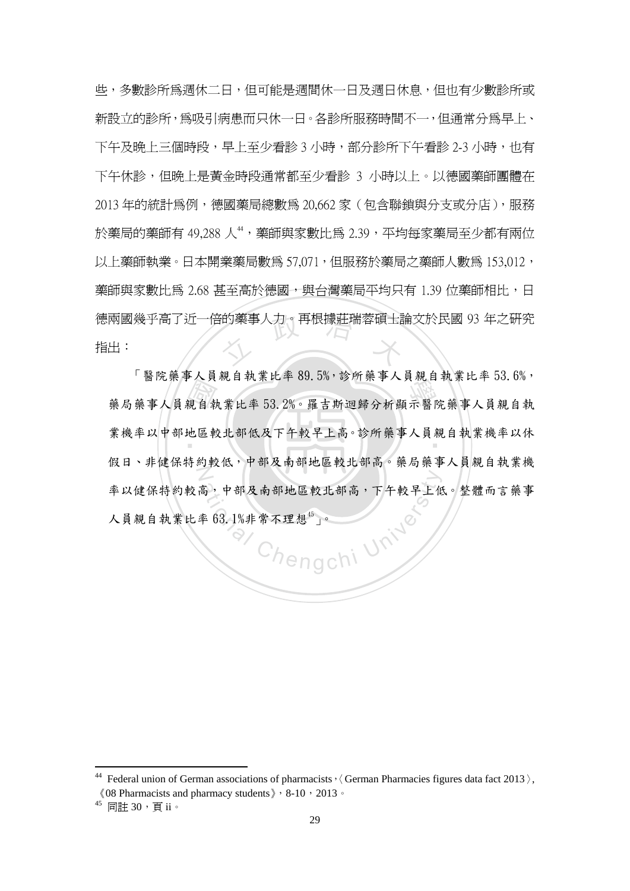些，多數診所爲週休二日，但可能是週間休一日及週日休息，但也有少數診所或新設立的診所，爲吸引病患而只休一日。各診所服務時間不一，但通常分爲早上、下午及晚上三個時段，早上至少看診 3 小時，部分診所下午看診 2-3 小時，也有下午休診，但晚上是黃金時段通常都至少看診 3 小時以上。以德國藥師團體在 2013 年的統計爲例，德國藥局總數爲 20,662 家（包含聯鎖與分支或分店），服務於藥局的藥師有 49,288 人[44]，藥師與家數比爲 2.39，平均每家藥局至少都有兩位以上藥師執業。日本開業藥局數爲 57,071，但服務於藥局之藥師人數爲 153,012，藥師與家數比爲 2.68 甚至高於德國，與台灣藥局平均只有 1.39 位藥師相比，日德兩國幾乎高了近一倍的藥事人力。再根據莊瑞蓉碩士論文於民國 93 年之研究指出：

> 「醫院藥事人員親自執業比率 89.5%，診所藥事人員親自執業比率 53.6%，藥局藥事人員親自執業比率 53.2%。羅吉斯迴歸分析顯示醫院藥事人員親自執業機率以中部地區較北部低及下午較早上高。診所藥事人員親自執業機率以休假日、非健保特約較低，中部及南部地區較北部高。藥局藥事人員親自執業機率以健保特約較高，中部及南部地區較北部高，下午較早上低。整體而言藥事人員親自執業比率 63.1%非常不理想[45]」。

---

[44] Federal union of German associations of pharmacists，〈German Pharmacies figures data fact 2013〉，《08 Pharmacists and pharmacy students》，8-10，2013。

[45] 同註 30，頁 ii。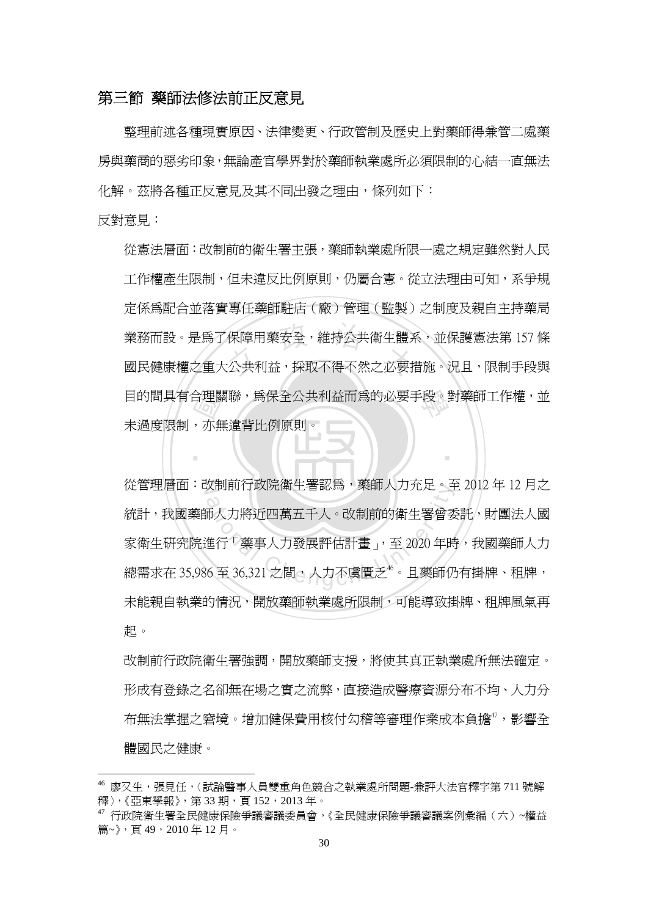## 第三節 藥師法修法前正反意見

整理前述各種現實原因、法律變更、行政管制及歷史上對藥師得兼管二處藥房與藥商的惡劣印象，無論產官學界對於藥師執業處所必須限制的心結一直無法化解。茲將各種正反意見及其不同出發之理由，條列如下：

反對意見：

從憲法層面：改制前的衛生署主張，藥師執業處所限一處之規定雖然對人民工作權產生限制，但未違反比例原則，仍屬合憲。從立法理由可知，系爭規定係為配合並落實專任藥師駐店（廠）管理（監製）之制度及親自主持藥局業務而設。是為了保障用藥安全，維持公共衛生體系，並保護憲法第 157 條國民健康權之重大公共利益，採取不得不然之必要措施。況且，限制手段與目的間具有合理關聯，為保全公共利益而為的必要手段。對藥師工作權，並未過度限制，亦無違背比例原則。

從管理層面：改制前行政院衛生署認為，藥師人力充足。至 2012 年 12 月之統計，我國藥師人力將近四萬五千人。改制前的衛生署曾委託，財團法人國家衛生研究院進行「藥事人力發展評估計畫」，至 2020 年時，我國藥師人力總需求在 35,986 至 36,321 之間，人力不虞匱乏[46]。且藥師仍有掛牌、租牌，未能親自執業的情況，開放藥師執業處所限制，可能導致掛牌、租牌風氣再起。

改制前行政院衛生署強調，開放藥師支援，將使其真正執業處所無法確定。形成有登錄之名卻無在場之實之流弊，直接造成醫療資源分布不均、人力分布無法掌握之窘境。增加健保費用核付勾稽等審理作業成本負擔[47]，影響全體國民之健康。

---

[46] 廖又生，張見任，〈試論醫事人員雙重角色競合之執業處所問題-兼評大法官釋字第 711 號解釋〉，《亞東學報》，第 33 期，頁 152，2013 年。

[47] 行政院衛生署全民健康保險爭議審議委員會，《全民健康保險爭議審議案例彙編（六）~權益篇~》，頁 49，2010 年 12 月。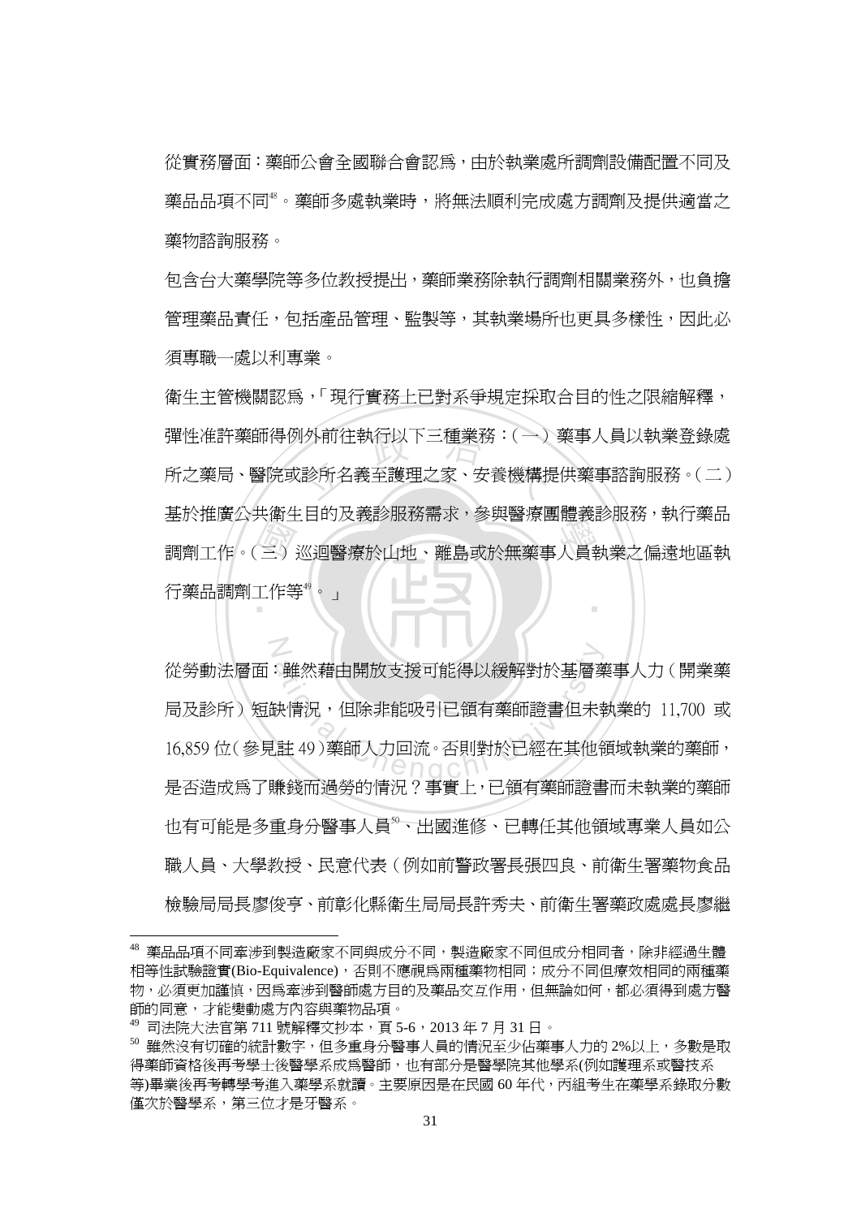從實務層面：藥師公會全國聯合會認為，由於執業處所調劑設備配置不同及藥品品項不同[48]。藥師多處執業時，將無法順利完成處方調劑及提供適當之藥物諮詢服務。

包含台大藥學院等多位教授提出，藥師業務除執行調劑相關業務外，也負擔管理藥品責任，包括產品管理、監製等，其執業場所也更具多樣性，因此必須專職一處以利專業。

衛生主管機關認為，「現行實務上已對系爭規定採取合目的性之限縮解釋，彈性准許藥師得例外前往執行以下三種業務：（一）藥事人員以執業登錄處所之藥局、醫院或診所名義至護理之家、安養機構提供藥事諮詢服務。（二）基於推廣公共衛生目的及義診服務需求，參與醫療團體義診服務，執行藥品調劑工作。（三）巡迴醫療於山地、離島或於無藥事人員執業之偏遠地區執行藥品調劑工作等[49]。」

從勞動法層面：雖然藉由開放支援可能得以緩解對於基層藥事人力（開業藥局及診所）短缺情況，但除非能吸引已領有藥師證書但未執業的 11,700 或 16,859 位（參見註 49）藥師人力回流。否則對於已經在其他領域執業的藥師，是否造成為了賺錢而過勞的情況？事實上，已領有藥師證書而未執業的藥師也有可能是多重身分醫事人員[50]、出國進修、已轉任其他領域專業人員如公職人員、大學教授、民意代表（例如前警政署長張四良、前衛生署藥物食品檢驗局局長廖俊亨、前彰化縣衛生局局長許秀夫、前衛生署藥政處處長廖繼

---

[48] 藥品品項不同牽涉到製造廠家不同與成分不同，製造廠家不同但成分相同者，除非經過生體相等性試驗證實(Bio-Equivalence)，否則不應視為兩種藥物相同；成分不同但療效相同的兩種藥物，必須更加謹慎，因為牽涉到醫師處方目的及藥品交互作用，但無論如何，都必須得到處方醫師的同意，才能變動處方內容與藥物品項。

[49] 司法院大法官第 711 號解釋文抄本，頁 5-6，2013 年 7 月 31 日。

[50] 雖然沒有切確的統計數字，但多重身分醫事人員的情況至少佔藥事人力的 2%以上，多數是取得藥師資格後再考學士後醫學系成為醫師，也有部分是醫學院其他學系(例如護理系或醫技系等)畢業後再考轉學考進入藥學系就讀。主要原因是在民國 60 年代，丙組考生在藥學系錄取分數僅次於醫學系，第三位才是牙醫系。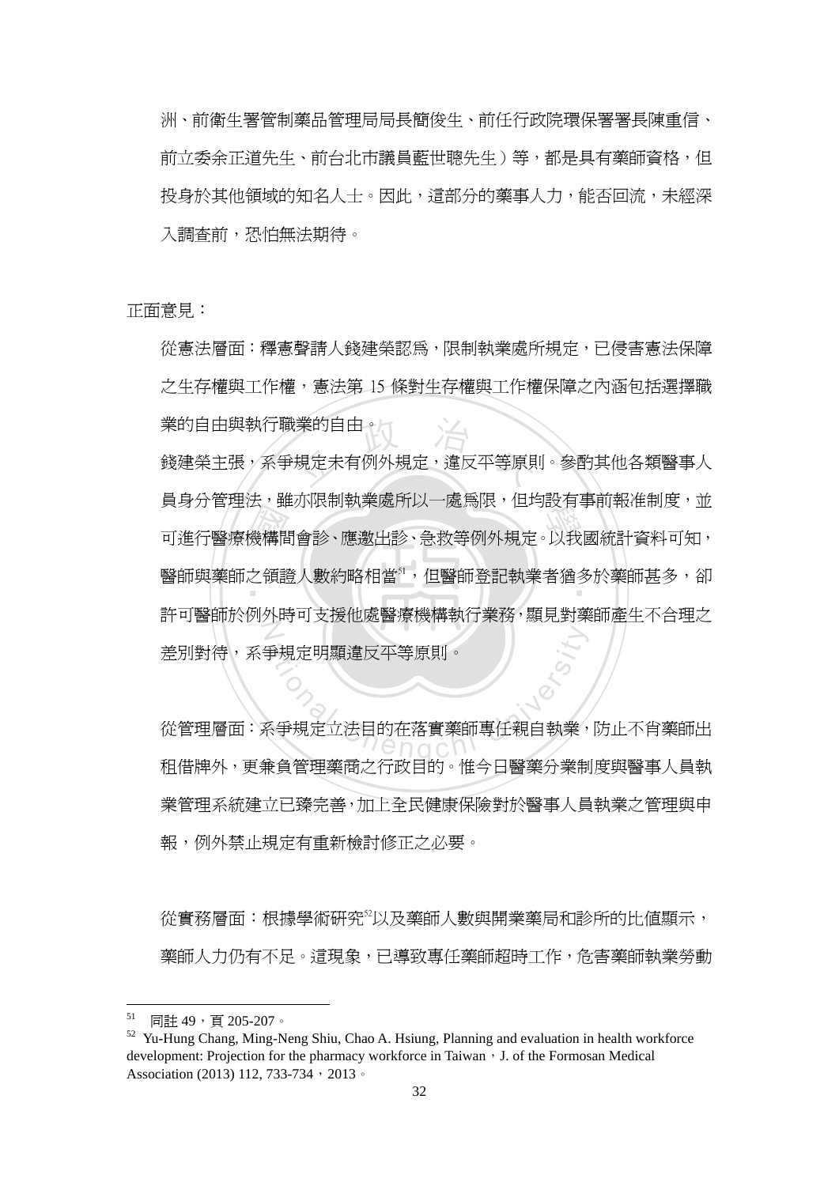洲、前衛生署管制藥品管理局局長簡俊生、前任行政院環保署署長陳重信、前立委余正道先生、前台北市議員藍世聰先生）等，都是具有藥師資格，但投身於其他領域的知名人士。因此，這部分的藥事人力，能否回流，未經深入調查前，恐怕無法期待。

正面意見：

從憲法層面：釋憲聲請人錢建榮認為，限制執業處所規定，已侵害憲法保障之生存權與工作權，憲法第 15 條對生存權與工作權保障之內涵包括選擇職業的自由與執行職業的自由。

錢建榮主張，系爭規定未有例外規定，違反平等原則。參酌其他各類醫事人員身分管理法，雖亦限制執業處所以一處為限，但均設有事前報准制度，並可進行醫療機構間會診、應邀出診、急救等例外規定。以我國統計資料可知，醫師與藥師之領證人數約略相當[51]，但醫師登記執業者猶多於藥師甚多，卻許可醫師於例外時可支援他處醫療機構執行業務，顯見對藥師產生不合理之差別對待，系爭規定明顯違反平等原則。

從管理層面：系爭規定立法目的在落實藥師專任親自執業，防止不肖藥師出租借牌外，更兼負管理藥商之行政目的。惟今日醫藥分業制度與醫事人員執業管理系統建立已臻完善，加上全民健康保險對於醫事人員執業之管理與申報，例外禁止規定有重新檢討修正之必要。

從實務層面：根據學術研究[52]以及藥師人數與開業藥局和診所的比值顯示，藥師人力仍有不足。這現象，已導致專任藥師超時工作，危害藥師執業勞動

---

[51] 同註 49，頁 205-207。

[52] Yu-Hung Chang, Ming-Neng Shiu, Chao A. Hsiung, Planning and evaluation in health workforce development: Projection for the pharmacy workforce in Taiwan，J. of the Formosan Medical Association (2013) 112, 733-734，2013。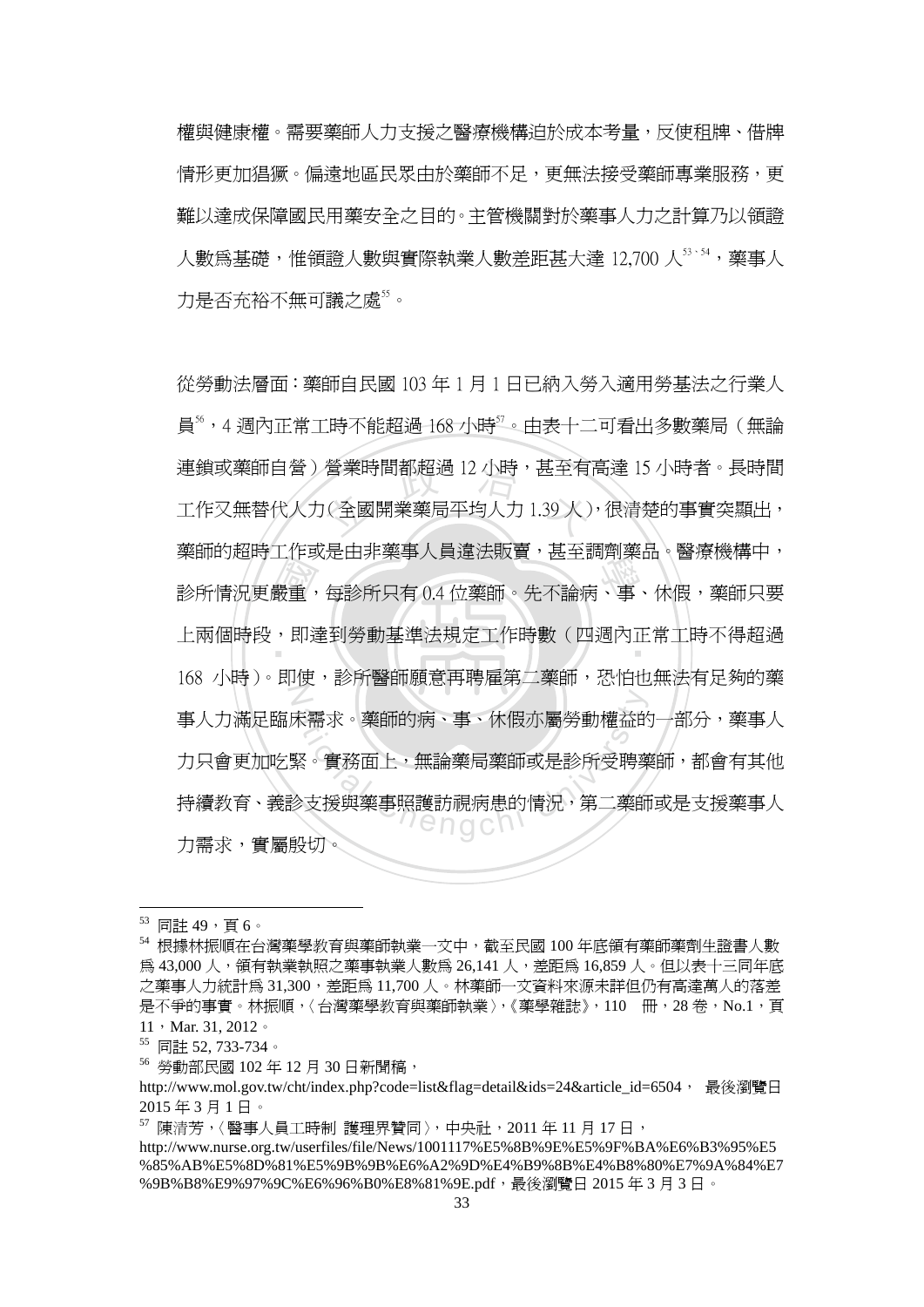權與健康權。需要藥師人力支援之醫療機構迫於成本考量，反使租牌、借牌情形更加猖獗。偏遠地區民眾由於藥師不足，更無法接受藥師專業服務，更難以達成保障國民用藥安全之目的。主管機關對於藥事人力之計算乃以領證人數為基礎，惟領證人數與實際執業人數差距甚大達 12,700 人[53、54]，藥事人力是否充裕不無可議之處[55]。

從勞動法層面：藥師自民國 103 年 1 月 1 日已納入勞入適用勞基法之行業人員[56]，4 週內正常工時不能超過 168 小時[57]。由表十二可看出多數藥局（無論連鎖或藥師自營）營業時間都超過 12 小時，甚至有高達 15 小時者。長時間工作又無替代人力（全國開業藥局平均人力 1.39 人），很清楚的事實突顯出，藥師的超時工作或是由非藥事人員違法販賣，甚至調劑藥品。醫療機構中，診所情況更嚴重，每診所只有 0.4 位藥師。先不論病、事、休假，藥師只要上兩個時段，即達到勞動基準法規定工作時數（四週內正常工時不得超過 168 小時）。即使，診所醫師願意再聘僱第二藥師，恐怕也無法有足夠的藥事人力滿足臨床需求。藥師的病、事、休假亦屬勞動權益的一部分，藥事人力只會更加吃緊。實務面上，無論藥局藥師或是診所受聘藥師，都會有其他持續教育、義診支援與藥事照護訪視病患的情況，第二藥師或是支援藥事人力需求，實屬殷切。

---

[53] 同註 49，頁 6。

[54] 根據林振順在台灣藥學教育與藥師執業一文中，截至民國 100 年底領有藥師藥劑生證書人數為 43,000 人，領有執業執照之藥事執業人數為 26,141 人，差距為 16,859 人。但以表十三同年底之藥事人力統計為 31,300，差距為 11,700 人。林藥師一文資料來源未詳但仍有高達萬人的落差是不爭的事實。林振順，〈台灣藥學教育與藥師執業〉，《藥學雜誌》，110 冊，28 卷，No.1，頁 11，Mar. 31, 2012。

[55] 同註 52, 733-734。

[56] 勞動部民國 102 年 12 月 30 日新聞稿，http://www.mol.gov.tw/cht/index.php?code=list&flag=detail&ids=24&article_id=6504， 最後瀏覽日 2015 年 3 月 1 日。

[57] 陳清芳，〈醫事人員工時制 護理界贊同〉，中央社，2011 年 11 月 17 日，http://www.nurse.org.tw/userfiles/file/News/1001117%E5%8B%9E%E5%9F%BA%E6%B3%95%E5%85%AB%E5%8D%81%E5%9B%9B%E6%A2%9D%E4%B9%8B%E4%B8%80%E7%9A%84%E7%9B%B8%E9%97%9C%E6%96%B0%E8%81%9E.pdf，最後瀏覽日 2015 年 3 月 3 日。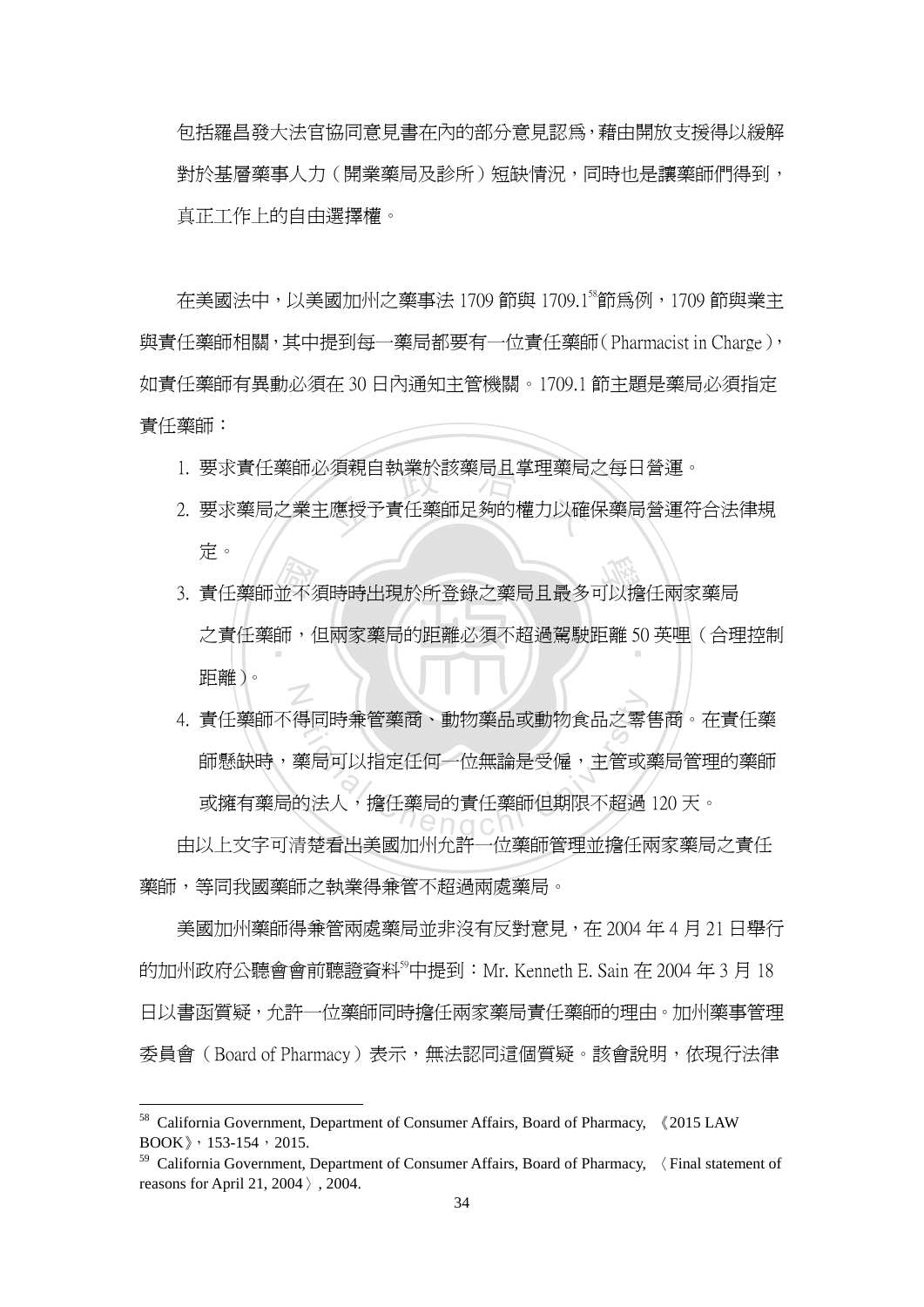包括羅昌發大法官協同意見書在內的部分意見認爲，藉由開放支援得以緩解對於基層藥事人力（開業藥局及診所）短缺情況，同時也是讓藥師們得到，真正工作上的自由選擇權。

在美國法中，以美國加州之藥事法 1709 節與 1709.1[58]節爲例，1709 節與業主與責任藥師相關，其中提到每一藥局都要有一位責任藥師（Pharmacist in Charge），如責任藥師有異動必須在 30 日內通知主管機關。1709.1 節主題是藥局必須指定責任藥師：

1. 要求責任藥師必須親自執業於該藥局且掌理藥局之每日營運。
2. 要求藥局之業主應授予責任藥師足夠的權力以確保藥局營運符合法律規定。
3. 責任藥師並不須時時出現於所登錄之藥局且最多可以擔任兩家藥局之責任藥師，但兩家藥局的距離必須不超過駕駛距離 50 英哩（合理控制距離）。
4. 責任藥師不得同時兼管藥商、動物藥品或動物食品之零售商。在責任藥師懸缺時，藥局可以指定任何一位無論是受僱，主管或藥局管理的藥師或擁有藥局的法人，擔任藥局的責任藥師但期限不超過 120 天。

由以上文字可清楚看出美國加州允許一位藥師管理並擔任兩家藥局之責任藥師，等同我國藥師之執業得兼管不超過兩處藥局。

美國加州藥師得兼管兩處藥局並非沒有反對意見，在 2004 年 4 月 21 日舉行的加州政府公聽會會前聽證資料[59]中提到：Mr. Kenneth E. Sain 在 2004 年 3 月 18 日以書函質疑，允許一位藥師同時擔任兩家藥局責任藥師的理由。加州藥事管理委員會（Board of Pharmacy）表示，無法認同這個質疑。該會說明，依現行法律

---

[58] California Government, Department of Consumer Affairs, Board of Pharmacy, 《2015 LAW BOOK》，153-154，2015.

[59] California Government, Department of Consumer Affairs, Board of Pharmacy, 〈Final statement of reasons for April 21, 2004〉, 2004.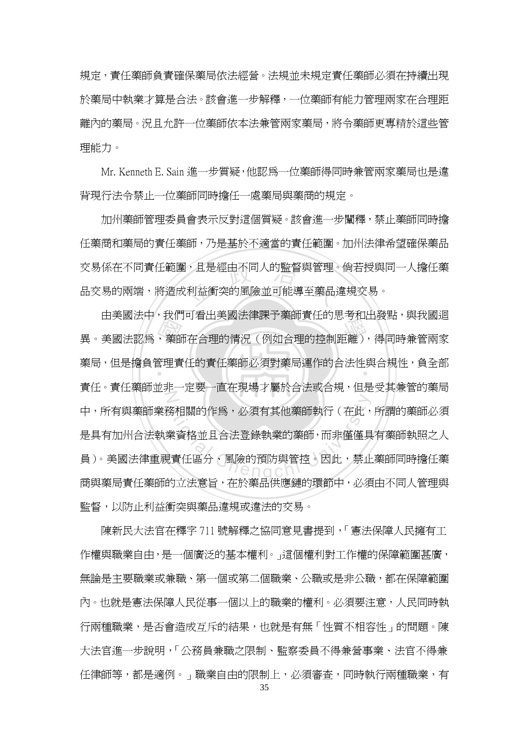規定，責任藥師負責確保藥局依法經營。法規並未規定責任藥師必須在持續出現於藥局中執業才算是合法。該會進一步解釋，一位藥師有能力管理兩家在合理距離內的藥局。況且允許一位藥師依本法兼管兩家藥局，將令藥師更專精於這些管理能力。

Mr. Kenneth E. Sain 進一步質疑，他認為一位藥師得同時兼管兩家藥局也是違背現行法令禁止一位藥師同時擔任一處藥局與藥商的規定。

加州藥師管理委員會表示反對這個質疑。該會進一步闡釋，禁止藥師同時擔任藥商和藥局的責任藥師，乃是基於不適當的責任範圍。加州法律希望確保藥品交易係在不同責任範圍，且是經由不同人的監督與管理。倘若授與同一人擔任藥品交易的兩端，將造成利益衝突的風險並可能導至藥品違規交易。

由美國法中，我們可看出美國法律課予藥師責任的思考和出發點，與我國迥異。美國法認為，藥師在合理的情況（例如合理的控制距離），得同時兼管兩家藥局，但是擔負管理責任的責任藥師必須對藥局運作的合法性與合規性，負全部責任。責任藥師並非一定要一直在現場才屬於合法或合規，但是受其兼管的藥局中，所有與藥師業務相關的作為，必須有其他藥師執行（在此，所謂的藥師必須是具有加州合法執業資格並且合法登錄執業的藥師，而非僅僅具有藥師執照之人員）。美國法律重視責任區分、風險的預防與管控。因此，禁止藥師同時擔任藥商與藥局責任藥師的立法意旨，在於藥品供應鏈的環節中，必須由不同人管理與監督，以防止利益衝突與藥品違規或違法的交易。

陳新民大法官在釋字 711 號解釋之協同意見書提到，「憲法保障人民擁有工作權與職業自由，是一個廣泛的基本權利。」這個權利對工作權的保障範圍甚廣，無論是主要職業或兼職、第一個或第二個職業、公職或是非公職，都在保障範圍內。也就是憲法保障人民從事一個以上的職業的權利。必須要注意，人民同時執行兩種職業，是否會造成互斥的結果，也就是有無「性質不相容性」的問題。陳大法官進一步說明，「公務員兼職之限制、監察委員不得兼營事業、法官不得兼任律師等，都是適例。」職業自由的限制上，必須審查，同時執行兩種職業，有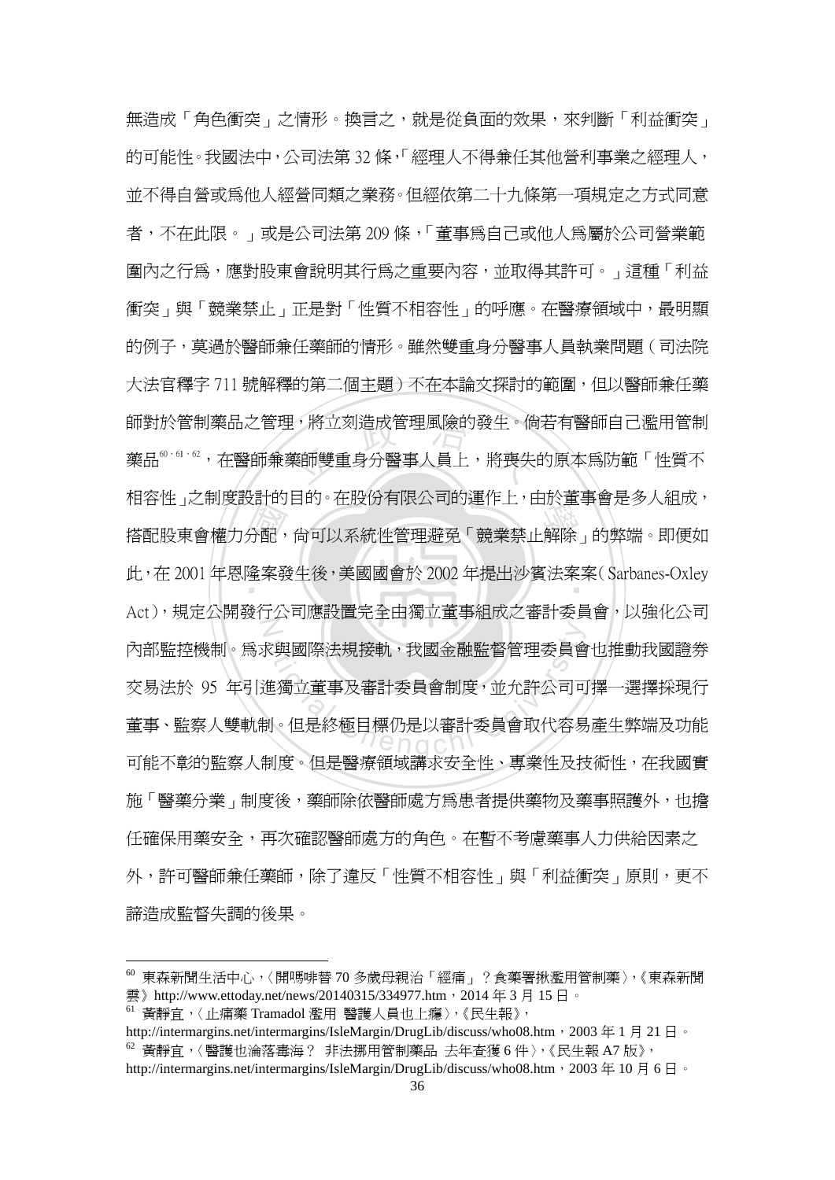無造成「角色衝突」之情形。換言之，就是從負面的效果，來判斷「利益衝突」的可能性。我國法中，公司法第 32 條，「經理人不得兼任其他營利事業之經理人，並不得自營或為他人經營同類之業務。但經依第二十九條第一項規定之方式同意者，不在此限。」或是公司法第 209 條，「董事為自己或他人為屬於公司營業範圍內之行為，應對股東會說明其行為之重要內容，並取得其許可。」這種「利益衝突」與「競業禁止」正是對「性質不相容性」的呼應。在醫療領域中，最明顯的例子，莫過於醫師兼任藥師的情形。雖然雙重身分醫事人員執業問題（司法院大法官釋字 711 號解釋的第二個主題）不在本論文探討的範圍，但以醫師兼任藥師對於管制藥品之管理，將立刻造成管理風險的發生。倘若有醫師自己濫用管制藥品[60、61、62]，在醫師兼藥師雙重身分醫事人員上，將喪失的原本為防範「性質不相容性」之制度設計的目的。在股份有限公司的運作上，由於董事會是多人組成，搭配股東會權力分配，尚可以系統性管理避免「競業禁止解除」的弊端。即便如此，在 2001 年恩隆案發生後，美國國會於 2002 年提出沙賓法案案（Sarbanes-Oxley Act），規定公開發行公司應設置完全由獨立董事組成之審計委員會，以強化公司內部監控機制。為求與國際法規接軌，我國金融監督管理委員會也推動我國證券交易法於 95 年引進獨立董事及審計委員會制度，並允許公司可擇一選擇採現行董事、監察人雙軌制。但是終極目標仍是以審計委員會取代容易產生弊端及功能可能不彰的監察人制度。但是醫療領域講求安全性、專業性及技術性，在我國實施「醫藥分業」制度後，藥師除依醫師處方為患者提供藥物及藥事照護外，也擔任確保用藥安全，再次確認醫師處方的角色。在暫不考慮藥事人力供給因素之外，許可醫師兼任藥師，除了違反「性質不相容性」與「利益衝突」原則，更不諦造成監督失調的後果。

---

[60] 東森新聞生活中心，〈開嗎啡替 70 多歲母親治「經痛」？食藥署揪濫用管制藥〉，《東森新聞雲》http://www.ettoday.net/news/20140315/334977.htm，2014 年 3 月 15 日。

[61] 黃靜宜，〈止痛藥 Tramadol 濫用 醫護人員也上癮〉，《民生報》，http://intermargins.net/intermargins/IsleMargin/DrugLib/discuss/who08.htm，2003 年 1 月 21 日。

[62] 黃靜宜，〈醫護也淪落毒海？ 非法挪用管制藥品 去年查獲 6 件〉，《民生報 A7 版》，http://intermargins.net/intermargins/IsleMargin/DrugLib/discuss/who08.htm，2003 年 10 月 6 日。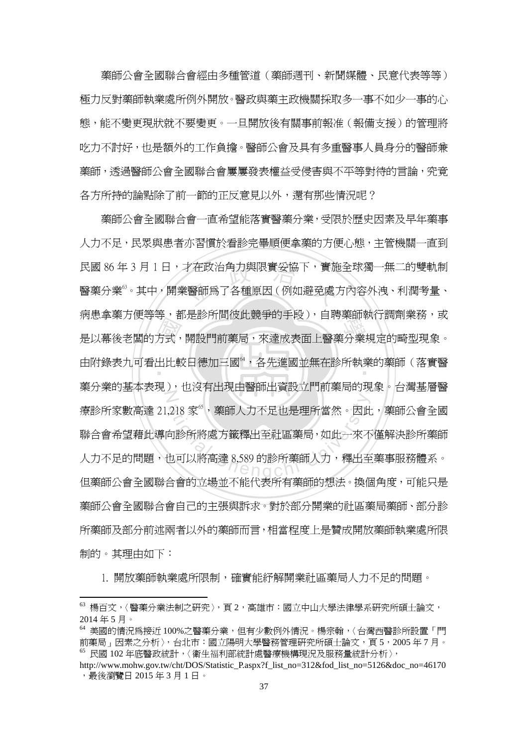藥師公會全國聯合會經由多種管道（藥師週刊、新聞媒體、民意代表等等）極力反對藥師執業處所例外開放。醫政與藥主政機關採取多一事不如少一事的心態，能不變更現狀就不要變更。一旦開放後有關事前報准（報備支援）的管理將吃力不討好，也是額外的工作負擔。醫師公會及具有多重醫事人員身分的醫師兼藥師，透過醫師公會全國聯合會屢屢發表權益受侵害與不平等對待的言論，究竟各方所持的論點除了前一節的正反意見以外，還有那些情況呢？

藥師公會全國聯合會一直希望能落實醫藥分業，受限於歷史因素及早年藥事人力不足，民眾與患者亦習慣於看診完畢順便拿藥的方便心態，主管機關一直到民國 86 年 3 月 1 日，才在政治角力與限實妥協下，實施全球獨一無二的雙軌制醫藥分業[63]。其中，開業醫師為了各種原因（例如避免處方內容外洩、利潤考量、病患拿藥方便等等，都是診所間彼此競爭的手段），自聘藥師執行調劑業務，或是以幕後老闆的方式，開設門前藥局，來達成表面上醫藥分業規定的畸型現象。由附錄表九可看出比較日德加三國[64]，各先進國並無在診所執業的藥師（落實醫藥分業的基本表現），也沒有出現由醫師出資設立門前藥局的現象。台灣基層醫療診所家數高達 21,218 家[65]，藥師人力不足也是理所當然。因此，藥師公會全國聯合會希望藉此導向診所將處方籤釋出至社區藥局，如此一來不僅解決診所藥師人力不足的問題，也可以將高達 8,589 的診所藥師人力，釋出至藥事服務體系。但藥師公會全國聯合會的立場並不能代表所有藥師的想法。換個角度，可能只是藥師公會全國聯合會自己的主張與訴求。對於部分開業的社區藥局藥師、部分診所藥師及部分前述兩者以外的藥師而言，相當程度上是贊成開放藥師執業處所限制的。其理由如下：

1. 開放藥師執業處所限制，確實能紓解開業社區藥局人力不足的問題。

---

[63] 楊百文，〈醫藥分業法制之研究〉，頁 2，高雄市：國立中山大學法律學系研究所碩士論文，2014 年 5 月。

[64] 美國的情況為接近 100%之醫藥分業，但有少數例外情況。楊宗翰，〈台灣西醫診所設置「門前藥局」因素之分析〉，台北市：國立陽明大學醫務管理研究所碩士論文，頁 5，2005 年 7 月。

[65] 民國 102 年底醫政統計，〈衛生福利部統計處醫療機構現況及服務量統計分析〉，http://www.mohw.gov.tw/cht/DOS/Statistic_P.aspx?f_list_no=312&fod_list_no=5126&doc_no=46170，最後瀏覽日 2015 年 3 月 1 日。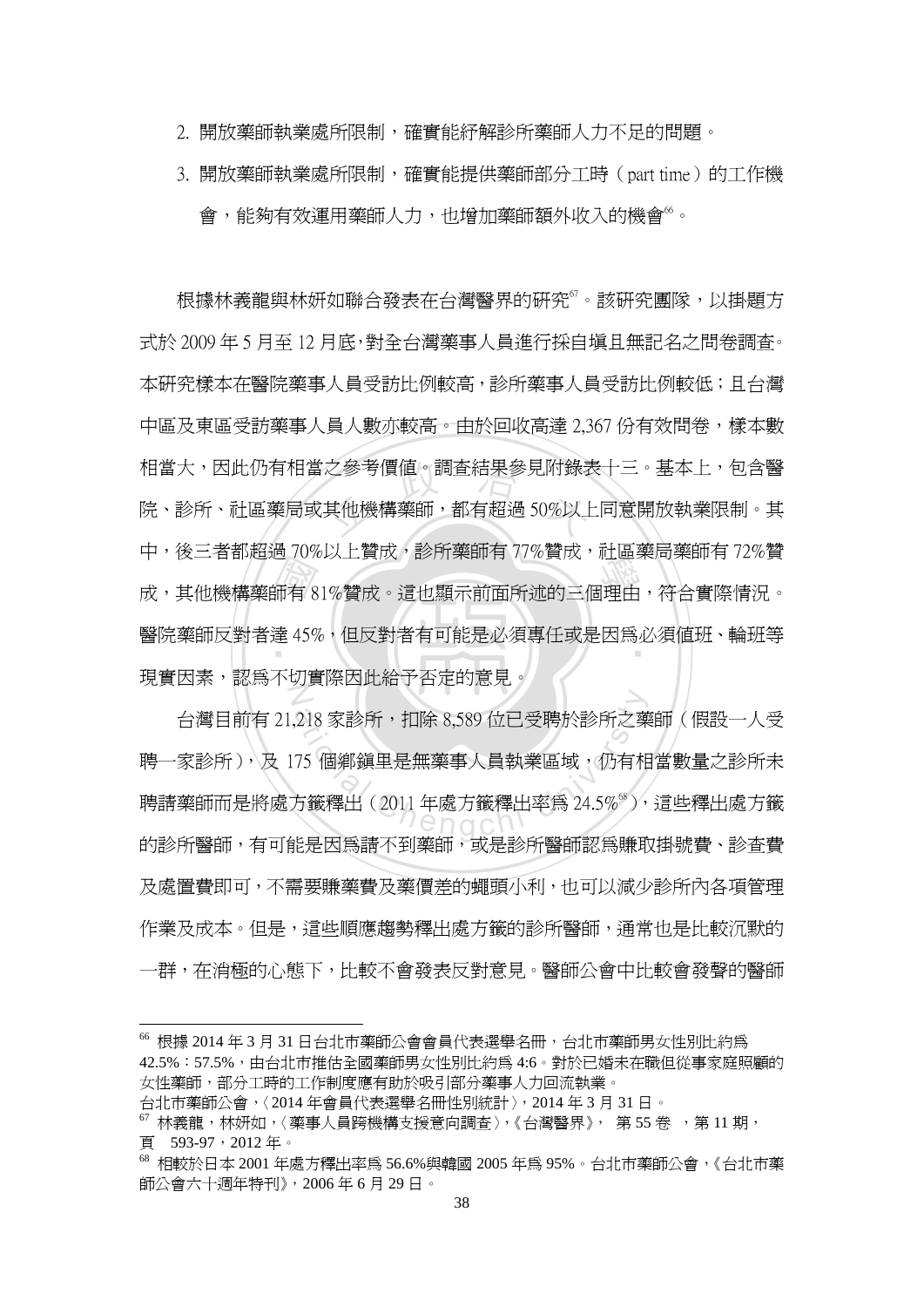2. 開放藥師執業處所限制，確實能紓解診所藥師人力不足的問題。
3. 開放藥師執業處所限制，確實能提供藥師部分工時（part time）的工作機會，能夠有效運用藥師人力，也增加藥師額外收入的機會[66]。

根據林義龍與林妍如聯合發表在台灣醫界的研究[67]。該研究團隊，以掛題方式於 2009 年 5 月至 12 月底，對全台灣藥事人員進行採自填且無記名之問卷調查。本研究樣本在醫院藥事人員受訪比例較高，診所藥事人員受訪比例較低；且台灣中區及東區受訪藥事人員人數亦較高。由於回收高達 2,367 份有效問卷，樣本數相當大，因此仍有相當之參考價值。調查結果參見附錄表十三。基本上，包含醫院、診所、社區藥局或其他機構藥師，都有超過 50%以上同意開放執業限制。其中，後三者都超過 70%以上贊成，診所藥師有 77%贊成，社區藥局藥師有 72%贊成，其他機構藥師有 81%贊成。這也顯示前面所述的三個理由，符合實際情況。醫院藥師反對者達 45%，但反對者有可能是必須專任或是因為必須值班、輪班等現實因素，認為不切實際因此給予否定的意見。

台灣目前有 21,218 家診所，扣除 8,589 位已受聘於診所之藥師（假設一人受聘一家診所），及 175 個鄉鎮里是無藥事人員執業區域，仍有相當數量之診所未聘請藥師而是將處方籤釋出（2011 年處方籤釋出率為 24.5%[68]），這些釋出處方籤的診所醫師，有可能是因為請不到藥師，或是診所醫師認為賺取掛號費、診查費及處置費即可，不需要賺藥費及藥價差的蠅頭小利，也可以減少診所內各項管理作業及成本。但是，這些順應趨勢釋出處方籤的診所醫師，通常也是比較沉默的一群，在消極的心態下，比較不會發表反對意見。醫師公會中比較會發聲的醫師

---

[66] 根據 2014 年 3 月 31 日台北市藥師公會會員代表選舉名冊，台北市藥師男女性別比約為 42.5%：57.5%，由台北市推估全國藥師男女性別比約為 4:6。對於已婚未在職但從事家庭照顧的女性藥師，部分工時的工作制度應有助於吸引部分藥事人力回流執業。
台北市藥師公會，〈2014 年會員代表選舉名冊性別統計〉，2014 年 3 月 31 日。

[67] 林義龍，林妍如，〈藥事人員跨機構支援意向調查〉，《台灣醫界》， 第 55 卷 ，第 11 期，頁 593-97，2012 年。

[68] 相較於日本 2001 年處方釋出率為 56.6%與韓國 2005 年為 95%。台北市藥師公會，《台北市藥師公會六十週年特刊》，2006 年 6 月 29 日。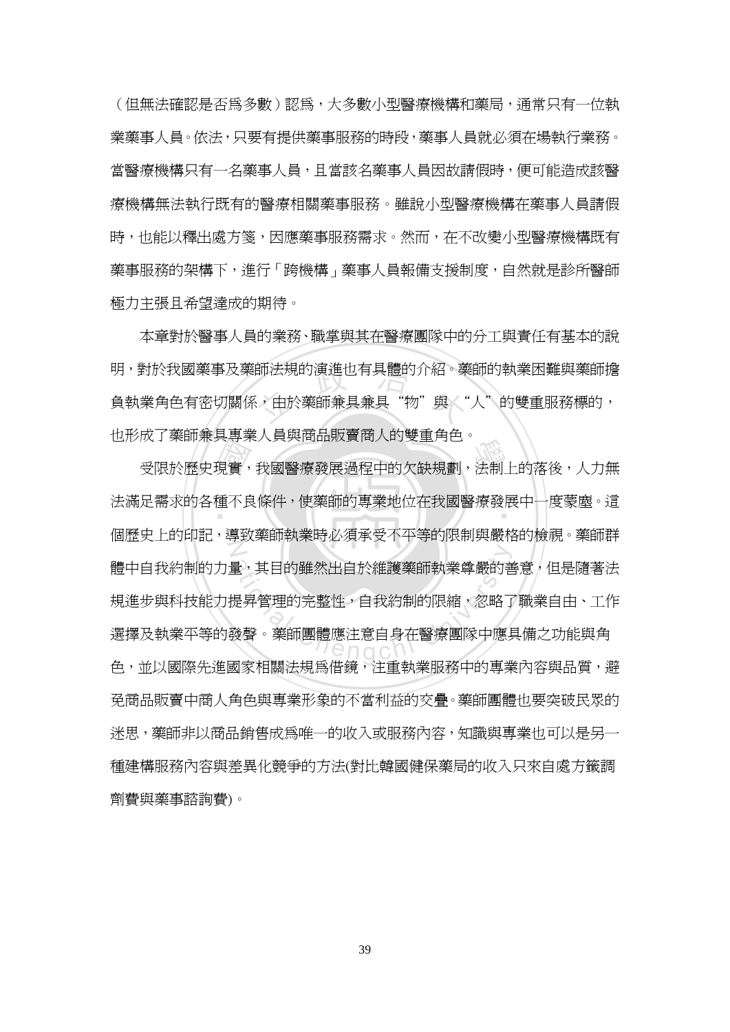（但無法確認是否為多數）認為，大多數小型醫療機構和藥局，通常只有一位執業藥事人員。依法，只要有提供藥事服務的時段，藥事人員就必須在場執行業務。當醫療機構只有一名藥事人員，且當該名藥事人員因故請假時，便可能造成該醫療機構無法執行既有的醫療相關藥事服務。雖說小型醫療機構在藥事人員請假時，也能以釋出處方箋，因應藥事服務需求。然而，在不改變小型醫療機構既有藥事服務的架構下，進行「跨機構」藥事人員報備支援制度，自然就是診所醫師極力主張且希望達成的期待。

本章對於醫事人員的業務、職掌與其在醫療團隊中的分工與責任有基本的說明，對於我國藥事及藥師法規的演進也有具體的介紹。藥師的執業困難與藥師擔負執業角色有密切關係，由於藥師兼具兼具“物”與“人”的雙重服務標的，也形成了藥師兼具專業人員與商品販賣商人的雙重角色。

受限於歷史現實，我國醫療發展過程中的欠缺規劃，法制上的落後，人力無法滿足需求的各種不良條件，使藥師的專業地位在我國醫療發展中一度蒙塵。這個歷史上的印記，導致藥師執業時必須承受不平等的限制與嚴格的檢視。藥師群體中自我約制的力量，其目的雖然出自於維護藥師執業尊嚴的善意，但是隨著法規進步與科技能力提昇管理的完整性，自我約制的限縮，忽略了職業自由、工作選擇及執業平等的發聲。藥師團體應注意自身在醫療團隊中應具備之功能與角色，並以國際先進國家相關法規為借鏡，注重執業服務中的專業內容與品質，避免商品販賣中商人角色與專業形象的不當利益的交疊。藥師團體也要突破民眾的迷思，藥師非以商品銷售成為唯一的收入或服務內容，知識與專業也可以是另一種建構服務內容與差異化競爭的方法(對比韓國健保藥局的收入只來自處方籤調劑費與藥事諮詢費)。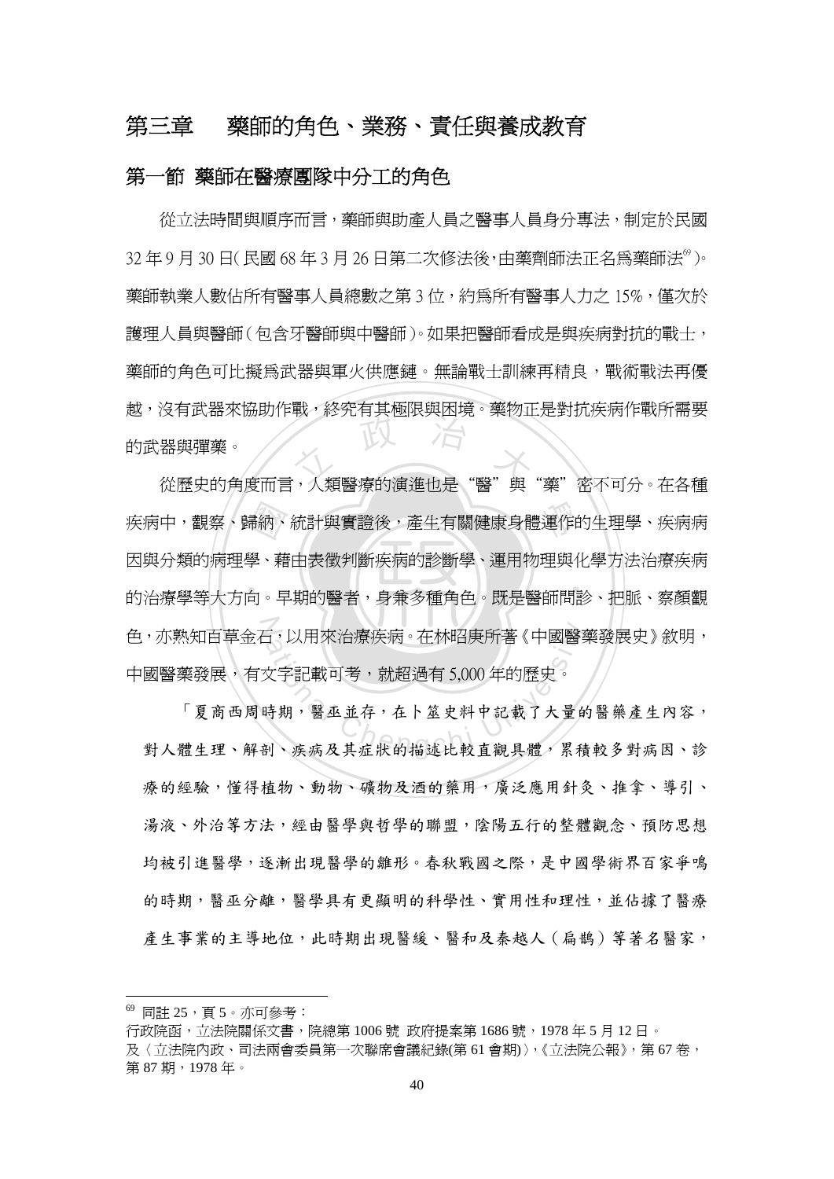# 第三章　藥師的角色、業務、責任與養成教育

## 第一節 藥師在醫療團隊中分工的角色

從立法時間與順序而言，藥師與助產人員之醫事人員身分專法，制定於民國 32 年 9 月 30 日(民國 68 年 3 月 26 日第二次修法後，由藥劑師法正名爲藥師法[69])。藥師執業人數佔所有醫事人員總數之第 3 位，約爲所有醫事人力之 15%，僅次於護理人員與醫師(包含牙醫師與中醫師)。如果把醫師看成是與疾病對抗的戰士，藥師的角色可比擬爲武器與軍火供應鏈。無論戰士訓練再精良，戰術戰法再優越，沒有武器來協助作戰，終究有其極限與困境。藥物正是對抗疾病作戰所需要的武器與彈藥。

從歷史的角度而言，人類醫療的演進也是"醫"與"藥"密不可分。在各種疾病中，觀察、歸納、統計與實證後，產生有關健康身體運作的生理學、疾病病因與分類的病理學、藉由表徵判斷疾病的診斷學、運用物理與化學方法治療疾病的治療學等大方向。早期的醫者，身兼多種角色。既是醫師問診、把脈、察顏觀色，亦熟知百草金石，以用來治療疾病。在林昭庚所著《中國醫藥發展史》敘明，中國醫藥發展，有文字記載可考，就超過有 5,000 年的歷史。

> 「夏商西周時期，醫巫並存，在卜筮史料中記載了大量的醫藥產生內容，對人體生理、解剖、疾病及其症狀的描述比較直觀具體，累積較多對病因、診療的經驗，懂得植物、動物、礦物及酒的藥用，廣泛應用針灸、推拿、導引、湯液、外治等方法，經由醫學與哲學的聯盟，陰陽五行的整體觀念、預防思想均被引進醫學，逐漸出現醫學的雛形。春秋戰國之際，是中國學術界百家爭鳴的時期，醫巫分離，醫學具有更顯明的科學性、實用性和理性，並佔據了醫療產生事業的主導地位，此時期出現醫緩、醫和及秦越人（扁鵲）等著名醫家，

---

[69] 同註 25，頁 5。亦可參考：
行政院函，立法院關係文書，院總第 1006 號 政府提案第 1686 號，1978 年 5 月 12 日。
及〈立法院內政、司法兩會委員第一次聯席會議紀錄(第 61 會期)〉，《立法院公報》，第 67 卷，第 87 期，1978 年。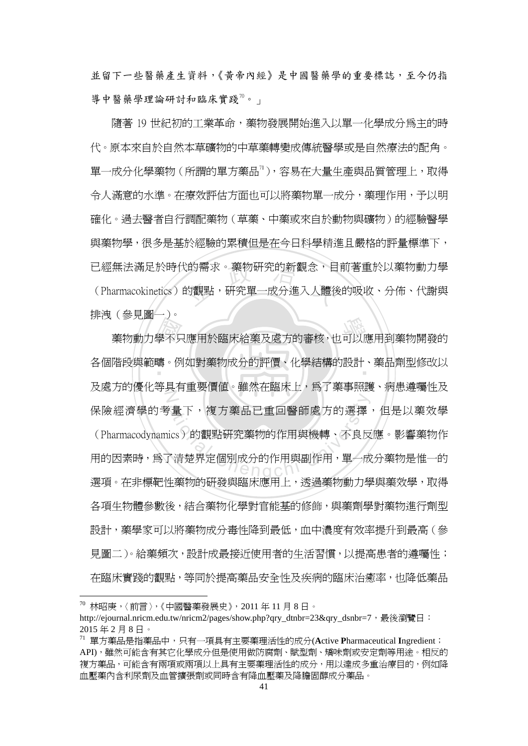並留下一些醫藥產生資料，《黃帝內經》是中國醫藥學的重要標誌，至今仍指導中醫藥學理論研討和臨床實踐[70]。」

隨著 19 世紀初的工業革命，藥物發展開始進入以單一化學成分為主的時代。原本來自於自然本草礦物的中草藥轉變成傳統醫學或是自然療法的配角。單一成分化學藥物（所謂的單方藥品[71]），容易在大量生產與品質管理上，取得令人滿意的水準。在療效評估方面也可以將藥物單一成分，藥理作用，予以明確化。過去醫者自行調配藥物（草藥、中藥或來自於動物與礦物）的經驗醫學與藥物學，很多是基於經驗的累積但是在今日科學精進且嚴格的評量標準下，已經無法滿足於時代的需求。藥物研究的新觀念，目前著重於以藥物動力學（Pharmacokinetics）的觀點，研究單一成分進入人體後的吸收、分佈、代謝與排洩（參見圖一）。

藥物動力學不只應用於臨床給藥及處方的審核，也可以應用到藥物開發的各個階段與範疇。例如對藥物成分的評價、化學結構的設計、藥品劑型修改以及處方的優化等具有重要價值。雖然在臨床上，為了藥事照護、病患遵囑性及保險經濟學的考量下，複方藥品已重回醫師處方的選擇，但是以藥效學（Pharmacodynamics）的觀點研究藥物的作用與機轉、不良反應。影響藥物作用的因素時，為了清楚界定個別成分的作用與副作用，單一成分藥物是惟一的選項。在非標靶性藥物的研發與臨床應用上，透過藥物動力學與藥效學，取得各項生物體參數後，結合藥物化學對官能基的修飾，與藥劑學對藥物進行劑型設計，藥學家可以將藥物成分毒性降到最低，血中濃度有效率提升到最高（參見圖二）。給藥頻次，設計成最接近使用者的生活習慣，以提高患者的遵囑性；在臨床實踐的觀點，等同於提高藥品安全性及疾病的臨床治癒率，也降低藥品

---

[70] 林昭庚，〈前言〉，《中國醫藥發展史》，2011 年 11 月 8 日。
http://ejournal.nricm.edu.tw/nricm2/pages/show.php?qry_dtnbr=23&qry_dsnbr=7，最後瀏覽日：2015 年 2 月 8 日。

[71] 單方藥品是指藥品中，只有一項具有主要藥理活性的成分(**A**ctive **P**harmaceutical **I**ngredient；API)，雖然可能含有其它化學成分但是使用做防腐劑、賦型劑、矯味劑或安定劑等用途。相反的複方藥品，可能含有兩項或兩項以上具有主要藥理活性的成分，用以達成多重治療目的，例如降血壓藥內含利尿劑及血管擴張劑或同時含有降血壓藥及降膽固醇成分藥品。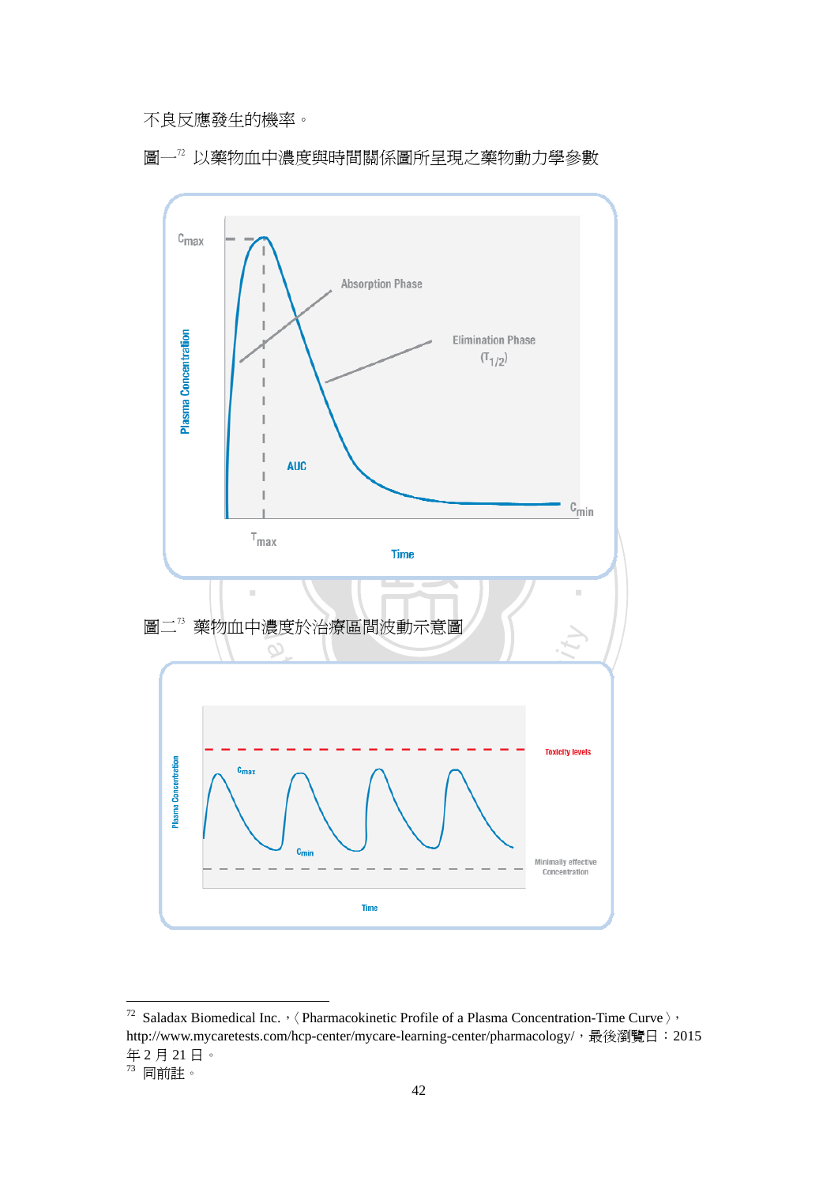不良反應發生的機率。

圖一[72] 以藥物血中濃度與時間關係圖所呈現之藥物動力學參數

圖二[73] 藥物血中濃度於治療區間波動示意圖

---

[72] Saladax Biomedical Inc.，〈Pharmacokinetic Profile of a Plasma Concentration-Time Curve〉，http://www.mycaretests.com/hcp-center/mycare-learning-center/pharmacology/，最後瀏覽日：2015 年 2 月 21 日。

[73] 同前註。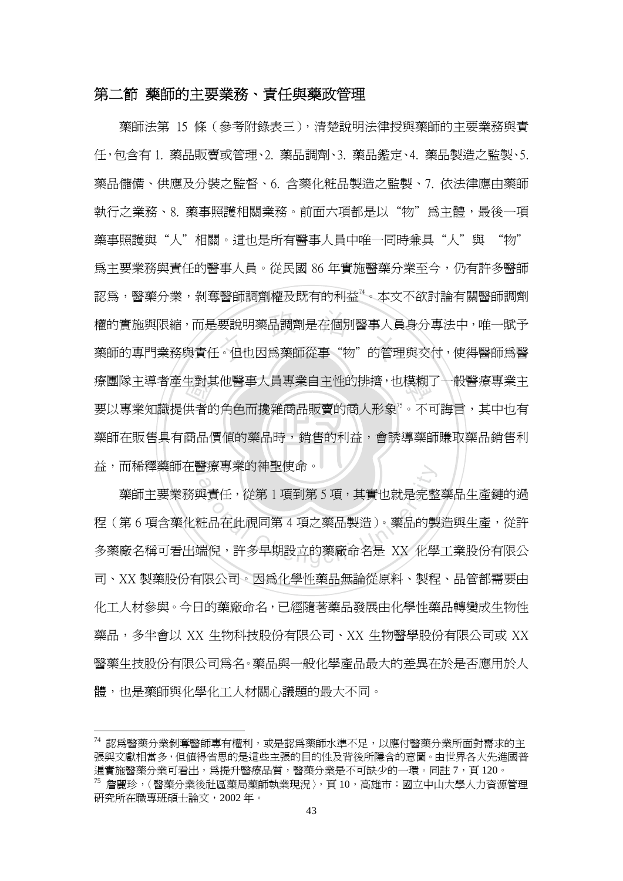## 第二節 藥師的主要業務、責任與藥政管理

藥師法第 15 條（參考附錄表三），清楚說明法律授與藥師的主要業務與責任，包含有 1. 藥品販賣或管理、2. 藥品調劑、3. 藥品鑑定、4. 藥品製造之監製、5. 藥品儲備、供應及分裝之監督、6. 含藥化粧品製造之監製、7. 依法律應由藥師執行之業務、8. 藥事照護相關業務。前面六項都是以"物"爲主體，最後一項藥事照護與"人"相關。這也是所有醫事人員中唯一同時兼具"人"與 "物"爲主要業務與責任的醫事人員。從民國 86 年實施醫藥分業至今，仍有許多醫師認爲，醫藥分業，剝奪醫師調劑權及既有的利益[74]。本文不欲討論有關醫師調劑權的實施與限縮，而是要說明藥品調劑是在個別醫事人員身分專法中，唯一賦予藥師的專門業務與責任。但也因爲藥師從事"物"的管理與交付，使得醫師爲醫療團隊主導者產生對其他醫事人員專業自主性的排擠，也模糊了一般醫療專業主要以專業知識提供者的角色而攙雜商品販賣的商人形象[75]。不可諱言，其中也有藥師在販售具有商品價值的藥品時，銷售的利益，會誘導藥師賺取藥品銷售利益，而稀釋藥師在醫療專業的神聖使命。

藥師主要業務與責任，從第 1 項到第 5 項，其實也就是完整藥品生產鏈的過程（第 6 項含藥化粧品在此視同第 4 項之藥品製造）。藥品的製造與生產，從許多藥廠名稱可看出端倪，許多早期設立的藥廠命名是 XX 化學工業股份有限公司、XX 製藥股份有限公司。因爲化學性藥品無論從原料、製程、品管都需要由化工人材參與。今日的藥廠命名，已經隨著藥品發展由化學性藥品轉變成生物性藥品，多半會以 XX 生物科技股份有限公司、XX 生物醫學股份有限公司或 XX 醫藥生技股份有限公司爲名。藥品與一般化學產品最大的差異在於是否應用於人體，也是藥師與化學化工人材關心議題的最大不同。

---

[74] 認爲醫藥分業剝奪醫師專有權利，或是認爲藥師水準不足，以應付醫藥分業所面對需求的主張與文獻相當多，但值得省思的是這些主張的目的性及背後所隱含的意圖。由世界各大先進國普遍實施醫藥分業可看出，爲提升醫療品質，醫藥分業是不可缺少的一環。同註 7，頁 120。

[75] 詹麗珍，〈醫藥分業後社區藥局藥師執業現況〉，頁 10，高雄市：國立中山大學人力資源管理研究所在職專班碩士論文，2002 年。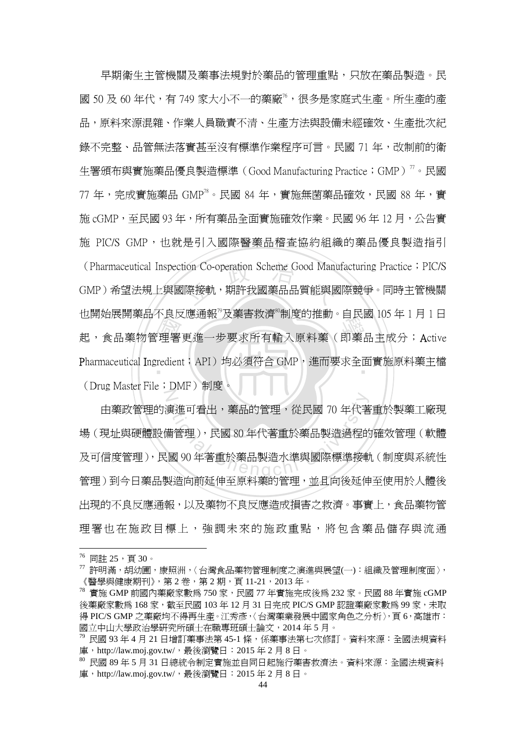早期衛生主管機關及藥事法規對於藥品的管理重點，只放在藥品製造。民國 50 及 60 年代，有 749 家大小不一的藥廠[76]，很多是家庭式生產。所生產的產品，原料來源混雜、作業人員職責不清、生產方法與設備未經確效、生產批次紀錄不完整、品管無法落實甚至沒有標準作業程序可言。民國 71 年，改制前的衛生署頒布與實施藥品優良製造標準（Good Manufacturing Practice；GMP）[77]。民國 77 年，完成實施藥品 GMP[78]。民國 84 年，實施無菌藥品確效，民國 88 年，實施 cGMP，至民國 93 年，所有藥品全面實施確效作業。民國 96 年 12 月，公告實施 PIC/S GMP，也就是引入國際醫藥品稽查協約組織的藥品優良製造指引（Pharmaceutical Inspection Co-operation Scheme Good Manufacturing Practice；PIC/S GMP）希望法規上與國際接軌，期許我國藥品品質能與國際競爭。同時主管機關也開始展開藥品不良反應通報[79]及藥害救濟[80]制度的推動。自民國 105 年 1 月 1 日起，食品藥物管理署更進一步要求所有輸入原料藥（即藥品主成分；Active Pharmaceutical Ingredient；API）均必須符合 GMP，進而要求全面實施原料藥主檔（Drug Master File；DMF）制度。

由藥政管理的演進可看出，藥品的管理，從民國 70 年代著重於製藥工廠現場（現址與硬體設備管理），民國 80 年代著重於藥品製造過程的確效管理（軟體及可信度管理），民國 90 年著重於藥品製造水準與國際標準接軌（制度與系統性管理）到今日藥品製造向前延伸至原料藥的管理，並且向後延伸至使用於人體後出現的不良反應通報，以及藥物不良反應造成損害之救濟。事實上，食品藥物管理署也在施政目標上，強調未來的施政重點，將包含藥品儲存與流通

---

[76] 同註 25，頁 30。

[77] 許明滿，胡幼圃，康照洲，〈台灣食品藥物管理制度之演進與展望(一)：組織及管理制度面〉，《醫學與健康期刊》，第 2 卷，第 2 期，頁 11-21，2013 年。

[78] 實施 GMP 前國內藥廠家數為 750 家，民國 77 年實施完成後為 232 家。民國 88 年實施 cGMP 後藥廠家數為 168 家，截至民國 103 年 12 月 31 日完成 PIC/S GMP 認證藥廠家數為 99 家，未取得 PIC/S GMP 之藥廠均不得再生產。江秀彥，〈台灣藥業發展中國家角色之分析〉，頁 6，高雄市：國立中山大學政治學研究所碩士在職專班碩士論文，2014 年 5 月。

[79] 民國 93 年 4 月 21 日增訂藥事法第 45-1 條，係藥事法第七次修訂。資料來源：全國法規資料庫，http://law.moj.gov.tw/，最後瀏覽日：2015 年 2 月 8 日。

[80] 民國 89 年 5 月 31 日總統令制定實施並自同日起施行藥害救濟法。資料來源：全國法規資料庫，http://law.moj.gov.tw/，最後瀏覽日：2015 年 2 月 8 日。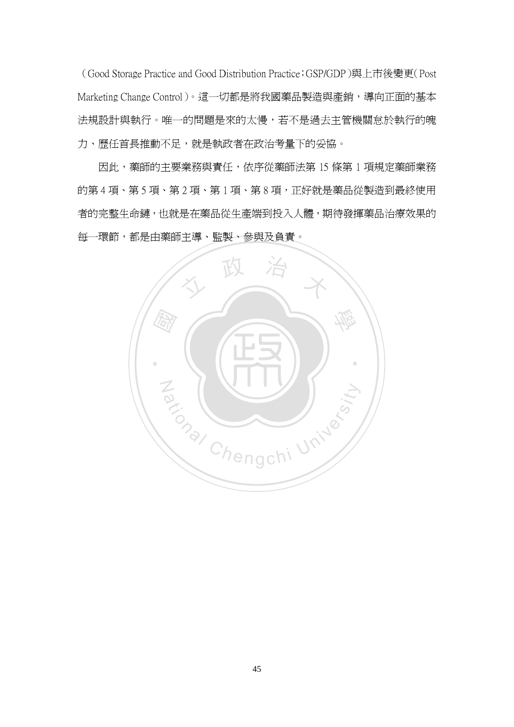（Good Storage Practice and Good Distribution Practice；GSP/GDP）與上市後變更（Post Marketing Change Control）。這一切都是將我國藥品製造與產銷，導向正面的基本法規設計與執行。唯一的問題是來的太慢，若不是過去主管機關怠於執行的魄力、歷任首長推動不足，就是執政者在政治考量下的妥協。

因此，藥師的主要業務與責任，依序從藥師法第 15 條第 1 項規定藥師業務的第 4 項、第 5 項、第 2 項、第 1 項、第 8 項，正好就是藥品從製造到最終使用者的完整生命鏈，也就是在藥品從生產端到投入人體，期待發揮藥品治療效果的每一環節，都是由藥師主導、監製、參與及負責。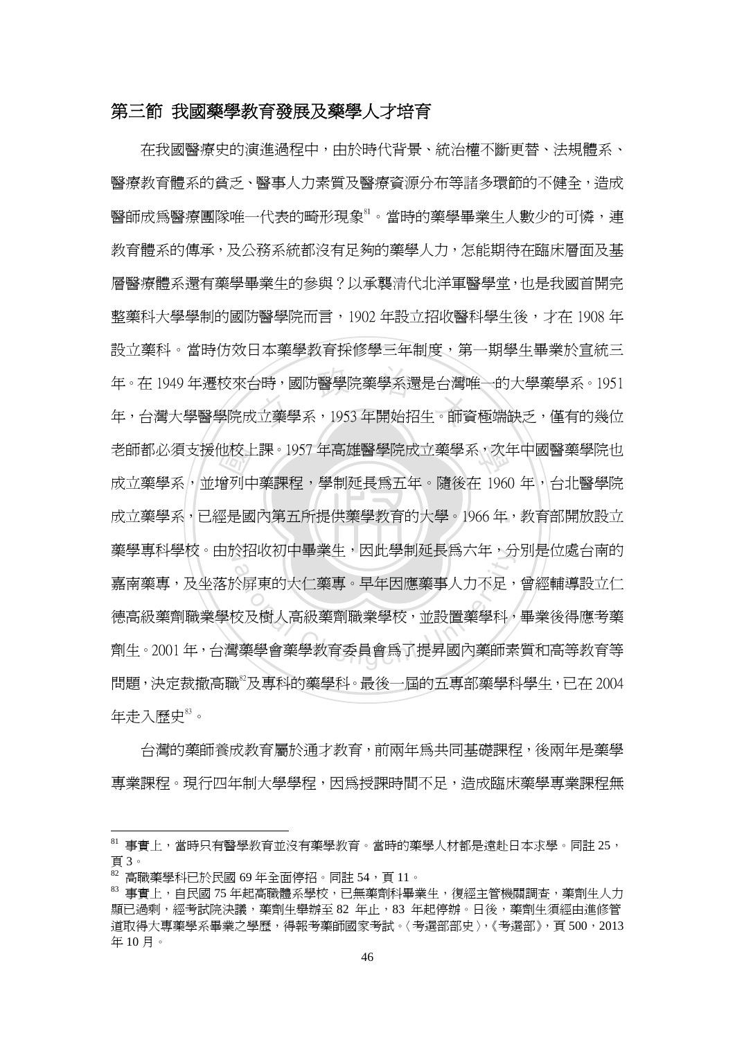## 第三節 我國藥學教育發展及藥學人才培育

在我國醫療史的演進過程中，由於時代背景、統治權不斷更替、法規體系、醫療教育體系的貧乏、醫事人力素質及醫療資源分布等諸多環節的不健全，造成醫師成爲醫療團隊唯一代表的畸形現象[81]。當時的藥學畢業生人數少的可憐，連教育體系的傳承，及公務系統都沒有足夠的藥學人力，怎能期待在臨床層面及基層醫療體系還有藥學畢業生的參與？以承襲清代北洋軍醫學堂，也是我國首開完整藥科大學學制的國防醫學院而言，1902 年設立招收醫科學生後，才在 1908 年設立藥科。當時仿效日本藥學教育採修學三年制度，第一期學生畢業於宣統三年。在 1949 年遷校來台時，國防醫學院藥學系還是台灣唯一的大學藥學系。1951年，台灣大學醫學院成立藥學系，1953 年開始招生。師資極端缺乏，僅有的幾位老師都必須支援他校上課。1957 年高雄醫學院成立藥學系，次年中國醫藥學院也成立藥學系，並增列中藥課程，學制延長爲五年。隨後在 1960 年，台北醫學院成立藥學系，已經是國內第五所提供藥學教育的大學。1966 年，教育部開放設立藥學專科學校。由於招收初中畢業生，因此學制延長爲六年，分別是位處台南的嘉南藥專，及坐落於屏東的大仁藥專。早年因應藥事人力不足，曾經輔導設立仁德高級藥劑職業學校及樹人高級藥劑職業學校，並設置藥學科，畢業後得應考藥劑生。2001 年，台灣藥學會藥學教育委員會爲了提昇國內藥師素質和高等教育等問題，決定裁撤高職[82]及專科的藥學科。最後一屆的五專部藥學科學生，已在 2004年走入歷史[83]。

台灣的藥師養成教育屬於通才教育，前兩年爲共同基礎課程，後兩年是藥學專業課程。現行四年制大學學程，因爲授課時間不足，造成臨床藥學專業課程無

---

[81] 事實上，當時只有醫學教育並沒有藥學教育。當時的藥學人材都是遠赴日本求學。同註 25，頁 3。

[82] 高職藥學科已於民國 69 年全面停招。同註 54，頁 11。

[83] 事實上，自民國 75 年起高職體系學校，已無藥劑科畢業生，復經主管機關調查，藥劑生人力顯已過剩，經考試院決議，藥劑生舉辦至 82 年止，83 年起停辦。日後，藥劑生須經由進修管道取得大專藥學系畢業之學歷，得報考藥師國家考試。〈考選部部史〉，《考選部》，頁 500，2013年 10 月。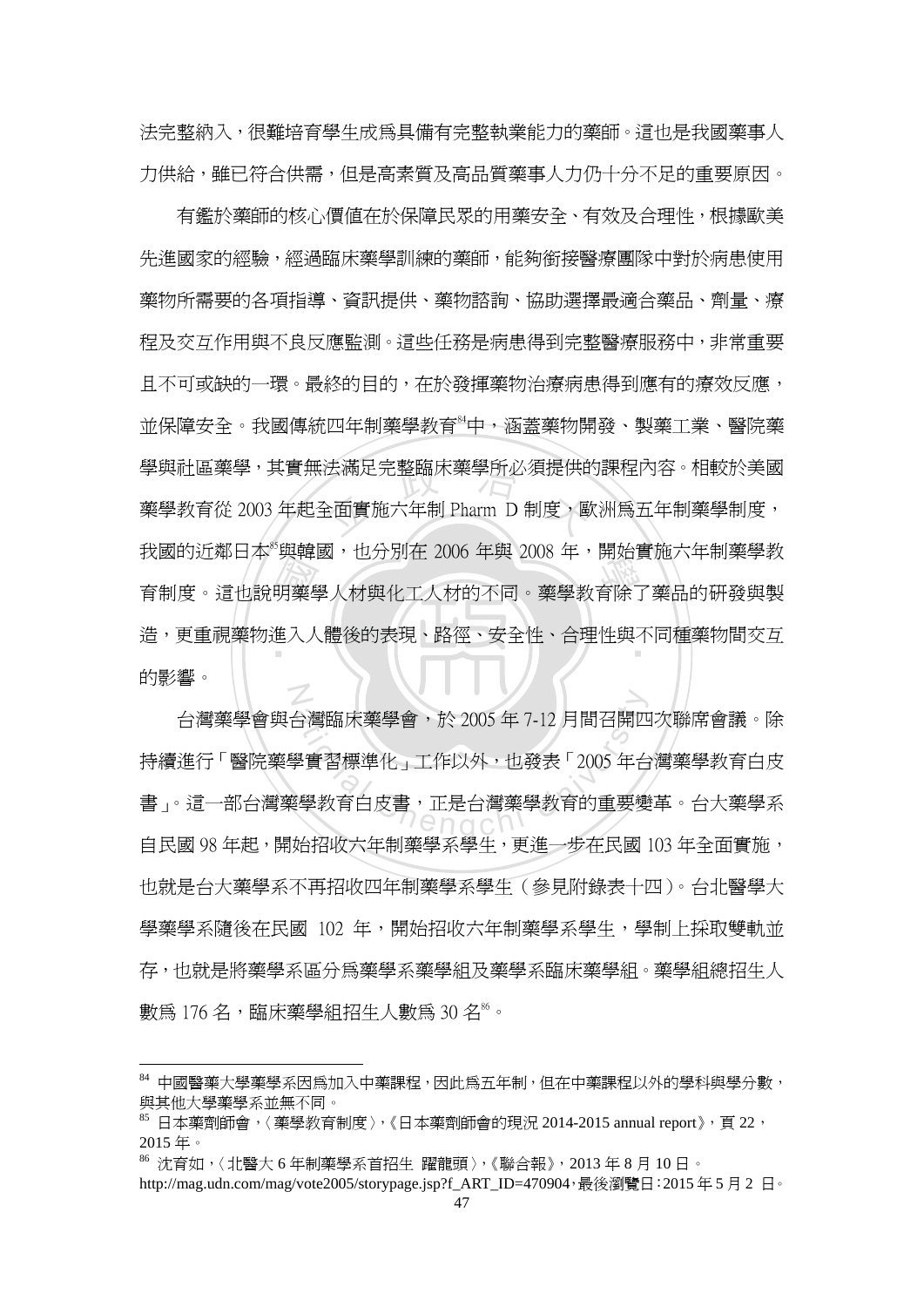法完整納入，很難培育學生成爲具備有完整執業能力的藥師。這也是我國藥事人力供給，雖已符合供需，但是高素質及高品質藥事人力仍十分不足的重要原因。

有鑑於藥師的核心價值在於保障民眾的用藥安全、有效及合理性，根據歐美先進國家的經驗，經過臨床藥學訓練的藥師，能夠銜接醫療團隊中對於病患使用藥物所需要的各項指導、資訊提供、藥物諮詢、協助選擇最適合藥品、劑量、療程及交互作用與不良反應監測。這些任務是病患得到完整醫療服務中，非常重要且不可或缺的一環。最終的目的，在於發揮藥物治療病患得到應有的療效反應，並保障安全。我國傳統四年制藥學教育[84]中，涵蓋藥物開發、製藥工業、醫院藥學與社區藥學，其實無法滿足完整臨床藥學所必須提供的課程內容。相較於美國藥學教育從 2003 年起全面實施六年制 Pharm D 制度，歐洲爲五年制藥學制度，我國的近鄰日本[85]與韓國，也分別在 2006 年與 2008 年，開始實施六年制藥學教育制度。這也說明藥學人材與化工人材的不同。藥學教育除了藥品的研發與製造，更重視藥物進入人體後的表現、路徑、安全性、合理性與不同種藥物間交互的影響。

台灣藥學會與台灣臨床藥學會，於 2005 年 7-12 月間召開四次聯席會議。除持續進行「醫院藥學實習標準化」工作以外，也發表「2005 年台灣藥學教育白皮書」。這一部台灣藥學教育白皮書，正是台灣藥學教育的重要變革。台大藥學系自民國 98 年起，開始招收六年制藥學系學生，更進一步在民國 103 年全面實施，也就是台大藥學系不再招收四年制藥學系學生（參見附錄表十四）。台北醫學大學藥學系隨後在民國 102 年，開始招收六年制藥學系學生，學制上採取雙軌並存，也就是將藥學系區分爲藥學系藥學組及藥學系臨床藥學組。藥學組總招生人數爲 176 名，臨床藥學組招生人數爲 30 名[86]。

---

[84] 中國醫藥大學藥學系因爲加入中藥課程，因此爲五年制，但在中藥課程以外的學科與學分數，與其他大學藥學系並無不同。

[85] 日本藥劑師會，〈藥學教育制度〉，《日本藥劑師會的現況 2014-2015 annual report》，頁 22，2015 年。

[86] 沈育如，〈北醫大 6 年制藥學系首招生 躍龍頭〉，《聯合報》，2013 年 8 月 10 日。http://mag.udn.com/mag/vote2005/storypage.jsp?f_ART_ID=470904，最後瀏覽日：2015 年 5 月 2 日。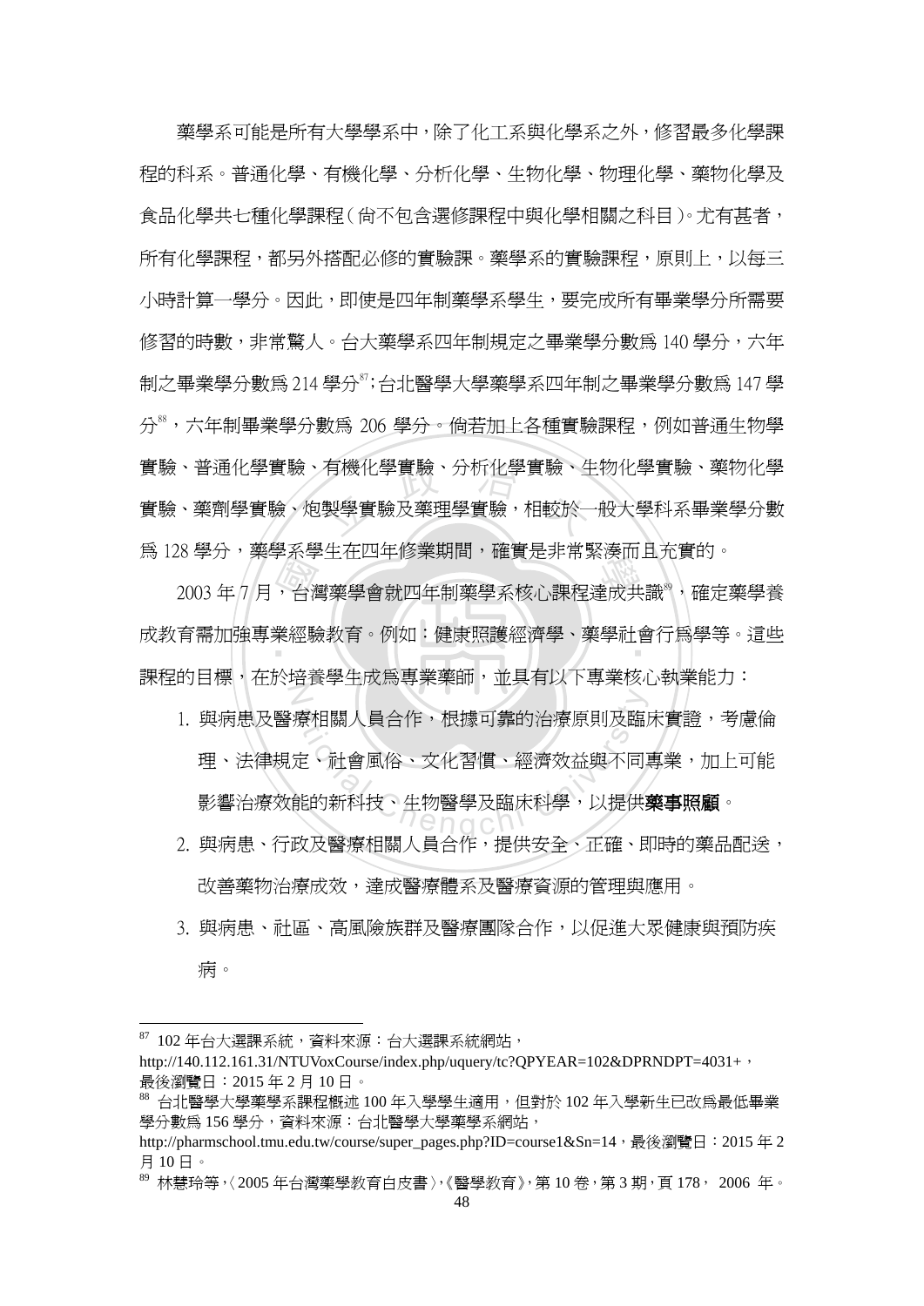藥學系可能是所有大學學系中，除了化工系與化學系之外，修習最多化學課程的科系。普通化學、有機化學、分析化學、生物化學、物理化學、藥物化學及食品化學共七種化學課程（尚不包含選修課程中與化學相關之科目）。尤有甚者，所有化學課程，都另外搭配必修的實驗課。藥學系的實驗課程，原則上，以每三小時計算一學分。因此，即使是四年制藥學系學生，要完成所有畢業學分所需要修習的時數，非常驚人。台大藥學系四年制規定之畢業學分數為 140 學分，六年制之畢業學分數為 214 學分[87]；台北醫學大學藥學系四年制之畢業學分數為 147 學分[88]，六年制畢業學分數為 206 學分。倘若加上各種實驗課程，例如普通生物學實驗、普通化學實驗、有機化學實驗、分析化學實驗、生物化學實驗、藥物化學實驗、藥劑學實驗、炮製學實驗及藥理學實驗，相較於一般大學科系畢業學分數為 128 學分，藥學系學生在四年修業期間，確實是非常緊湊而且充實的。

2003 年 7 月，台灣藥學會就四年制藥學系核心課程達成共識[89]，確定藥學養成教育需加強專業經驗教育。例如：健康照護經濟學、藥學社會行為學等。這些課程的目標，在於培養學生成為專業藥師，並具有以下專業核心執業能力：

1. 與病患及醫療相關人員合作，根據可靠的治療原則及臨床實證，考慮倫理、法律規定、社會風俗、文化習慣、經濟效益與不同專業，加上可能影響治療效能的新科技、生物醫學及臨床科學，以提供**藥事照顧**。
2. 與病患、行政及醫療相關人員合作，提供安全、正確、即時的藥品配送，改善藥物治療成效，達成醫療體系及醫療資源的管理與應用。
3. 與病患、社區、高風險族群及醫療團隊合作，以促進大眾健康與預防疾病。

---

[87] 102 年台大選課系統，資料來源：台大選課系統網站，http://140.112.161.31/NTUVoxCourse/index.php/uquery/tc?QPYEAR=102&DPRNDPT=4031+，最後瀏覽日：2015 年 2 月 10 日。

[88] 台北醫學大學藥學系課程概述 100 年入學學生適用，但對於 102 年入學新生已改為最低畢業學分數為 156 學分，資料來源：台北醫學大學藥學系網站，http://pharmschool.tmu.edu.tw/course/super_pages.php?ID=course1&Sn=14，最後瀏覽日：2015 年 2 月 10 日。

[89] 林慧玲等，〈2005 年台灣藥學教育白皮書〉，《醫學教育》，第 10 卷，第 3 期，頁 178， 2006 年。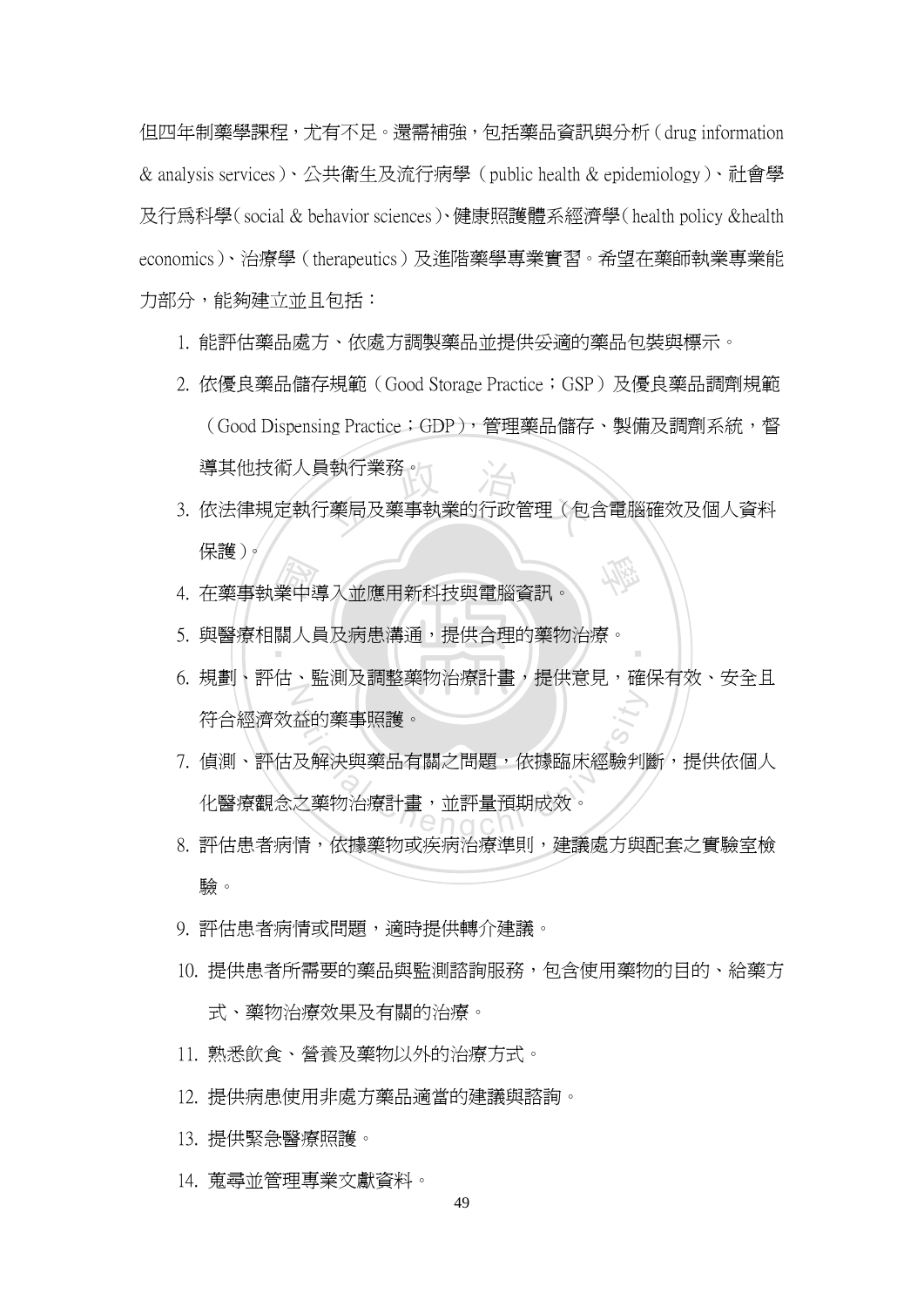但四年制藥學課程，尤有不足。還需補強，包括藥品資訊與分析（drug information & analysis services）、公共衛生及流行病學（public health & epidemiology）、社會學及行爲科學（social & behavior sciences）、健康照護體系經濟學（health policy &health economics）、治療學（therapeutics）及進階藥學專業實習。希望在藥師執業專業能力部分，能夠建立並且包括：

1. 能評估藥品處方、依處方調製藥品並提供妥適的藥品包裝與標示。
2. 依優良藥品儲存規範（Good Storage Practice；GSP）及優良藥品調劑規範（Good Dispensing Practice；GDP），管理藥品儲存、製備及調劑系統，督導其他技術人員執行業務。
3. 依法律規定執行藥局及藥事執業的行政管理（包含電腦確效及個人資料保護）。
4. 在藥事執業中導入並應用新科技與電腦資訊。
5. 與醫療相關人員及病患溝通，提供合理的藥物治療。
6. 規劃、評估、監測及調整藥物治療計畫，提供意見，確保有效、安全且符合經濟效益的藥事照護。
7. 偵測、評估及解決與藥品有關之問題，依據臨床經驗判斷，提供依個人化醫療觀念之藥物治療計畫，並評量預期成效。
8. 評估患者病情，依據藥物或疾病治療準則，建議處方與配套之實驗室檢驗。
9. 評估患者病情或問題，適時提供轉介建議。
10. 提供患者所需要的藥品與監測諮詢服務，包含使用藥物的目的、給藥方式、藥物治療效果及有關的治療。
11. 熟悉飲食、營養及藥物以外的治療方式。
12. 提供病患使用非處方藥品適當的建議與諮詢。
13. 提供緊急醫療照護。
14. 蒐尋並管理專業文獻資料。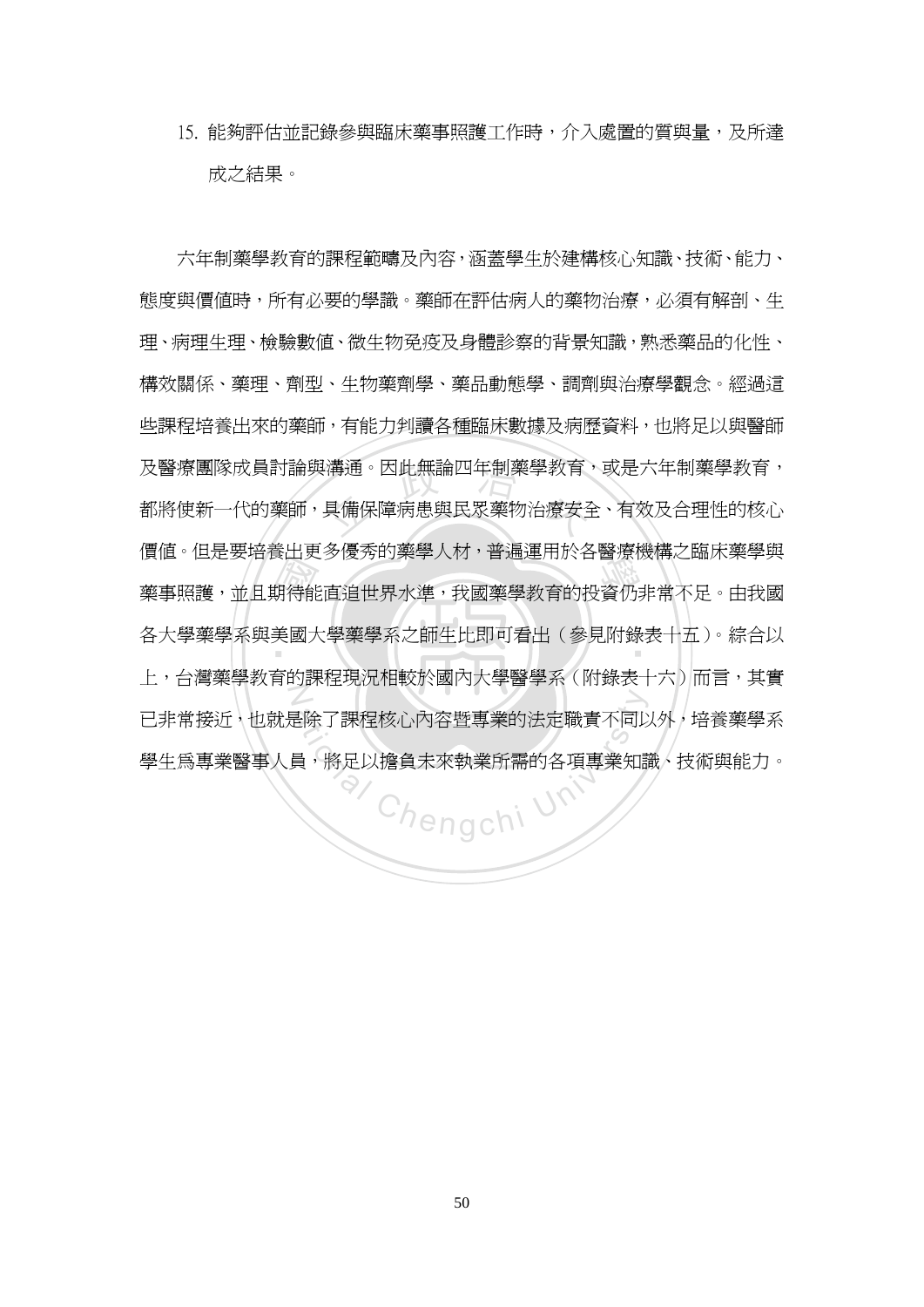15. 能夠評估並記錄參與臨床藥事照護工作時，介入處置的質與量，及所達成之結果。

六年制藥學教育的課程範疇及內容，涵蓋學生於建構核心知識、技術、能力、態度與價值時，所有必要的學識。藥師在評估病人的藥物治療，必須有解剖、生理、病理生理、檢驗數值、微生物免疫及身體診察的背景知識，熟悉藥品的化性、構效關係、藥理、劑型、生物藥劑學、藥品動態學、調劑與治療學觀念。經過這些課程培養出來的藥師，有能力判讀各種臨床數據及病歷資料，也將足以與醫師及醫療團隊成員討論與溝通。因此無論四年制藥學教育，或是六年制藥學教育，都將使新一代的藥師，具備保障病患與民眾藥物治療安全、有效及合理性的核心價值。但是要培養出更多優秀的藥學人材，普遍運用於各醫療機構之臨床藥學與藥事照護，並且期待能直追世界水準，我國藥學教育的投資仍非常不足。由我國各大學藥學系與美國大學藥學系之師生比即可看出（參見附錄表十五）。綜合以上，台灣藥學教育的課程現況相較於國內大學醫學系（附錄表十六）而言，其實已非常接近，也就是除了課程核心內容暨專業的法定職責不同以外，培養藥學系學生為專業醫事人員，將足以擔負未來執業所需的各項專業知識、技術與能力。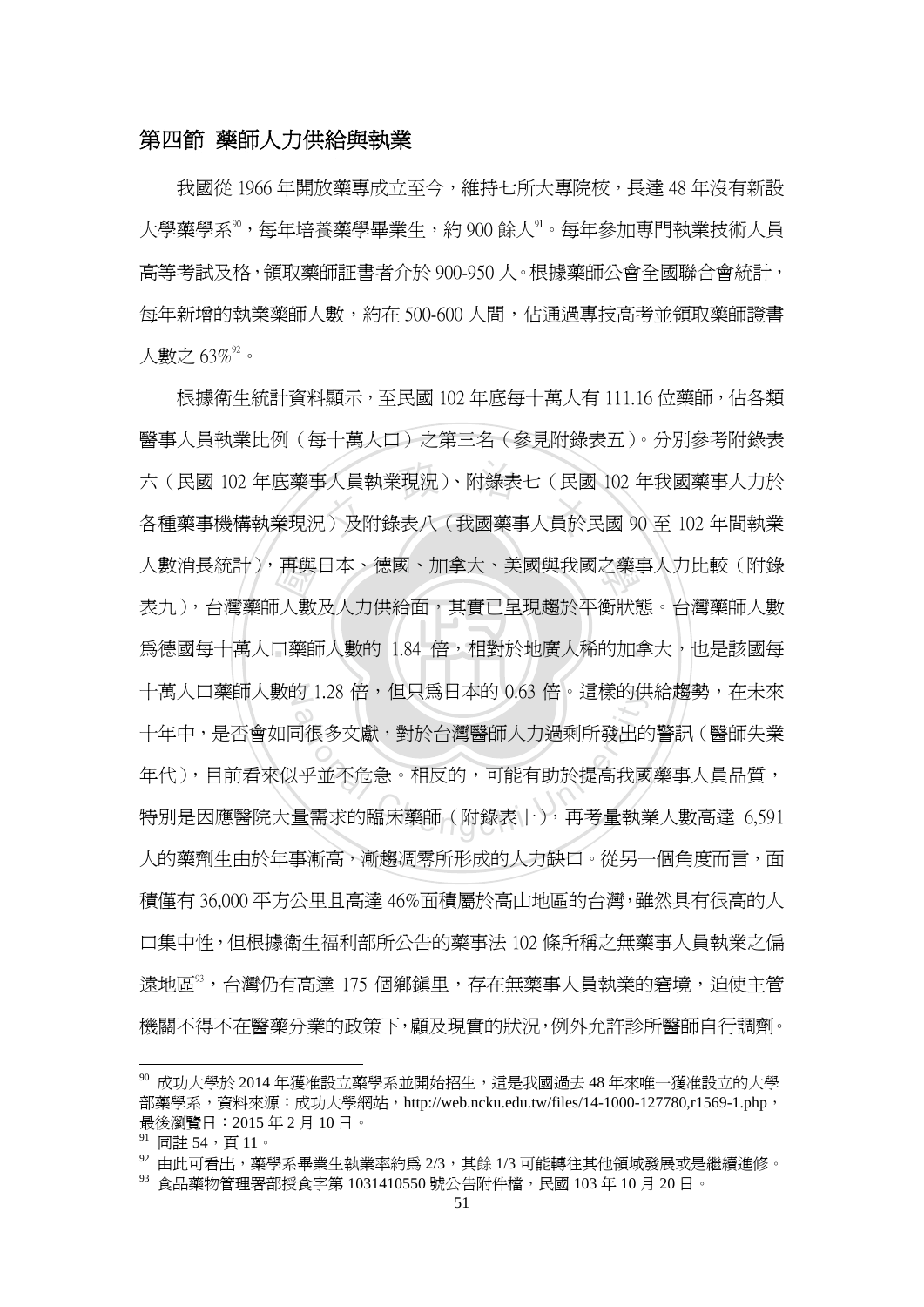## 第四節 藥師人力供給與執業

我國從 1966 年開放藥專成立至今，維持七所大專院校，長達 48 年沒有新設大學藥學系[90]，每年培養藥學畢業生，約 900 餘人[91]。每年參加專門執業技術人員高等考試及格，領取藥師証書者介於 900-950 人。根據藥師公會全國聯合會統計，每年新增的執業藥師人數，約在 500-600 人間，佔通過專技高考並領取藥師證書人數之 63%[92]。

根據衛生統計資料顯示，至民國 102 年底每十萬人有 111.16 位藥師，佔各類醫事人員執業比例（每十萬人口）之第三名（參見附錄表五）。分別參考附錄表六（民國 102 年底藥事人員執業現況）、附錄表七（民國 102 年我國藥事人力於各種藥事機構執業現況）及附錄表八（我國藥事人員於民國 90 至 102 年間執業人數消長統計），再與日本、德國、加拿大、美國與我國之藥事人力比較（附錄表九），台灣藥師人數及人力供給面，其實已呈現趨於平衡狀態。台灣藥師人數為德國每十萬人口藥師人數的 1.84 倍，相對於地廣人稀的加拿大，也是該國每十萬人口藥師人數的 1.28 倍，但只為日本的 0.63 倍。這樣的供給趨勢，在未來十年中，是否會如同很多文獻，對於台灣醫師人力過剩所發出的警訊（醫師失業年代），目前看來似乎並不危急。相反的，可能有助於提高我國藥事人員品質，特別是因應醫院大量需求的臨床藥師（附錄表十），再考量執業人數高達 6,591 人的藥劑生由於年事漸高，漸趨凋零所形成的人力缺口。從另一個角度而言，面積僅有 36,000 平方公里且高達 46%面積屬於高山地區的台灣，雖然具有很高的人口集中性，但根據衛生福利部所公告的藥事法 102 條所稱之無藥事人員執業之偏遠地區[93]，台灣仍有高達 175 個鄉鎮里，存在無藥事人員執業的窘境，迫使主管機關不得不在醫藥分業的政策下，顧及現實的狀況，例外允許診所醫師自行調劑。

---

[90] 成功大學於 2014 年獲准設立藥學系並開始招生，這是我國過去 48 年來唯一獲准設立的大學部藥學系，資料來源：成功大學網站，http://web.ncku.edu.tw/files/14-1000-127780,r1569-1.php，最後瀏覽日：2015 年 2 月 10 日。

[91] 同註 54，頁 11。

[92] 由此可看出，藥學系畢業生執業率約為 2/3，其餘 1/3 可能轉往其他領域發展或是繼續進修。

[93] 食品藥物管理署部授食字第 1031410550 號公告附件檔，民國 103 年 10 月 20 日。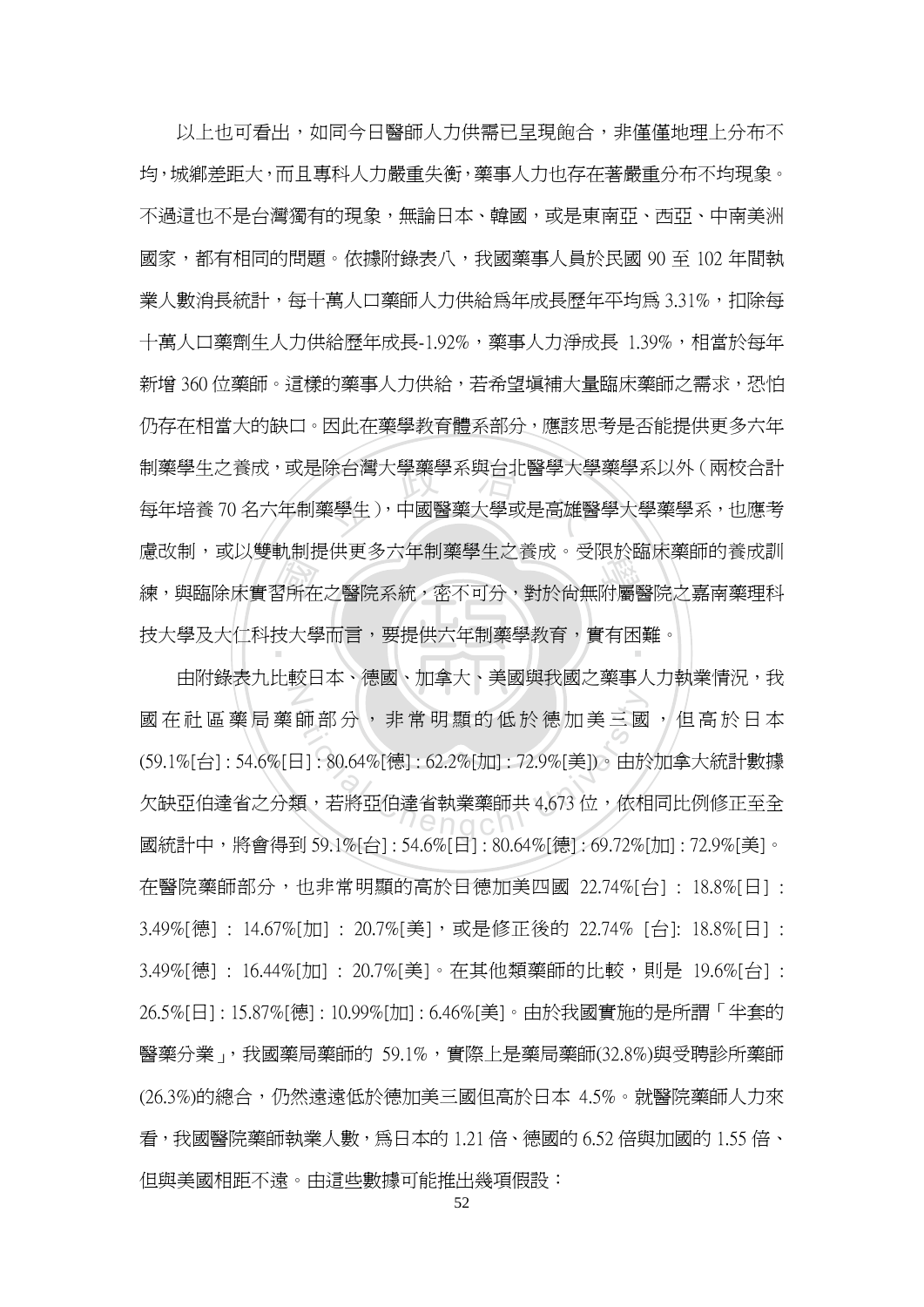以上也可看出，如同今日醫師人力供需已呈現飽合，非僅僅地理上分布不均，城鄉差距大，而且專科人力嚴重失衡，藥事人力也存在著嚴重分布不均現象。不過這也不是台灣獨有的現象，無論日本、韓國，或是東南亞、西亞、中南美洲國家，都有相同的問題。依據附錄表八，我國藥事人員於民國 90 至 102 年間執業人數消長統計，每十萬人口藥師人力供給為年成長歷年平均為 3.31%，扣除每十萬人口藥劑生人力供給歷年成長-1.92%，藥事人力淨成長 1.39%，相當於每年新增 360 位藥師。這樣的藥事人力供給，若希望填補大量臨床藥師之需求，恐怕仍存在相當大的缺口。因此在藥學教育體系部分，應該思考是否能提供更多六年制藥學生之養成，或是除台灣大學藥學系與台北醫學大學藥學系以外（兩校合計每年培養 70 名六年制藥學生），中國醫藥大學或是高雄醫學大學藥學系，也應考慮改制，或以雙軌制提供更多六年制藥學生之養成。受限於臨床藥師的養成訓練，與臨床實習所在之醫院系統，密不可分，對於尚無附屬醫院之嘉南藥理科技大學及大仁科技大學而言，要提供六年制藥學教育，實有困難。

由附錄表九比較日本、德國、加拿大、美國與我國之藥事人力執業情況，我國在社區藥局藥師部分，非常明顯的低於德加美三國，但高於日本(59.1%[台] : 54.6%[日] : 80.64%[德] : 62.2%[加] : 72.9%[美])。由於加拿大統計數據欠缺亞伯達省之分類，若將亞伯達省執業藥師共 4,673 位，依相同比例修正至全國統計中，將會得到 59.1%[台] : 54.6%[日] : 80.64%[德] : 69.72%[加] : 72.9%[美]。在醫院藥師部分，也非常明顯的高於日德加美四國 22.74%[台] : 18.8%[日] : 3.49%[德] : 14.67%[加] : 20.7%[美]，或是修正後的 22.74% [台]: 18.8%[日] : 3.49%[德] : 16.44%[加] : 20.7%[美]。在其他類藥師的比較，則是 19.6%[台] : 26.5%[日] : 15.87%[德] : 10.99%[加] : 6.46%[美]。由於我國實施的是所謂「半套的醫藥分業」，我國藥局藥師的 59.1%，實際上是藥局藥師(32.8%)與受聘診所藥師(26.3%)的總合，仍然遠遠低於德加美三國但高於日本 4.5%。就醫院藥師人力來看，我國醫院藥師執業人數，為日本的 1.21 倍、德國的 6.52 倍與加國的 1.55 倍、但與美國相距不遠。由這些數據可能推出幾項假設：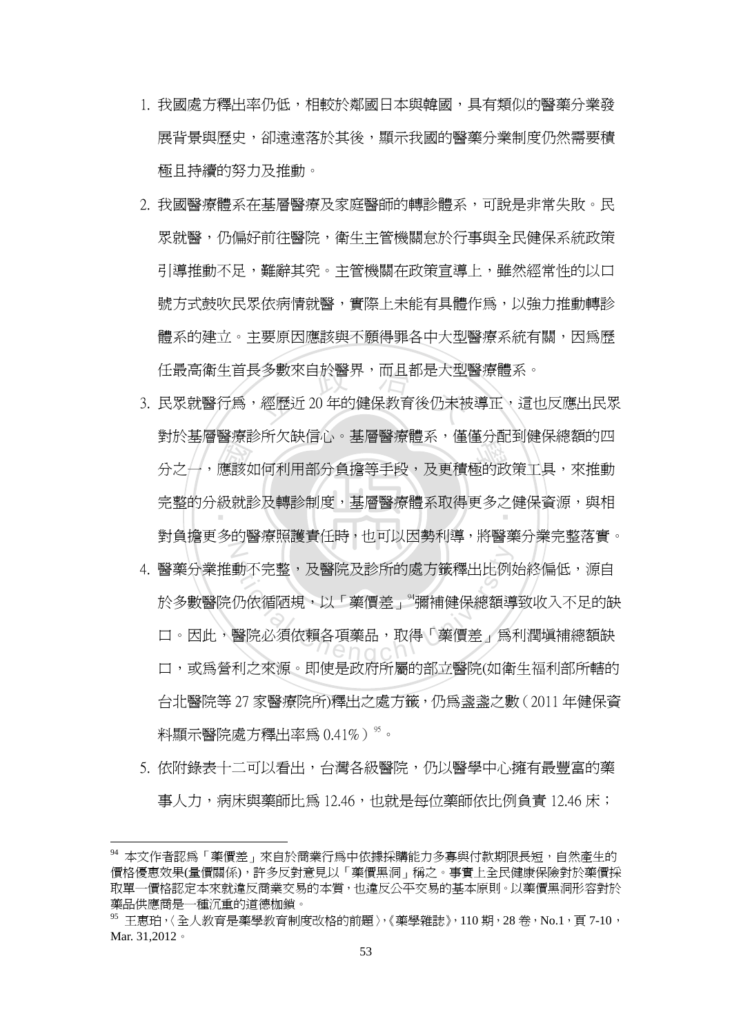1. 我國處方釋出率仍低，相較於鄰國日本與韓國，具有類似的醫藥分業發展背景與歷史，卻遠遠落於其後，顯示我國的醫藥分業制度仍然需要積極且持續的努力及推動。

2. 我國醫療體系在基層醫療及家庭醫師的轉診體系，可說是非常失敗。民眾就醫，仍偏好前往醫院，衛生主管機關怠於行事與全民健保系統政策引導推動不足，難辭其究。主管機關在政策宣導上，雖然經常性的以口號方式鼓吹民眾依病情就醫，實際上未能有具體作爲，以強力推動轉診體系的建立。主要原因應該與不願得罪各中大型醫療系統有關，因爲歷任最高衛生首長多數來自於醫界，而且都是大型醫療體系。

3. 民眾就醫行爲，經歷近 20 年的健保教育後仍未被導正，這也反應出民眾對於基層醫療診所欠缺信心。基層醫療體系，僅僅分配到健保總額的四分之一，應該如何利用部分負擔等手段，及更積極的政策工具，來推動完整的分級就診及轉診制度，基層醫療體系取得更多之健保資源，與相對負擔更多的醫療照護責任時，也可以因勢利導，將醫藥分業完整落實。

4. 醫藥分業推動不完整，及醫院及診所的處方籤釋出比例始終偏低，源自於多數醫院仍依循陋規，以「藥價差」[94]彌補健保總額導致收入不足的缺口。因此，醫院必須依賴各項藥品，取得「藥價差」爲利潤塡補總額缺口，或爲營利之來源。即使是政府所屬的部立醫院(如衛生福利部所轄的台北醫院等 27 家醫療院所)釋出之處方籤，仍爲蓋蓋之數（2011 年健保資料顯示醫院處方釋出率爲 0.41%）[95]。

5. 依附錄表十二可以看出，台灣各級醫院，仍以醫學中心擁有最豐富的藥事人力，病床與藥師比爲 12.46，也就是每位藥師依比例負責 12.46 床；

---

[94] 本文作者認爲「藥價差」來自於商業行爲中依據採購能力多寡與付款期限長短，自然產生的價格優惠效果(量價關係)，許多反對意見以「藥價黑洞」稱之。事實上全民健康保險對於藥價採取單一價格認定本來就違反商業交易的本質，也違反公平交易的基本原則。以藥價黑洞形容對於藥品供應商是一種沉重的道德枷鎖。

[95] 王惠珀，〈全人教育是藥學教育制度改格的前題〉，《藥學雜誌》，110 期，28 卷，No.1，頁 7-10，Mar. 31,2012。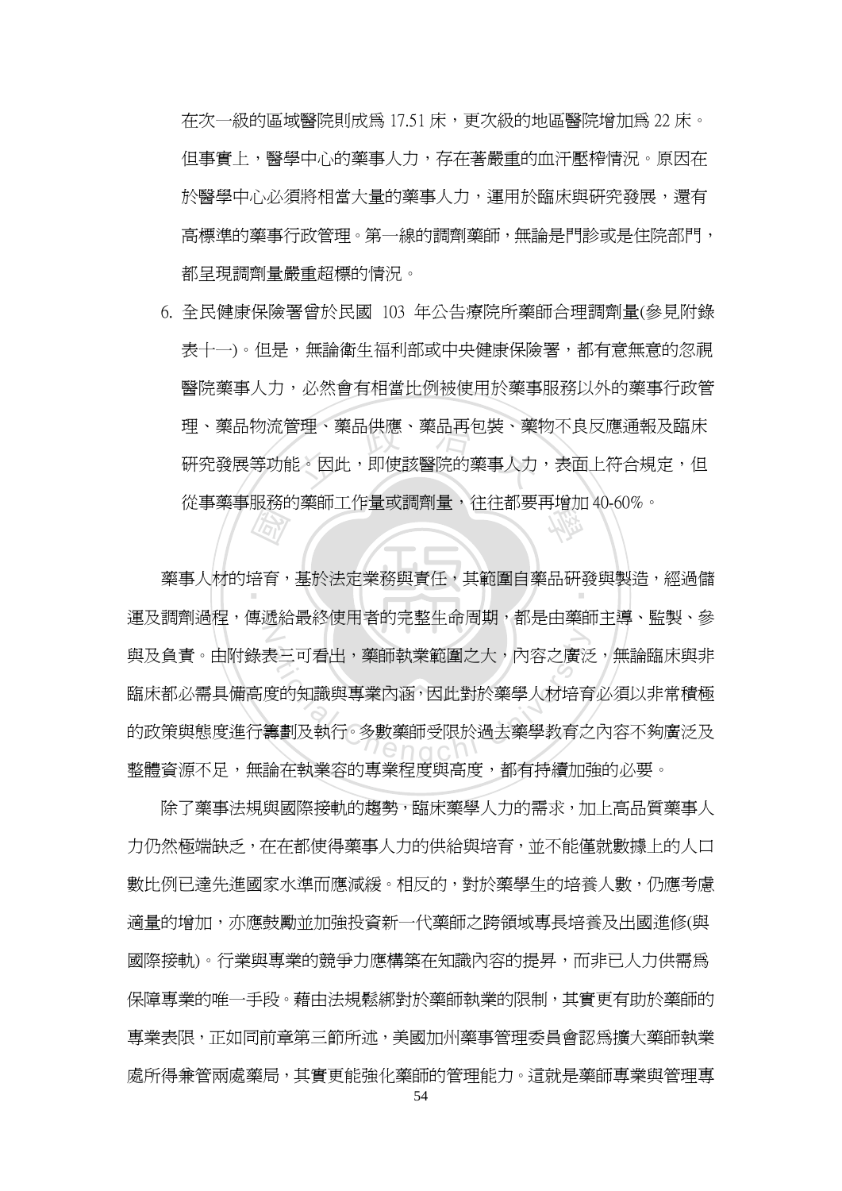在次一級的區域醫院則成爲 17.51 床，更次級的地區醫院增加爲 22 床。但事實上，醫學中心的藥事人力，存在著嚴重的血汗壓榨情況。原因在於醫學中心必須將相當大量的藥事人力，運用於臨床與研究發展，還有高標準的藥事行政管理。第一線的調劑藥師，無論是門診或是住院部門，都呈現調劑量嚴重超標的情況。

6. 全民健康保險署曾於民國 103 年公告療院所藥師合理調劑量(參見附錄表十一)。但是，無論衛生福利部或中央健康保險署，都有意無意的忽視醫院藥事人力，必然會有相當比例被使用於藥事服務以外的藥事行政管理、藥品物流管理、藥品供應、藥品再包裝、藥物不良反應通報及臨床研究發展等功能。因此，即使該醫院的藥事人力，表面上符合規定，但從事藥事服務的藥師工作量或調劑量，往往都要再增加 40-60%。

藥事人材的培育，基於法定業務與責任，其範圍自藥品研發與製造，經過儲運及調劑過程，傳遞給最終使用者的完整生命周期，都是由藥師主導、監製、參與及負責。由附錄表三可看出，藥師執業範圍之大，內容之廣泛，無論臨床與非臨床都必需具備高度的知識與專業內涵，因此對於藥學人材培育必須以非常積極的政策與態度進行籌劃及執行。多數藥師受限於過去藥學教育之內容不夠廣泛及整體資源不足，無論在執業容的專業程度與高度，都有持續加強的必要。

除了藥事法規與國際接軌的趨勢，臨床藥學人力的需求，加上高品質藥事人力仍然極端缺乏，在在都使得藥事人力的供給與培育，並不能僅就數據上的人口數比例已達先進國家水準而應減緩。相反的，對於藥學生的培養人數，仍應考慮適量的增加，亦應鼓勵並加強投資新一代藥師之跨領域專長培養及出國進修(與國際接軌)。行業與專業的競爭力應構築在知識內容的提昇，而非已人力供需爲保障專業的唯一手段。藉由法規鬆綁對於藥師執業的限制，其實更有助於藥師的專業表限，正如同前章第三節所述，美國加州藥事管理委員會認爲擴大藥師執業處所得兼管兩處藥局，其實更能強化藥師的管理能力。這就是藥師專業與管理專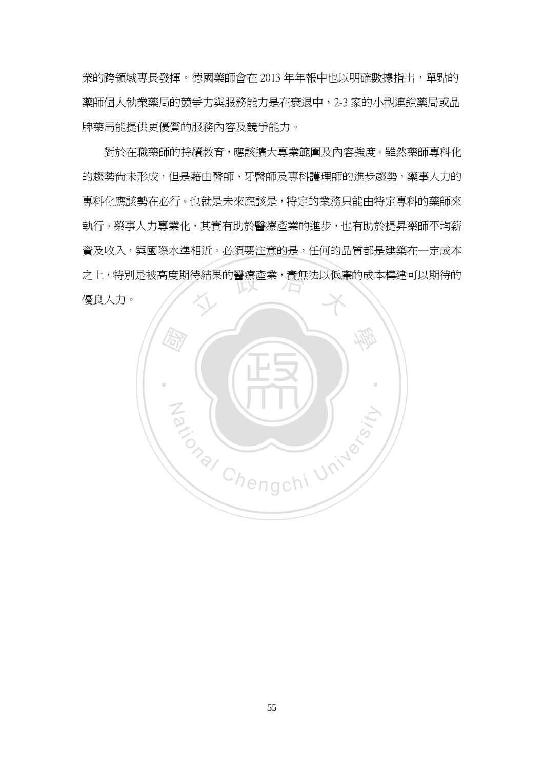業的跨領域專長發揮。德國藥師會在 2013 年年報中也以明確數據指出，單點的藥師個人執業藥局的競爭力與服務能力是在衰退中，2-3 家的小型連鎖藥局或品牌藥局能提供更優質的服務內容及競爭能力。

對於在職藥師的持續教育，應該擴大專業範圍及內容強度。雖然藥師專科化的趨勢尚未形成，但是藉由醫師、牙醫師及專科護理師的進步趨勢，藥事人力的專科化應該勢在必行。也就是未來應該是，特定的業務只能由特定專科的藥師來執行。藥事人力專業化，其實有助於醫療產業的進步，也有助於提昇藥師平均薪資及收入，與國際水準相近。必須要注意的是，任何的品質都是建築在一定成本之上，特別是被高度期待結果的醫療產業，實無法以低廉的成本構建可以期待的優良人力。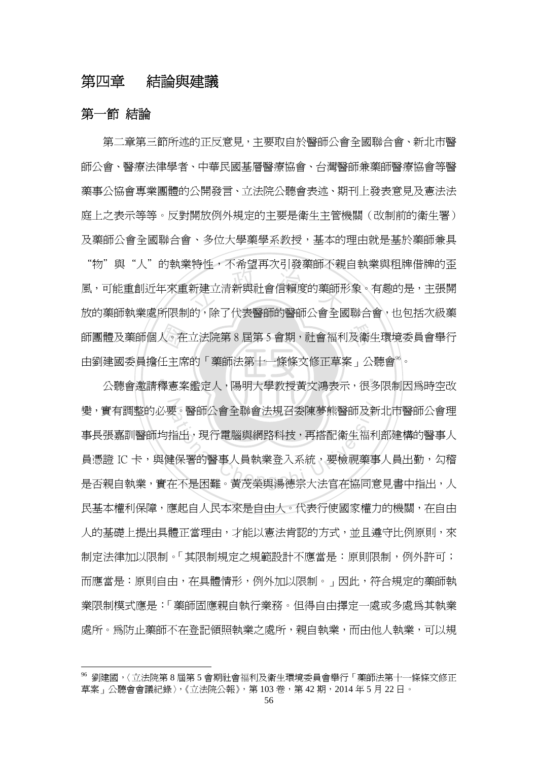# 第四章　結論與建議

## 第一節 結論

第二章第三節所述的正反意見，主要取自於醫師公會全國聯合會、新北市醫師公會、醫療法律學者、中華民國基層醫療協會、台灣醫師兼藥師醫療協會等醫藥事公協會專業團體的公開發言、立法院公聽會表述、期刊上發表意見及憲法法庭上之表示等等。反對開放例外規定的主要是衛生主管機關（改制前的衛生署）及藥師公會全國聯合會、多位大學藥學系教授，基本的理由就是基於藥師兼具"物"與"人"的執業特性，不希望再次引發藥師不親自執業與租牌借牌的歪風，可能重創近年來重新建立清新與社會信賴度的藥師形象。有趣的是，主張開放的藥師執業處所限制的，除了代表醫師的醫師公會全國聯合會，也包括次級藥師團體及藥師個人。在立法院第 8 屆第 5 會期，社會福利及衛生環境委員會舉行由劉建國委員擔任主席的「藥師法第十一條條文修正草案」公聽會[96]。

公聽會邀請釋憲案鑑定人，陽明大學教授黃文鴻表示，很多限制因為時空改變，實有調整的必要。醫師公會全聯會法規召委陳夢熊醫師及新北市醫師公會理事長張嘉訓醫師均指出，現行電腦與網路科技，再搭配衛生福利部建構的醫事人員憑證 IC 卡，與健保署的醫事人員執業登入系統，要檢視藥事人員出勤，勾稽是否親自執業，實在不是困難。黃茂榮與湯德宗大法官在協同意見書中指出，人民基本權利保障，應起自人民本來是自由人。代表行使國家權力的機關，在自由人的基礎上提出具體正當理由，才能以憲法肯認的方式，並且遵守比例原則，來制定法律加以限制。「其限制規定之規範設計不應當是：原則限制，例外許可；而應當是：原則自由，在具體情形，例外加以限制。」因此，符合規定的藥師執業限制模式應是：「藥師固應親自執行業務。但得自由擇定一處或多處為其執業處所。為防止藥師不在登記領照執業之處所，親自執業，而由他人執業，可以規

---

[96] 劉建國，〈立法院第 8 屆第 5 會期社會福利及衛生環境委員會舉行「藥師法第十一條條文修正草案」公聽會會議紀錄〉，《立法院公報》，第 103 卷，第 42 期，2014 年 5 月 22 日。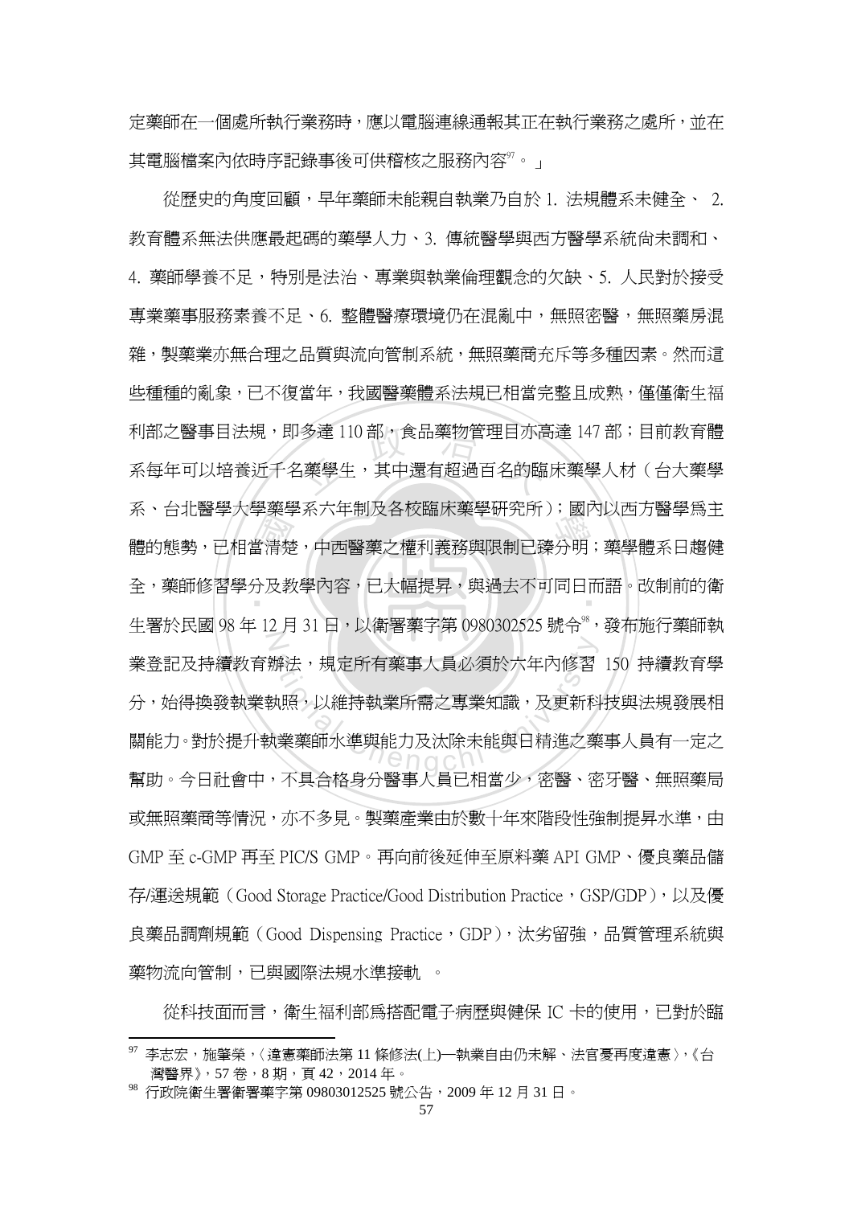定藥師在一個處所執行業務時，應以電腦連線通報其正在執行業務之處所，並在其電腦檔案內依時序記錄事後可供稽核之服務內容[97]。」

從歷史的角度回顧，早年藥師未能親自執業乃自於 1. 法規體系未健全、 2. 教育體系無法供應最起碼的藥學人力、3. 傳統醫學與西方醫學系統尚未調和、4. 藥師學養不足，特別是法治、專業與執業倫理觀念的欠缺、5. 人民對於接受專業藥事服務素養不足、6. 整體醫療環境仍在混亂中，無照密醫，無照藥房混雜，製藥業亦無合理之品質與流向管制系統，無照藥商充斥等多種因素。然而這些種種的亂象，已不復當年，我國醫藥體系法規已相當完整且成熟，僅僅衛生福利部之醫事目法規，即多達 110 部，食品藥物管理目亦高達 147 部；目前教育體系每年可以培養近千名藥學生，其中還有超過百名的臨床藥學人材（台大藥學系、台北醫學大學藥學系六年制及各校臨床藥學研究所）；國內以西方醫學為主體的態勢，已相當清楚，中西醫藥之權利義務與限制已臻分明；藥學體系日趨健全，藥師修習學分及教學內容，已大幅提昇，與過去不可同日而語。改制前的衛生署於民國 98 年 12 月 31 日，以衛署藥字第 0980302525 號令[98]，發布施行藥師執業登記及持續教育辦法，規定所有藥事人員必須於六年內修習 150 持續教育學分，始得換發執業執照，以維持執業所需之專業知識，及更新科技與法規發展相關能力。對於提升執業藥師水準與能力及汰除未能與日精進之藥事人員有一定之幫助。今日社會中，不具合格身分醫事人員已相當少，密醫、密牙醫、無照藥局或無照藥商等情況，亦不多見。製藥產業由於數十年來階段性強制提昇水準，由 GMP 至 c-GMP 再至 PIC/S GMP。再向前後延伸至原料藥 API GMP、優良藥品儲存/運送規範（Good Storage Practice/Good Distribution Practice，GSP/GDP），以及優良藥品調劑規範（Good Dispensing Practice，GDP），汰劣留強，品質管理系統與藥物流向管制，已與國際法規水準接軌 。

從科技面而言，衛生福利部為搭配電子病歷與健保 IC 卡的使用，已對於臨

---

[97] 李志宏，施肇榮，〈違憲藥師法第 11 條修法(上)—執業自由仍未解、法官憂再度違憲〉，《台灣醫界》，57 卷，8 期，頁 42，2014 年。

[98] 行政院衛生署衛署藥字第 09803012525 號公告，2009 年 12 月 31 日。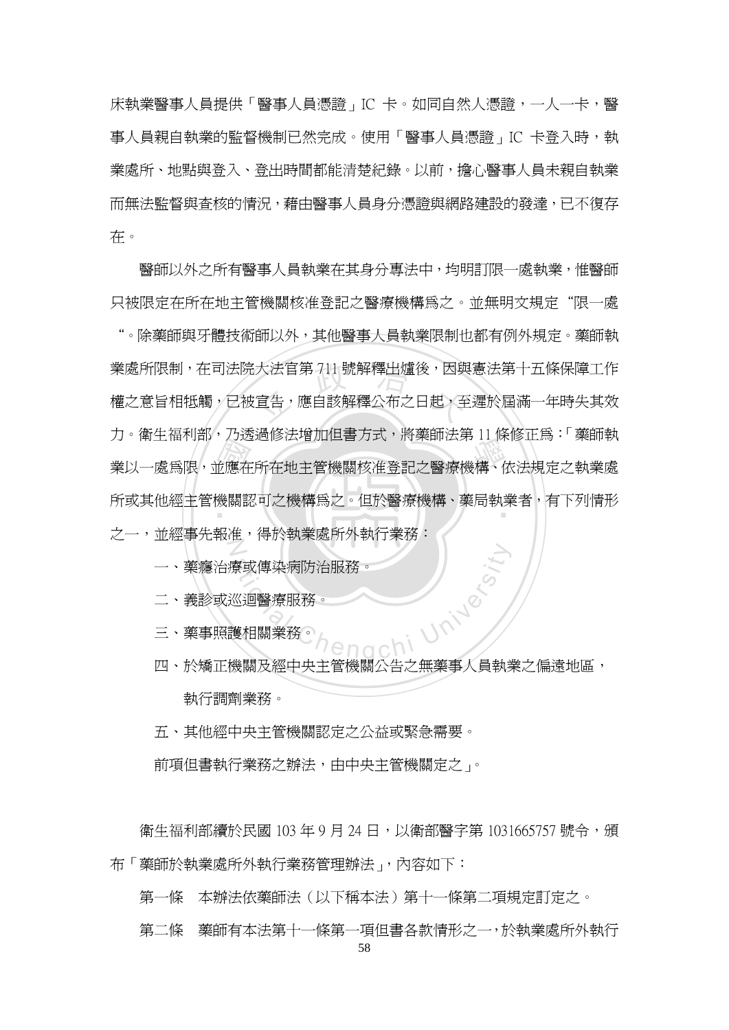床執業醫事人員提供「醫事人員憑證」IC 卡。如同自然人憑證，一人一卡，醫事人員親自執業的監督機制已然完成。使用「醫事人員憑證」IC 卡登入時，執業處所、地點與登入、登出時間都能清楚紀錄。以前，擔心醫事人員未親自執業而無法監督與查核的情況，藉由醫事人員身分憑證與網路建設的發達，已不復存在。

醫師以外之所有醫事人員執業在其身分專法中，均明訂限一處執業，惟醫師只被限定在所在地主管機關核准登記之醫療機構爲之。並無明文規定“限一處“。除藥師與牙體技術師以外，其他醫事人員執業限制也都有例外規定。藥師執業處所限制，在司法院大法官第 711 號解釋出爐後，因與憲法第十五條保障工作權之意旨相牴觸，已被宣告，應自該解釋公布之日起，至遲於屆滿一年時失其效力。衛生福利部，乃透過修法增加但書方式，將藥師法第 11 條修正爲：「藥師執業以一處爲限，並應在所在地主管機關核准登記之醫療機構、依法規定之執業處所或其他經主管機關認可之機構爲之。但於醫療機構、藥局執業者，有下列情形之一，並經事先報准，得於執業處所外執行業務：

一、藥癮治療或傳染病防治服務。

二、義診或巡迴醫療服務。

三、藥事照護相關業務。

四、於矯正機關及經中央主管機關公告之無藥事人員執業之偏遠地區，執行調劑業務。

五、其他經中央主管機關認定之公益或緊急需要。

前項但書執行業務之辦法，由中央主管機關定之」。

衛生福利部續於民國 103 年 9 月 24 日，以衛部醫字第 1031665757 號令，頒布「藥師於執業處所外執行業務管理辦法」，內容如下：

第一條　本辦法依藥師法（以下稱本法）第十一條第二項規定訂定之。

第二條　藥師有本法第十一條第一項但書各款情形之一，於執業處所外執行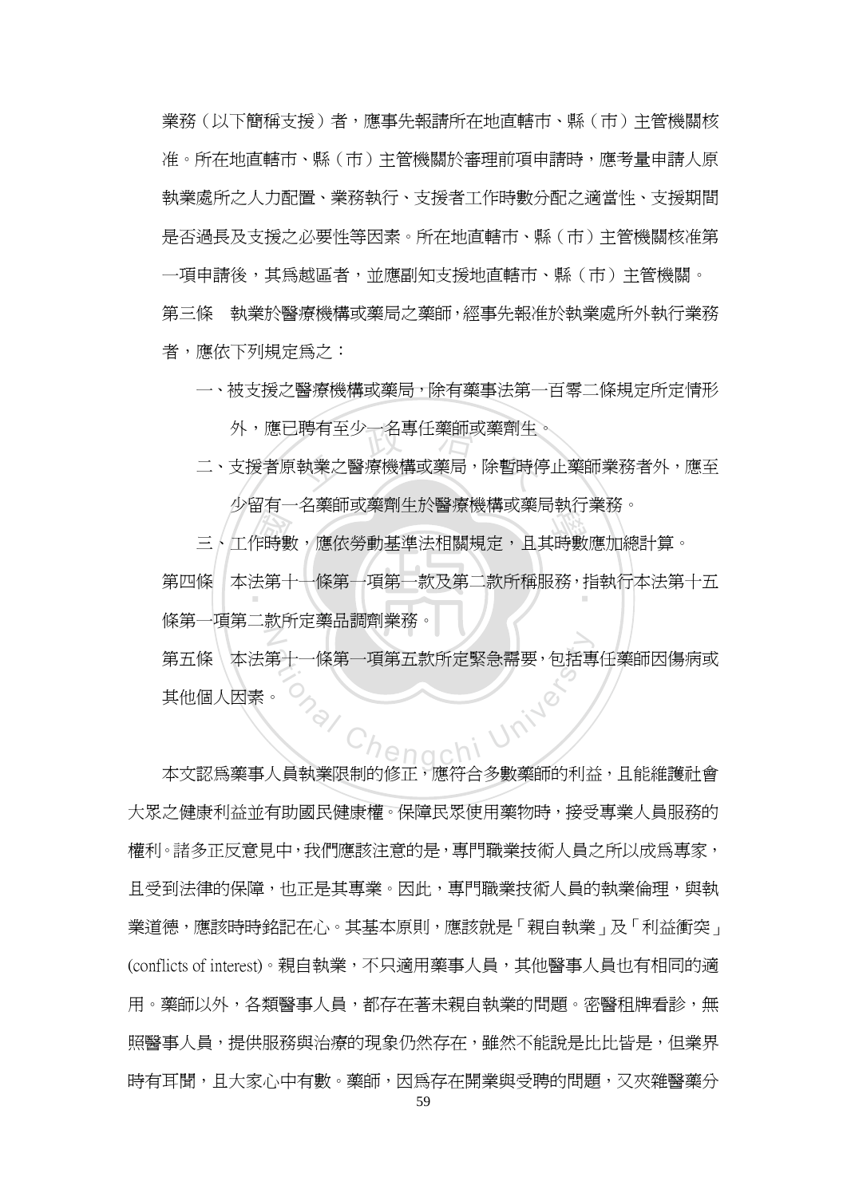業務（以下簡稱支援）者，應事先報請所在地直轄市、縣（市）主管機關核准。所在地直轄市、縣（市）主管機關於審理前項申請時，應考量申請人原執業處所之人力配置、業務執行、支援者工作時數分配之適當性、支援期間是否過長及支援之必要性等因素。所在地直轄市、縣（市）主管機關核准第一項申請後，其爲越區者，並應副知支援地直轄市、縣（市）主管機關。

第三條　執業於醫療機構或藥局之藥師，經事先報准於執業處所外執行業務者，應依下列規定爲之：

一、被支援之醫療機構或藥局，除有藥事法第一百零二條規定所定情形外，應已聘有至少一名專任藥師或藥劑生。

二、支援者原執業之醫療機構或藥局，除暫時停止藥師業務者外，應至少留有一名藥師或藥劑生於醫療機構或藥局執行業務。

三、工作時數，應依勞動基準法相關規定，且其時數應加總計算。

第四條　本法第十一條第一項第一款及第二款所稱服務，指執行本法第十五條第一項第二款所定藥品調劑業務。

第五條　本法第十一條第一項第五款所定緊急需要，包括專任藥師因傷病或其他個人因素。

本文認爲藥事人員執業限制的修正，應符合多數藥師的利益，且能維護社會大眾之健康利益並有助國民健康權。保障民眾使用藥物時，接受專業人員服務的權利。諸多正反意見中，我們應該注意的是，專門職業技術人員之所以成爲專家，且受到法律的保障，也正是其專業。因此，專門職業技術人員的執業倫理，與執業道德，應該時時銘記在心。其基本原則，應該就是「親自執業」及「利益衝突」(conflicts of interest)。親自執業，不只適用藥事人員，其他醫事人員也有相同的適用。藥師以外，各類醫事人員，都存在著未親自執業的問題。密醫租牌看診，無照醫事人員，提供服務與治療的現象仍然存在，雖然不能說是比比皆是，但業界時有耳聞，且大家心中有數。藥師，因爲存在開業與受聘的問題，又夾雜醫藥分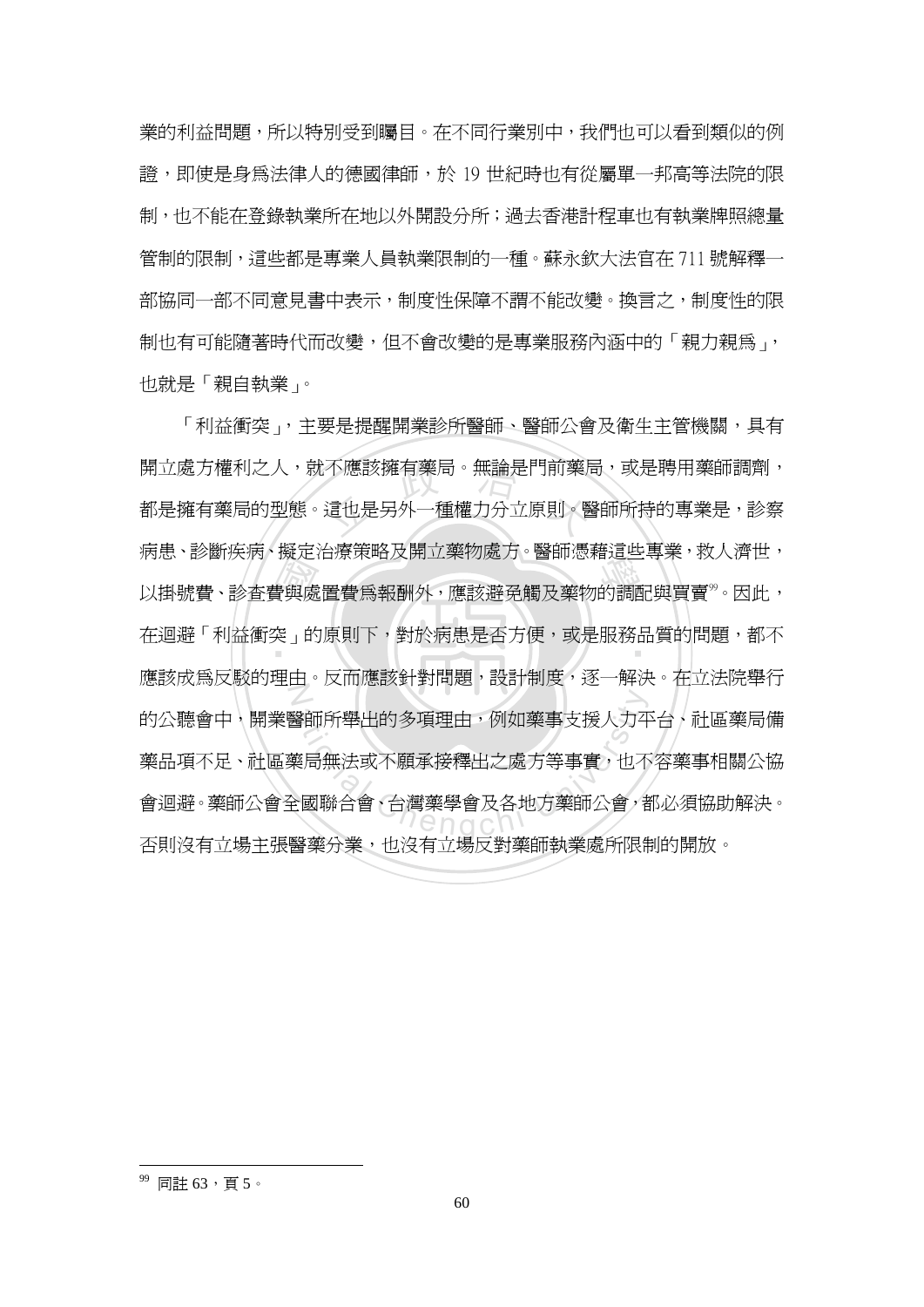業的利益問題，所以特別受到矚目。在不同行業別中，我們也可以看到類似的例證，即使是身為法律人的德國律師，於 19 世紀時也有從屬單一邦高等法院的限制，也不能在登錄執業所在地以外開設分所；過去香港計程車也有執業牌照總量管制的限制，這些都是專業人員執業限制的一種。蘇永欽大法官在 711 號解釋一部協同一部不同意見書中表示，制度性保障不謂不能改變。換言之，制度性的限制也有可能隨著時代而改變，但不會改變的是專業服務內涵中的「親力親為」，也就是「親自執業」。

「利益衝突」，主要是提醒開業診所醫師、醫師公會及衛生主管機關，具有開立處方權利之人，就不應該擁有藥局。無論是門前藥局，或是聘用藥師調劑，都是擁有藥局的型態。這也是另外一種權力分立原則。醫師所持的專業是，診察病患、診斷疾病、擬定治療策略及開立藥物處方。醫師憑藉這些專業，救人濟世，以掛號費、診查費與處置費為報酬外，應該避免觸及藥物的調配與買賣[99]。因此，在迴避「利益衝突」的原則下，對於病患是否方便，或是服務品質的問題，都不應該成為反駁的理由。反而應該針對問題，設計制度，逐一解決。在立法院舉行的公聽會中，開業醫師所舉出的多項理由，例如藥事支援人力平台、社區藥局備藥品項不足、社區藥局無法或不願承接釋出之處方等事實，也不容藥事相關公協會迴避。藥師公會全國聯合會、台灣藥學會及各地方藥師公會，都必須協助解決。否則沒有立場主張醫藥分業，也沒有立場反對藥師執業處所限制的開放。

---

[99] 同註 63，頁 5。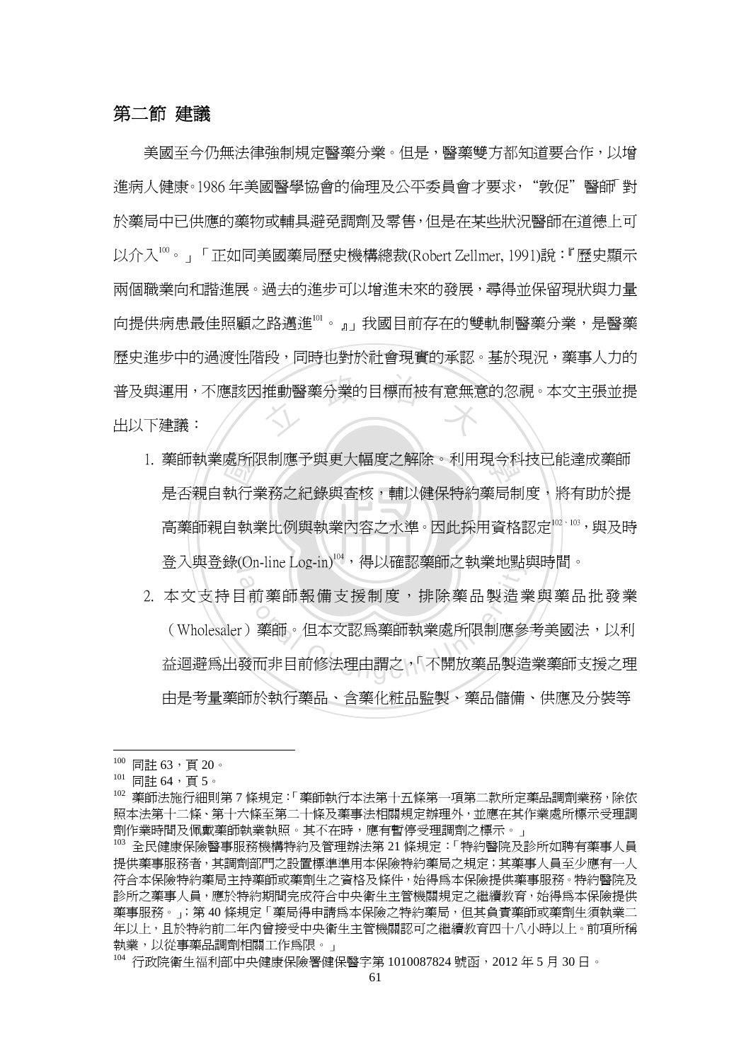## 第二節 建議

美國至今仍無法律強制規定醫藥分業。但是，醫藥雙方都知道要合作，以增進病人健康。1986 年美國醫學協會的倫理及公平委員會才要求，"敦促"醫師『對於藥局中已供應的藥物或輔具避免調劑及零售，但是在某些狀況醫師在道德上可以介入[100]。』「正如同美國藥局歷史機構總裁(Robert Zellmer, 1991)說：『歷史顯示兩個職業向和諧進展。過去的進步可以增進未來的發展，尋得並保留現狀與力量向提供病患最佳照顧之路邁進[101]。』」我國目前存在的雙軌制醫藥分業，是醫藥歷史進步中的過渡性階段，同時也對於社會現實的承認。基於現況，藥事人力的普及與運用，不應該因推動醫藥分業的目標而被有意無意的忽視。本文主張並提出以下建議：

1. 藥師執業處所限制應予與更大幅度之解除。利用現今科技已能達成藥師是否親自執行業務之紀錄與查核，輔以健保特約藥局制度，將有助於提高藥師親自執業比例與執業內容之水準。因此採用資格認定[102、103]，與及時登入與登錄(On-line Log-in)[104]，得以確認藥師之執業地點與時間。
2. 本文支持目前藥師報備支援制度，排除藥品製造業與藥品批發業（Wholesaler）藥師。但本文認為藥師執業處所限制應參考美國法，以利益迴避為出發而非目前修法理由謂之，「不開放藥品製造業藥師支援之理由是考量藥師於執行藥品、含藥化粧品監製、藥品儲備、供應及分裝等

---

[100] 同註 63，頁 20。

[101] 同註 64，頁 5。

[102] 藥師法施行細則第 7 條規定：「藥師執行本法第十五條第一項第二款所定藥品調劑業務，除依照本法第十二條、第十六條至第二十條及藥事法相關規定辦理外，並應在其作業處所標示受理調劑作業時間及佩戴藥師執業執照。其不在時，應有暫停受理調劑之標示。」

[103] 全民健康保險醫事服務機構特約及管理辦法第 21 條規定：「特約醫院及診所如聘有藥事人員提供藥事服務者，其調劑部門之設置標準準用本保險特約藥局之規定；其藥事人員至少應有一人符合本保險特約藥局主持藥師或藥劑生之資格及條件，始得為本保險提供藥事服務。特約醫院及診所之藥事人員，應於特約期間完成符合中央衛生主管機關規定之繼續教育，始得為本保險提供藥事服務。」；第 40 條規定「藥局得申請為本保險之特約藥局，但其負責藥師或藥劑生須執業二年以上，且於特約前二年內曾接受中央衛生主管機關認可之繼續教育四十八小時以上。前項所稱執業，以從事藥品調劑相關工作為限。」

[104] 行政院衛生福利部中央健康保險署健保醫字第 1010087824 號函，2012 年 5 月 30 日。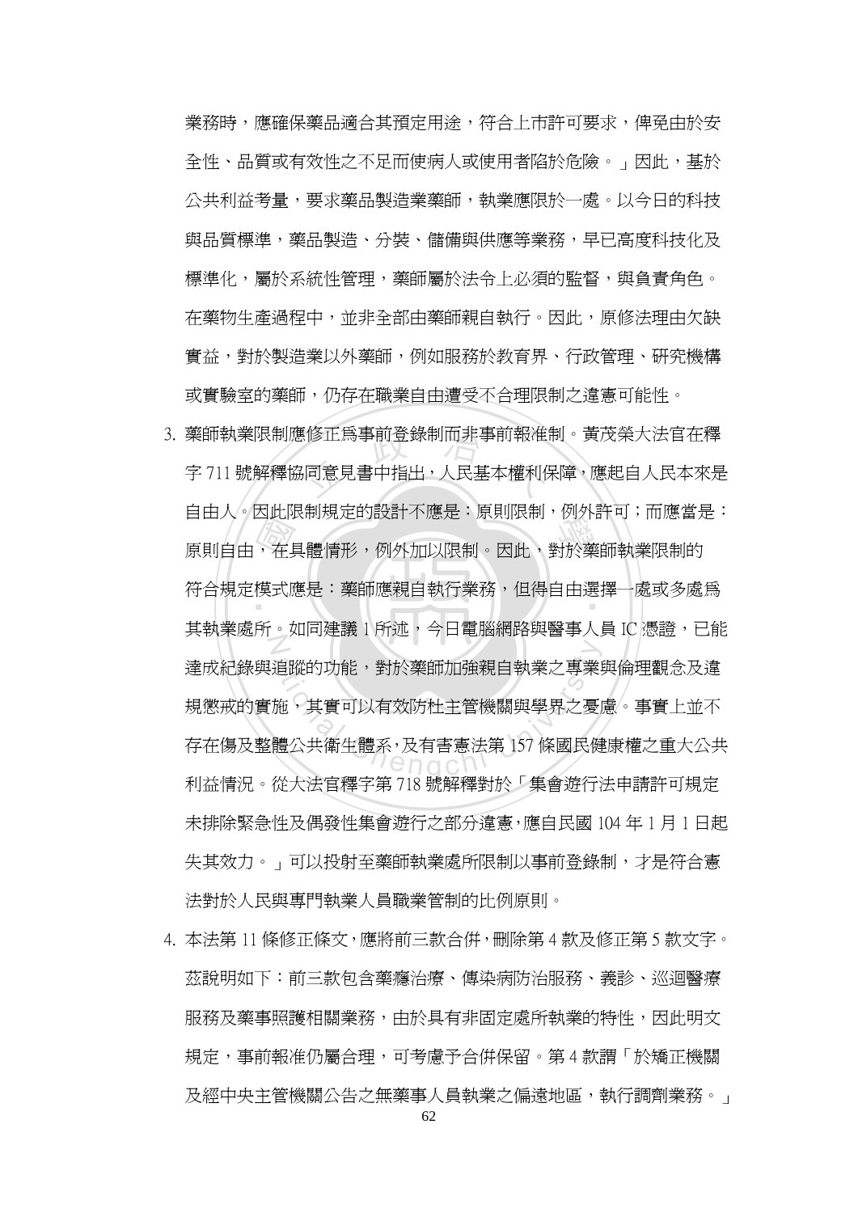業務時，應確保藥品適合其預定用途，符合上市許可要求，俾免由於安全性、品質或有效性之不足而使病人或使用者陷於危險。」因此，基於公共利益考量，要求藥品製造業藥師，執業應限於一處。以今日的科技與品質標準，藥品製造、分裝、儲備與供應等業務，早已高度科技化及標準化，屬於系統性管理，藥師屬於法令上必須的監督，與負責角色。在藥物生產過程中，並非全部由藥師親自執行。因此，原修法理由欠缺實益，對於製造業以外藥師，例如服務於教育界、行政管理、研究機構或實驗室的藥師，仍存在職業自由遭受不合理限制之違憲可能性。

3. 藥師執業限制應修正為事前登錄制而非事前報准制。黃茂榮大法官在釋字 711 號解釋協同意見書中指出，人民基本權利保障，應起自人民本來是自由人。因此限制規定的設計不應是：原則限制，例外許可；而應當是：原則自由，在具體情形，例外加以限制。因此，對於藥師執業限制的符合規定模式應是：藥師應親自執行業務，但得自由選擇一處或多處為其執業處所。如同建議 1 所述，今日電腦網路與醫事人員 IC 憑證，已能達成紀錄與追蹤的功能，對於藥師加強親自執業之專業與倫理觀念及違規懲戒的實施，其實可以有效防杜主管機關與學界之憂慮。事實上並不存在傷及整體公共衛生體系，及有害憲法第 157 條國民健康權之重大公共利益情況。從大法官釋字第 718 號解釋對於「集會遊行法申請許可規定未排除緊急性及偶發性集會遊行之部分違憲，應自民國 104 年 1 月 1 日起失其效力。」可以投射至藥師執業處所限制以事前登錄制，才是符合憲法對於人民與專門執業人員職業管制的比例原則。

4. 本法第 11 條修正條文，應將前三款合併，刪除第 4 款及修正第 5 款文字。茲說明如下：前三款包含藥癮治療、傳染病防治服務、義診、巡迴醫療服務及藥事照護相關業務，由於具有非固定處所執業的特性，因此明文規定，事前報准仍屬合理，可考慮予合併保留。第 4 款謂「於矯正機關及經中央主管機關公告之無藥事人員執業之偏遠地區，執行調劑業務。」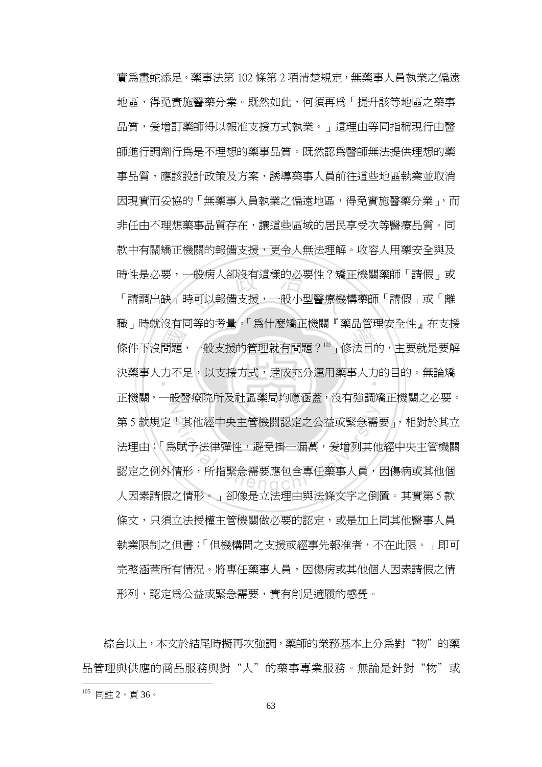實爲畫蛇添足。藥事法第 102 條第 2 項清楚規定，無藥事人員執業之偏遠地區，得免實施醫藥分業。既然如此，何須再爲「提升該等地區之藥事品質，爰增訂藥師得以報准支援方式執業。」這理由等同指稱現行由醫師進行調劑行爲是不理想的藥事品質。既然認爲醫師無法提供理想的藥事品質，應該設計政策及方案，誘導藥事人員前往這些地區執業並取消因現實而妥協的「無藥事人員執業之偏遠地區，得免實施醫藥分業」，而非任由不理想藥事品質存在，讓這些區域的居民享受次等醫療品質。同款中有關矯正機關的報備支援，更令人無法理解。收容人用藥安全與及時性是必要，一般病人卻沒有這樣的必要性？矯正機關藥師「請假」或「請調出缺」時可以報備支援，一般小型醫療機構藥師「請假」或「離職」時就沒有同等的考量。「爲什麼矯正機關『藥品管理安全性』在支援條件下沒問題，一般支援的管理就有問題？[105]」修法目的，主要就是要解決藥事人力不足，以支援方式，達成充分運用藥事人力的目的。無論矯正機關，一般醫療院所及社區藥局均應涵蓋，沒有強調矯正機關之必要。第 5 款規定「其他經中央主管機關認定之公益或緊急需要」，相對於其立法理由：「爲賦予法律彈性，避免掛一漏萬，爰增列其他經中央主管機關認定之例外情形，所指緊急需要應包含專任藥事人員，因傷病或其他個人因素請假之情形。」卻像是立法理由與法條文字之倒置。其實第 5 款條文，只須立法授權主管機關做必要的認定，或是加上同其他醫事人員執業限制之但書：「但機構間之支援或經事先報准者，不在此限。」即可完整涵蓋所有情況。將專任藥事人員，因傷病或其他個人因素請假之情形列，認定爲公益或緊急需要，實有削足適履的感覺。

綜合以上，本文於結尾時擬再次強調，藥師的業務基本上分爲對“物”的藥品管理與供應的商品服務與對“人”的藥事專業服務。無論是針對“物”或

---

[105] 同註 2，頁 36。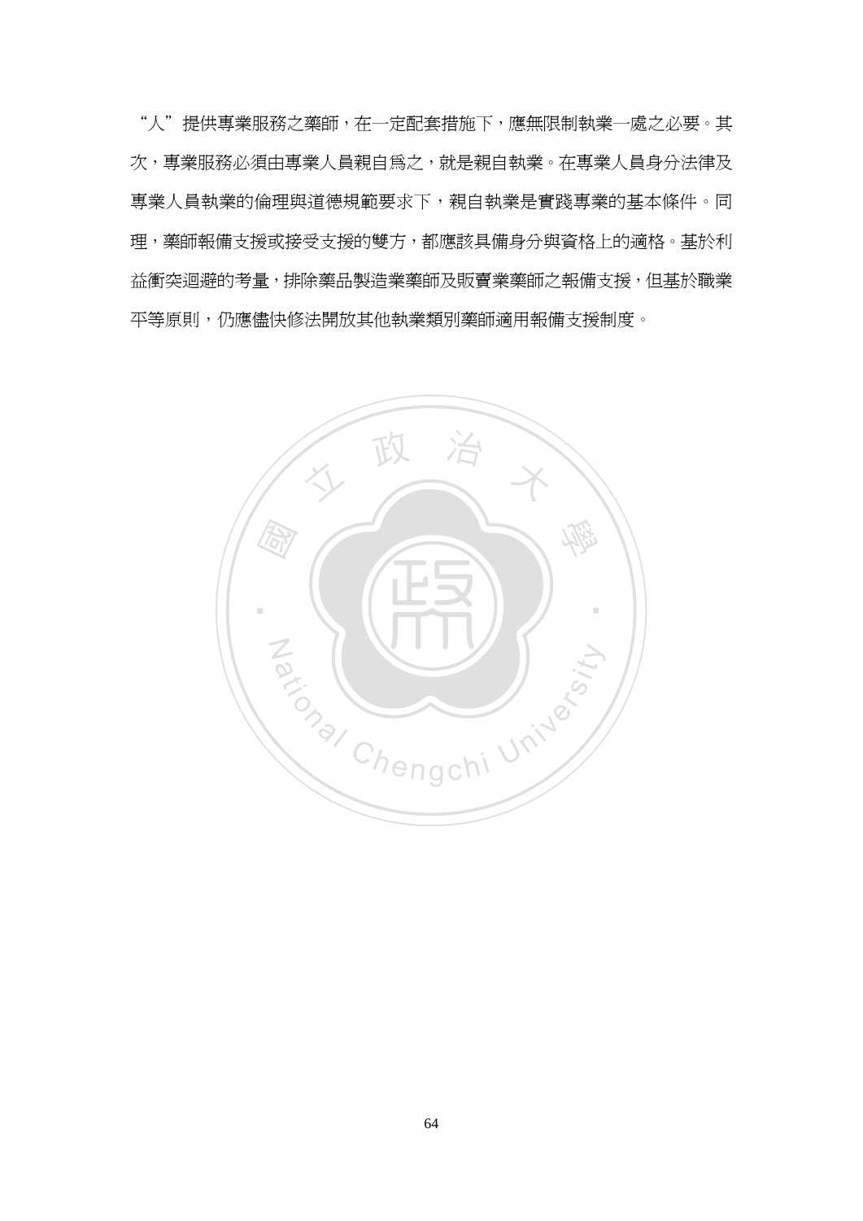“人”提供專業服務之藥師，在一定配套措施下，應無限制執業一處之必要。其次，專業服務必須由專業人員親自爲之，就是親自執業。在專業人員身分法律及專業人員執業的倫理與道德規範要求下，親自執業是實踐專業的基本條件。同理，藥師報備支援或接受支援的雙方，都應該具備身分與資格上的適格。基於利益衝突迴避的考量，排除藥品製造業藥師及販賣業藥師之報備支援，但基於職業平等原則，仍應儘快修法開放其他執業類別藥師適用報備支援制度。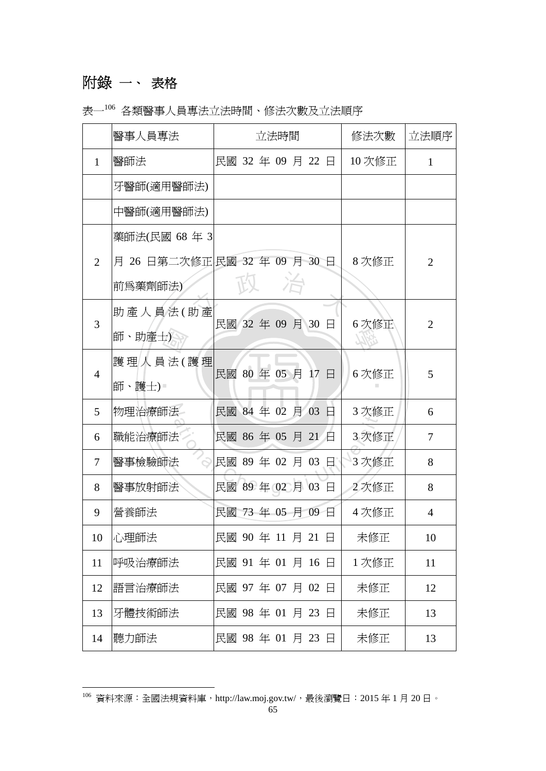# 附錄 一、 表格

表一[106] 各類醫事人員專法立法時間、修法次數及立法順序

| | 醫事人員專法 | 立法時間 | 修法次數 | 立法順序 |
|---|---|---|---|---|
| 1 | 醫師法 | 民國 32 年 09 月 22 日 | 10 次修正 | 1 |
| | 牙醫師(適用醫師法) | | | |
| | 中醫師(適用醫師法) | | | |
| 2 | 藥師法(民國 68 年 3 月 26 日第二次修正前爲藥劑師法) | 民國 32 年 09 月 30 日 | 8 次修正 | 2 |
| 3 | 助產人員法(助產師、助產士) | 民國 32 年 09 月 30 日 | 6 次修正 | 2 |
| 4 | 護理人員法(護理師、護士) | 民國 80 年 05 月 17 日 | 6 次修正 | 5 |
| 5 | 物理治療師法 | 民國 84 年 02 月 03 日 | 3 次修正 | 6 |
| 6 | 職能治療師法 | 民國 86 年 05 月 21 日 | 3 次修正 | 7 |
| 7 | 醫事檢驗師法 | 民國 89 年 02 月 03 日 | 3 次修正 | 8 |
| 8 | 醫事放射師法 | 民國 89 年 02 月 03 日 | 2 次修正 | 8 |
| 9 | 營養師法 | 民國 73 年 05 月 09 日 | 4 次修正 | 4 |
| 10 | 心理師法 | 民國 90 年 11 月 21 日 | 未修正 | 10 |
| 11 | 呼吸治療師法 | 民國 91 年 01 月 16 日 | 1 次修正 | 11 |
| 12 | 語言治療師法 | 民國 97 年 07 月 02 日 | 未修正 | 12 |
| 13 | 牙體技術師法 | 民國 98 年 01 月 23 日 | 未修正 | 13 |
| 14 | 聽力師法 | 民國 98 年 01 月 23 日 | 未修正 | 13 |

[106] 資料來源：全國法規資料庫，http://law.moj.gov.tw/，最後瀏覽日：2015 年 1 月 20 日。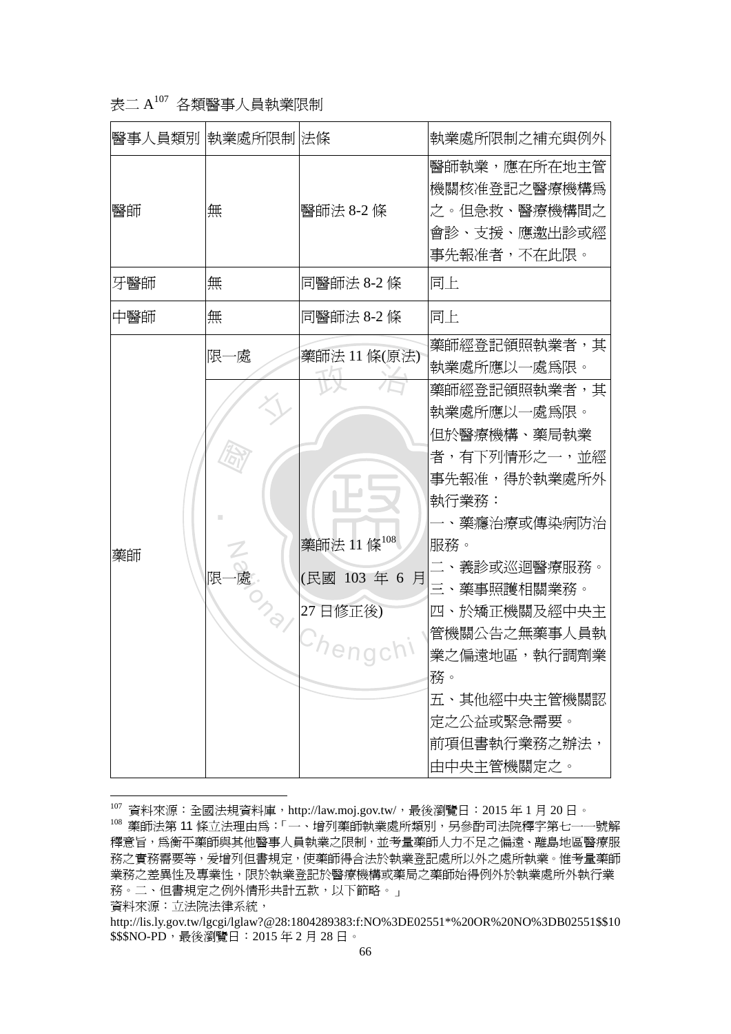表二 A[107] 各類醫事人員執業限制

| 醫事人員類別 | 執業處所限制 | 法條 | 執業處所限制之補充與例外 |
|---|---|---|---|
| 醫師 | 無 | 醫師法 8-2 條 | 醫師執業，應在所在地主管機關核准登記之醫療機構為之。但急救、醫療機構間之會診、支援、應邀出診或經事先報准者，不在此限。 |
| 牙醫師 | 無 | 同醫師法 8-2 條 | 同上 |
| 中醫師 | 無 | 同醫師法 8-2 條 | 同上 |
| 藥師 | 限一處 | 藥師法 11 條(原法) | 藥師經登記領照執業者，其執業處所應以一處為限。 |
| | 限一處 | 藥師法 11 條[108] (民國 103 年 6 月 27 日修正後) | 藥師經登記領照執業者，其執業處所應以一處為限。但於醫療機構、藥局執業者，有下列情形之一，並經事先報准，得於執業處所外執行業務：<br>一、藥癮治療或傳染病防治服務。<br>二、義診或巡迴醫療服務。<br>三、藥事照護相關業務。<br>四、於矯正機關及經中央主管機關公告之無藥事人員執業之偏遠地區，執行調劑業務。<br>五、其他經中央主管機關認定之公益或緊急需要。<br>前項但書執行業務之辦法，由中央主管機關定之。 |

---

[107] 資料來源：全國法規資料庫，http://law.moj.gov.tw/，最後瀏覽日：2015 年 1 月 20 日。

[108] 藥師法第 11 條立法理由為：「一、增列藥師執業處所類別，另參酌司法院釋字第七一一號解釋意旨，為衡平藥師與其他醫事人員執業之限制，並考量藥師人力不足之偏遠、離島地區醫療服務之實務需要等，爰增列但書規定，使藥師得合法於執業登記處所以外之處所執業。惟考量藥師業務之差異性及專業性，限於執業登記於醫療機構或藥局之藥師始得例外於執業處所外執行業務。二、但書規定之例外情形共計五款，以下節略。」

資料來源：立法院法律系統，

http://lis.ly.gov.tw/lgcgi/lglaw?@28:1804289383:f:NO%3DE02551*%20OR%20NO%3DB02551$$10$$$NO-PD，最後瀏覽日：2015 年 2 月 28 日。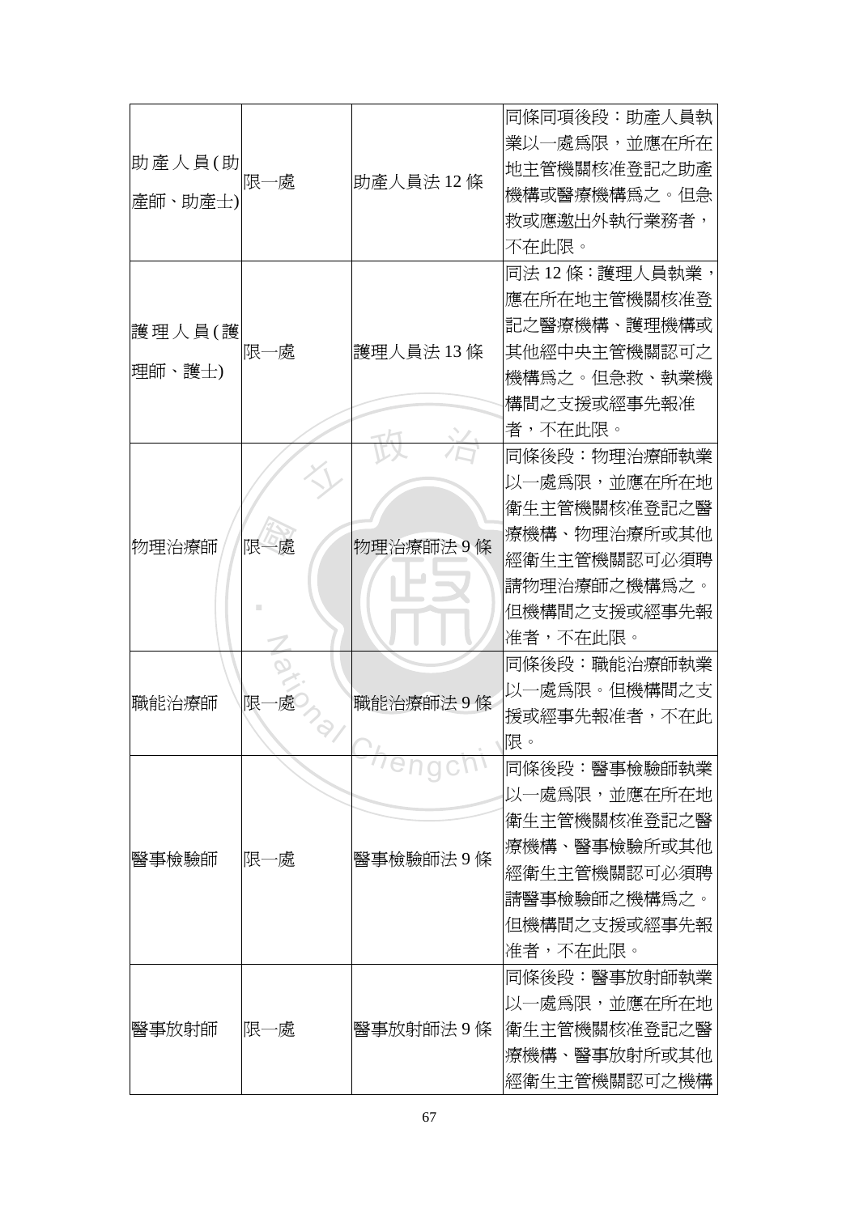| | | | |
|---|---|---|---|
| 助產人員(助產師、助產士) | 限一處 | 助產人員法 12 條 | 同條同項後段：助產人員執業以一處爲限，並應在所在地主管機關核准登記之助產機構或醫療機構爲之。但急救或應邀出外執行業務者，不在此限。 |
| 護理人員(護理師、護士) | 限一處 | 護理人員法 13 條 | 同法 12 條：護理人員執業，應在所在地主管機關核准登記之醫療機構、護理機構或其他經中央主管機關認可之機構爲之。但急救、執業機構間之支援或經事先報准者，不在此限。 |
| 物理治療師 | 限一處 | 物理治療師法 9 條 | 同條後段：物理治療師執業以一處爲限，並應在所在地衛生主管機關核准登記之醫療機構、物理治療所或其他經衛生主管機關認可必須聘請物理治療師之機構爲之。但機構間之支援或經事先報准者，不在此限。 |
| 職能治療師 | 限一處 | 職能治療師法 9 條 | 同條後段：職能治療師執業以一處爲限。但機構間之支援或經事先報准者，不在此限。 |
| 醫事檢驗師 | 限一處 | 醫事檢驗師法 9 條 | 同條後段：醫事檢驗師執業以一處爲限，並應在所在地衛生主管機關核准登記之醫療機構、醫事檢驗所或其他經衛生主管機關認可必須聘請醫事檢驗師之機構爲之。但機構間之支援或經事先報准者，不在此限。 |
| 醫事放射師 | 限一處 | 醫事放射師法 9 條 | 同條後段：醫事放射師執業以一處爲限，並應在所在地衛生主管機關核准登記之醫療機構、醫事放射所或其他經衛生主管機關認可之機構 |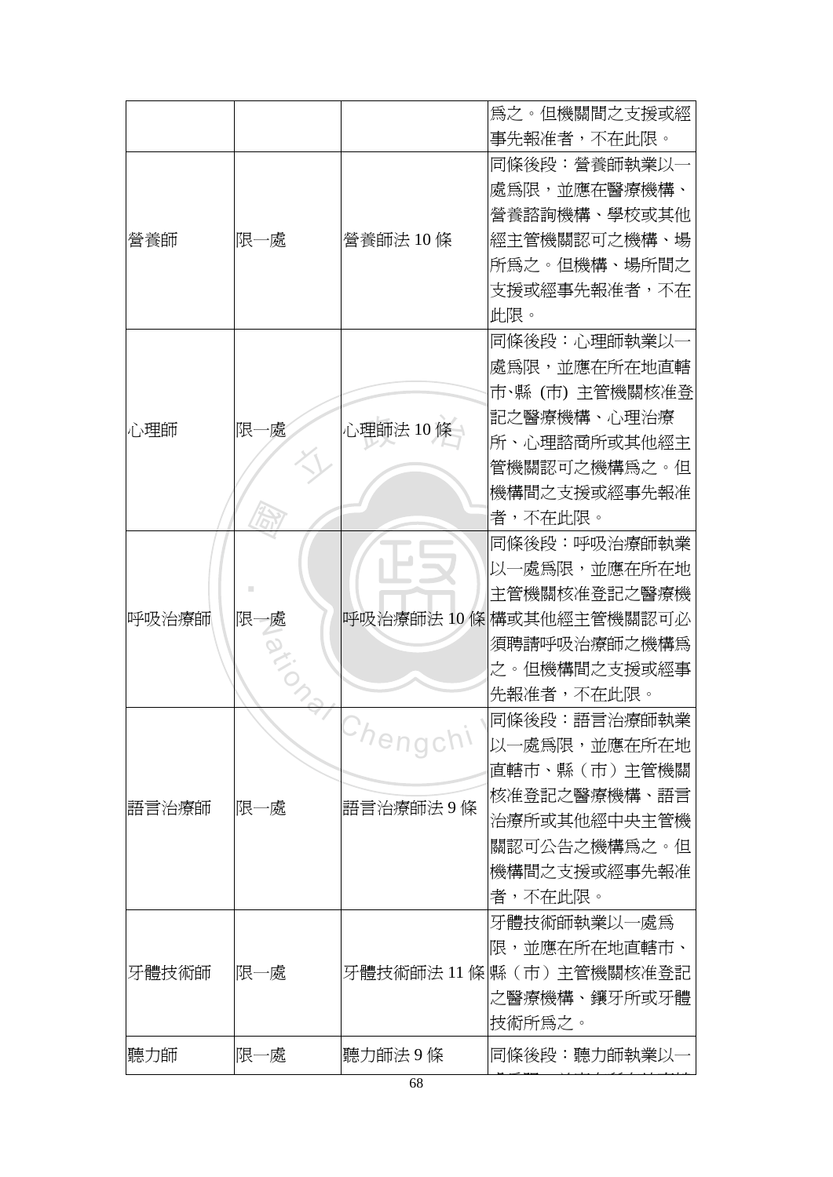| | | | 爲之。但機關間之支援或經事先報准者，不在此限。 |
|---|---|---|---|
| 營養師 | 限一處 | 營養師法 10 條 | 同條後段：營養師執業以一處爲限，並應在醫療機構、營養諮詢機構、學校或其他經主管機關認可之機構、場所爲之。但機構、場所間之支援或經事先報准者，不在此限。 |
| 心理師 | 限一處 | 心理師法 10 條 | 同條後段：心理師執業以一處爲限，並應在所在地直轄市、縣 (市) 主管機關核准登記之醫療機構、心理治療所、心理諮商所或其他經主管機關認可之機構爲之。但機構間之支援或經事先報准者，不在此限。 |
| 呼吸治療師 | 限一處 | 呼吸治療師法 10 條 | 同條後段：呼吸治療師執業以一處爲限，並應在所在地主管機關核准登記之醫療機構或其他經主管機關認可必須聘請呼吸治療師之機構爲之。但機構間之支援或經事先報准者，不在此限。 |
| 語言治療師 | 限一處 | 語言治療師法 9 條 | 同條後段：語言治療師執業以一處爲限，並應在所在地直轄市、縣（市）主管機關核准登記之醫療機構、語言治療所或其他經中央主管機關認可公告之機構爲之。但機構間之支援或經事先報准者，不在此限。 |
| 牙體技術師 | 限一處 | 牙體技術師法 11 條 | 牙體技術師執業以一處爲限，並應在所在地直轄市、縣（市）主管機關核准登記之醫療機構、鑲牙所或牙體技術所爲之。 |
| 聽力師 | 限一處 | 聽力師法 9 條 | 同條後段：聽力師執業以一 |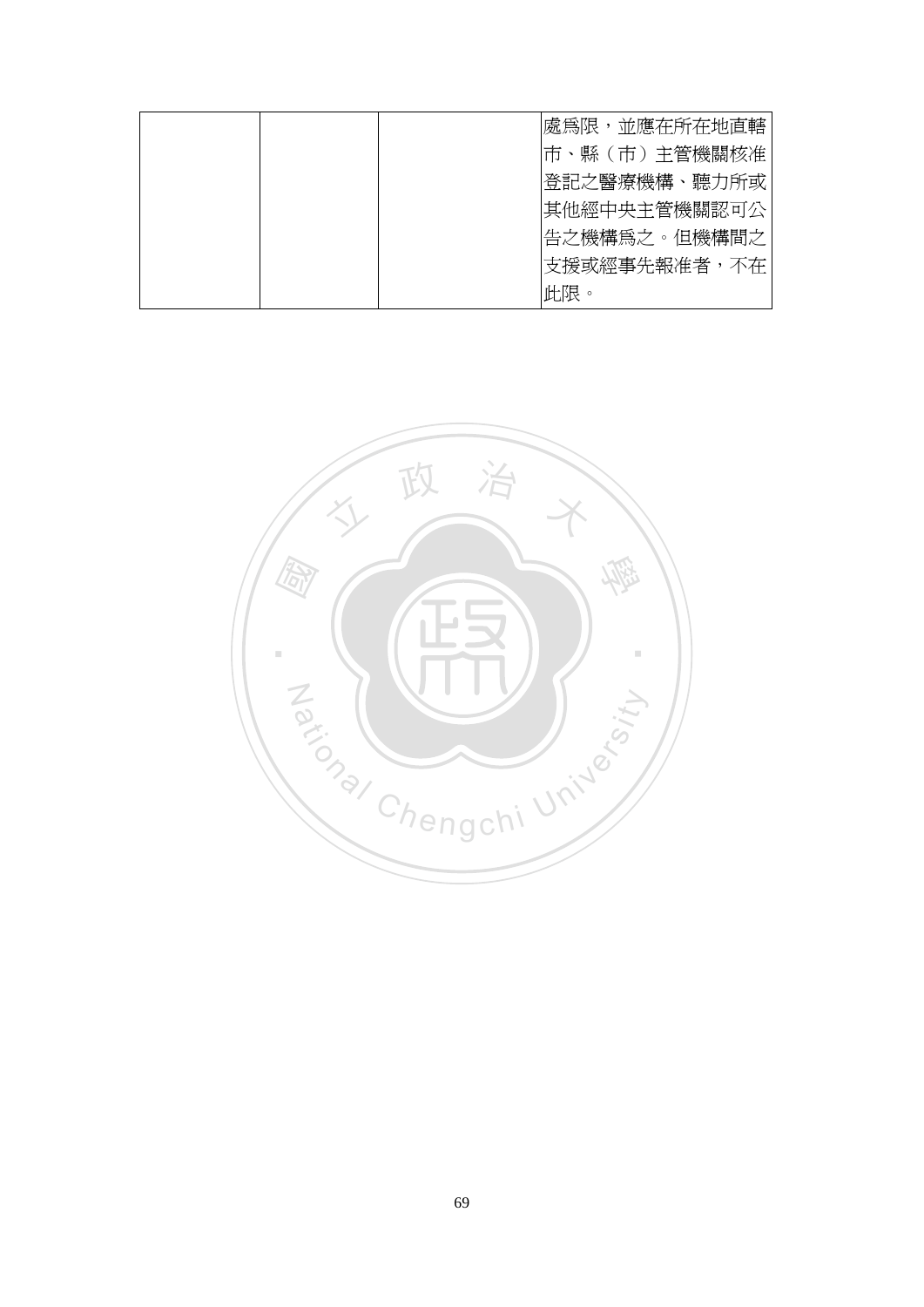|  |  |  | 處爲限，並應在所在地直轄市、縣（市）主管機關核准登記之醫療機構、聽力所或其他經中央主管機關認可公告之機構爲之。但機構間之支援或經事先報准者，不在此限。 |
|---|---|---|---|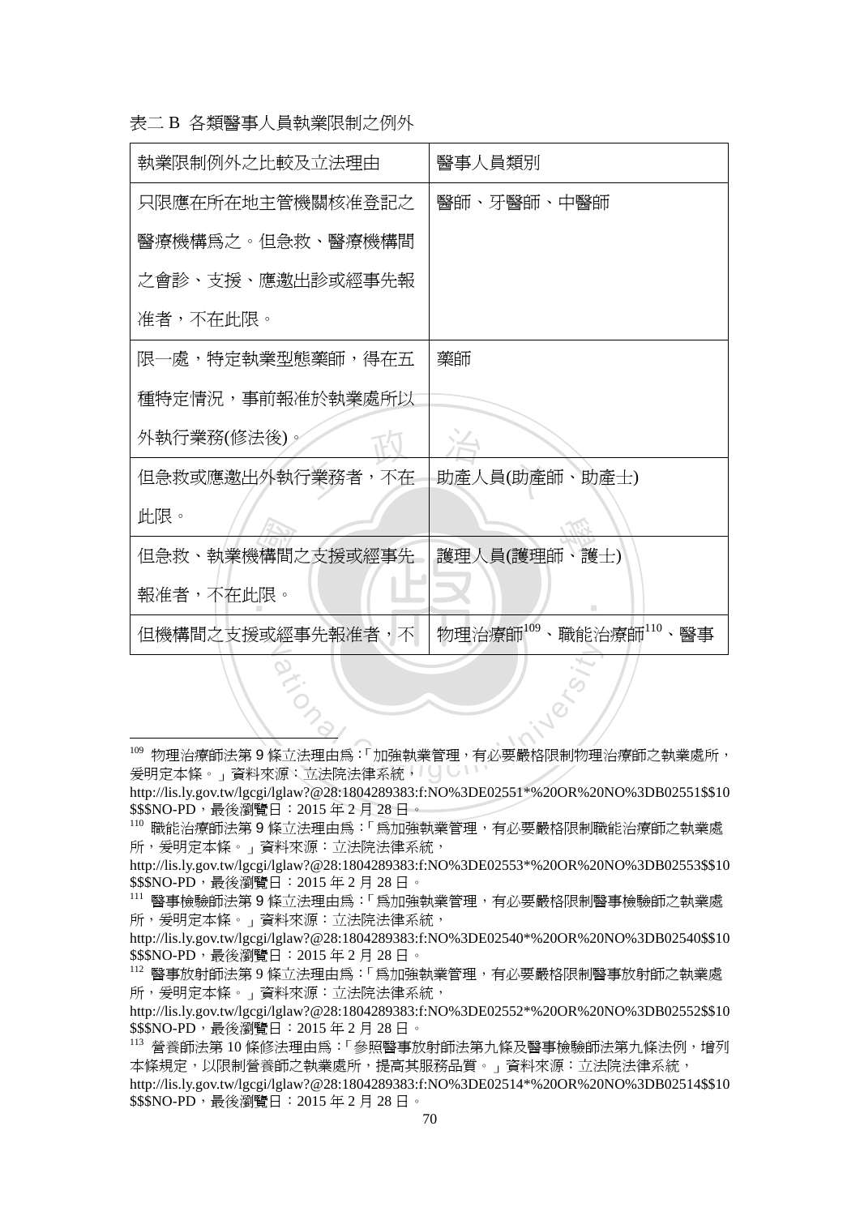表二 B 各類醫事人員執業限制之例外

| 執業限制例外之比較及立法理由 | 醫事人員類別 |
| --- | --- |
| 只限應在所在地主管機關核准登記之醫療機構爲之。但急救、醫療機構間之會診、支援、應邀出診或經事先報准者，不在此限。 | 醫師、牙醫師、中醫師 |
| 限一處，特定執業型態藥師，得在五種特定情況，事前報准於執業處所以外執行業務(修法後)。 | 藥師 |
| 但急救或應邀出外執行業務者，不在此限。 | 助產人員(助產師、助產士) |
| 但急救、執業機構間之支援或經事先報准者，不在此限。 | 護理人員(護理師、護士) |
| 但機構間之支援或經事先報准者，不 | 物理治療師[109]、職能治療師[110]、醫事 |

[109] 物理治療師法第 9 條立法理由爲：「加強執業管理，有必要嚴格限制物理治療師之執業處所，爰明定本條。」資料來源：立法院法律系統，http://lis.ly.gov.tw/lgcgi/lglaw?@28:1804289383:f:NO%3DE02551*%20OR%20NO%3DB02551$$10$$$NO-PD，最後瀏覽日：2015 年 2 月 28 日。

[110] 職能治療師法第 9 條立法理由爲：「爲加強執業管理，有必要嚴格限制職能治療師之執業處所，爰明定本條。」資料來源：立法院法律系統，http://lis.ly.gov.tw/lgcgi/lglaw?@28:1804289383:f:NO%3DE02553*%20OR%20NO%3DB02553$$10$$$NO-PD，最後瀏覽日：2015 年 2 月 28 日。

[111] 醫事檢驗師法第 9 條立法理由爲：「爲加強執業管理，有必要嚴格限制醫事檢驗師之執業處所，爰明定本條。」資料來源：立法院法律系統，http://lis.ly.gov.tw/lgcgi/lglaw?@28:1804289383:f:NO%3DE02540*%20OR%20NO%3DB02540$$10$$$NO-PD，最後瀏覽日：2015 年 2 月 28 日。

[112] 醫事放射師法第 9 條立法理由爲：「爲加強執業管理，有必要嚴格限制醫事放射師之執業處所，爰明定本條。」資料來源：立法院法律系統，http://lis.ly.gov.tw/lgcgi/lglaw?@28:1804289383:f:NO%3DE02552*%20OR%20NO%3DB02552$$10$$$NO-PD，最後瀏覽日：2015 年 2 月 28 日。

[113] 營養師法第 10 條修法理由爲：「參照醫事放射師法第九條及醫事檢驗師法第九條法例，增列本條規定，以限制營養師之執業處所，提高其服務品質。」資料來源：立法院法律系統，http://lis.ly.gov.tw/lgcgi/lglaw?@28:1804289383:f:NO%3DE02514*%20OR%20NO%3DB02514$$10$$$NO-PD，最後瀏覽日：2015 年 2 月 28 日。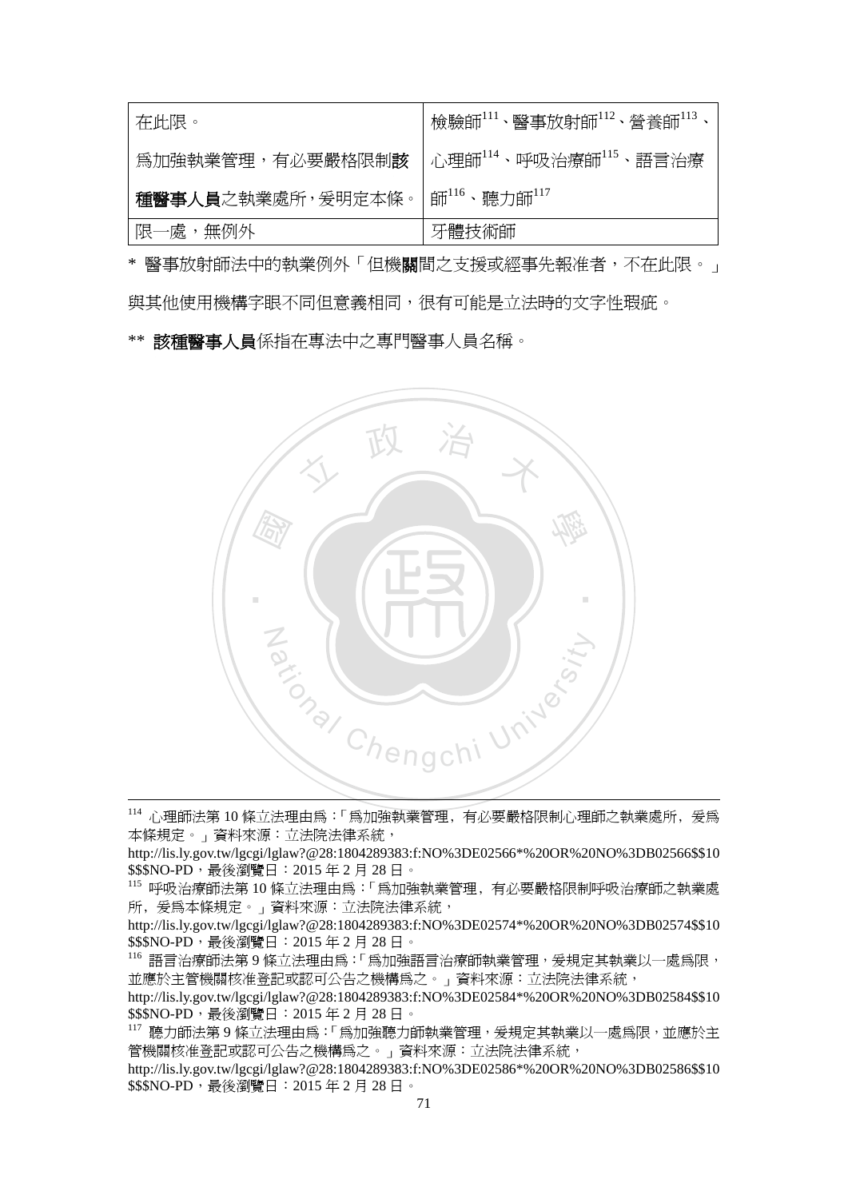| | |
|---|---|
| 在此限。<br>爲加強執業管理，有必要嚴格限制**該種醫事人員**之執業處所，爰明定本條。 | 檢驗師[111]、醫事放射師[112]、營養師[113]、心理師[114]、呼吸治療師[115]、語言治療師[116]、聽力師[117] |
| 限一處，無例外 | 牙體技術師 |

\* 醫事放射師法中的執業例外「但機**關**間之支援或經事先報准者，不在此限。」與其他使用機構字眼不同但意義相同，很有可能是立法時的文字性瑕疵。

\*\* **該種醫事人員**係指在專法中之專門醫事人員名稱。

---

[114] 心理師法第 10 條立法理由爲：「爲加強執業管理，有必要嚴格限制心理師之執業處所，爰爲本條規定。」資料來源：立法院法律系統，http://lis.ly.gov.tw/lgcgi/lglaw?@28:1804289383:f:NO%3DE02566*%20OR%20NO%3DB02566$$10$$$NO-PD，最後瀏覽日：2015 年 2 月 28 日。

[115] 呼吸治療師法第 10 條立法理由爲：「爲加強執業管理，有必要嚴格限制呼吸治療師之執業處所，爰爲本條規定。」資料來源：立法院法律系統，http://lis.ly.gov.tw/lgcgi/lglaw?@28:1804289383:f:NO%3DE02574*%20OR%20NO%3DB02574$$10$$$NO-PD，最後瀏覽日：2015 年 2 月 28 日。

[116] 語言治療師法第 9 條立法理由爲：「爲加強語言治療師執業管理，爰規定其執業以一處爲限，並應於主管機關核准登記或認可公告之機構爲之。」資料來源：立法院法律系統，http://lis.ly.gov.tw/lgcgi/lglaw?@28:1804289383:f:NO%3DE02584*%20OR%20NO%3DB02584$$10$$$NO-PD，最後瀏覽日：2015 年 2 月 28 日。

[117] 聽力師法第 9 條立法理由爲：「爲加強聽力師執業管理，爰規定其執業以一處爲限，並應於主管機關核准登記或認可公告之機構爲之。」資料來源：立法院法律系統，http://lis.ly.gov.tw/lgcgi/lglaw?@28:1804289383:f:NO%3DE02586*%20OR%20NO%3DB02586$$10$$$NO-PD，最後瀏覽日：2015 年 2 月 28 日。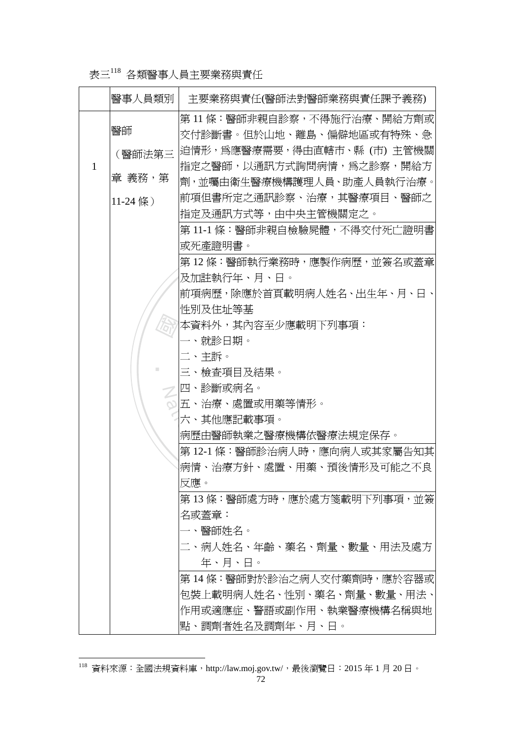表三[118] 各類醫事人員主要業務與責任

| | 醫事人員類別 | 主要業務與責任(醫師法對醫師業務與責任課予義務) |
|---|---|---|
| 1 | 醫師<br>（醫師法第三章 義務，第11-24 條） | 第 11 條：醫師非親自診察，不得施行治療、開給方劑或交付診斷書。但於山地、離島、偏僻地區或有特殊、急迫情形，為應醫療需要，得由直轄市、縣 (市) 主管機關指定之醫師，以通訊方式詢問病情，為之診察，開給方劑，並囑由衛生醫療機構護理人員、助產人員執行治療。<br>前項但書所定之通訊診察、治療，其醫療項目、醫師之指定及通訊方式等，由中央主管機關定之。 |
| | | 第 11-1 條：醫師非親自檢驗屍體，不得交付死亡證明書或死產證明書。 |
| | | 第 12 條：醫師執行業務時，應製作病歷，並簽名或蓋章及加註執行年、月、日。<br>前項病歷，除應於首頁載明病人姓名、出生年、月、日、性別及住址等基<br>本資料外，其內容至少應載明下列事項：<br>一、就診日期。<br>二、主訴。<br>三、檢查項目及結果。<br>四、診斷或病名。<br>五、治療、處置或用藥等情形。<br>六、其他應記載事項。<br>病歷由醫師執業之醫療機構依醫療法規定保存。 |
| | | 第 12-1 條：醫師診治病人時，應向病人或其家屬告知其病情、治療方針、處置、用藥、預後情形及可能之不良反應。 |
| | | 第 13 條：醫師處方時，應於處方箋載明下列事項，並簽名或蓋章：<br>一、醫師姓名。<br>二、病人姓名、年齡、藥名、劑量、數量、用法及處方年、月、日。 |
| | | 第 14 條：醫師對於診治之病人交付藥劑時，應於容器或包裝上載明病人姓名、性別、藥名、劑量、數量、用法、作用或適應症、警語或副作用、執業醫療機構名稱與地點、調劑者姓名及調劑年、月、日。 |

[118] 資料來源：全國法規資料庫，http://law.moj.gov.tw/，最後瀏覽日：2015 年 1 月 20 日。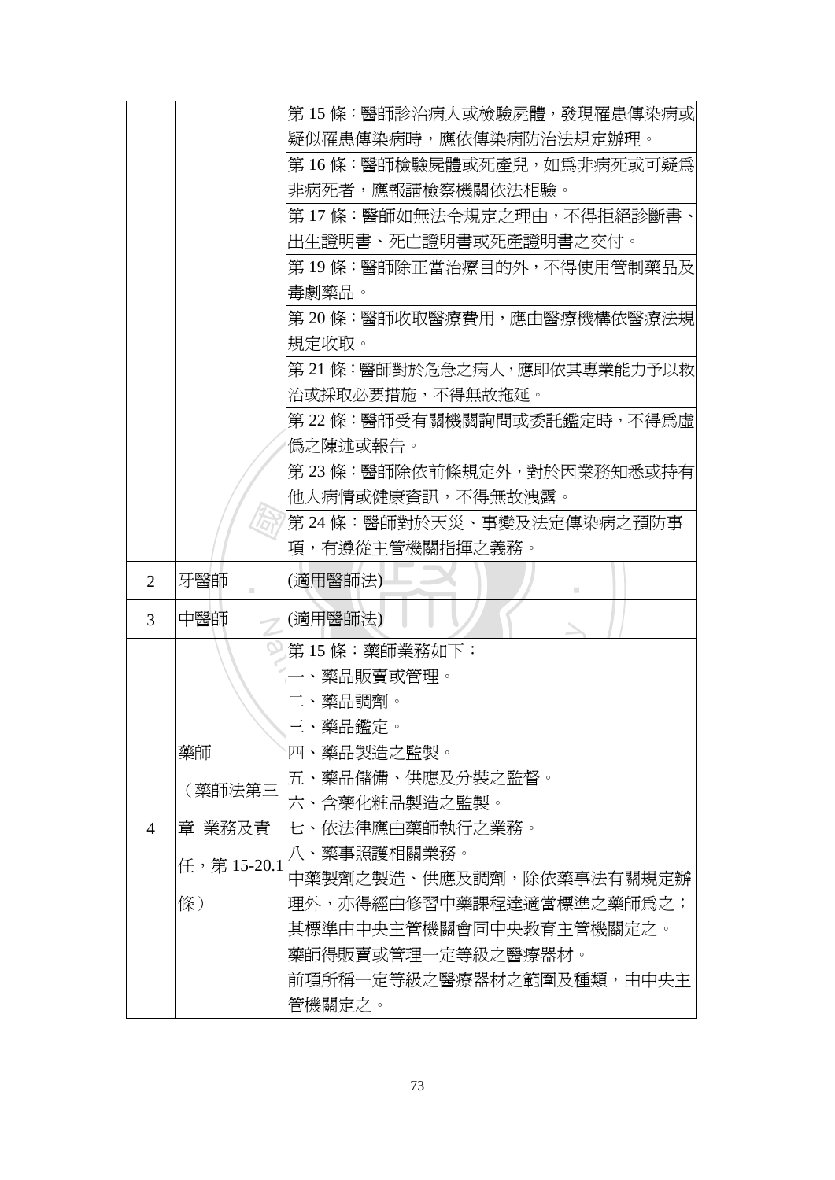| | | |
|---|---|---|
| | | 第 15 條：醫師診治病人或檢驗屍體，發現罹患傳染病或疑似罹患傳染病時，應依傳染病防治法規定辦理。 |
| | | 第 16 條：醫師檢驗屍體或死產兒，如爲非病死或可疑爲非病死者，應報請檢察機關依法相驗。 |
| | | 第 17 條：醫師如無法令規定之理由，不得拒絕診斷書、出生證明書、死亡證明書或死產證明書之交付。 |
| | | 第 19 條：醫師除正當治療目的外，不得使用管制藥品及毒劇藥品。 |
| | | 第 20 條：醫師收取醫療費用，應由醫療機構依醫療法規規定收取。 |
| | | 第 21 條：醫師對於危急之病人，應即依其專業能力予以救治或採取必要措施，不得無故拖延。 |
| | | 第 22 條：醫師受有關機關詢問或委託鑑定時，不得爲虛僞之陳述或報告。 |
| | | 第 23 條：醫師除依前條規定外，對於因業務知悉或持有他人病情或健康資訊，不得無故洩露。 |
| | | 第 24 條：醫師對於天災、事變及法定傳染病之預防事項，有遵從主管機關指揮之義務。 |
| 2 | 牙醫師 | (適用醫師法) |
| 3 | 中醫師 | (適用醫師法) |
| 4 | 藥師（藥師法第三章 業務及責任，第 15-20.1 條） | 第 15 條：藥師業務如下：<br>一、藥品販賣或管理。<br>二、藥品調劑。<br>三、藥品鑑定。<br>四、藥品製造之監製。<br>五、藥品儲備、供應及分裝之監督。<br>六、含藥化粧品製造之監製。<br>七、依法律應由藥師執行之業務。<br>八、藥事照護相關業務。<br>中藥製劑之製造、供應及調劑，除依藥事法有關規定辦理外，亦得經由修習中藥課程達適當標準之藥師爲之；其標準由中央主管機關會同中央教育主管機關定之。 |
| | | 藥師得販賣或管理一定等級之醫療器材。<br>前項所稱一定等級之醫療器材之範圍及種類，由中央主管機關定之。 |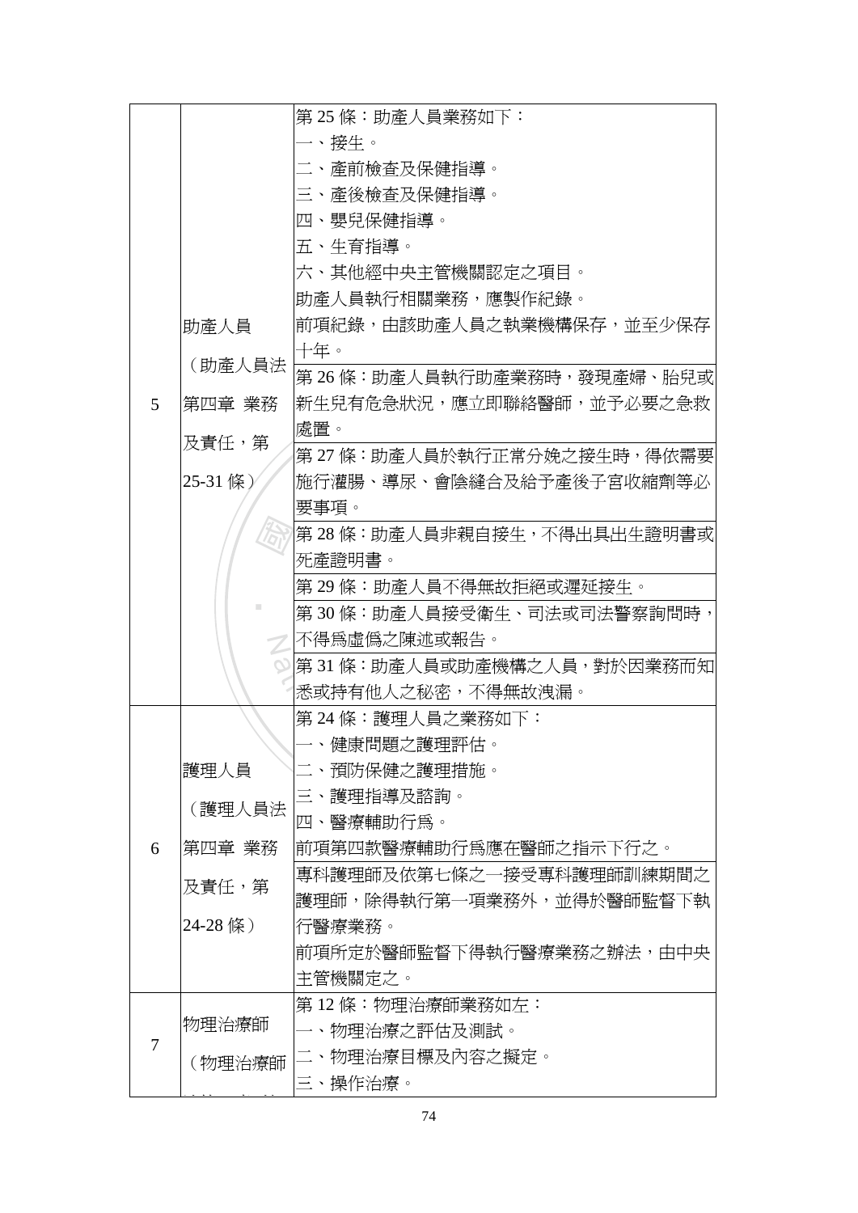| | | |
|---|---|---|
| 5 | 助產人員（助產人員法第四章 業務及責任，第 25-31 條） | 第 25 條：助產人員業務如下：<br>一、接生。<br>二、產前檢查及保健指導。<br>三、產後檢查及保健指導。<br>四、嬰兒保健指導。<br>五、生育指導。<br>六、其他經中央主管機關認定之項目。<br>助產人員執行相關業務，應製作紀錄。<br>前項紀錄，由該助產人員之執業機構保存，並至少保存十年。 |
| | | 第 26 條：助產人員執行助產業務時，發現產婦、胎兒或新生兒有危急狀況，應立即聯絡醫師，並予必要之急救處置。 |
| | | 第 27 條：助產人員於執行正常分娩之接生時，得依需要施行灌腸、導尿、會陰縫合及給予產後子宮收縮劑等必要事項。 |
| | | 第 28 條：助產人員非親自接生，不得出具出生證明書或死產證明書。 |
| | | 第 29 條：助產人員不得無故拒絕或遲延接生。 |
| | | 第 30 條：助產人員接受衛生、司法或司法警察詢問時，不得為虛偽之陳述或報告。 |
| | | 第 31 條：助產人員或助產機構之人員，對於因業務而知悉或持有他人之秘密，不得無故洩漏。 |
| 6 | 護理人員（護理人員法第四章 業務及責任，第 24-28 條） | 第 24 條：護理人員之業務如下：<br>一、健康問題之護理評估。<br>二、預防保健之護理措施。<br>三、護理指導及諮詢。<br>四、醫療輔助行為。<br>前項第四款醫療輔助行為應在醫師之指示下行之。 |
| | | 專科護理師及依第七條之一接受專科護理師訓練期間之護理師，除得執行第一項業務外，並得於醫師監督下執行醫療業務。<br>前項所定於醫師監督下得執行醫療業務之辦法，由中央主管機關定之。 |
| 7 | 物理治療師（物理治療師 | 第 12 條：物理治療師業務如左：<br>一、物理治療之評估及測試。<br>二、物理治療目標及內容之擬定。<br>三、操作治療。 |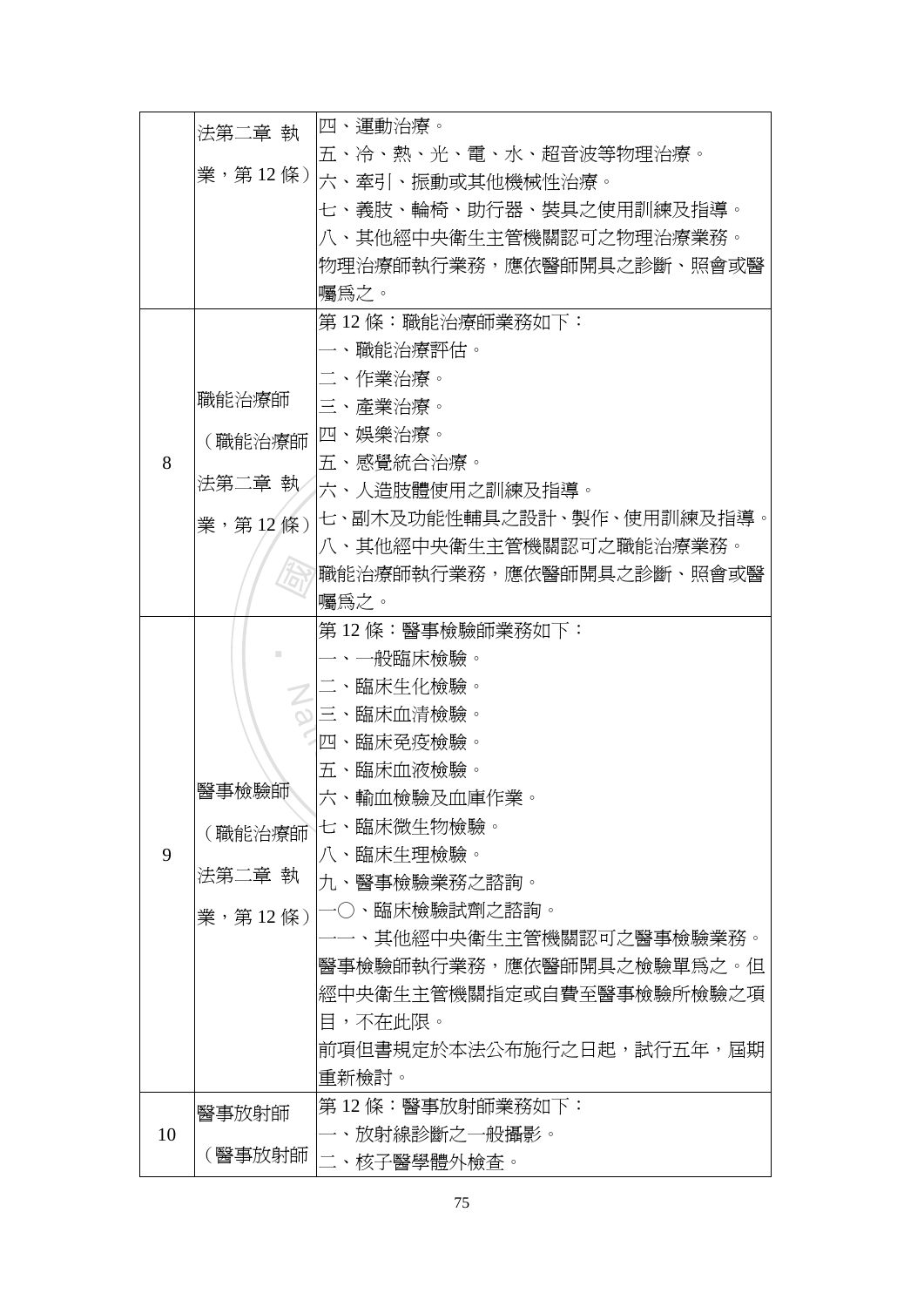|  |  |  |
|---|---|---|
|  | 法第二章 執業，第 12 條) | 四、運動治療。<br>五、冷、熱、光、電、水、超音波等物理治療。<br>六、牽引、振動或其他機械性治療。<br>七、義肢、輪椅、助行器、裝具之使用訓練及指導。<br>八、其他經中央衛生主管機關認可之物理治療業務。<br>物理治療師執行業務，應依醫師開具之診斷、照會或醫囑爲之。 |
| 8 | 職能治療師<br>（職能治療師法第二章 執業，第 12 條) | 第 12 條：職能治療師業務如下：<br>一、職能治療評估。<br>二、作業治療。<br>三、產業治療。<br>四、娛樂治療。<br>五、感覺統合治療。<br>六、人造肢體使用之訓練及指導。<br>七、副木及功能性輔具之設計、製作、使用訓練及指導。<br>八、其他經中央衛生主管機關認可之職能治療業務。<br>職能治療師執行業務，應依醫師開具之診斷、照會或醫囑爲之。 |
| 9 | 醫事檢驗師<br>（職能治療師法第二章 執業，第 12 條) | 第 12 條：醫事檢驗師業務如下：<br>一、一般臨床檢驗。<br>二、臨床生化檢驗。<br>三、臨床血清檢驗。<br>四、臨床免疫檢驗。<br>五、臨床血液檢驗。<br>六、輸血檢驗及血庫作業。<br>七、臨床微生物檢驗。<br>八、臨床生理檢驗。<br>九、醫事檢驗業務之諮詢。<br>一〇、臨床檢驗試劑之諮詢。<br>一一、其他經中央衛生主管機關認可之醫事檢驗業務。<br>醫事檢驗師執行業務，應依醫師開具之檢驗單爲之。但經中央衛生主管機關指定或自費至醫事檢驗所檢驗之項目，不在此限。<br>前項但書規定於本法公布施行之日起，試行五年，屆期重新檢討。 |
| 10 | 醫事放射師<br>（醫事放射師 | 第 12 條：醫事放射師業務如下：<br>一、放射線診斷之一般攝影。<br>二、核子醫學體外檢查。 |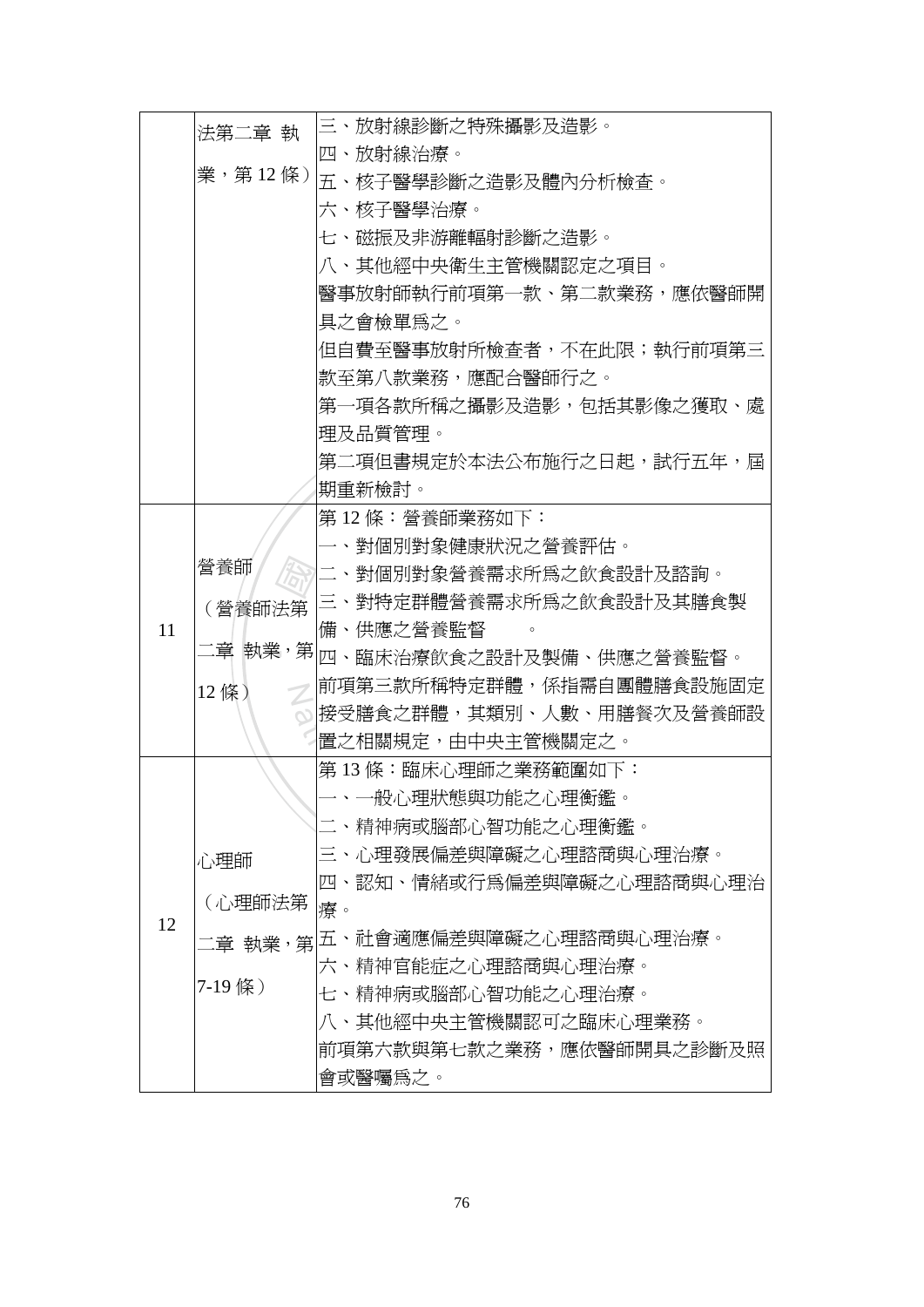| | | |
|---|---|---|
| | 法第二章 執業，第 12 條） | 三、放射線診斷之特殊攝影及造影。<br>四、放射線治療。<br>五、核子醫學診斷之造影及體內分析檢查。<br>六、核子醫學治療。<br>七、磁振及非游離輻射診斷之造影。<br>八、其他經中央衛生主管機關認定之項目。<br>醫事放射師執行前項第一款、第二款業務，應依醫師開具之會檢單為之。<br>但自費至醫事放射所檢查者，不在此限；執行前項第三款至第八款業務，應配合醫師行之。<br>第一項各款所稱之攝影及造影，包括其影像之獲取、處理及品質管理。<br>第二項但書規定於本法公布施行之日起，試行五年，屆期重新檢討。 |
| 11 | 營養師（營養師法第二章 執業，第 12 條） | 第 12 條：營養師業務如下：<br>一、對個別對象健康狀況之營養評估。<br>二、對個別對象營養需求所為之飲食設計及諮詢。<br>三、對特定群體營養需求所為之飲食設計及其膳食製備、供應之營養監督 。<br>四、臨床治療飲食之設計及製備、供應之營養監督。<br>前項第三款所稱特定群體，係指需自團體膳食設施固定接受膳食之群體，其類別、人數、用膳餐次及營養師設置之相關規定，由中央主管機關定之。 |
| 12 | 心理師（心理師法第二章 執業，第 7-19 條） | 第 13 條：臨床心理師之業務範圍如下：<br>一、一般心理狀態與功能之心理衡鑑。<br>二、精神病或腦部心智功能之心理衡鑑。<br>三、心理發展偏差與障礙之心理諮商與心理治療。<br>四、認知、情緒或行為偏差與障礙之心理諮商與心理治療。<br>五、社會適應偏差與障礙之心理諮商與心理治療。<br>六、精神官能症之心理諮商與心理治療。<br>七、精神病或腦部心智功能之心理治療。<br>八、其他經中央主管機關認可之臨床心理業務。<br>前項第六款與第七款之業務，應依醫師開具之診斷及照會或醫囑為之。 |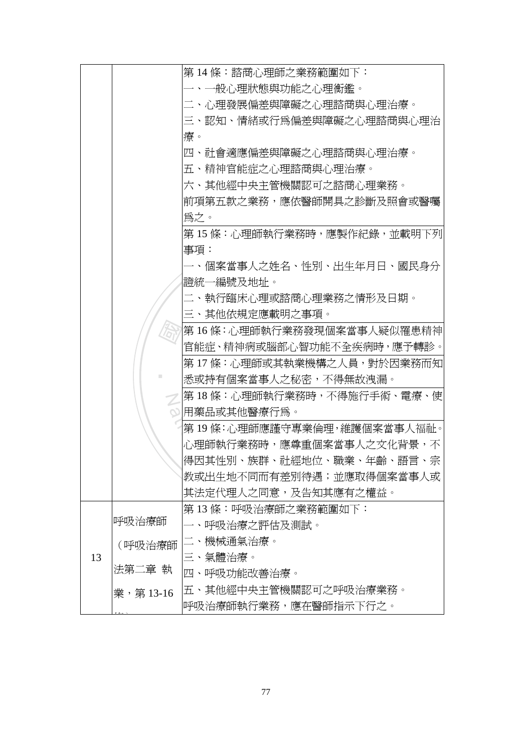| | | |
|---|---|---|
| | | 第 14 條：諮商心理師之業務範圍如下：<br>一、一般心理狀態與功能之心理衡鑑。<br>二、心理發展偏差與障礙之心理諮商與心理治療。<br>三、認知、情緒或行為偏差與障礙之心理諮商與心理治療。<br>四、社會適應偏差與障礙之心理諮商與心理治療。<br>五、精神官能症之心理諮商與心理治療。<br>六、其他經中央主管機關認可之諮商心理業務。<br>前項第五款之業務，應依醫師開具之診斷及照會或醫囑為之。 |
| | | 第 15 條：心理師執行業務時，應製作紀錄，並載明下列事項：<br>一、個案當事人之姓名、性別、出生年月日、國民身分證統一編號及地址。<br>二、執行臨床心理或諮商心理業務之情形及日期。<br>三、其他依規定應載明之事項。 |
| | | 第 16 條：心理師執行業務發現個案當事人疑似罹患精神官能症、精神病或腦部心智功能不全疾病時，應予轉診。 |
| | | 第 17 條：心理師或其執業機構之人員，對於因業務而知悉或持有個案當事人之秘密，不得無故洩漏。 |
| | | 第 18 條：心理師執行業務時，不得施行手術、電療、使用藥品或其他醫療行為。 |
| | | 第 19 條：心理師應謹守專業倫理，維護個案當事人福祉。心理師執行業務時，應尊重個案當事人之文化背景，不得因其性別、族群、社經地位、職業、年齡、語言、宗教或出生地不同而有差別待遇；並應取得個案當事人或其法定代理人之同意，及告知其應有之權益。 |
| 13 | 呼吸治療師（呼吸治療師法第二章 執業，第 13-16 條） | 第 13 條：呼吸治療師之業務範圍如下：<br>一、呼吸治療之評估及測試。<br>二、機械通氣治療。<br>三、氣體治療。<br>四、呼吸功能改善治療。<br>五、其他經中央主管機關認可之呼吸治療業務。<br>呼吸治療師執行業務，應在醫師指示下行之。 |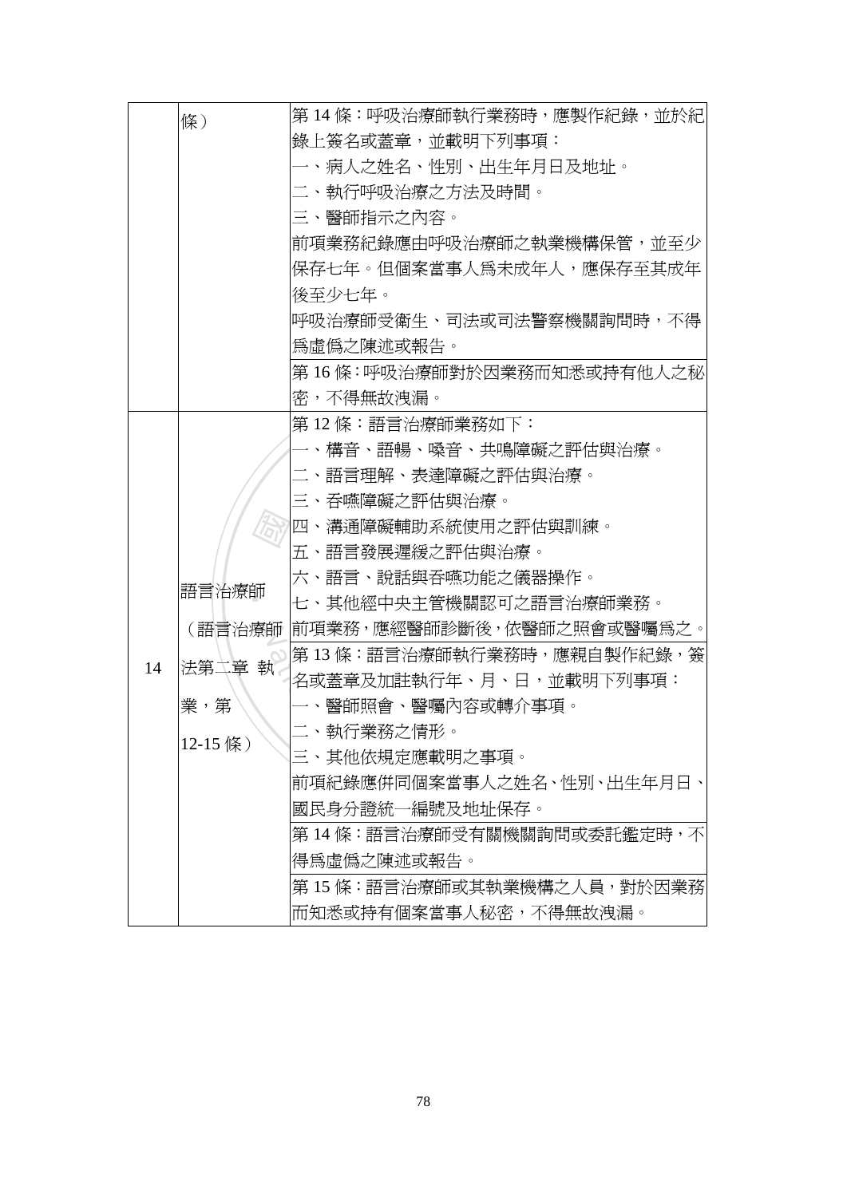|  |  |  |
|---|---|---|
|  | 條） | 第 14 條：呼吸治療師執行業務時，應製作紀錄，並於紀錄上簽名或蓋章，並載明下列事項：<br>一、病人之姓名、性別、出生年月日及地址。<br>二、執行呼吸治療之方法及時間。<br>三、醫師指示之內容。<br>前項業務紀錄應由呼吸治療師之執業機構保管，並至少保存七年。但個案當事人爲未成年人，應保存至其成年後至少七年。<br>呼吸治療師受衛生、司法或司法警察機關詢問時，不得爲虛僞之陳述或報告。 |
|  |  | 第 16 條：呼吸治療師對於因業務而知悉或持有他人之秘密，不得無故洩漏。 |
| 14 | 語言治療師（語言治療師法第二章 執業，第 12-15 條） | 第 12 條：語言治療師業務如下：<br>一、構音、語暢、嗓音、共鳴障礙之評估與治療。<br>二、語言理解、表達障礙之評估與治療。<br>三、吞嚥障礙之評估與治療。<br>四、溝通障礙輔助系統使用之評估與訓練。<br>五、語言發展遲緩之評估與治療。<br>六、語言、說話與吞嚥功能之儀器操作。<br>七、其他經中央主管機關認可之語言治療師業務。<br>前項業務，應經醫師診斷後，依醫師之照會或醫囑爲之。 |
|  |  | 第 13 條：語言治療師執行業務時，應親自製作紀錄，簽名或蓋章及加註執行年、月、日，並載明下列事項：<br>一、醫師照會、醫囑內容或轉介事項。<br>二、執行業務之情形。<br>三、其他依規定應載明之事項。<br>前項紀錄應併同個案當事人之姓名、性別、出生年月日、國民身分證統一編號及地址保存。 |
|  |  | 第 14 條：語言治療師受有關機關詢問或委託鑑定時，不得爲虛僞之陳述或報告。 |
|  |  | 第 15 條：語言治療師或其執業機構之人員，對於因業務而知悉或持有個案當事人秘密，不得無故洩漏。 |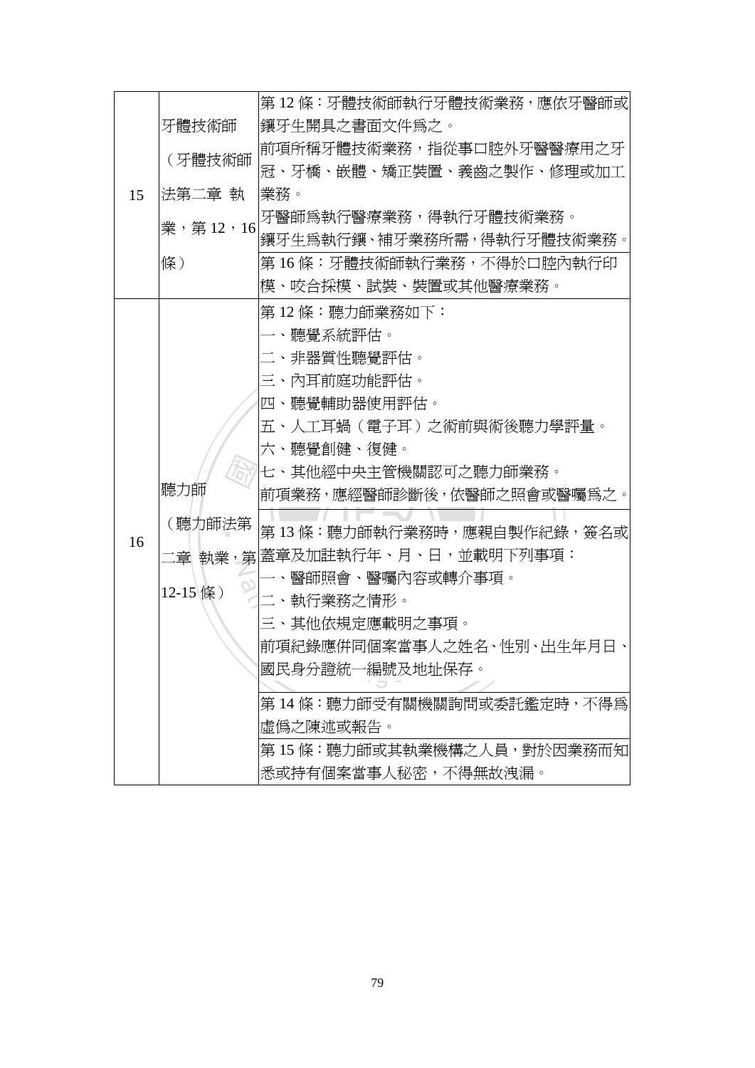| | | |
|---|---|---|
| 15 | 牙體技術師（牙體技術師法第二章 執業，第 12，16 條） | 第 12 條：牙體技術師執行牙體技術業務，應依牙醫師或鑲牙生開具之書面文件爲之。<br>前項所稱牙體技術業務，指從事口腔外牙醫醫療用之牙冠、牙橋、嵌體、矯正裝置、義齒之製作、修理或加工業務。<br>牙醫師爲執行醫療業務，得執行牙體技術業務。<br>鑲牙生爲執行鑲、補牙業務所需，得執行牙體技術業務。 |
| | | 第 16 條：牙體技術師執行業務，不得於口腔內執行印模、咬合採模、試裝、裝置或其他醫療業務。 |
| 16 | 聽力師（聽力師法第二章 執業，第 12-15 條） | 第 12 條：聽力師業務如下：<br>一、聽覺系統評估。<br>二、非器質性聽覺評估。<br>三、內耳前庭功能評估。<br>四、聽覺輔助器使用評估。<br>五、人工耳蝸（電子耳）之術前與術後聽力學評量。<br>六、聽覺創健、復健。<br>七、其他經中央主管機關認可之聽力師業務。<br>前項業務，應經醫師診斷後，依醫師之照會或醫囑爲之。 |
| | | 第 13 條：聽力師執行業務時，應親自製作紀錄，簽名或蓋章及加註執行年、月、日，並載明下列事項：<br>一、醫師照會、醫囑內容或轉介事項。<br>二、執行業務之情形。<br>三、其他依規定應載明之事項。<br>前項紀錄應併同個案當事人之姓名、性別、出生年月日、國民身分證統一編號及地址保存。 |
| | | 第 14 條：聽力師受有關機關詢問或委託鑑定時，不得爲虛僞之陳述或報告。 |
| | | 第 15 條：聽力師或其執業機構之人員，對於因業務而知悉或持有個案當事人秘密，不得無故洩漏。 |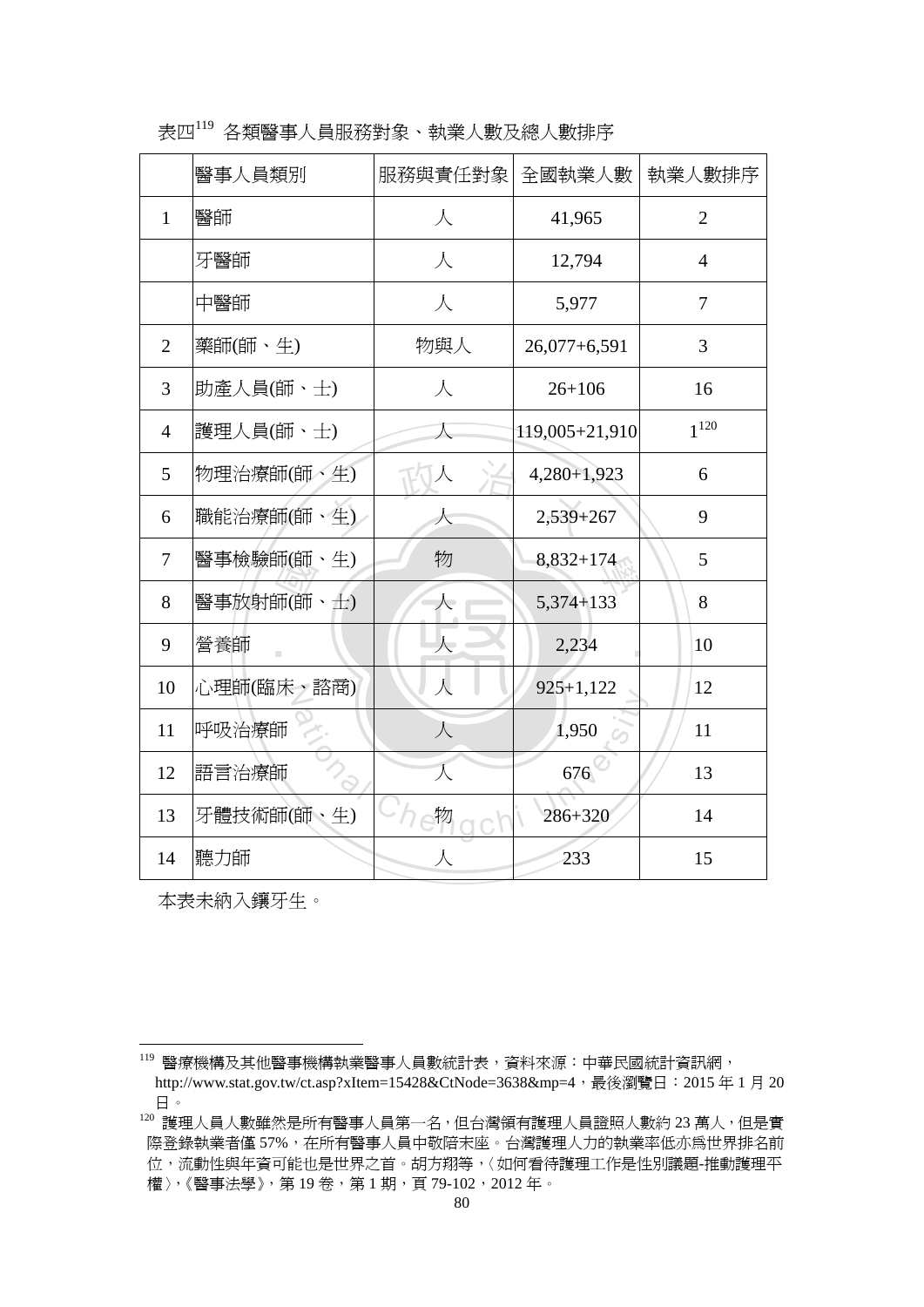表四[119] 各類醫事人員服務對象、執業人數及總人數排序

| | 醫事人員類別 | 服務與責任對象 | 全國執業人數 | 執業人數排序 |
|---|---|---|---|---|
| 1 | 醫師 | 人 | 41,965 | 2 |
| | 牙醫師 | 人 | 12,794 | 4 |
| | 中醫師 | 人 | 5,977 | 7 |
| 2 | 藥師(師、生) | 物與人 | 26,077+6,591 | 3 |
| 3 | 助產人員(師、士) | 人 | 26+106 | 16 |
| 4 | 護理人員(師、士) | 人 | 119,005+21,910 | 1[120] |
| 5 | 物理治療師(師、生) | 人 | 4,280+1,923 | 6 |
| 6 | 職能治療師(師、生) | 人 | 2,539+267 | 9 |
| 7 | 醫事檢驗師(師、生) | 物 | 8,832+174 | 5 |
| 8 | 醫事放射師(師、士) | 人 | 5,374+133 | 8 |
| 9 | 營養師 | 人 | 2,234 | 10 |
| 10 | 心理師(臨床、諮商) | 人 | 925+1,122 | 12 |
| 11 | 呼吸治療師 | 人 | 1,950 | 11 |
| 12 | 語言治療師 | 人 | 676 | 13 |
| 13 | 牙體技術師(師、生) | 物 | 286+320 | 14 |
| 14 | 聽力師 | 人 | 233 | 15 |

本表未納入鑲牙生。

---

[119] 醫療機構及其他醫事機構執業醫事人員數統計表，資料來源：中華民國統計資訊網，http://www.stat.gov.tw/ct.asp?xItem=15428&CtNode=3638&mp=4，最後瀏覽日：2015 年 1 月 20 日。

[120] 護理人員人數雖然是所有醫事人員第一名，但台灣領有護理人員證照人數約 23 萬人，但是實際登錄執業者僅 57%，在所有醫事人員中敬陪末座。台灣護理人力的執業率低亦為世界排名前位，流動性與年資可能也是世界之首。胡方翔等，〈如何看待護理工作是性別議題-推動護理平權〉，《醫事法學》，第 19 卷，第 1 期，頁 79-102，2012 年。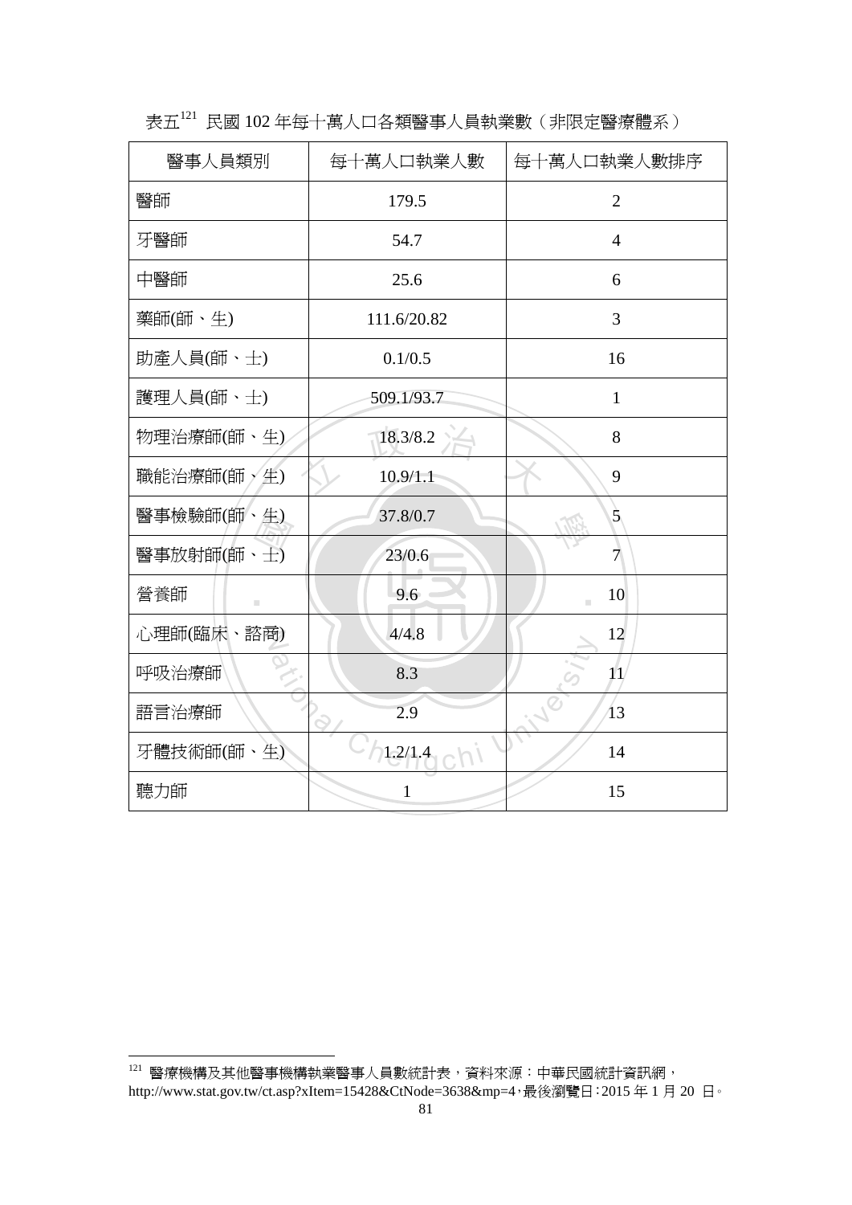表五[121] 民國 102 年每十萬人口各類醫事人員執業數（非限定醫療體系）

| 醫事人員類別 | 每十萬人口執業人數 | 每十萬人口執業人數排序 |
| --- | --- | --- |
| 醫師 | 179.5 | 2 |
| 牙醫師 | 54.7 | 4 |
| 中醫師 | 25.6 | 6 |
| 藥師(師、生) | 111.6/20.82 | 3 |
| 助產人員(師、士) | 0.1/0.5 | 16 |
| 護理人員(師、士) | 509.1/93.7 | 1 |
| 物理治療師(師、生) | 18.3/8.2 | 8 |
| 職能治療師(師、生) | 10.9/1.1 | 9 |
| 醫事檢驗師(師、生) | 37.8/0.7 | 5 |
| 醫事放射師(師、士) | 23/0.6 | 7 |
| 營養師 | 9.6 | 10 |
| 心理師(臨床、諮商) | 4/4.8 | 12 |
| 呼吸治療師 | 8.3 | 11 |
| 語言治療師 | 2.9 | 13 |
| 牙體技術師(師、生) | 1.2/1.4 | 14 |
| 聽力師 | 1 | 15 |

[121] 醫療機構及其他醫事機構執業醫事人員數統計表，資料來源：中華民國統計資訊網，http://www.stat.gov.tw/ct.asp?xItem=15428&CtNode=3638&mp=4，最後瀏覽日：2015 年 1 月 20 日。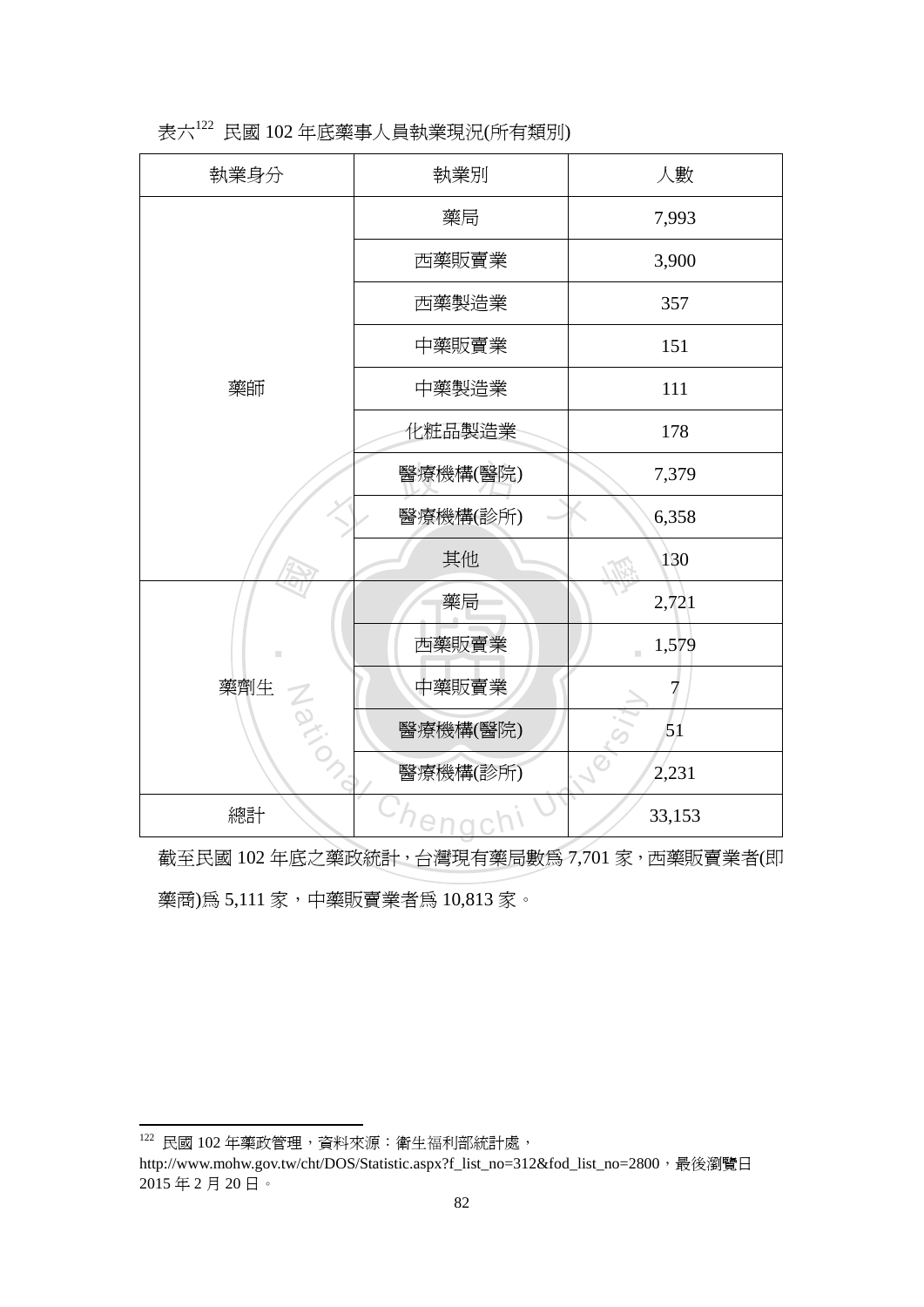表六[122] 民國 102 年底藥事人員執業現況(所有類別)

| 執業身分 | 執業別 | 人數 |
|---|---|---|
| 藥師 | 藥局 | 7,993 |
| | 西藥販賣業 | 3,900 |
| | 西藥製造業 | 357 |
| | 中藥販賣業 | 151 |
| | 中藥製造業 | 111 |
| | 化粧品製造業 | 178 |
| | 醫療機構(醫院) | 7,379 |
| | 醫療機構(診所) | 6,358 |
| | 其他 | 130 |
| 藥劑生 | 藥局 | 2,721 |
| | 西藥販賣業 | 1,579 |
| | 中藥販賣業 | 7 |
| | 醫療機構(醫院) | 51 |
| | 醫療機構(診所) | 2,231 |
| 總計 | | 33,153 |

截至民國 102 年底之藥政統計，台灣現有藥局數爲 7,701 家，西藥販賣業者(即藥商)爲 5,111 家，中藥販賣業者爲 10,813 家。

[122] 民國 102 年藥政管理，資料來源：衛生福利部統計處，http://www.mohw.gov.tw/cht/DOS/Statistic.aspx?f_list_no=312&fod_list_no=2800，最後瀏覽日 2015 年 2 月 20 日。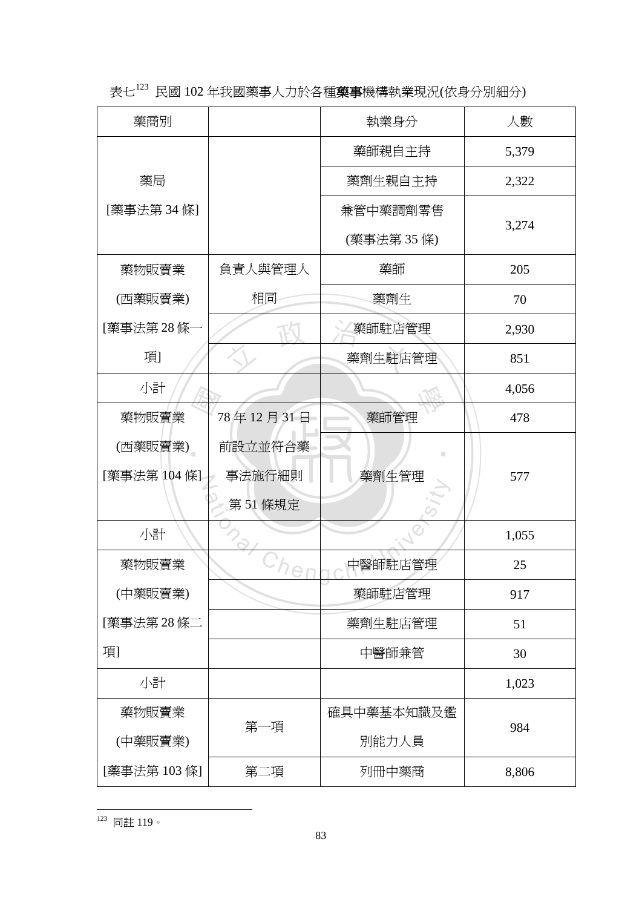表七[123] 民國 102 年我國藥事人力於各種**藥事**機構執業現況(依身分別細分)

| 藥商別 | | 執業身分 | 人數 |
|---|---|---|---|
| 藥局 [藥事法第 34 條] | | 藥師親自主持 | 5,379 |
| | | 藥劑生親自主持 | 2,322 |
| | | 兼管中藥調劑零售 (藥事法第 35 條) | 3,274 |
| 藥物販賣業 (西藥販賣業) [藥事法第 28 條一項] | 負責人與管理人相同 | 藥師 | 205 |
| | | 藥劑生 | 70 |
| | | 藥師駐店管理 | 2,930 |
| | | 藥劑生駐店管理 | 851 |
| 小計 | | | 4,056 |
| 藥物販賣業 (西藥販賣業) [藥事法第 104 條] | 78 年 12 月 31 日前設立並符合藥事法施行細則第 51 條規定 | 藥師管理 | 478 |
| | | 藥劑生管理 | 577 |
| 小計 | | | 1,055 |
| 藥物販賣業 (中藥販賣業) [藥事法第 28 條二項] | | 中醫師駐店管理 | 25 |
| | | 藥師駐店管理 | 917 |
| | | 藥劑生駐店管理 | 51 |
| | | 中醫師兼管 | 30 |
| 小計 | | | 1,023 |
| 藥物販賣業 (中藥販賣業) [藥事法第 103 條] | 第一項 | 確具中藥基本知識及鑑別能力人員 | 984 |
| | 第二項 | 列冊中藥商 | 8,806 |

[123] 同註 119。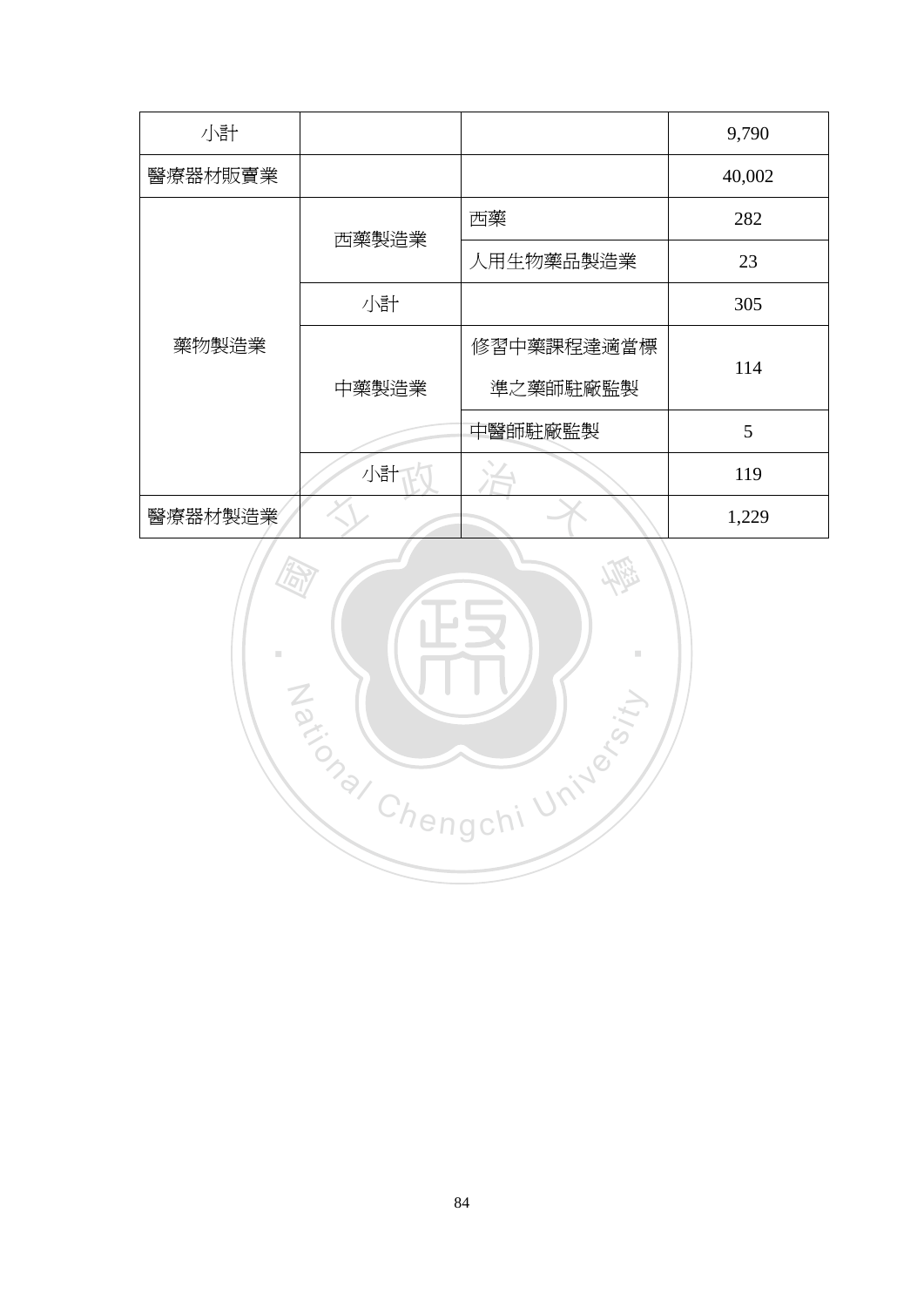| 小計 | | | 9,790 |
|---|---|---|---|
| 醫療器材販賣業 | | | 40,002 |
| 藥物製造業 | 西藥製造業 | 西藥 | 282 |
| | | 人用生物藥品製造業 | 23 |
| | 小計 | | 305 |
| | 中藥製造業 | 修習中藥課程達適當標準之藥師駐廠監製 | 114 |
| | | 中醫師駐廠監製 | 5 |
| | 小計 | | 119 |
| 醫療器材製造業 | | | 1,229 |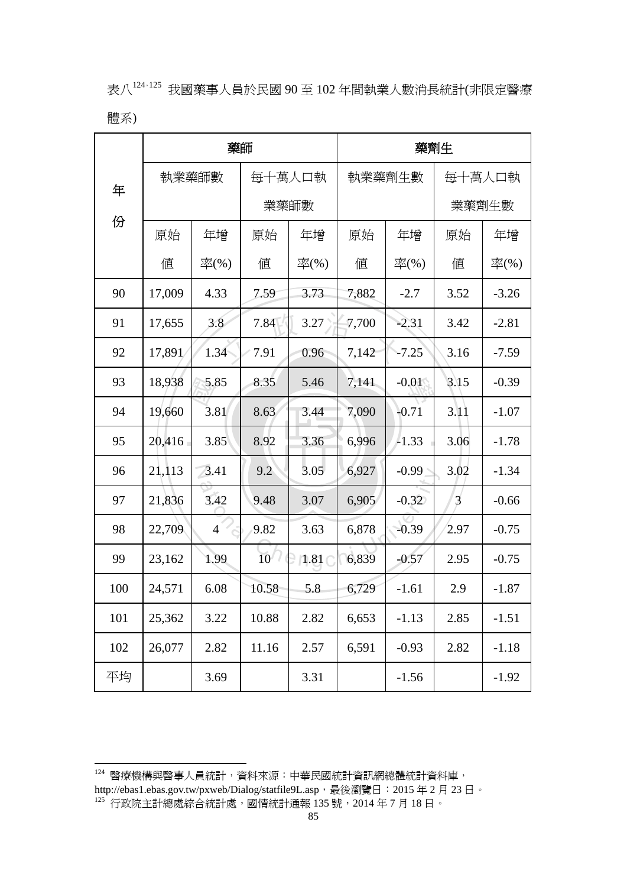表八[124,125] 我國藥事人員於民國 90 至 102 年間執業人數消長統計(非限定醫療體系)

| 年份 | 藥師 | | | | 藥劑生 | | | |
|---|---|---|---|---|---|---|---|---|
| | 執業藥師數 | | 每十萬人口執業藥師數 | | 執業藥劑生數 | | 每十萬人口執業藥劑生數 | |
| | 原始值 | 年增率(%) | 原始值 | 年增率(%) | 原始值 | 年增率(%) | 原始值 | 年增率(%) |
| 90 | 17,009 | 4.33 | 7.59 | 3.73 | 7,882 | -2.7 | 3.52 | -3.26 |
| 91 | 17,655 | 3.8 | 7.84 | 3.27 | 7,700 | -2.31 | 3.42 | -2.81 |
| 92 | 17,891 | 1.34 | 7.91 | 0.96 | 7,142 | -7.25 | 3.16 | -7.59 |
| 93 | 18,938 | 5.85 | 8.35 | 5.46 | 7,141 | -0.01 | 3.15 | -0.39 |
| 94 | 19,660 | 3.81 | 8.63 | 3.44 | 7,090 | -0.71 | 3.11 | -1.07 |
| 95 | 20,416 | 3.85 | 8.92 | 3.36 | 6,996 | -1.33 | 3.06 | -1.78 |
| 96 | 21,113 | 3.41 | 9.2 | 3.05 | 6,927 | -0.99 | 3.02 | -1.34 |
| 97 | 21,836 | 3.42 | 9.48 | 3.07 | 6,905 | -0.32 | 3 | -0.66 |
| 98 | 22,709 | 4 | 9.82 | 3.63 | 6,878 | -0.39 | 2.97 | -0.75 |
| 99 | 23,162 | 1.99 | 10 | 1.81 | 6,839 | -0.57 | 2.95 | -0.75 |
| 100 | 24,571 | 6.08 | 10.58 | 5.8 | 6,729 | -1.61 | 2.9 | -1.87 |
| 101 | 25,362 | 3.22 | 10.88 | 2.82 | 6,653 | -1.13 | 2.85 | -1.51 |
| 102 | 26,077 | 2.82 | 11.16 | 2.57 | 6,591 | -0.93 | 2.82 | -1.18 |
| 平均 | | 3.69 | | 3.31 | | -1.56 | | -1.92 |

[124] 醫療機構與醫事人員統計，資料來源：中華民國統計資訊網總體統計資料庫，http://ebas1.ebas.gov.tw/pxweb/Dialog/statfile9L.asp，最後瀏覽日：2015 年 2 月 23 日。

[125] 行政院主計總處綜合統計處，國情統計通報 135 號，2014 年 7 月 18 日。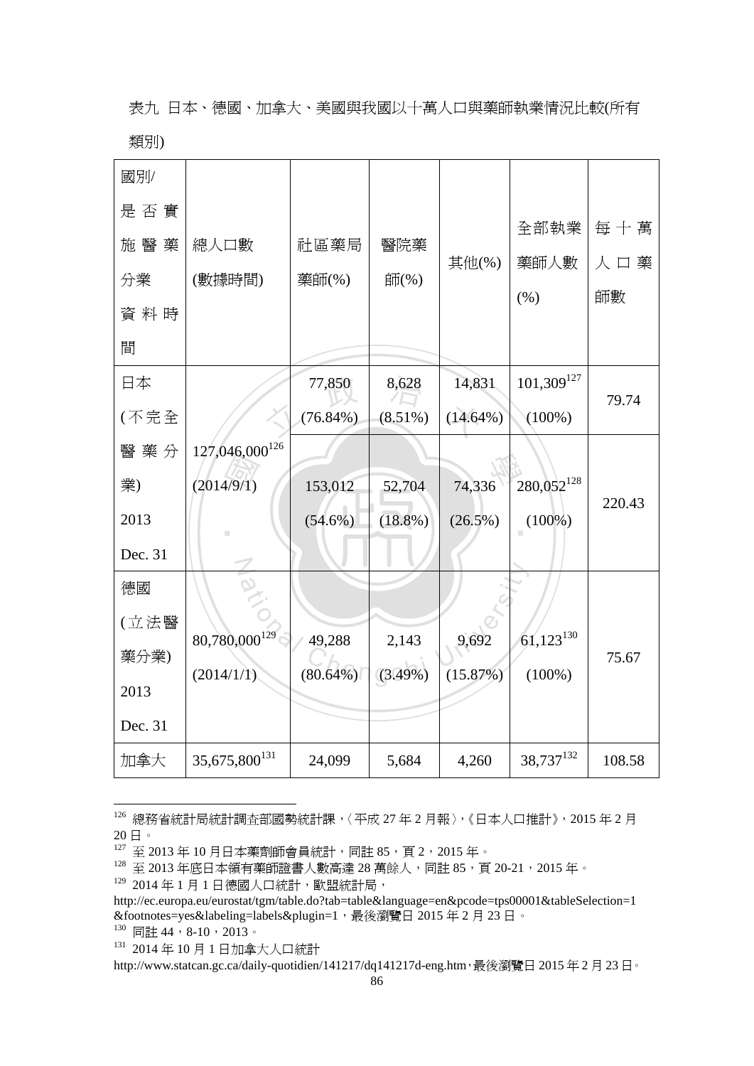表九 日本、德國、加拿大、美國與我國以十萬人口與藥師執業情況比較(所有類別)

| 國別/是否實施醫藥分業資料時間 | 總人口數(數據時間) | 社區藥局藥師(%) | 醫院藥師(%) | 其他(%) | 全部執業藥師人數(%) | 每十萬人口藥師數 |
|---|---|---|---|---|---|---|
| 日本(不完全醫藥分業) 2013 Dec. 31 | 127,046,000[126] (2014/9/1) | 77,850 (76.84%) | 8,628 (8.51%) | 14,831 (14.64%) | 101,309[127] (100%) | 79.74 |
| | | 153,012 (54.6%) | 52,704 (18.8%) | 74,336 (26.5%) | 280,052[128] (100%) | 220.43 |
| 德國(立法醫藥分業) 2013 Dec. 31 | 80,780,000[129] (2014/1/1) | 49,288 (80.64%) | 2,143 (3.49%) | 9,692 (15.87%) | 61,123[130] (100%) | 75.67 |
| 加拿大 | 35,675,800[131] | 24,099 | 5,684 | 4,260 | 38,737[132] | 108.58 |

---

[126] 總務省統計局統計調查部國勢統計課，〈平成 27 年 2 月報〉，《日本人口推計》，2015 年 2 月 20 日。

[127] 至 2013 年 10 月日本藥劑師會員統計，同註 85，頁 2，2015 年。

[128] 至 2013 年底日本領有藥師證書人數高達 28 萬餘人，同註 85，頁 20-21，2015 年。

[129] 2014 年 1 月 1 日德國人口統計，歐盟統計局，http://ec.europa.eu/eurostat/tgm/table.do?tab=table&language=en&pcode=tps00001&tableSelection=1&footnotes=yes&labeling=labels&plugin=1，最後瀏覽日 2015 年 2 月 23 日。

[130] 同註 44，8-10，2013。

[131] 2014 年 10 月 1 日加拿大人口統計 http://www.statcan.gc.ca/daily-quotidien/141217/dq141217d-eng.htm，最後瀏覽日 2015 年 2 月 23 日。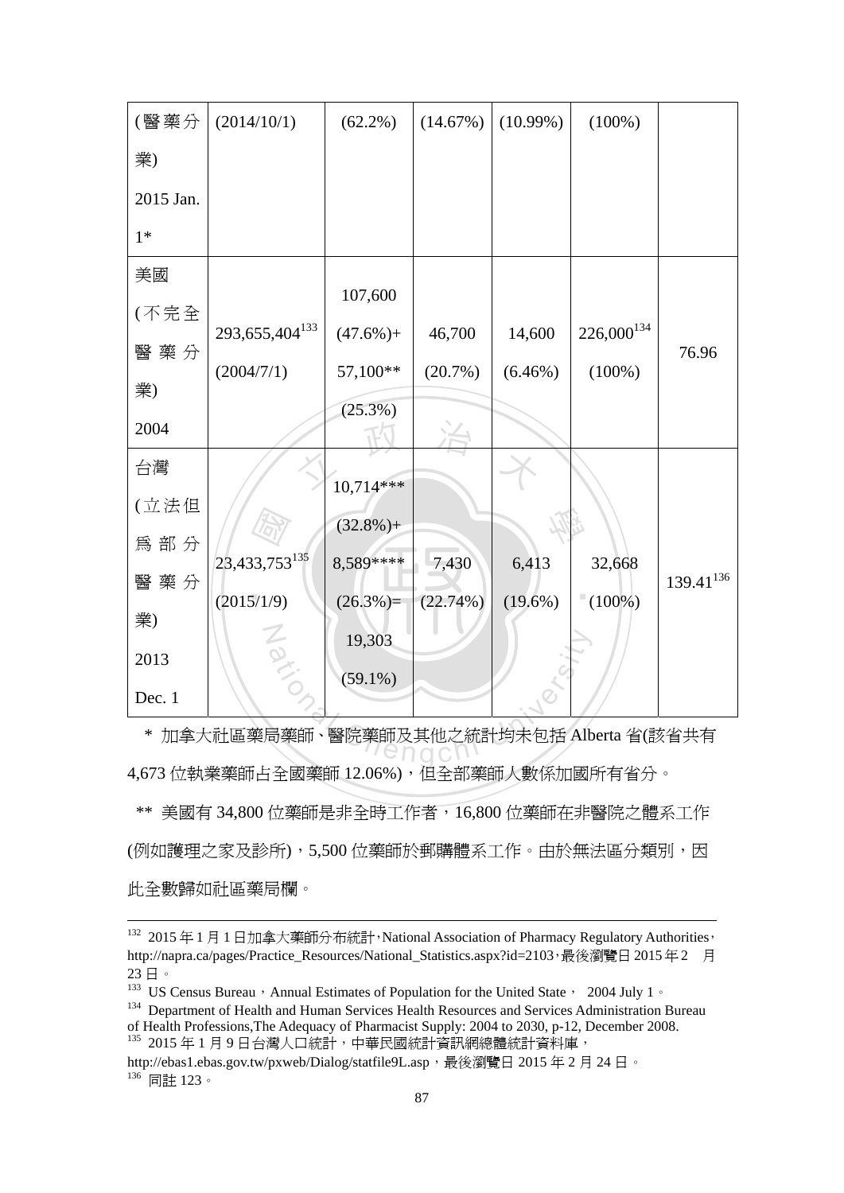| (醫藥分業) 2015 Jan. 1* | (2014/10/1) | (62.2%) | (14.67%) | (10.99%) | (100%) | |
|---|---|---|---|---|---|---|
| 美國 (不完全醫藥分業) 2004 | 293,655,404[133] (2004/7/1) | 107,600 (47.6%)+ 57,100** (25.3%) | 46,700 (20.7%) | 14,600 (6.46%) | 226,000[134] (100%) | 76.96 |
| 台灣 (立法但為部分醫藥分業) 2013 Dec. 1 | 23,433,753[135] (2015/1/9) | 10,714*** (32.8%)+ 8,589**** (26.3%)= 19,303 (59.1%) | 7,430 (22.74%) | 6,413 (19.6%) | 32,668 (100%) | 139.41[136] |

\* 加拿大社區藥局藥師、醫院藥師及其他之統計均未包括 Alberta 省(該省共有 4,673 位執業藥師占全國藥師 12.06%)，但全部藥師人數係加國所有省分。

\*\* 美國有 34,800 位藥師是非全時工作者，16,800 位藥師在非醫院之體系工作(例如護理之家及診所)，5,500 位藥師於郵購體系工作。由於無法區分類別，因此全數歸如社區藥局欄。

---

[132] 2015 年 1 月 1 日加拿大藥師分布統計，National Association of Pharmacy Regulatory Authorities，http://napra.ca/pages/Practice_Resources/National_Statistics.aspx?id=2103，最後瀏覽日 2015 年 2 月 23 日。

[133] US Census Bureau，Annual Estimates of Population for the United State， 2004 July 1。

[134] Department of Health and Human Services Health Resources and Services Administration Bureau of Health Professions,The Adequacy of Pharmacist Supply: 2004 to 2030, p-12, December 2008.

[135] 2015 年 1 月 9 日台灣人口統計，中華民國統計資訊網總體統計資料庫，http://ebas1.ebas.gov.tw/pxweb/Dialog/statfile9L.asp，最後瀏覽日 2015 年 2 月 24 日。

[136] 同註 123。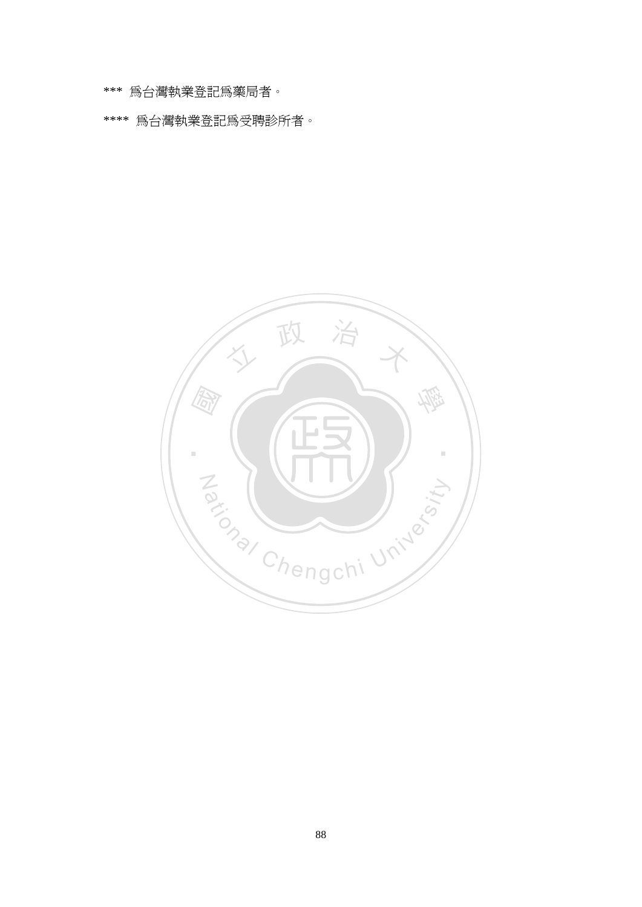*** 爲台灣執業登記爲藥局者。

**** 爲台灣執業登記爲受聘診所者。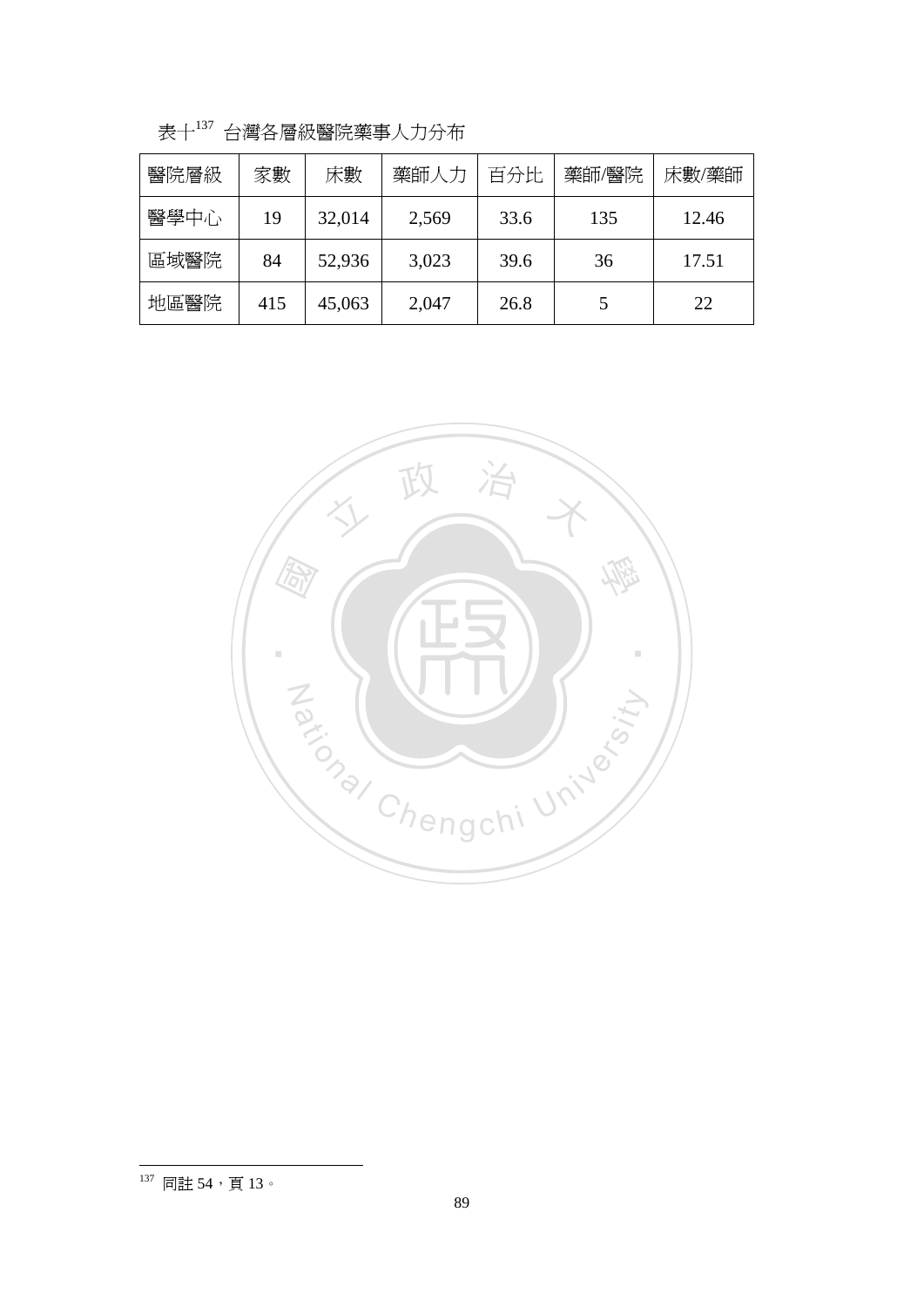表十[137] 台灣各層級醫院藥事人力分布

| 醫院層級 | 家數 | 床數 | 藥師人力 | 百分比 | 藥師/醫院 | 床數/藥師 |
|---|---|---|---|---|---|---|
| 醫學中心 | 19 | 32,014 | 2,569 | 33.6 | 135 | 12.46 |
| 區域醫院 | 84 | 52,936 | 3,023 | 39.6 | 36 | 17.51 |
| 地區醫院 | 415 | 45,063 | 2,047 | 26.8 | 5 | 22 |

[137] 同註 54，頁 13。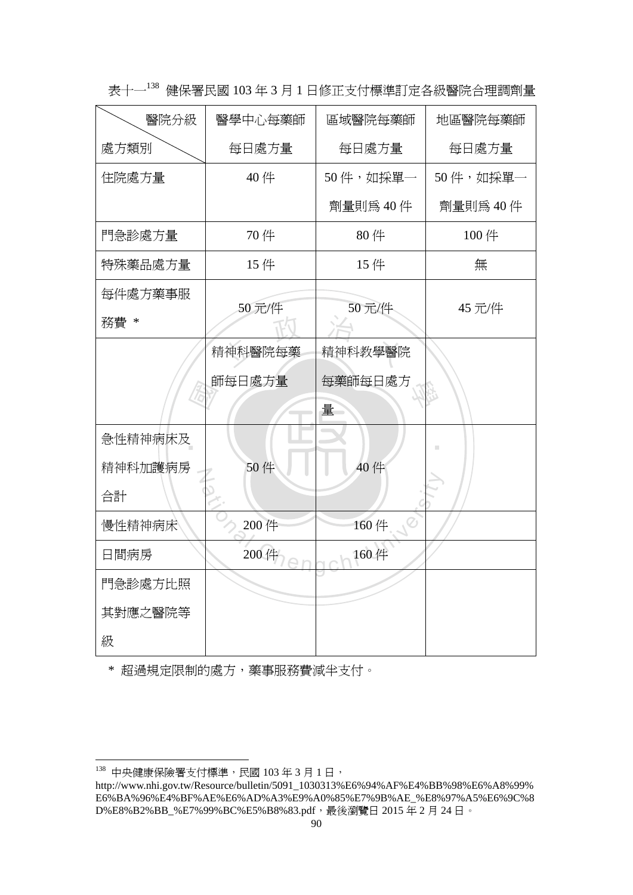表十一[138] 健保署民國 103 年 3 月 1 日修正支付標準訂定各級醫院合理調劑量

| 醫院分級<br>處方類別 | 醫學中心每藥師每日處方量 | 區域醫院每藥師每日處方量 | 地區醫院每藥師每日處方量 |
|---|---|---|---|
| 住院處方量 | 40 件 | 50 件，如採單一劑量則爲 40 件 | 50 件，如採單一劑量則爲 40 件 |
| 門急診處方量 | 70 件 | 80 件 | 100 件 |
| 特殊藥品處方量 | 15 件 | 15 件 | 無 |
| 每件處方藥事服務費 * | 50 元/件 | 50 元/件 | 45 元/件 |
| | 精神科醫院每藥師每日處方量 | 精神科教學醫院每藥師每日處方量 | |
| 急性精神病床及精神科加護病房合計 | 50 件 | 40 件 | |
| 慢性精神病床 | 200 件 | 160 件 | |
| 日間病房 | 200 件 | 160 件 | |
| 門急診處方比照其對應之醫院等級 | | | |

* 超過規定限制的處方，藥事服務費減半支付。

---

[138] 中央健康保險署支付標準，民國 103 年 3 月 1 日，http://www.nhi.gov.tw/Resource/bulletin/5091_1030313%E6%94%AF%E4%BB%98%E6%A8%99%E6%BA%96%E4%BF%AE%E6%AD%A3%E9%A0%85%E7%9B%AE_%E8%97%A5%E6%9C%8D%E8%B2%BB_%E7%99%BC%E5%B8%83.pdf，最後瀏覽日 2015 年 2 月 24 日。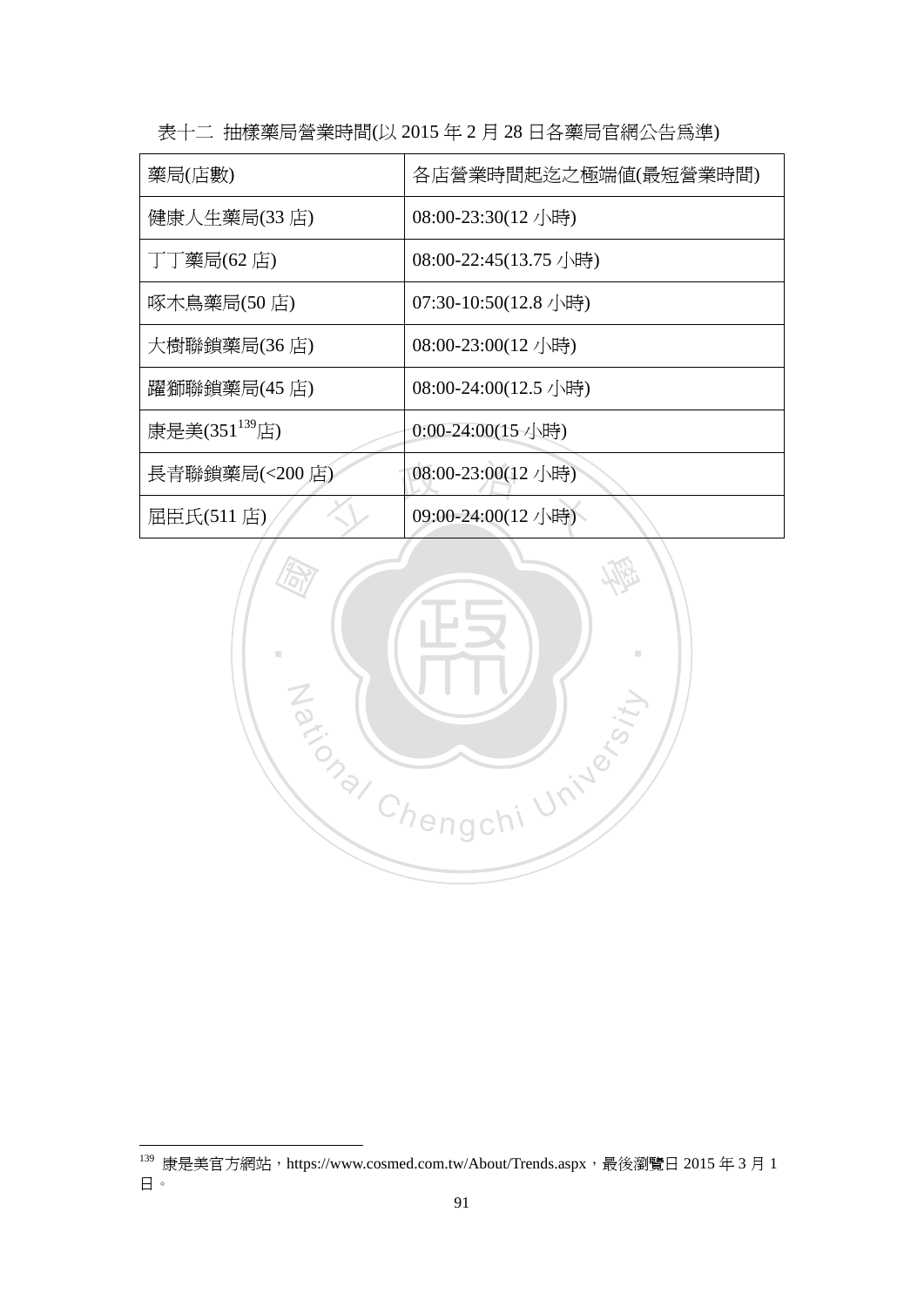表十二 抽樣藥局營業時間(以 2015 年 2 月 28 日各藥局官網公告為準)

| 藥局(店數) | 各店營業時間起迄之極端值(最短營業時間) |
| --- | --- |
| 健康人生藥局(33 店) | 08:00-23:30(12 小時) |
| 丁丁藥局(62 店) | 08:00-22:45(13.75 小時) |
| 啄木鳥藥局(50 店) | 07:30-10:50(12.8 小時) |
| 大樹聯鎖藥局(36 店) | 08:00-23:00(12 小時) |
| 躍獅聯鎖藥局(45 店) | 08:00-24:00(12.5 小時) |
| 康是美(351[139]店) | 0:00-24:00(15 小時) |
| 長青聯鎖藥局(<200 店) | 08:00-23:00(12 小時) |
| 屈臣氏(511 店) | 09:00-24:00(12 小時) |

[139] 康是美官方網站，https://www.cosmed.com.tw/About/Trends.aspx，最後瀏覽日 2015 年 3 月 1 日。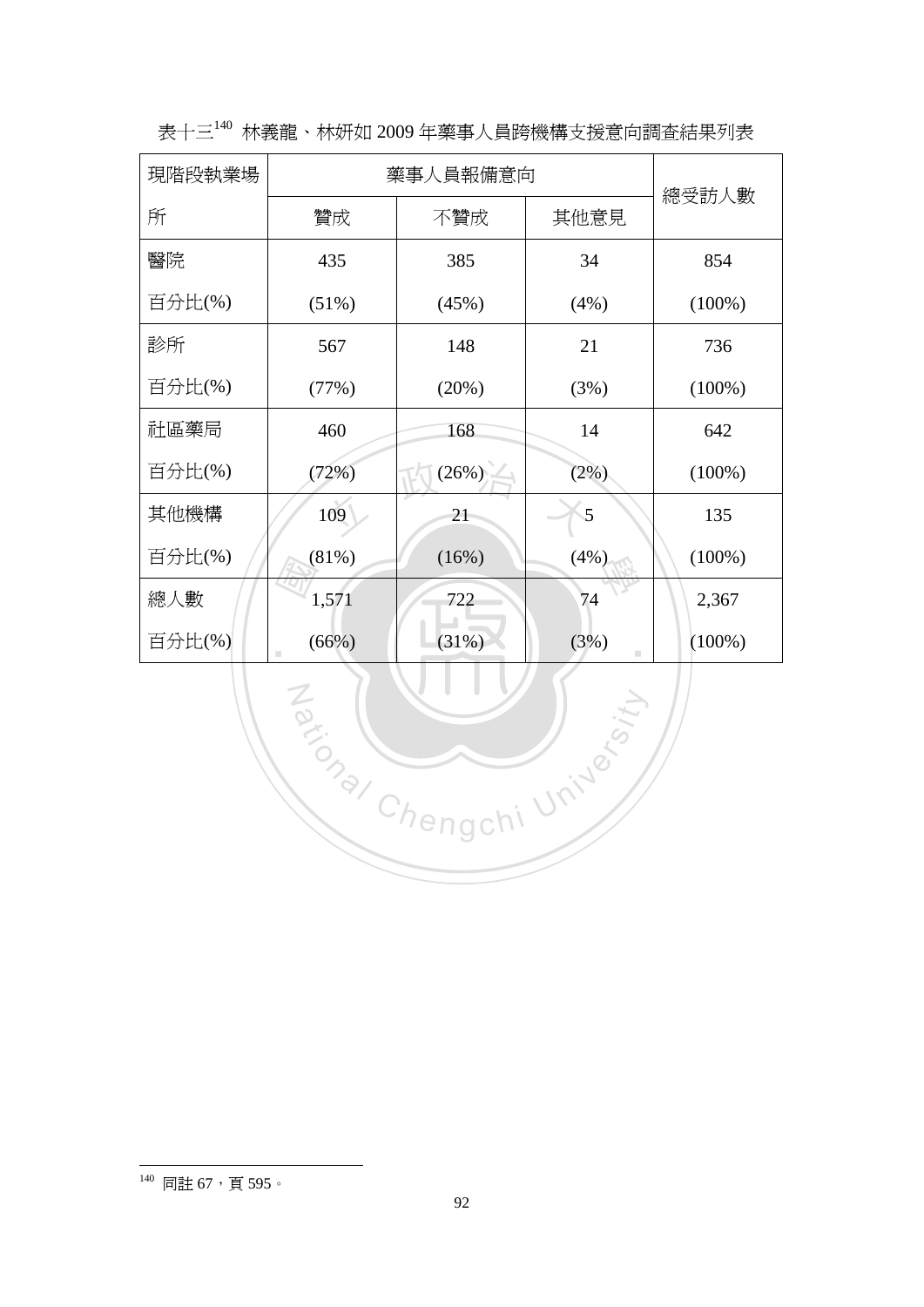表十三[140] 林義龍、林妍如 2009 年藥事人員跨機構支援意向調查結果列表

| 現階段執業場所 | 藥事人員報備意向 | | | 總受訪人數 |
|---|---|---|---|---|
| | 贊成 | 不贊成 | 其他意見 | |
| 醫院 | 435 | 385 | 34 | 854 |
| 百分比(%) | (51%) | (45%) | (4%) | (100%) |
| 診所 | 567 | 148 | 21 | 736 |
| 百分比(%) | (77%) | (20%) | (3%) | (100%) |
| 社區藥局 | 460 | 168 | 14 | 642 |
| 百分比(%) | (72%) | (26%) | (2%) | (100%) |
| 其他機構 | 109 | 21 | 5 | 135 |
| 百分比(%) | (81%) | (16%) | (4%) | (100%) |
| 總人數 | 1,571 | 722 | 74 | 2,367 |
| 百分比(%) | (66%) | (31%) | (3%) | (100%) |

[140] 同註 67，頁 595。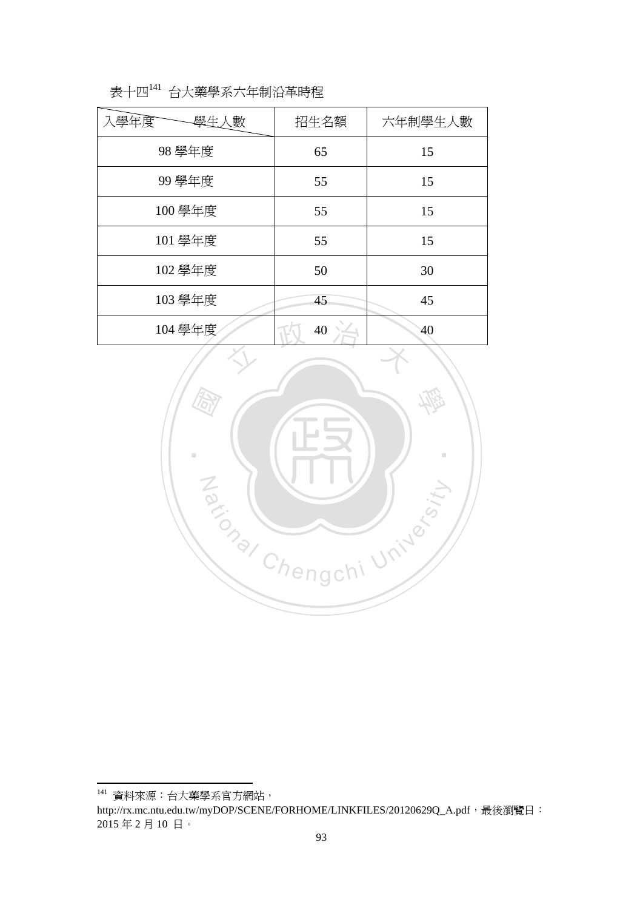表十四[141] 台大藥學系六年制沿革時程

| 入學年度＼學生人數 | 招生名額 | 六年制學生人數 |
|---|---|---|
| 98 學年度 | 65 | 15 |
| 99 學年度 | 55 | 15 |
| 100 學年度 | 55 | 15 |
| 101 學年度 | 55 | 15 |
| 102 學年度 | 50 | 30 |
| 103 學年度 | 45 | 45 |
| 104 學年度 | 40 | 40 |

[141] 資料來源：台大藥學系官方網站，http://rx.mc.ntu.edu.tw/myDOP/SCENE/FORHOME/LINKFILES/20120629Q_A.pdf，最後瀏覽日：2015 年 2 月 10 日。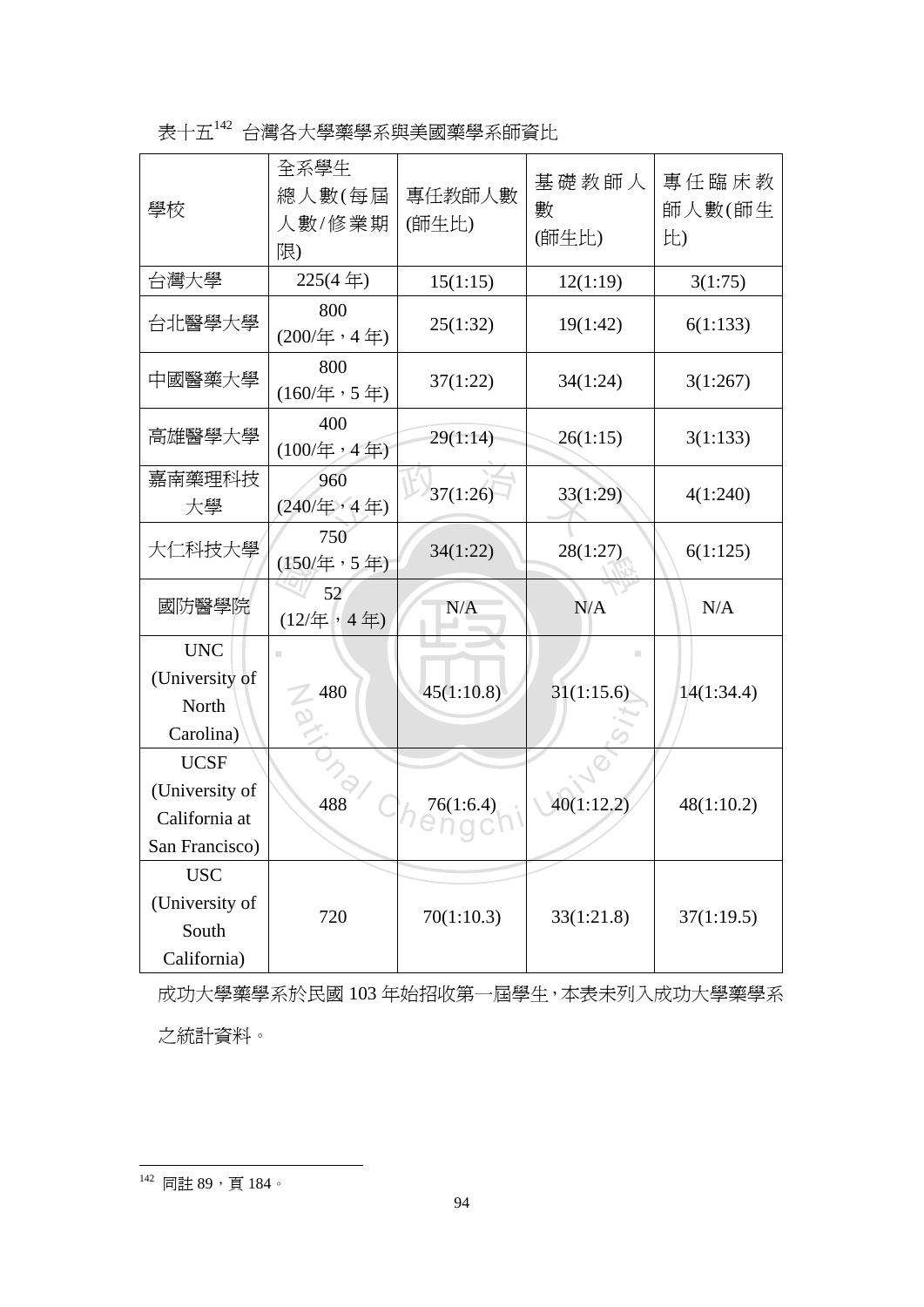表十五[142] 台灣各大學藥學系與美國藥學系師資比

| 學校 | 全系學生總人數(每屆人數/修業期限) | 專任教師人數(師生比) | 基礎教師人數(師生比) | 專任臨床教師人數(師生比) |
|---|---|---|---|---|
| 台灣大學 | 225(4 年) | 15(1:15) | 12(1:19) | 3(1:75) |
| 台北醫學大學 | 800 (200/年，4 年) | 25(1:32) | 19(1:42) | 6(1:133) |
| 中國醫藥大學 | 800 (160/年，5 年) | 37(1:22) | 34(1:24) | 3(1:267) |
| 高雄醫學大學 | 400 (100/年，4 年) | 29(1:14) | 26(1:15) | 3(1:133) |
| 嘉南藥理科技大學 | 960 (240/年，4 年) | 37(1:26) | 33(1:29) | 4(1:240) |
| 大仁科技大學 | 750 (150/年，5 年) | 34(1:22) | 28(1:27) | 6(1:125) |
| 國防醫學院 | 52 (12/年，4 年) | N/A | N/A | N/A |
| UNC (University of North Carolina) | 480 | 45(1:10.8) | 31(1:15.6) | 14(1:34.4) |
| UCSF (University of California at San Francisco) | 488 | 76(1:6.4) | 40(1:12.2) | 48(1:10.2) |
| USC (University of South California) | 720 | 70(1:10.3) | 33(1:21.8) | 37(1:19.5) |

成功大學藥學系於民國 103 年始招收第一屆學生，本表未列入成功大學藥學系之統計資料。

[142] 同註 89，頁 184。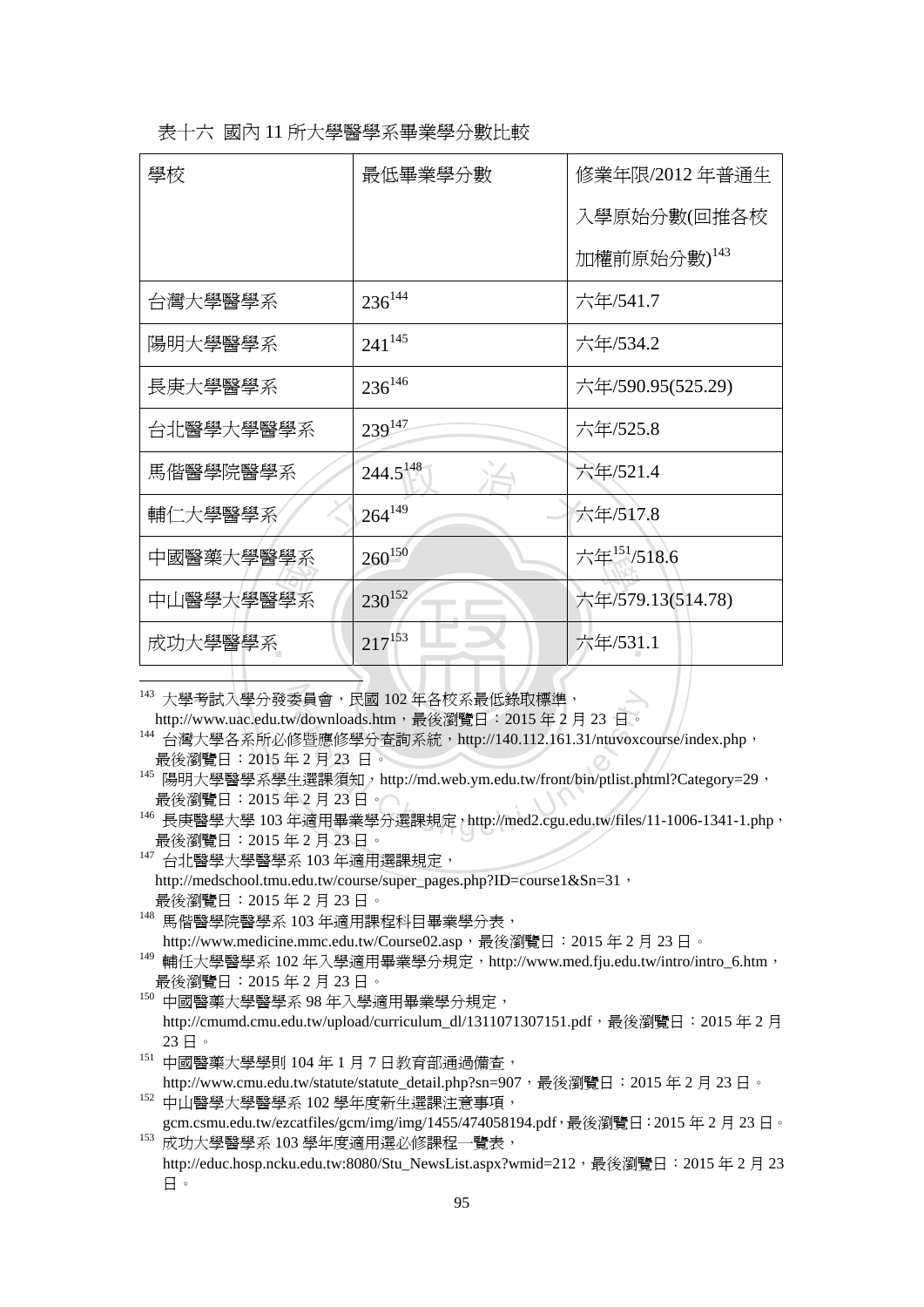表十六 國內 11 所大學醫學系畢業學分數比較

| 學校 | 最低畢業學分數 | 修業年限/2012 年普通生入學原始分數(回推各校加權前原始分數)[143] |
|---|---|---|
| 台灣大學醫學系 | 236[144] | 六年/541.7 |
| 陽明大學醫學系 | 241[145] | 六年/534.2 |
| 長庚大學醫學系 | 236[146] | 六年/590.95(525.29) |
| 台北醫學大學醫學系 | 239[147] | 六年/525.8 |
| 馬偕醫學院醫學系 | 244.5[148] | 六年/521.4 |
| 輔仁大學醫學系 | 264[149] | 六年/517.8 |
| 中國醫藥大學醫學系 | 260[150] | 六年[151]/518.6 |
| 中山醫學大學醫學系 | 230[152] | 六年/579.13(514.78) |
| 成功大學醫學系 | 217[153] | 六年/531.1 |

---

[143] 大學考試入學分發委員會，民國 102 年各校系最低錄取標準，http://www.uac.edu.tw/downloads.htm，最後瀏覽日：2015 年 2 月 23 日。

[144] 台灣大學各系所必修暨應修學分查詢系統，http://140.112.161.31/ntuvoxcourse/index.php，最後瀏覽日：2015 年 2 月 23 日。

[145] 陽明大學醫學系學生選課須知，http://md.web.ym.edu.tw/front/bin/ptlist.phtml?Category=29，最後瀏覽日：2015 年 2 月 23 日。

[146] 長庚醫學大學 103 年適用畢業學分選課規定，http://med2.cgu.edu.tw/files/11-1006-1341-1.php，最後瀏覽日：2015 年 2 月 23 日。

[147] 台北醫學大學醫學系 103 年適用選課規定，http://medschool.tmu.edu.tw/course/super_pages.php?ID=course1&Sn=31，最後瀏覽日：2015 年 2 月 23 日。

[148] 馬偕醫學院醫學系 103 年適用課程科目畢業學分表，http://www.medicine.mmc.edu.tw/Course02.asp，最後瀏覽日：2015 年 2 月 23 日。

[149] 輔任大學醫學系 102 年入學適用畢業學分規定，http://www.med.fju.edu.tw/intro/intro_6.htm，最後瀏覽日：2015 年 2 月 23 日。

[150] 中國醫藥大學醫學系 98 年入學適用畢業學分規定，http://cmumd.cmu.edu.tw/upload/curriculum_dl/1311071307151.pdf，最後瀏覽日：2015 年 2 月 23 日。

[151] 中國醫藥大學學則 104 年 1 月 7 日教育部通過備查，http://www.cmu.edu.tw/statute/statute_detail.php?sn=907，最後瀏覽日：2015 年 2 月 23 日。

[152] 中山醫學大學醫學系 102 學年度新生選課注意事項，gcm.csmu.edu.tw/ezcatfiles/gcm/img/img/1455/474058194.pdf，最後瀏覽日：2015 年 2 月 23 日。

[153] 成功大學醫學系 103 學年度適用選必修課程一覽表，http://educ.hosp.ncku.edu.tw:8080/Stu_NewsList.aspx?wmid=212，最後瀏覽日：2015 年 2 月 23 日。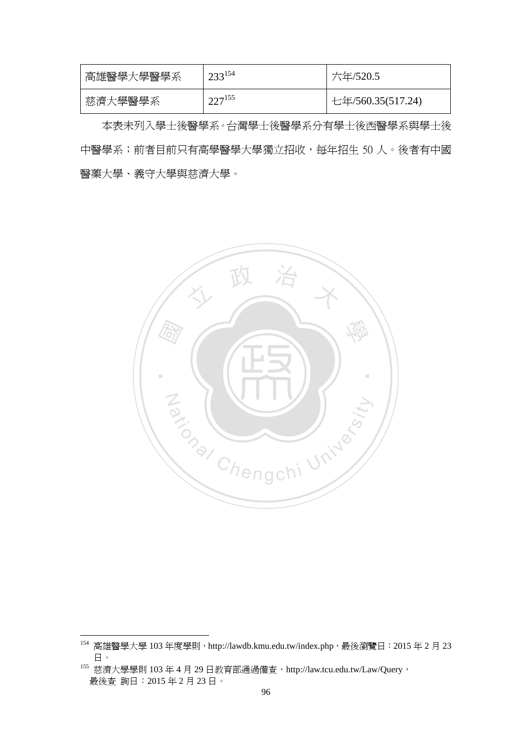| 高雄醫學大學醫學系 | 233[154] | 六年/520.5 |
| --- | --- | --- |
| 慈濟大學醫學系 | 227[155] | 七年/560.35(517.24) |

本表未列入學士後醫學系。台灣學士後醫學系分有學士後西醫學系與學士後中醫學系；前者目前只有高學醫學大學獨立招收，每年招生 50 人。後者有中國醫藥大學、義守大學與慈濟大學。

---

[154] 高雄醫學大學 103 年度學則，http://lawdb.kmu.edu.tw/index.php，最後瀏覽日：2015 年 2 月 23 日。

[155] 慈濟大學學則 103 年 4 月 29 日教育部通過備查，http://law.tcu.edu.tw/Law/Query，最後查 詢日：2015 年 2 月 23 日。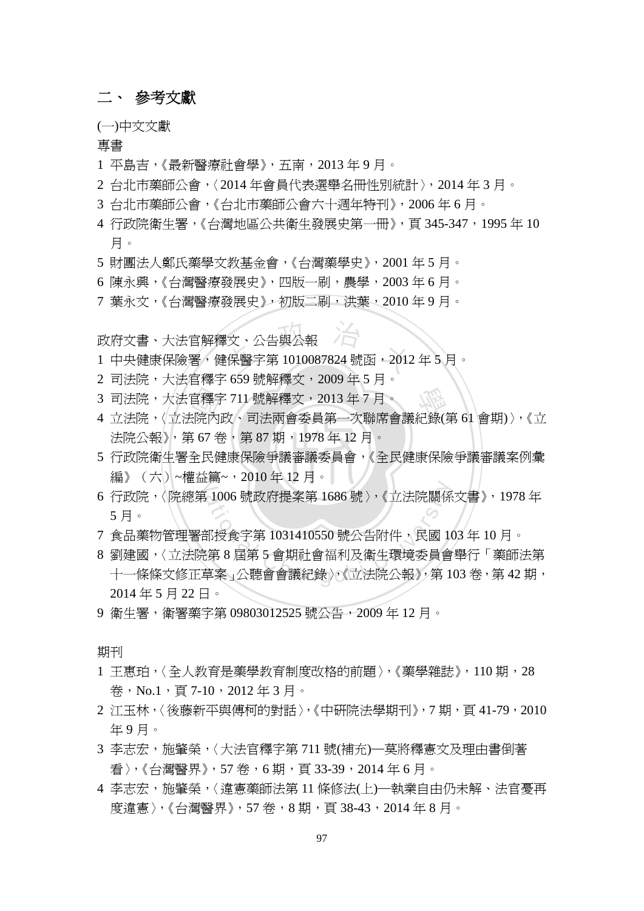## 二、 參考文獻

(一)中文文獻

專書

1 平島吉，《最新醫療社會學》，五南，2013 年 9 月。
2 台北市藥師公會，〈2014 年會員代表選舉名冊性別統計〉，2014 年 3 月。
3 台北市藥師公會，《台北市藥師公會六十週年特刊》，2006 年 6 月。
4 行政院衛生署，《台灣地區公共衛生發展史第一冊》，頁 345-347，1995 年 10 月。
5 財團法人鄭氏藥學文教基金會，《台灣藥學史》，2001 年 5 月。
6 陳永興，《台灣醫療發展史》，四版一刷，農學，2003 年 6 月。
7 葉永文，《台灣醫療發展史》，初版二刷，洪葉，2010 年 9 月。

政府文書、大法官解釋文、公告與公報

1 中央健康保險署，健保醫字第 1010087824 號函，2012 年 5 月。
2 司法院，大法官釋字 659 號解釋文，2009 年 5 月。
3 司法院，大法官釋字 711 號解釋文，2013 年 7 月。
4 立法院，〈立法院內政、司法兩會委員第一次聯席會議紀錄(第 61 會期)〉，《立法院公報》，第 67 卷，第 87 期，1978 年 12 月。
5 行政院衛生署全民健康保險爭議審議委員會，《全民健康保險爭議審議案例彙編》（六）~權益篇~，2010 年 12 月。
6 行政院，〈院總第 1006 號政府提案第 1686 號〉，《立法院關係文書》，1978 年 5 月。
7 食品藥物管理署部授食字第 1031410550 號公告附件，民國 103 年 10 月。
8 劉建國，〈立法院第 8 屆第 5 會期社會福利及衛生環境委員會舉行「藥師法第十一條條文修正草案」公聽會會議紀錄〉，《立法院公報》，第 103 卷，第 42 期，2014 年 5 月 22 日。
9 衛生署，衛署藥字第 09803012525 號公告，2009 年 12 月。

期刊

1 王惠珀，〈全人教育是藥學教育制度改格的前題〉，《藥學雜誌》，110 期，28 卷，No.1，頁 7-10，2012 年 3 月。
2 江玉林，〈後藤新平與傅柯的對話〉，《中研院法學期刊》，7 期，頁 41-79，2010 年 9 月。
3 李志宏，施肇榮，〈大法官釋字第 711 號(補充)—莫將釋憲文及理由書倒著看〉，《台灣醫界》，57 卷，6 期，頁 33-39，2014 年 6 月。
4 李志宏，施肇榮，〈違憲藥師法第 11 條修法(上)—執業自由仍未解、法官憂再度違憲〉，《台灣醫界》，57 卷，8 期，頁 38-43，2014 年 8 月。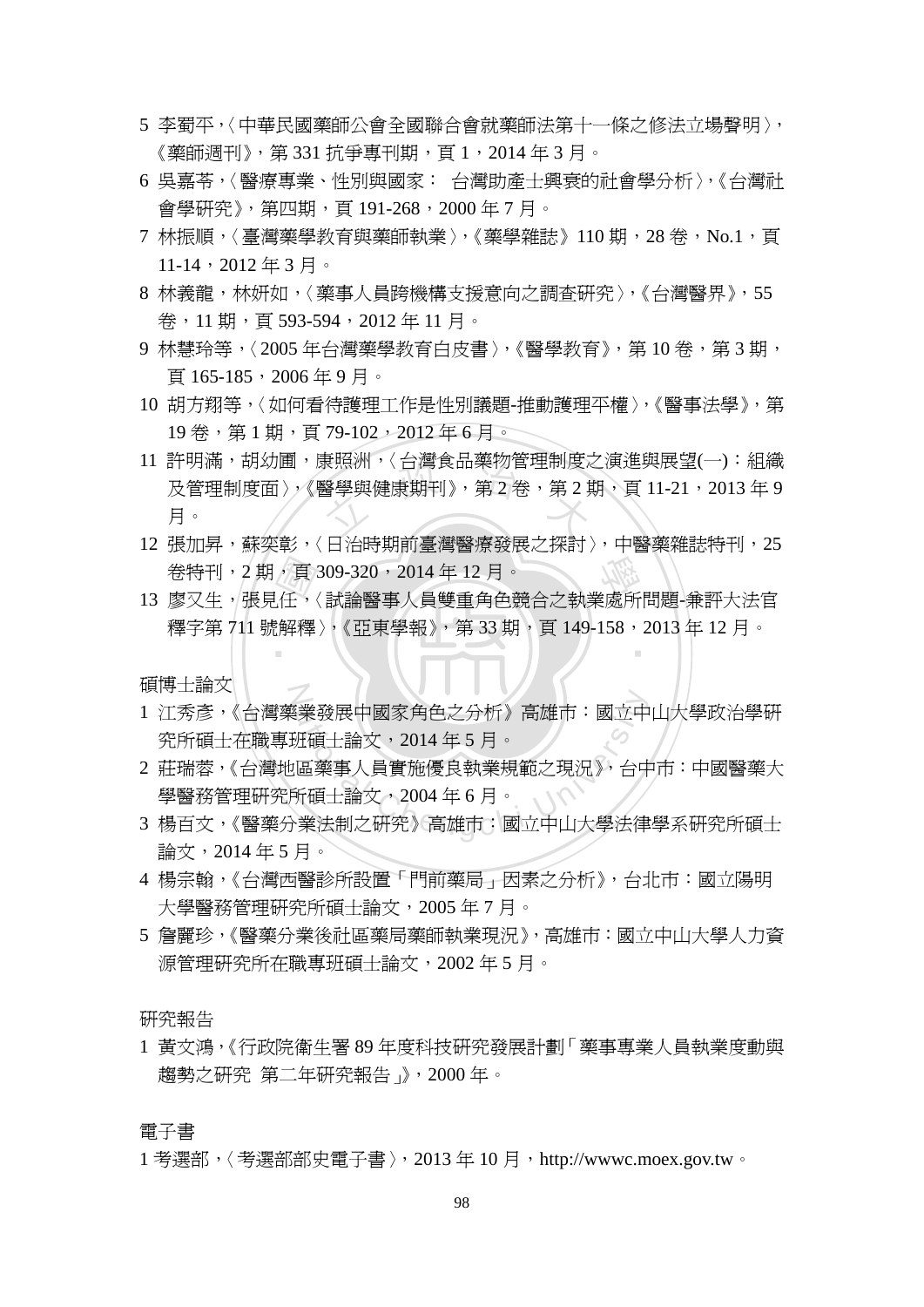5 李蜀平,〈中華民國藥師公會全國聯合會就藥師法第十一條之修法立場聲明〉,《藥師週刊》,第 331 抗爭專刊期,頁 1,2014 年 3 月。

6 吳嘉苓,〈醫療專業、性別與國家: 台灣助產士興衰的社會學分析〉,《台灣社會學研究》,第四期,頁 191-268,2000 年 7 月。

7 林振順,〈臺灣藥學教育與藥師執業〉,《藥學雜誌》110 期,28 卷,No.1,頁 11-14,2012 年 3 月。

8 林義龍,林妍如,〈藥事人員跨機構支援意向之調查研究〉,《台灣醫界》,55 卷,11 期,頁 593-594,2012 年 11 月。

9 林慧玲等,〈2005 年台灣藥學教育白皮書〉,《醫學教育》,第 10 卷,第 3 期,頁 165-185,2006 年 9 月。

10 胡方翔等,〈如何看待護理工作是性別議題-推動護理平權〉,《醫事法學》,第 19 卷,第 1 期,頁 79-102,2012 年 6 月。

11 許明滿,胡幼圃,康照洲,〈台灣食品藥物管理制度之演進與展望(一):組織及管理制度面〉,《醫學與健康期刊》,第 2 卷,第 2 期,頁 11-21,2013 年 9 月。

12 張加昇,蘇奕彰,〈日治時期前臺灣醫療發展之探討〉,中醫藥雜誌特刊,25 卷特刊,2 期,頁 309-320,2014 年 12 月。

13 廖又生,張見任,〈試論醫事人員雙重角色競合之執業處所問題-兼評大法官釋字第 711 號解釋〉,《亞東學報》,第 33 期,頁 149-158,2013 年 12 月。

碩博士論文

1 江秀彥,《台灣藥業發展中國家角色之分析》高雄市:國立中山大學政治學研究所碩士在職專班碩士論文,2014 年 5 月。

2 莊瑞蓉,《台灣地區藥事人員實施優良執業規範之現況》,台中市:中國醫藥大學醫務管理研究所碩士論文,2004 年 6 月。

3 楊百文,《醫藥分業法制之研究》高雄市:國立中山大學法律學系研究所碩士論文,2014 年 5 月。

4 楊宗翰,《台灣西醫診所設置「門前藥局」因素之分析》,台北市:國立陽明大學醫務管理研究所碩士論文,2005 年 7 月。

5 詹麗珍,《醫藥分業後社區藥局藥師執業現況》,高雄市:國立中山大學人力資源管理研究所在職專班碩士論文,2002 年 5 月。

研究報告

1 黃文鴻,《行政院衛生署 89 年度科技研究發展計劃「藥事專業人員執業度動與趨勢之研究 第二年研究報告」》,2000 年。

電子書

1 考選部,〈考選部部史電子書〉,2013 年 10 月,http://wwwc.moex.gov.tw。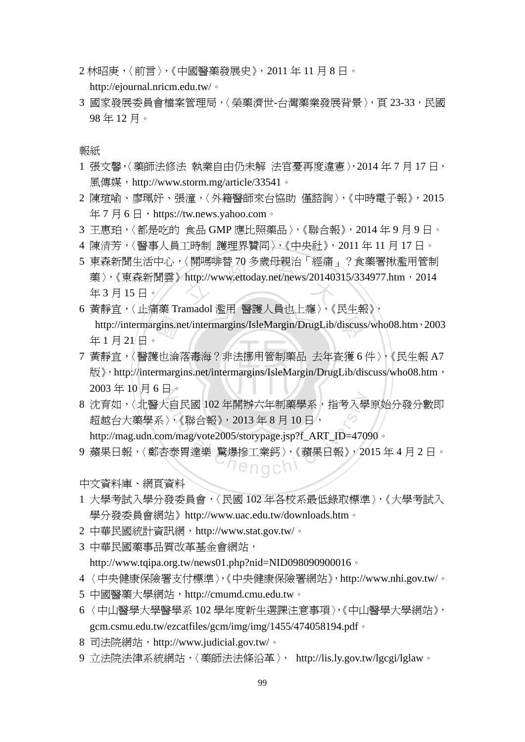2 林昭庚，〈前言〉，《中國醫藥發展史》，2011 年 11 月 8 日。http://ejournal.nricm.edu.tw/。

3 國家發展委員會檔案管理局，〈榮藥濟世-台灣藥業發展背景〉，頁 23-33，民國 98 年 12 月。

報紙

1 張文馨，〈藥師法修法 執業自由仍未解 法官憂再度違憲〉，2014 年 7 月 17 日，風傳媒，http://www.storm.mg/article/33541。

2 陳瑄喻、廖珮妤、張潼，〈外籍醫師來台協助 僅諮詢〉，《中時電子報》，2015 年 7 月 6 日，https://tw.news.yahoo.com。

3 王惠珀，〈都是吃的 食品 GMP 應比照藥品〉，《聯合報》，2014 年 9 月 9 日。

4 陳清芳，〈醫事人員工時制 護理界贊同〉，《中央社》，2011 年 11 月 17 日。

5 東森新聞生活中心，〈開嗎啡替 70 多歲母親治「經痛」？食藥署揪濫用管制藥〉，《東森新聞雲》http://www.ettoday.net/news/20140315/334977.htm，2014 年 3 月 15 日。

6 黃靜宜，〈止痛藥 Tramadol 濫用 醫護人員也上癮〉，《民生報》，http://intermargins.net/intermargins/IsleMargin/DrugLib/discuss/who08.htm，2003 年 1 月 21 日。

7 黃靜宜，〈醫護也淪落毒海？非法挪用管制藥品 去年查獲 6 件〉，《民生報 A7 版》，http://intermargins.net/intermargins/IsleMargin/DrugLib/discuss/who08.htm，2003 年 10 月 6 日。

8 沈育如，〈北醫大自民國 102 年開辦六年制藥學系，指考入學原始分發分數即超越台大藥學系〉，《聯合報》，2013 年 8 月 10 日，http://mag.udn.com/mag/vote2005/storypage.jsp?f_ART_ID=47090。

9 蘋果日報，〈鄭杏泰胃達樂 驚爆摻工業鈣〉，《蘋果日報》，2015 年 4 月 2 日。

中文資料庫、網頁資料

1 大學考試入學分發委員會，〈民國 102 年各校系最低錄取標準〉，《大學考試入學分發委員會網站》http://www.uac.edu.tw/downloads.htm。

2 中華民國統計資訊網，http://www.stat.gov.tw/。

3 中華民國藥事品質改革基金會網站，http://www.tqipa.org.tw/news01.php?nid=NID098090900016。

4 〈中央健康保險署支付標準〉，《中央健康保險署網站》，http://www.nhi.gov.tw/。

5 中國醫藥大學網站，http://cmumd.cmu.edu.tw。

6 〈中山醫學大學醫學系 102 學年度新生選課注意事項〉，《中山醫學大學網站》，gcm.csmu.edu.tw/ezcatfiles/gcm/img/img/1455/474058194.pdf。

8 司法院網站，http://www.judicial.gov.tw/。

9 立法院法律系統網站，〈藥師法法條沿革〉， http://lis.ly.gov.tw/lgcgi/lglaw。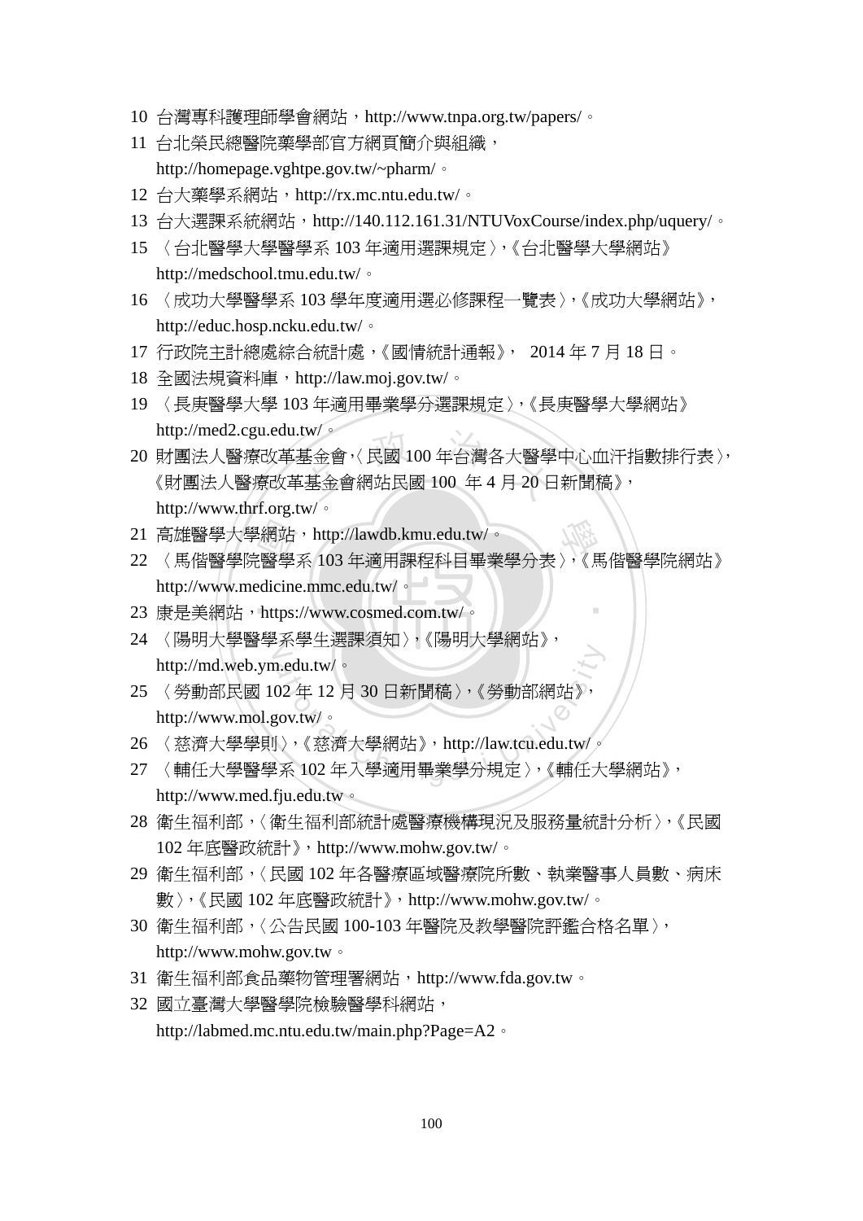10 台灣專科護理師學會網站，http://www.tnpa.org.tw/papers/。

11 台北榮民總醫院藥學部官方網頁簡介與組織，http://homepage.vghtpe.gov.tw/~pharm/。

12 台大藥學系網站，http://rx.mc.ntu.edu.tw/。

13 台大選課系統網站，http://140.112.161.31/NTUVoxCourse/index.php/uquery/。

15 〈台北醫學大學醫學系 103 年適用選課規定〉,《台北醫學大學網站》http://medschool.tmu.edu.tw/。

16 〈成功大學醫學系 103 學年度適用選必修課程一覽表〉,《成功大學網站》，http://educ.hosp.ncku.edu.tw/。

17 行政院主計總處綜合統計處，《國情統計通報》， 2014 年 7 月 18 日。

18 全國法規資料庫，http://law.moj.gov.tw/。

19 〈長庚醫學大學 103 年適用畢業學分選課規定〉,《長庚醫學大學網站》http://med2.cgu.edu.tw/。

20 財團法人醫療改革基金會,〈民國 100 年台灣各大醫學中心血汗指數排行表〉,《財團法人醫療改革基金會網站民國 100 年 4 月 20 日新聞稿》，http://www.thrf.org.tw/。

21 高雄醫學大學網站，http://lawdb.kmu.edu.tw/。

22 〈馬偕醫學院醫學系 103 年適用課程科目畢業學分表〉,《馬偕醫學院網站》http://www.medicine.mmc.edu.tw/。

23 康是美網站，https://www.cosmed.com.tw/。

24 〈陽明大學醫學系學生選課須知〉,《陽明大學網站》，http://md.web.ym.edu.tw/。

25 〈勞動部民國 102 年 12 月 30 日新聞稿〉,《勞動部網站》，http://www.mol.gov.tw/。

26 〈慈濟大學學則〉,《慈濟大學網站》，http://law.tcu.edu.tw/。

27 〈輔仁大學醫學系 102 年入學適用畢業學分規定〉,《輔仁大學網站》，http://www.med.fju.edu.tw。

28 衛生福利部,〈衛生福利部統計處醫療機構現況及服務量統計分析〉,《民國 102 年底醫政統計》，http://www.mohw.gov.tw/。

29 衛生福利部,〈民國 102 年各醫療區域醫療院所數、執業醫事人員數、病床數〉,《民國 102 年底醫政統計》，http://www.mohw.gov.tw/。

30 衛生福利部,〈公告民國 100-103 年醫院及教學醫院評鑑合格名單〉，http://www.mohw.gov.tw。

31 衛生福利部食品藥物管理署網站，http://www.fda.gov.tw。

32 國立臺灣大學醫學院檢驗醫學科網站，http://labmed.mc.ntu.edu.tw/main.php?Page=A2。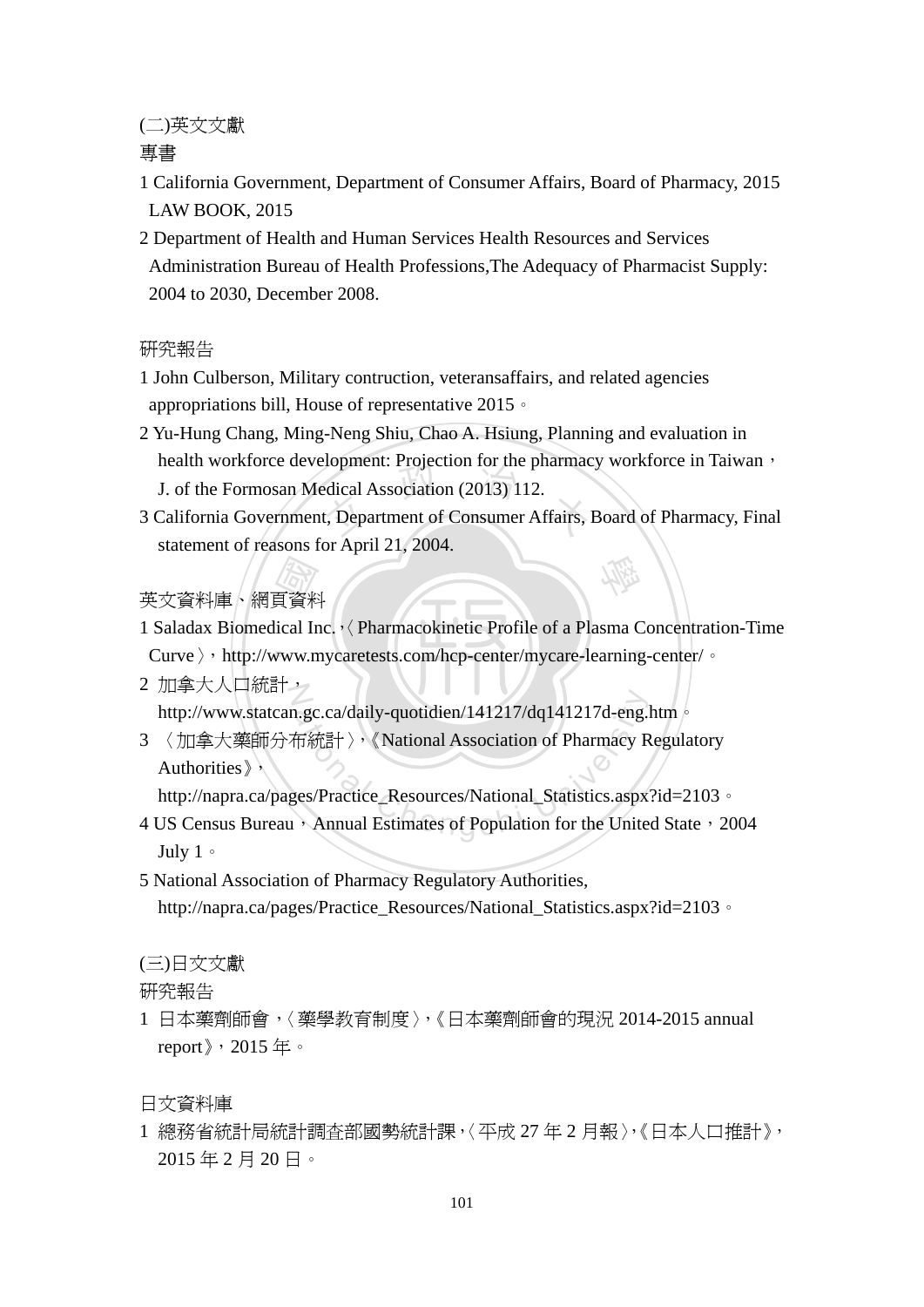(二)英文文獻

專書

1 California Government, Department of Consumer Affairs, Board of Pharmacy, 2015 LAW BOOK, 2015

2 Department of Health and Human Services Health Resources and Services Administration Bureau of Health Professions,The Adequacy of Pharmacist Supply: 2004 to 2030, December 2008.

研究報告

1 John Culberson, Military contruction, veteransaffairs, and related agencies appropriations bill, House of representative 2015。

2 Yu-Hung Chang, Ming-Neng Shiu, Chao A. Hsiung, Planning and evaluation in health workforce development: Projection for the pharmacy workforce in Taiwan，J. of the Formosan Medical Association (2013) 112.

3 California Government, Department of Consumer Affairs, Board of Pharmacy, Final statement of reasons for April 21, 2004.

英文資料庫、網頁資料

1 Saladax Biomedical Inc.,〈Pharmacokinetic Profile of a Plasma Concentration-Time Curve〉，http://www.mycaretests.com/hcp-center/mycare-learning-center/。

2 加拿大人口統計，
http://www.statcan.gc.ca/daily-quotidien/141217/dq141217d-eng.htm。

3 〈加拿大藥師分布統計〉,《National Association of Pharmacy Regulatory Authorities》,
http://napra.ca/pages/Practice_Resources/National_Statistics.aspx?id=2103。

4 US Census Bureau，Annual Estimates of Population for the United State，2004 July 1。

5 National Association of Pharmacy Regulatory Authorities,
http://napra.ca/pages/Practice_Resources/National_Statistics.aspx?id=2103。

(三)日文文獻

研究報告

1 日本藥劑師會,〈藥學教育制度〉,《日本藥劑師會的現況 2014-2015 annual report》，2015 年。

日文資料庫

1 總務省統計局統計調查部國勢統計課,〈平成 27 年 2 月報〉,《日本人口推計》，2015 年 2 月 20 日。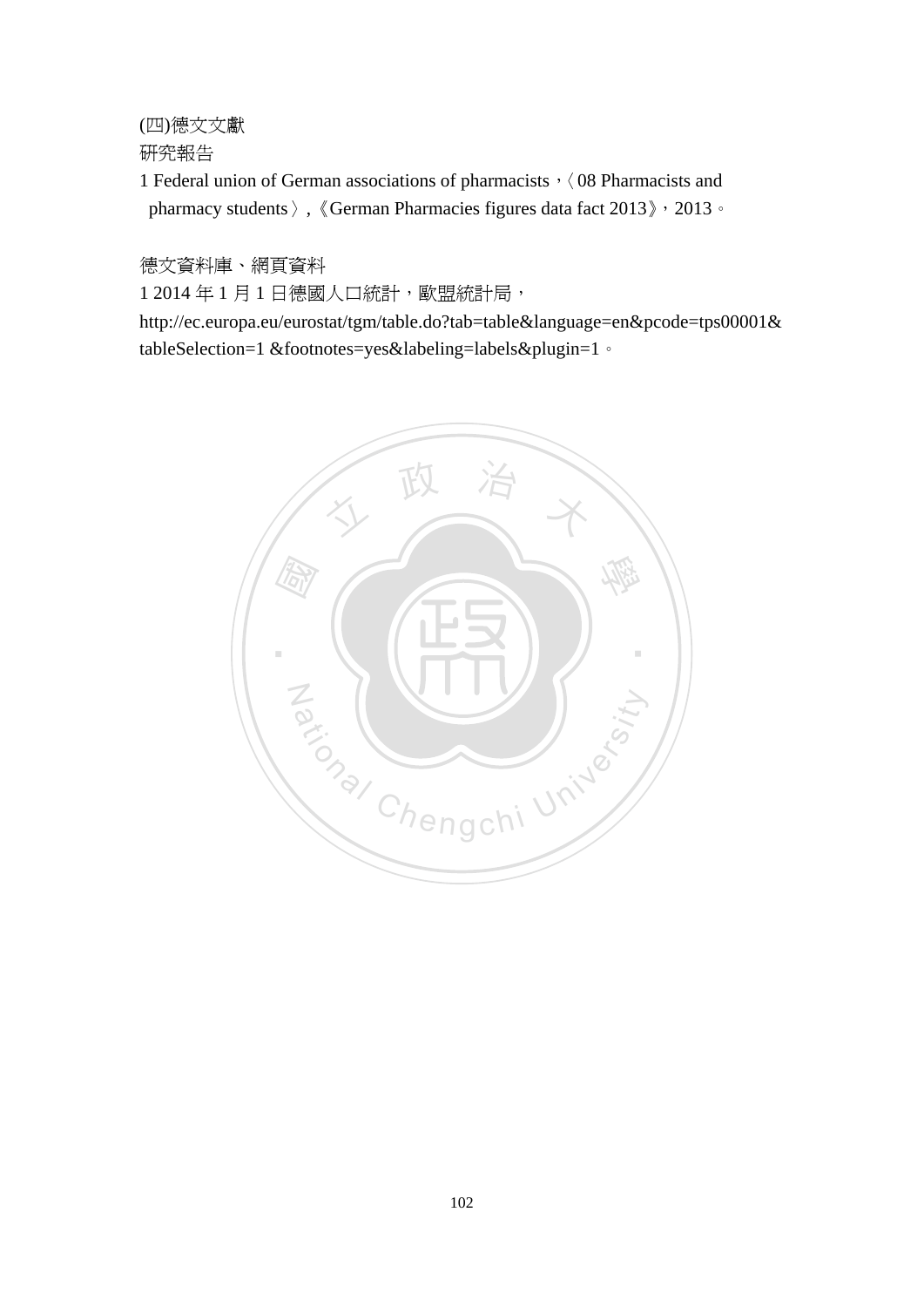(四)德文文獻

研究報告

1 Federal union of German associations of pharmacists，〈08 Pharmacists and pharmacy students〉,《German Pharmacies figures data fact 2013》，2013。

德文資料庫、網頁資料

1 2014 年 1 月 1 日德國人口統計，歐盟統計局，
http://ec.europa.eu/eurostat/tgm/table.do?tab=table&language=en&pcode=tps00001&tableSelection=1 &footnotes=yes&labeling=labels&plugin=1。